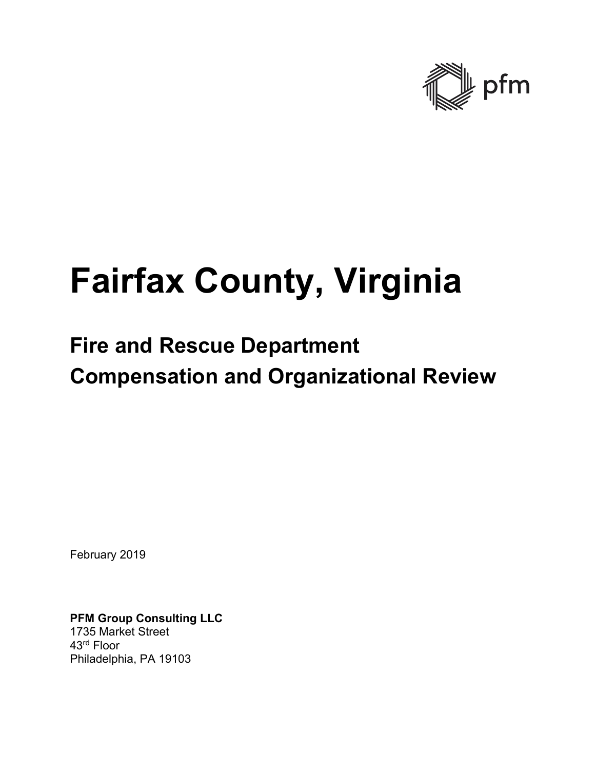pfm

# Fairfax County, Virginia

## Fire and Rescue Department
## Compensation and Organizational Review

February 2019

**PFM Group Consulting LLC**
1735 Market Street
43rd Floor
Philadelphia, PA 19103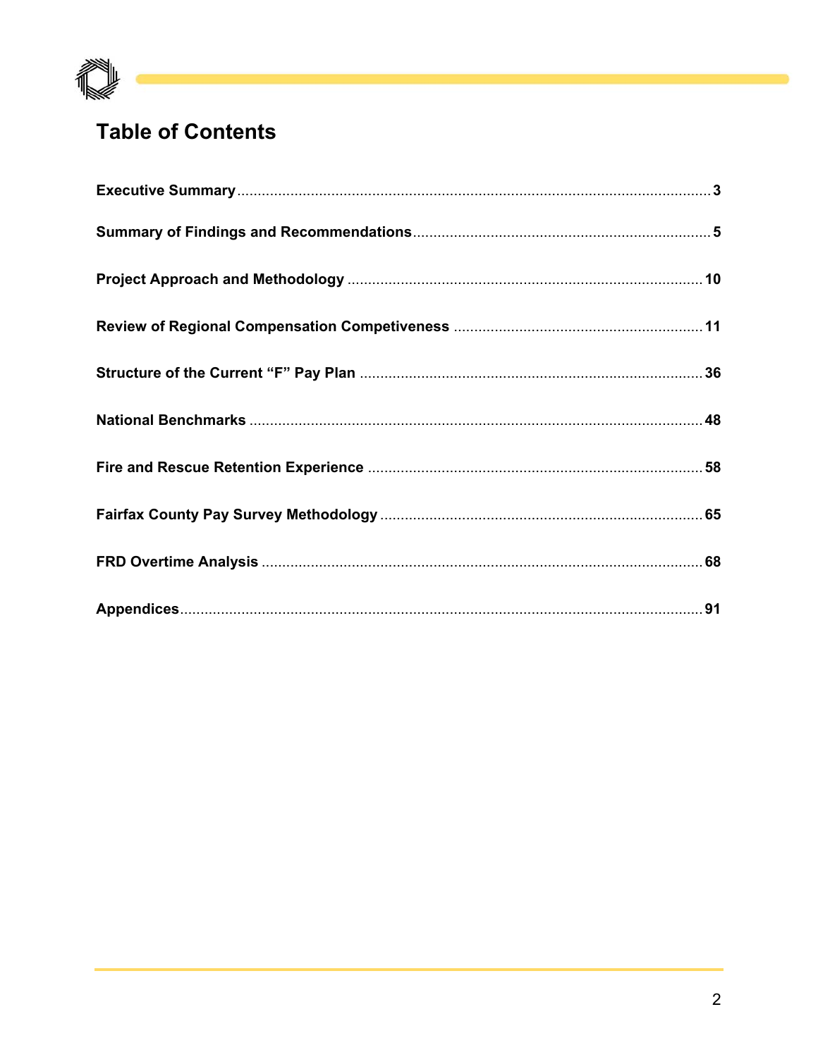# Table of Contents

| Section | Page |
| --- | --- |
| **Executive Summary** | **3** |
| **Summary of Findings and Recommendations** | **5** |
| **Project Approach and Methodology** | **10** |
| **Review of Regional Compensation Competiveness** | **11** |
| **Structure of the Current "F" Pay Plan** | **36** |
| **National Benchmarks** | **48** |
| **Fire and Rescue Retention Experience** | **58** |
| **Fairfax County Pay Survey Methodology** | **65** |
| **FRD Overtime Analysis** | **68** |
| **Appendices** | **91** |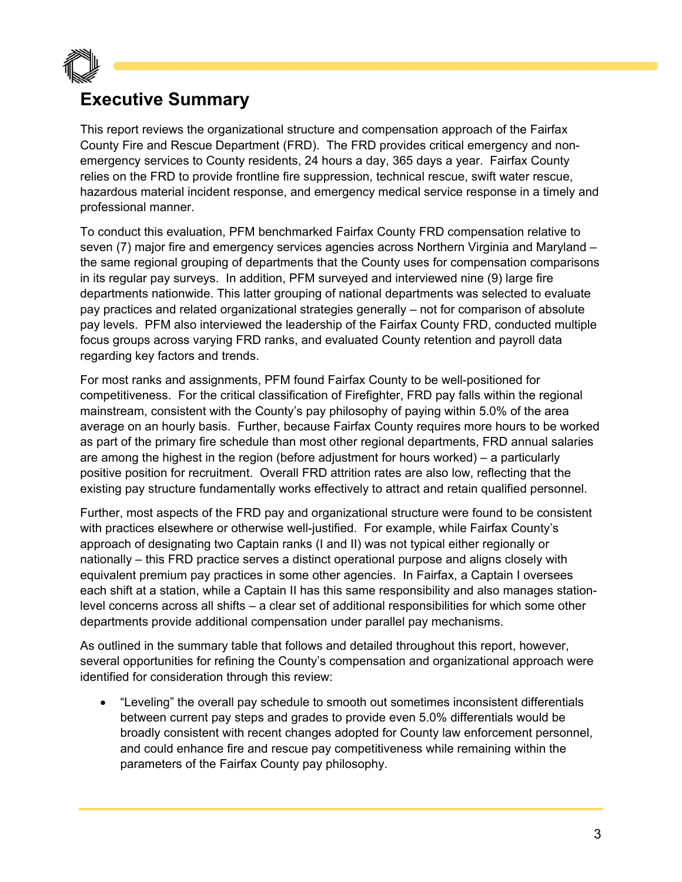# Executive Summary

This report reviews the organizational structure and compensation approach of the Fairfax County Fire and Rescue Department (FRD). The FRD provides critical emergency and non-emergency services to County residents, 24 hours a day, 365 days a year. Fairfax County relies on the FRD to provide frontline fire suppression, technical rescue, swift water rescue, hazardous material incident response, and emergency medical service response in a timely and professional manner.

To conduct this evaluation, PFM benchmarked Fairfax County FRD compensation relative to seven (7) major fire and emergency services agencies across Northern Virginia and Maryland – the same regional grouping of departments that the County uses for compensation comparisons in its regular pay surveys. In addition, PFM surveyed and interviewed nine (9) large fire departments nationwide. This latter grouping of national departments was selected to evaluate pay practices and related organizational strategies generally – not for comparison of absolute pay levels. PFM also interviewed the leadership of the Fairfax County FRD, conducted multiple focus groups across varying FRD ranks, and evaluated County retention and payroll data regarding key factors and trends.

For most ranks and assignments, PFM found Fairfax County to be well-positioned for competitiveness. For the critical classification of Firefighter, FRD pay falls within the regional mainstream, consistent with the County's pay philosophy of paying within 5.0% of the area average on an hourly basis. Further, because Fairfax County requires more hours to be worked as part of the primary fire schedule than most other regional departments, FRD annual salaries are among the highest in the region (before adjustment for hours worked) – a particularly positive position for recruitment. Overall FRD attrition rates are also low, reflecting that the existing pay structure fundamentally works effectively to attract and retain qualified personnel.

Further, most aspects of the FRD pay and organizational structure were found to be consistent with practices elsewhere or otherwise well-justified. For example, while Fairfax County's approach of designating two Captain ranks (I and II) was not typical either regionally or nationally – this FRD practice serves a distinct operational purpose and aligns closely with equivalent premium pay practices in some other agencies. In Fairfax, a Captain I oversees each shift at a station, while a Captain II has this same responsibility and also manages station-level concerns across all shifts – a clear set of additional responsibilities for which some other departments provide additional compensation under parallel pay mechanisms.

As outlined in the summary table that follows and detailed throughout this report, however, several opportunities for refining the County's compensation and organizational approach were identified for consideration through this review:

- "Leveling" the overall pay schedule to smooth out sometimes inconsistent differentials between current pay steps and grades to provide even 5.0% differentials would be broadly consistent with recent changes adopted for County law enforcement personnel, and could enhance fire and rescue pay competitiveness while remaining within the parameters of the Fairfax County pay philosophy.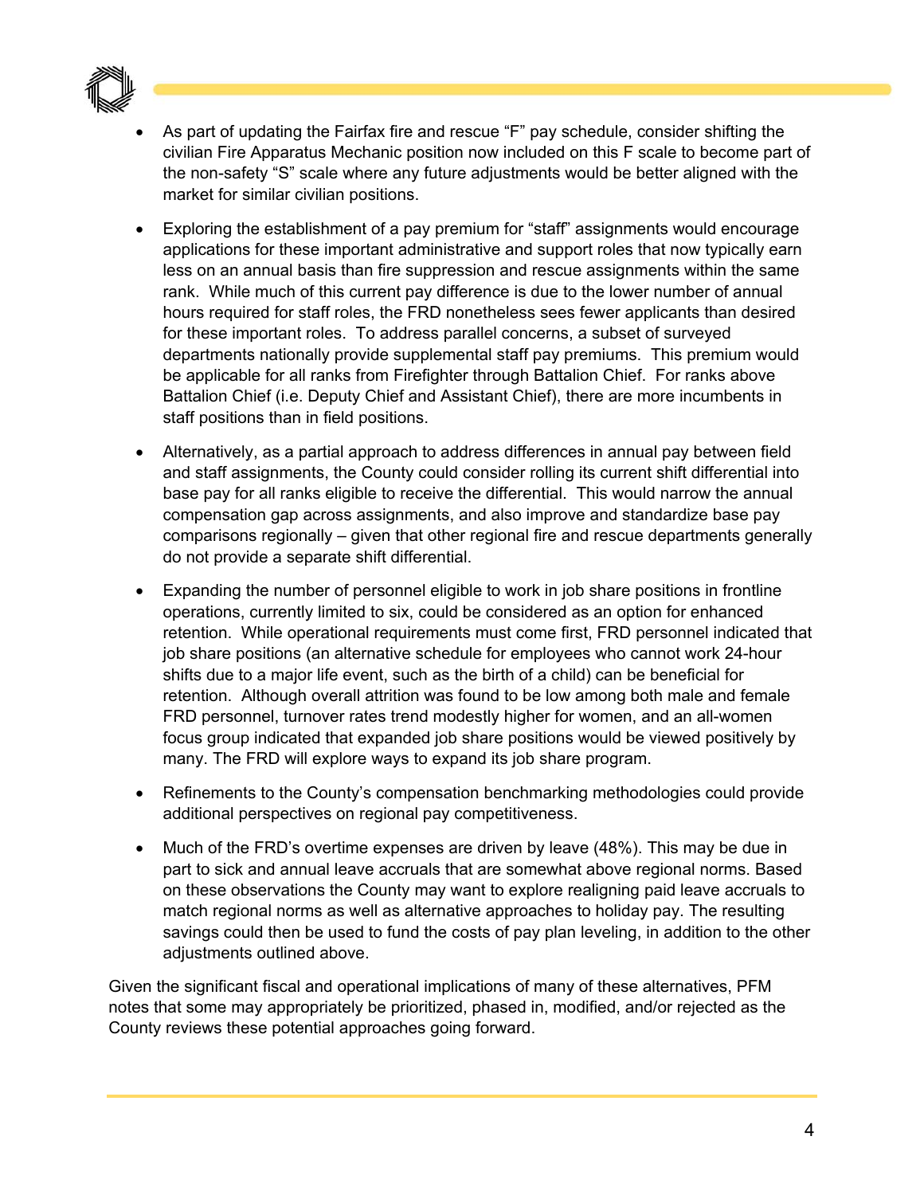- As part of updating the Fairfax fire and rescue "F" pay schedule, consider shifting the civilian Fire Apparatus Mechanic position now included on this F scale to become part of the non-safety "S" scale where any future adjustments would be better aligned with the market for similar civilian positions.

- Exploring the establishment of a pay premium for "staff" assignments would encourage applications for these important administrative and support roles that now typically earn less on an annual basis than fire suppression and rescue assignments within the same rank. While much of this current pay difference is due to the lower number of annual hours required for staff roles, the FRD nonetheless sees fewer applicants than desired for these important roles. To address parallel concerns, a subset of surveyed departments nationally provide supplemental staff pay premiums. This premium would be applicable for all ranks from Firefighter through Battalion Chief. For ranks above Battalion Chief (i.e. Deputy Chief and Assistant Chief), there are more incumbents in staff positions than in field positions.

- Alternatively, as a partial approach to address differences in annual pay between field and staff assignments, the County could consider rolling its current shift differential into base pay for all ranks eligible to receive the differential. This would narrow the annual compensation gap across assignments, and also improve and standardize base pay comparisons regionally – given that other regional fire and rescue departments generally do not provide a separate shift differential.

- Expanding the number of personnel eligible to work in job share positions in frontline operations, currently limited to six, could be considered as an option for enhanced retention. While operational requirements must come first, FRD personnel indicated that job share positions (an alternative schedule for employees who cannot work 24-hour shifts due to a major life event, such as the birth of a child) can be beneficial for retention. Although overall attrition was found to be low among both male and female FRD personnel, turnover rates trend modestly higher for women, and an all-women focus group indicated that expanded job share positions would be viewed positively by many. The FRD will explore ways to expand its job share program.

- Refinements to the County's compensation benchmarking methodologies could provide additional perspectives on regional pay competitiveness.

- Much of the FRD's overtime expenses are driven by leave (48%). This may be due in part to sick and annual leave accruals that are somewhat above regional norms. Based on these observations the County may want to explore realigning paid leave accruals to match regional norms as well as alternative approaches to holiday pay. The resulting savings could then be used to fund the costs of pay plan leveling, in addition to the other adjustments outlined above.

Given the significant fiscal and operational implications of many of these alternatives, PFM notes that some may appropriately be prioritized, phased in, modified, and/or rejected as the County reviews these potential approaches going forward.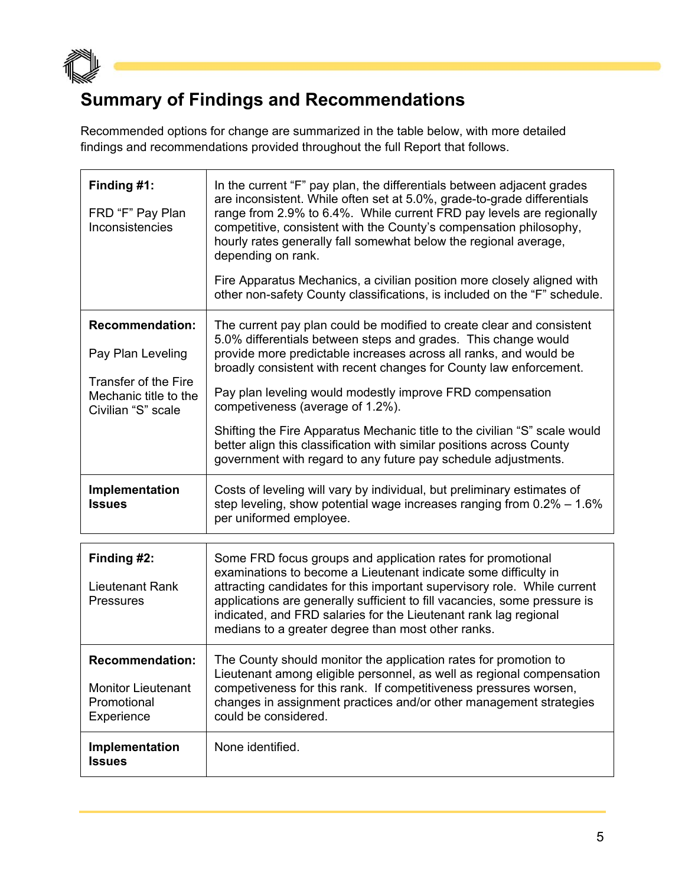## Summary of Findings and Recommendations

Recommended options for change are summarized in the table below, with more detailed findings and recommendations provided throughout the full Report that follows.

| | |
|---|---|
| **Finding #1:**<br><br>FRD "F" Pay Plan Inconsistencies | In the current "F" pay plan, the differentials between adjacent grades are inconsistent. While often set at 5.0%, grade-to-grade differentials range from 2.9% to 6.4%. While current FRD pay levels are regionally competitive, consistent with the County's compensation philosophy, hourly rates generally fall somewhat below the regional average, depending on rank.<br><br>Fire Apparatus Mechanics, a civilian position more closely aligned with other non-safety County classifications, is included on the "F" schedule. |
| **Recommendation:**<br><br>Pay Plan Leveling<br><br>Transfer of the Fire Mechanic title to the Civilian "S" scale | The current pay plan could be modified to create clear and consistent 5.0% differentials between steps and grades. This change would provide more predictable increases across all ranks, and would be broadly consistent with recent changes for County law enforcement.<br><br>Pay plan leveling would modestly improve FRD compensation competiveness (average of 1.2%).<br><br>Shifting the Fire Apparatus Mechanic title to the civilian "S" scale would better align this classification with similar positions across County government with regard to any future pay schedule adjustments. |
| **Implementation Issues** | Costs of leveling will vary by individual, but preliminary estimates of step leveling, show potential wage increases ranging from 0.2% – 1.6% per uniformed employee. |

| | |
|---|---|
| **Finding #2:**<br><br>Lieutenant Rank Pressures | Some FRD focus groups and application rates for promotional examinations to become a Lieutenant indicate some difficulty in attracting candidates for this important supervisory role. While current applications are generally sufficient to fill vacancies, some pressure is indicated, and FRD salaries for the Lieutenant rank lag regional medians to a greater degree than most other ranks. |
| **Recommendation:**<br><br>Monitor Lieutenant Promotional Experience | The County should monitor the application rates for promotion to Lieutenant among eligible personnel, as well as regional compensation competiveness for this rank. If competitiveness pressures worsen, changes in assignment practices and/or other management strategies could be considered. |
| **Implementation Issues** | None identified. |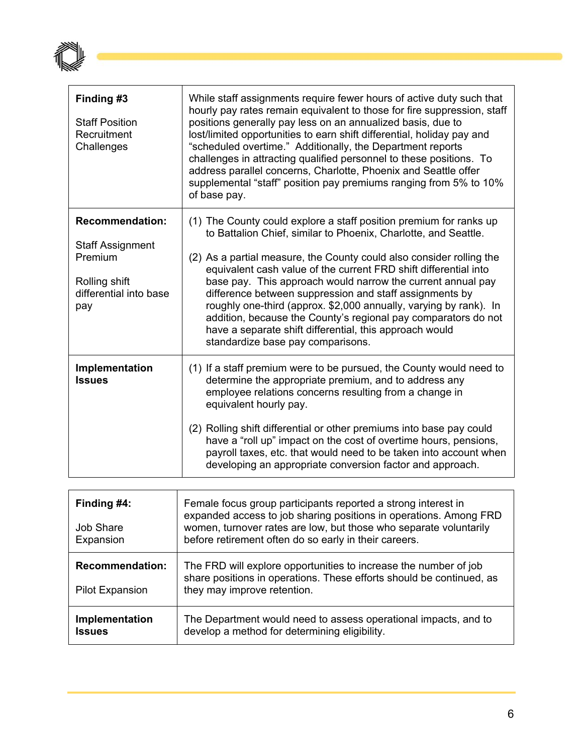| **Finding #3**<br><br>Staff Position Recruitment Challenges | While staff assignments require fewer hours of active duty such that hourly pay rates remain equivalent to those for fire suppression, staff positions generally pay less on an annualized basis, due to lost/limited opportunities to earn shift differential, holiday pay and "scheduled overtime." Additionally, the Department reports challenges in attracting qualified personnel to these positions. To address parallel concerns, Charlotte, Phoenix and Seattle offer supplemental "staff" position pay premiums ranging from 5% to 10% of base pay. |
|---|---|
| **Recommendation:**<br><br>Staff Assignment Premium<br><br>Rolling shift differential into base pay | (1) The County could explore a staff position premium for ranks up to Battalion Chief, similar to Phoenix, Charlotte, and Seattle.<br><br>(2) As a partial measure, the County could also consider rolling the equivalent cash value of the current FRD shift differential into base pay. This approach would narrow the current annual pay difference between suppression and staff assignments by roughly one-third (approx. $2,000 annually, varying by rank). In addition, because the County's regional pay comparators do not have a separate shift differential, this approach would standardize base pay comparisons. |
| **Implementation Issues** | (1) If a staff premium were to be pursued, the County would need to determine the appropriate premium, and to address any employee relations concerns resulting from a change in equivalent hourly pay.<br><br>(2) Rolling shift differential or other premiums into base pay could have a "roll up" impact on the cost of overtime hours, pensions, payroll taxes, etc. that would need to be taken into account when developing an appropriate conversion factor and approach. |

| **Finding #4:**<br><br>Job Share Expansion | Female focus group participants reported a strong interest in expanded access to job sharing positions in operations. Among FRD women, turnover rates are low, but those who separate voluntarily before retirement often do so early in their careers. |
|---|---|
| **Recommendation:**<br><br>Pilot Expansion | The FRD will explore opportunities to increase the number of job share positions in operations. These efforts should be continued, as they may improve retention. |
| **Implementation Issues** | The Department would need to assess operational impacts, and to develop a method for determining eligibility. |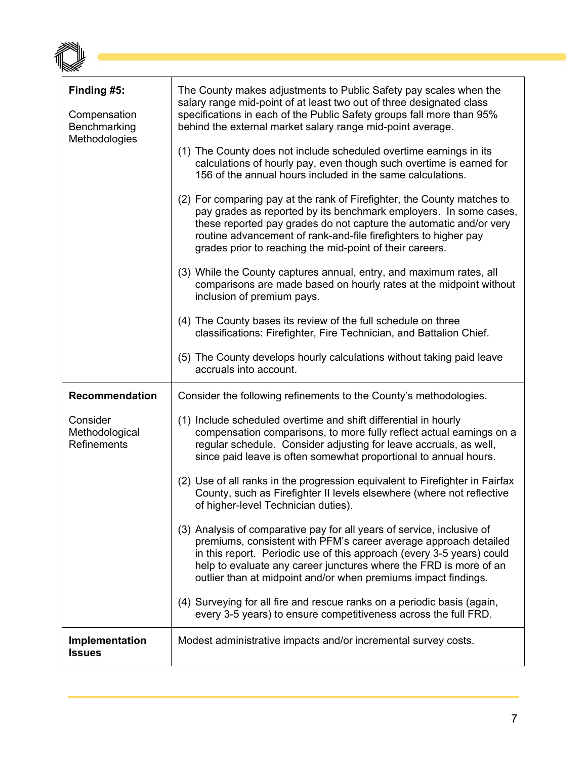| **Finding #5:**<br><br>Compensation Benchmarking Methodologies | The County makes adjustments to Public Safety pay scales when the salary range mid-point of at least two out of three designated class specifications in each of the Public Safety groups fall more than 95% behind the external market salary range mid-point average.<br><br>(1) The County does not include scheduled overtime earnings in its calculations of hourly pay, even though such overtime is earned for 156 of the annual hours included in the same calculations.<br><br>(2) For comparing pay at the rank of Firefighter, the County matches to pay grades as reported by its benchmark employers. In some cases, these reported pay grades do not capture the automatic and/or very routine advancement of rank-and-file firefighters to higher pay grades prior to reaching the mid-point of their careers.<br><br>(3) While the County captures annual, entry, and maximum rates, all comparisons are made based on hourly rates at the midpoint without inclusion of premium pays.<br><br>(4) The County bases its review of the full schedule on three classifications: Firefighter, Fire Technician, and Battalion Chief.<br><br>(5) The County develops hourly calculations without taking paid leave accruals into account. |
|---|---|
| **Recommendation**<br><br>Consider Methodological Refinements | Consider the following refinements to the County's methodologies.<br><br>(1) Include scheduled overtime and shift differential in hourly compensation comparisons, to more fully reflect actual earnings on a regular schedule. Consider adjusting for leave accruals, as well, since paid leave is often somewhat proportional to annual hours.<br><br>(2) Use of all ranks in the progression equivalent to Firefighter in Fairfax County, such as Firefighter II levels elsewhere (where not reflective of higher-level Technician duties).<br><br>(3) Analysis of comparative pay for all years of service, inclusive of premiums, consistent with PFM's career average approach detailed in this report. Periodic use of this approach (every 3-5 years) could help to evaluate any career junctures where the FRD is more of an outlier than at midpoint and/or when premiums impact findings.<br><br>(4) Surveying for all fire and rescue ranks on a periodic basis (again, every 3-5 years) to ensure competitiveness across the full FRD. |
| **Implementation Issues** | Modest administrative impacts and/or incremental survey costs. |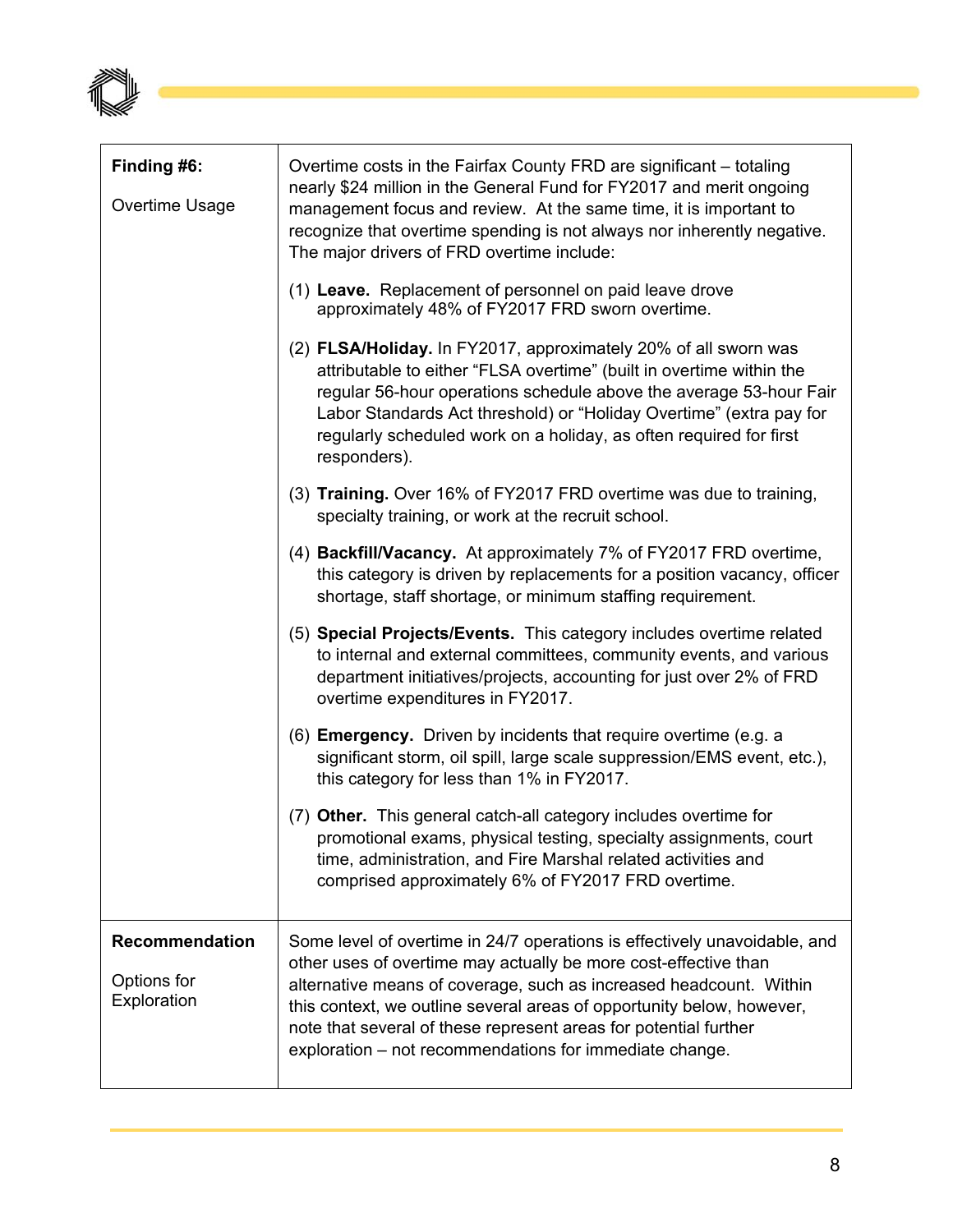| Finding #6:<br><br>Overtime Usage | Overtime costs in the Fairfax County FRD are significant – totaling nearly $24 million in the General Fund for FY2017 and merit ongoing management focus and review. At the same time, it is important to recognize that overtime spending is not always nor inherently negative. The major drivers of FRD overtime include:<br><br>(1) **Leave.** Replacement of personnel on paid leave drove approximately 48% of FY2017 FRD sworn overtime.<br><br>(2) **FLSA/Holiday.** In FY2017, approximately 20% of all sworn was attributable to either "FLSA overtime" (built in overtime within the regular 56-hour operations schedule above the average 53-hour Fair Labor Standards Act threshold) or "Holiday Overtime" (extra pay for regularly scheduled work on a holiday, as often required for first responders).<br><br>(3) **Training.** Over 16% of FY2017 FRD overtime was due to training, specialty training, or work at the recruit school.<br><br>(4) **Backfill/Vacancy.** At approximately 7% of FY2017 FRD overtime, this category is driven by replacements for a position vacancy, officer shortage, staff shortage, or minimum staffing requirement.<br><br>(5) **Special Projects/Events.** This category includes overtime related to internal and external committees, community events, and various department initiatives/projects, accounting for just over 2% of FRD overtime expenditures in FY2017.<br><br>(6) **Emergency.** Driven by incidents that require overtime (e.g. a significant storm, oil spill, large scale suppression/EMS event, etc.), this category for less than 1% in FY2017.<br><br>(7) **Other.** This general catch-all category includes overtime for promotional exams, physical testing, specialty assignments, court time, administration, and Fire Marshal related activities and comprised approximately 6% of FY2017 FRD overtime. |
|---|---|
| **Recommendation**<br><br>Options for Exploration | Some level of overtime in 24/7 operations is effectively unavoidable, and other uses of overtime may actually be more cost-effective than alternative means of coverage, such as increased headcount. Within this context, we outline several areas of opportunity below, however, note that several of these represent areas for potential further exploration – not recommendations for immediate change. |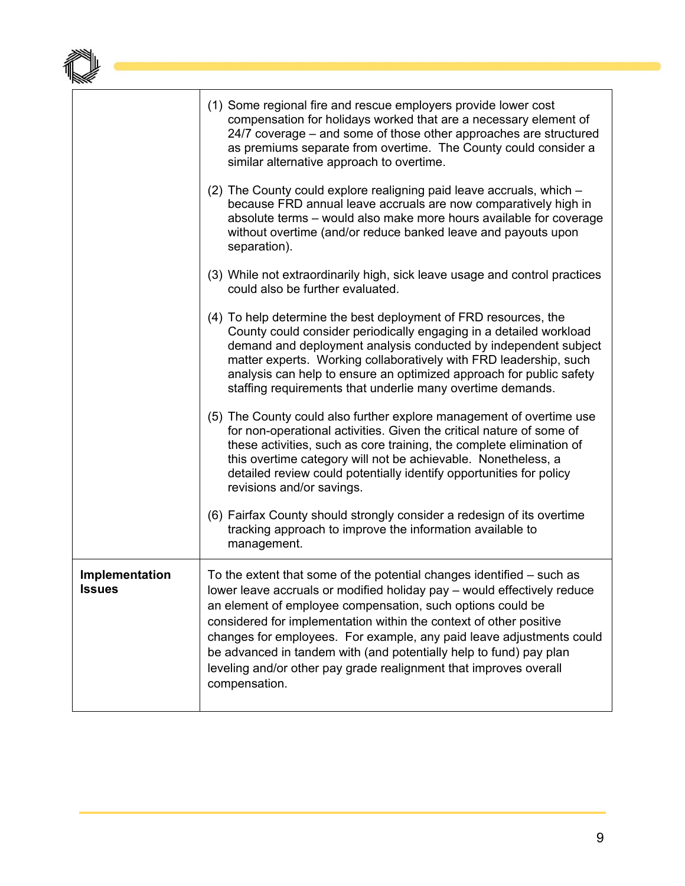| | |
|---|---|
| | (1) Some regional fire and rescue employers provide lower cost compensation for holidays worked that are a necessary element of 24/7 coverage – and some of those other approaches are structured as premiums separate from overtime. The County could consider a similar alternative approach to overtime.<br><br>(2) The County could explore realigning paid leave accruals, which – because FRD annual leave accruals are now comparatively high in absolute terms – would also make more hours available for coverage without overtime (and/or reduce banked leave and payouts upon separation).<br><br>(3) While not extraordinarily high, sick leave usage and control practices could also be further evaluated.<br><br>(4) To help determine the best deployment of FRD resources, the County could consider periodically engaging in a detailed workload demand and deployment analysis conducted by independent subject matter experts. Working collaboratively with FRD leadership, such analysis can help to ensure an optimized approach for public safety staffing requirements that underlie many overtime demands.<br><br>(5) The County could also further explore management of overtime use for non-operational activities. Given the critical nature of some of these activities, such as core training, the complete elimination of this overtime category will not be achievable. Nonetheless, a detailed review could potentially identify opportunities for policy revisions and/or savings.<br><br>(6) Fairfax County should strongly consider a redesign of its overtime tracking approach to improve the information available to management. |
| **Implementation Issues** | To the extent that some of the potential changes identified – such as lower leave accruals or modified holiday pay – would effectively reduce an element of employee compensation, such options could be considered for implementation within the context of other positive changes for employees. For example, any paid leave adjustments could be advanced in tandem with (and potentially help to fund) pay plan leveling and/or other pay grade realignment that improves overall compensation. |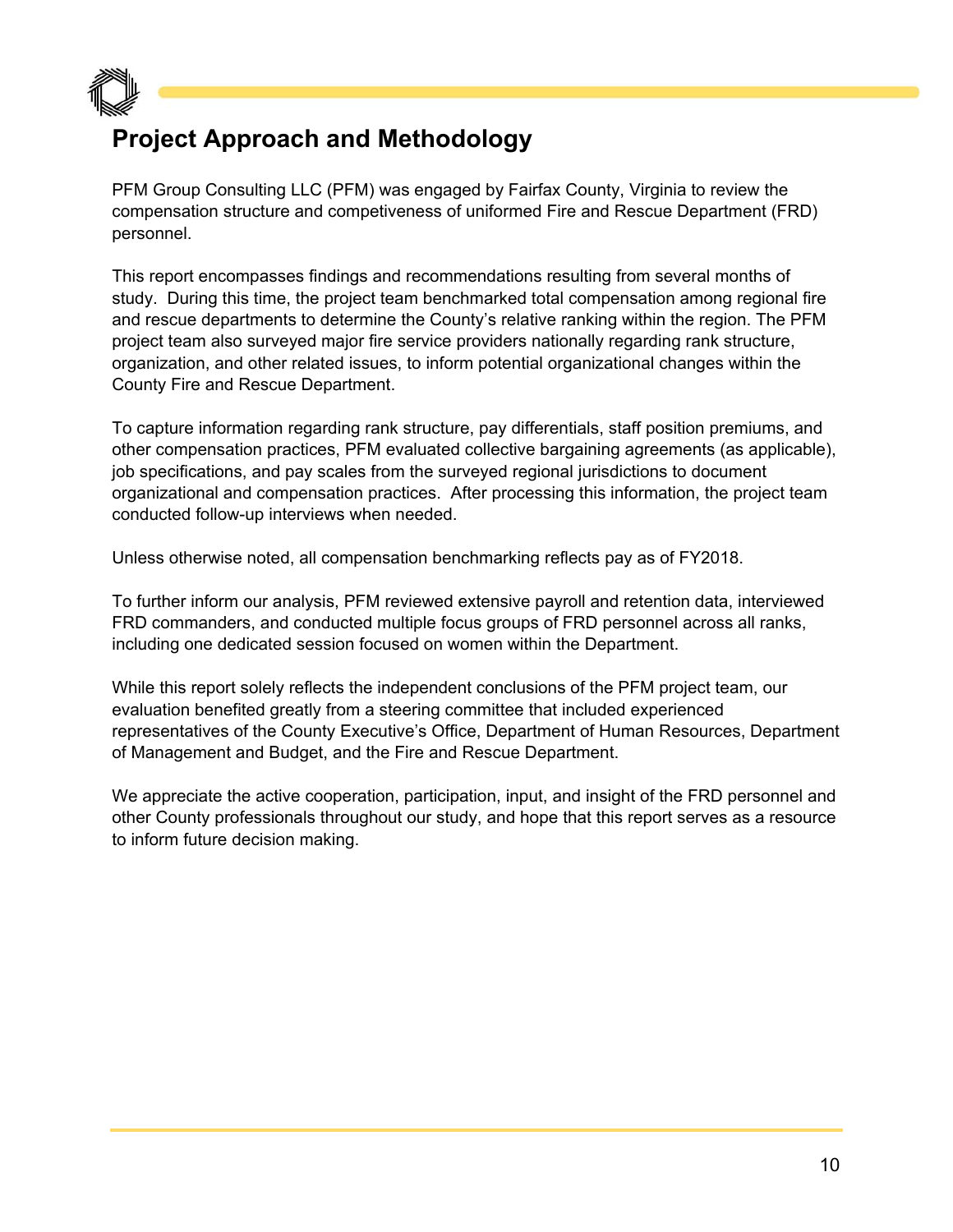# Project Approach and Methodology

PFM Group Consulting LLC (PFM) was engaged by Fairfax County, Virginia to review the compensation structure and competiveness of uniformed Fire and Rescue Department (FRD) personnel.

This report encompasses findings and recommendations resulting from several months of study. During this time, the project team benchmarked total compensation among regional fire and rescue departments to determine the County's relative ranking within the region. The PFM project team also surveyed major fire service providers nationally regarding rank structure, organization, and other related issues, to inform potential organizational changes within the County Fire and Rescue Department.

To capture information regarding rank structure, pay differentials, staff position premiums, and other compensation practices, PFM evaluated collective bargaining agreements (as applicable), job specifications, and pay scales from the surveyed regional jurisdictions to document organizational and compensation practices. After processing this information, the project team conducted follow-up interviews when needed.

Unless otherwise noted, all compensation benchmarking reflects pay as of FY2018.

To further inform our analysis, PFM reviewed extensive payroll and retention data, interviewed FRD commanders, and conducted multiple focus groups of FRD personnel across all ranks, including one dedicated session focused on women within the Department.

While this report solely reflects the independent conclusions of the PFM project team, our evaluation benefited greatly from a steering committee that included experienced representatives of the County Executive's Office, Department of Human Resources, Department of Management and Budget, and the Fire and Rescue Department.

We appreciate the active cooperation, participation, input, and insight of the FRD personnel and other County professionals throughout our study, and hope that this report serves as a resource to inform future decision making.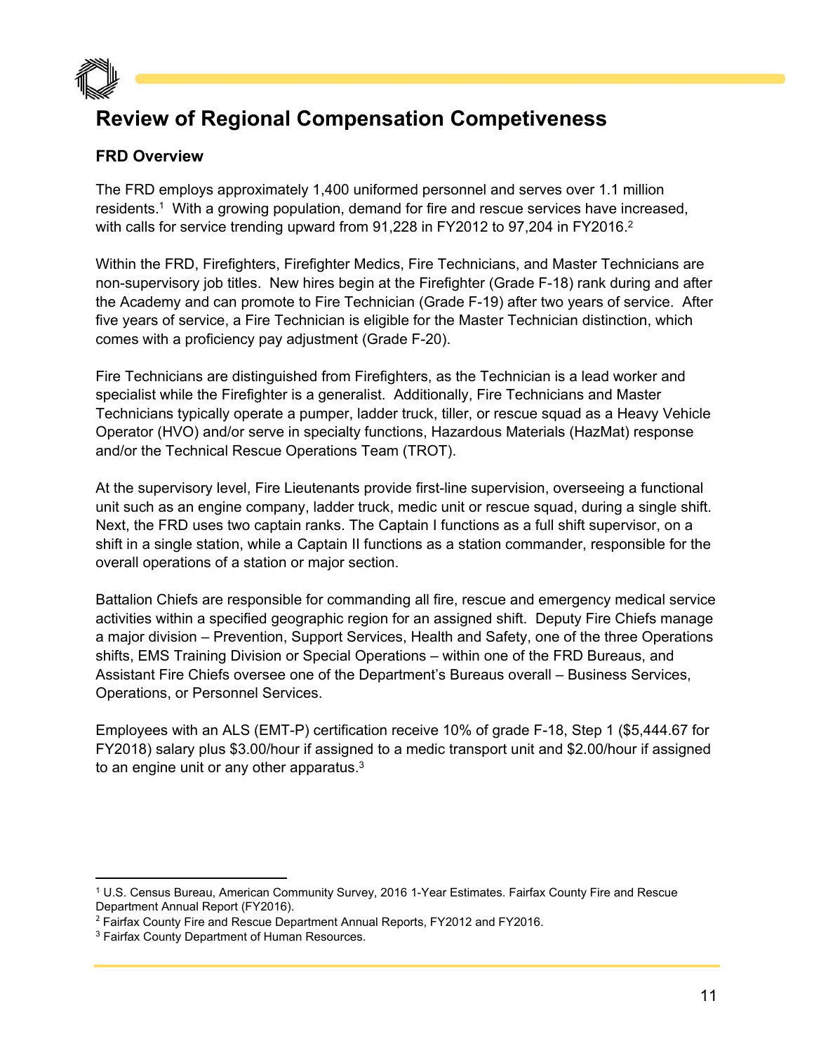# Review of Regional Compensation Competiveness

## FRD Overview

The FRD employs approximately 1,400 uniformed personnel and serves over 1.1 million residents.[1] With a growing population, demand for fire and rescue services have increased, with calls for service trending upward from 91,228 in FY2012 to 97,204 in FY2016.[2]

Within the FRD, Firefighters, Firefighter Medics, Fire Technicians, and Master Technicians are non-supervisory job titles. New hires begin at the Firefighter (Grade F-18) rank during and after the Academy and can promote to Fire Technician (Grade F-19) after two years of service. After five years of service, a Fire Technician is eligible for the Master Technician distinction, which comes with a proficiency pay adjustment (Grade F-20).

Fire Technicians are distinguished from Firefighters, as the Technician is a lead worker and specialist while the Firefighter is a generalist. Additionally, Fire Technicians and Master Technicians typically operate a pumper, ladder truck, tiller, or rescue squad as a Heavy Vehicle Operator (HVO) and/or serve in specialty functions, Hazardous Materials (HazMat) response and/or the Technical Rescue Operations Team (TROT).

At the supervisory level, Fire Lieutenants provide first-line supervision, overseeing a functional unit such as an engine company, ladder truck, medic unit or rescue squad, during a single shift. Next, the FRD uses two captain ranks. The Captain I functions as a full shift supervisor, on a shift in a single station, while a Captain II functions as a station commander, responsible for the overall operations of a station or major section.

Battalion Chiefs are responsible for commanding all fire, rescue and emergency medical service activities within a specified geographic region for an assigned shift. Deputy Fire Chiefs manage a major division – Prevention, Support Services, Health and Safety, one of the three Operations shifts, EMS Training Division or Special Operations – within one of the FRD Bureaus, and Assistant Fire Chiefs oversee one of the Department's Bureaus overall – Business Services, Operations, or Personnel Services.

Employees with an ALS (EMT-P) certification receive 10% of grade F-18, Step 1 ($5,444.67 for FY2018) salary plus $3.00/hour if assigned to a medic transport unit and $2.00/hour if assigned to an engine unit or any other apparatus.[3]

---

[1] U.S. Census Bureau, American Community Survey, 2016 1-Year Estimates. Fairfax County Fire and Rescue Department Annual Report (FY2016).

[2] Fairfax County Fire and Rescue Department Annual Reports, FY2012 and FY2016.

[3] Fairfax County Department of Human Resources.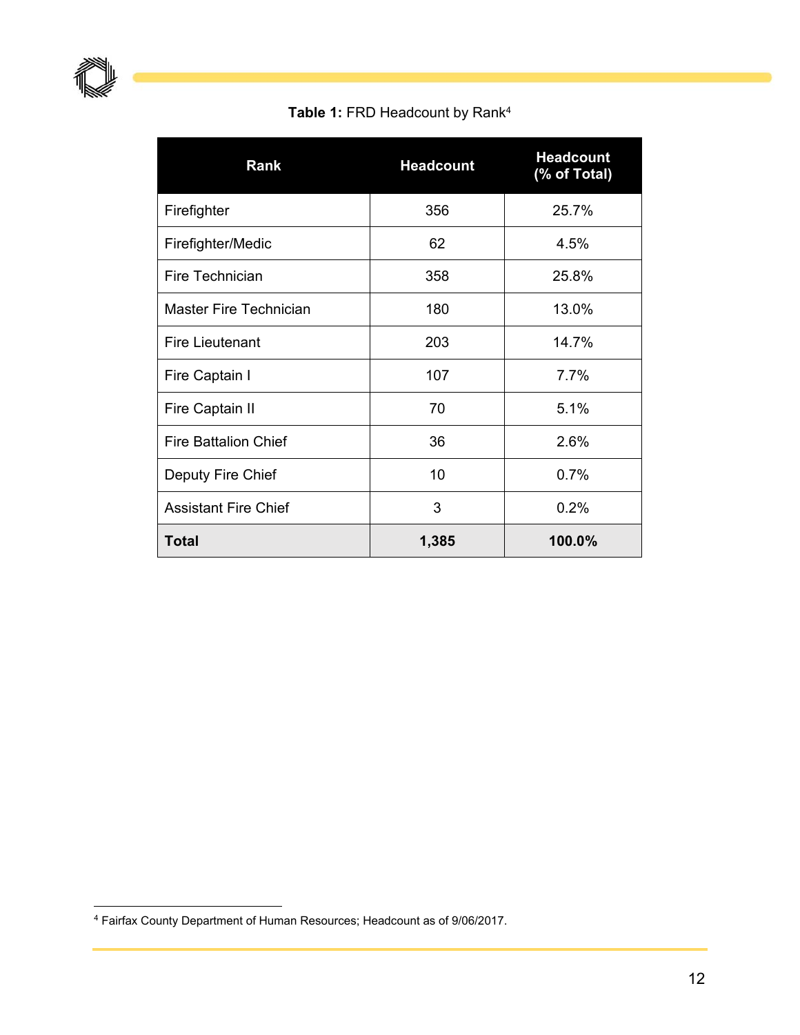**Table 1:** FRD Headcount by Rank[4]

| Rank | Headcount | Headcount (% of Total) |
| --- | --- | --- |
| Firefighter | 356 | 25.7% |
| Firefighter/Medic | 62 | 4.5% |
| Fire Technician | 358 | 25.8% |
| Master Fire Technician | 180 | 13.0% |
| Fire Lieutenant | 203 | 14.7% |
| Fire Captain I | 107 | 7.7% |
| Fire Captain II | 70 | 5.1% |
| Fire Battalion Chief | 36 | 2.6% |
| Deputy Fire Chief | 10 | 0.7% |
| Assistant Fire Chief | 3 | 0.2% |
| **Total** | **1,385** | **100.0%** |

[4] Fairfax County Department of Human Resources; Headcount as of 9/06/2017.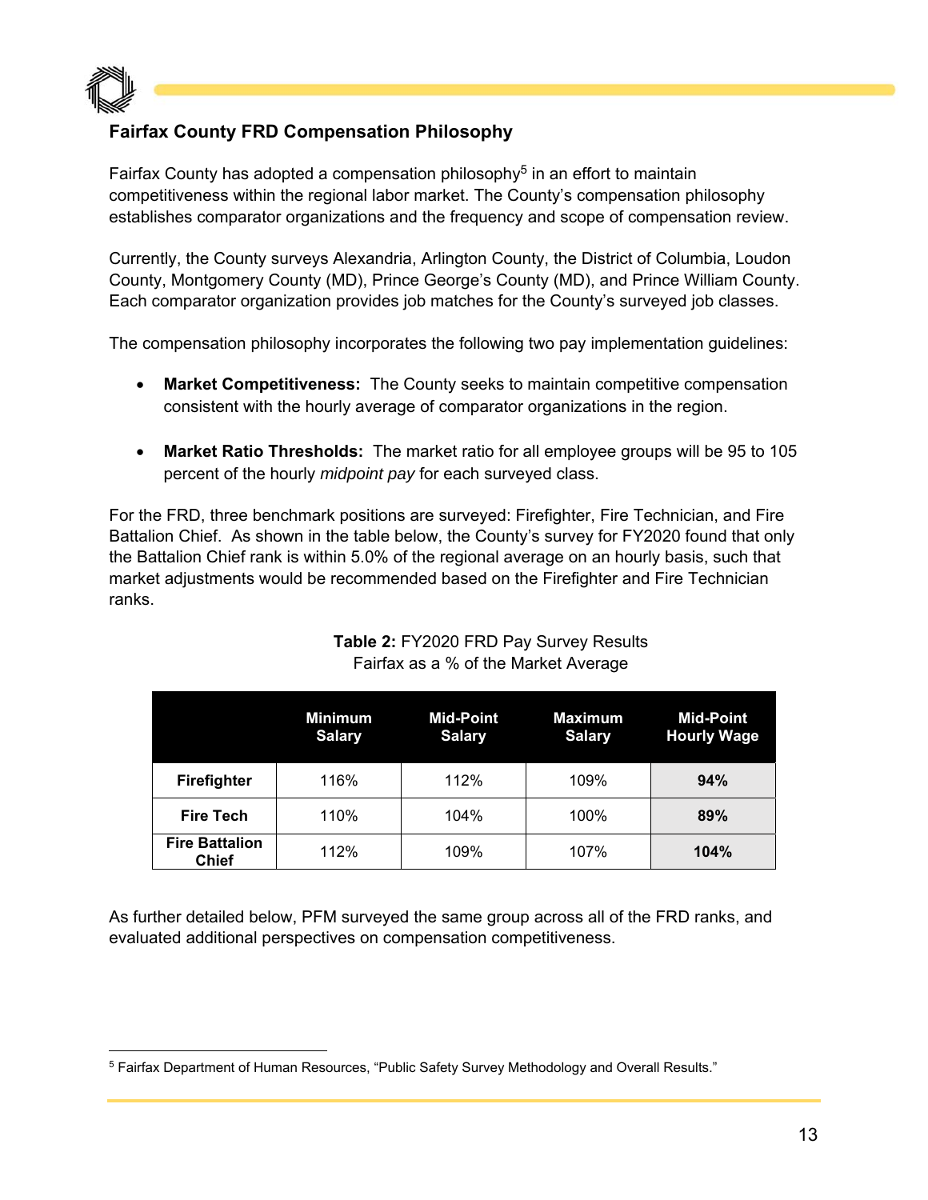## Fairfax County FRD Compensation Philosophy

Fairfax County has adopted a compensation philosophy[5] in an effort to maintain competitiveness within the regional labor market. The County's compensation philosophy establishes comparator organizations and the frequency and scope of compensation review.

Currently, the County surveys Alexandria, Arlington County, the District of Columbia, Loudon County, Montgomery County (MD), Prince George's County (MD), and Prince William County. Each comparator organization provides job matches for the County's surveyed job classes.

The compensation philosophy incorporates the following two pay implementation guidelines:

- **Market Competitiveness:** The County seeks to maintain competitive compensation consistent with the hourly average of comparator organizations in the region.
- **Market Ratio Thresholds:** The market ratio for all employee groups will be 95 to 105 percent of the hourly *midpoint pay* for each surveyed class.

For the FRD, three benchmark positions are surveyed: Firefighter, Fire Technician, and Fire Battalion Chief. As shown in the table below, the County's survey for FY2020 found that only the Battalion Chief rank is within 5.0% of the regional average on an hourly basis, such that market adjustments would be recommended based on the Firefighter and Fire Technician ranks.

**Table 2:** FY2020 FRD Pay Survey Results
Fairfax as a % of the Market Average

| | Minimum Salary | Mid-Point Salary | Maximum Salary | Mid-Point Hourly Wage |
|---|---|---|---|---|
| **Firefighter** | 116% | 112% | 109% | **94%** |
| **Fire Tech** | 110% | 104% | 100% | **89%** |
| **Fire Battalion Chief** | 112% | 109% | 107% | **104%** |

As further detailed below, PFM surveyed the same group across all of the FRD ranks, and evaluated additional perspectives on compensation competitiveness.

[5] Fairfax Department of Human Resources, "Public Safety Survey Methodology and Overall Results."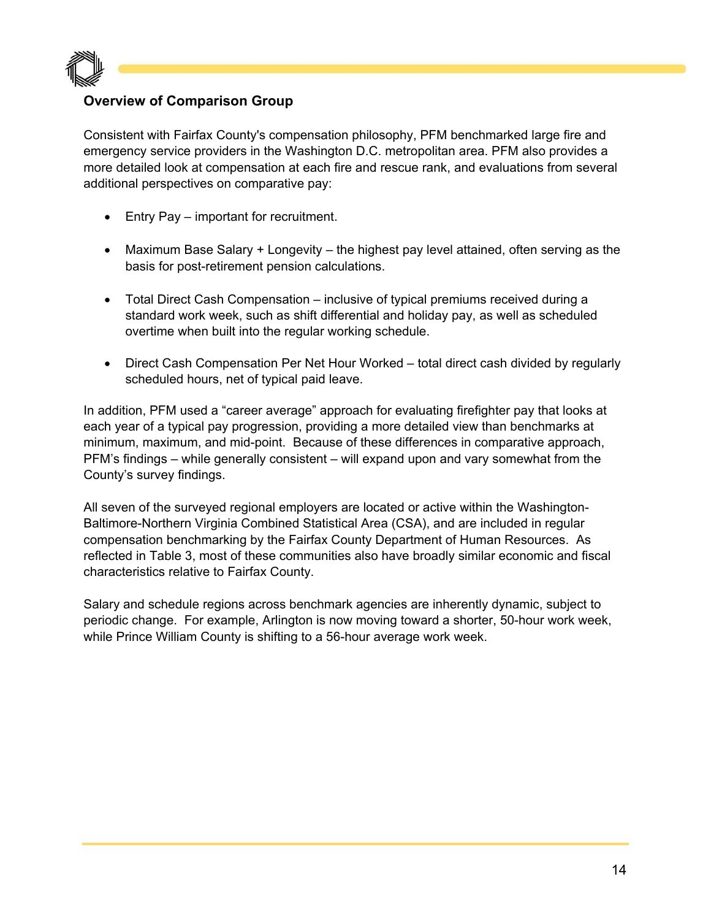### Overview of Comparison Group

Consistent with Fairfax County's compensation philosophy, PFM benchmarked large fire and emergency service providers in the Washington D.C. metropolitan area. PFM also provides a more detailed look at compensation at each fire and rescue rank, and evaluations from several additional perspectives on comparative pay:

- Entry Pay – important for recruitment.
- Maximum Base Salary + Longevity – the highest pay level attained, often serving as the basis for post-retirement pension calculations.
- Total Direct Cash Compensation – inclusive of typical premiums received during a standard work week, such as shift differential and holiday pay, as well as scheduled overtime when built into the regular working schedule.
- Direct Cash Compensation Per Net Hour Worked – total direct cash divided by regularly scheduled hours, net of typical paid leave.

In addition, PFM used a "career average" approach for evaluating firefighter pay that looks at each year of a typical pay progression, providing a more detailed view than benchmarks at minimum, maximum, and mid-point. Because of these differences in comparative approach, PFM's findings – while generally consistent – will expand upon and vary somewhat from the County's survey findings.

All seven of the surveyed regional employers are located or active within the Washington-Baltimore-Northern Virginia Combined Statistical Area (CSA), and are included in regular compensation benchmarking by the Fairfax County Department of Human Resources. As reflected in Table 3, most of these communities also have broadly similar economic and fiscal characteristics relative to Fairfax County.

Salary and schedule regions across benchmark agencies are inherently dynamic, subject to periodic change. For example, Arlington is now moving toward a shorter, 50-hour work week, while Prince William County is shifting to a 56-hour average work week.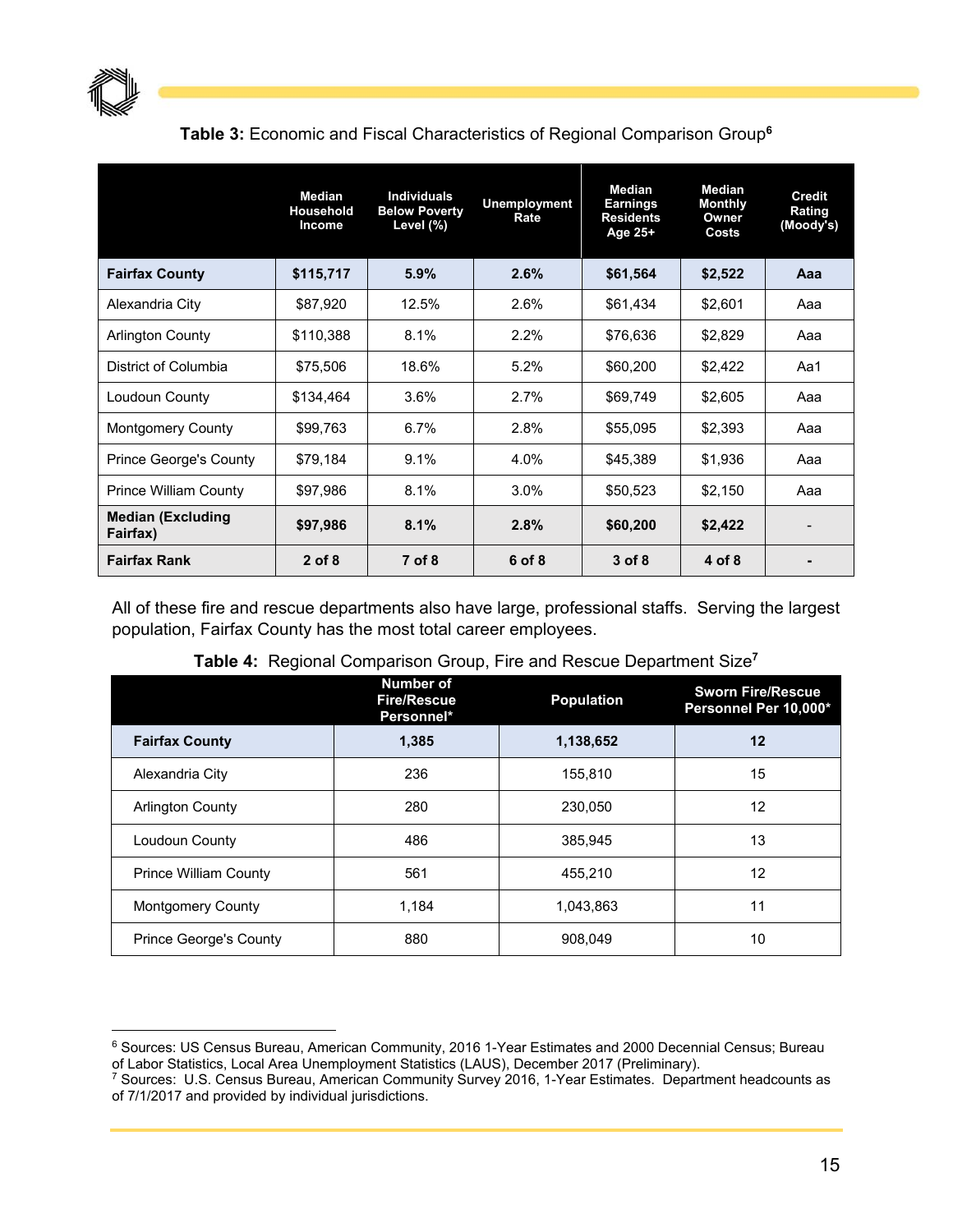**Table 3:** Economic and Fiscal Characteristics of Regional Comparison Group[6]

| | Median Household Income | Individuals Below Poverty Level (%) | Unemployment Rate | Median Earnings Residents Age 25+ | Median Monthly Owner Costs | Credit Rating (Moody's) |
|---|---|---|---|---|---|---|
| **Fairfax County** | **$115,717** | **5.9%** | **2.6%** | **$61,564** | **$2,522** | **Aaa** |
| Alexandria City | $87,920 | 12.5% | 2.6% | $61,434 | $2,601 | Aaa |
| Arlington County | $110,388 | 8.1% | 2.2% | $76,636 | $2,829 | Aaa |
| District of Columbia | $75,506 | 18.6% | 5.2% | $60,200 | $2,422 | Aa1 |
| Loudoun County | $134,464 | 3.6% | 2.7% | $69,749 | $2,605 | Aaa |
| Montgomery County | $99,763 | 6.7% | 2.8% | $55,095 | $2,393 | Aaa |
| Prince George's County | $79,184 | 9.1% | 4.0% | $45,389 | $1,936 | Aaa |
| Prince William County | $97,986 | 8.1% | 3.0% | $50,523 | $2,150 | Aaa |
| **Median (Excluding Fairfax)** | **$97,986** | **8.1%** | **2.8%** | **$60,200** | **$2,422** | - |
| **Fairfax Rank** | **2 of 8** | **7 of 8** | **6 of 8** | **3 of 8** | **4 of 8** | **-** |

All of these fire and rescue departments also have large, professional staffs. Serving the largest population, Fairfax County has the most total career employees.

**Table 4:** Regional Comparison Group, Fire and Rescue Department Size[7]

| | Number of Fire/Rescue Personnel* | Population | Sworn Fire/Rescue Personnel Per 10,000* |
|---|---|---|---|
| **Fairfax County** | **1,385** | **1,138,652** | **12** |
| Alexandria City | 236 | 155,810 | 15 |
| Arlington County | 280 | 230,050 | 12 |
| Loudoun County | 486 | 385,945 | 13 |
| Prince William County | 561 | 455,210 | 12 |
| Montgomery County | 1,184 | 1,043,863 | 11 |
| Prince George's County | 880 | 908,049 | 10 |

[6] Sources: US Census Bureau, American Community, 2016 1-Year Estimates and 2000 Decennial Census; Bureau of Labor Statistics, Local Area Unemployment Statistics (LAUS), December 2017 (Preliminary).

[7] Sources: U.S. Census Bureau, American Community Survey 2016, 1-Year Estimates. Department headcounts as of 7/1/2017 and provided by individual jurisdictions.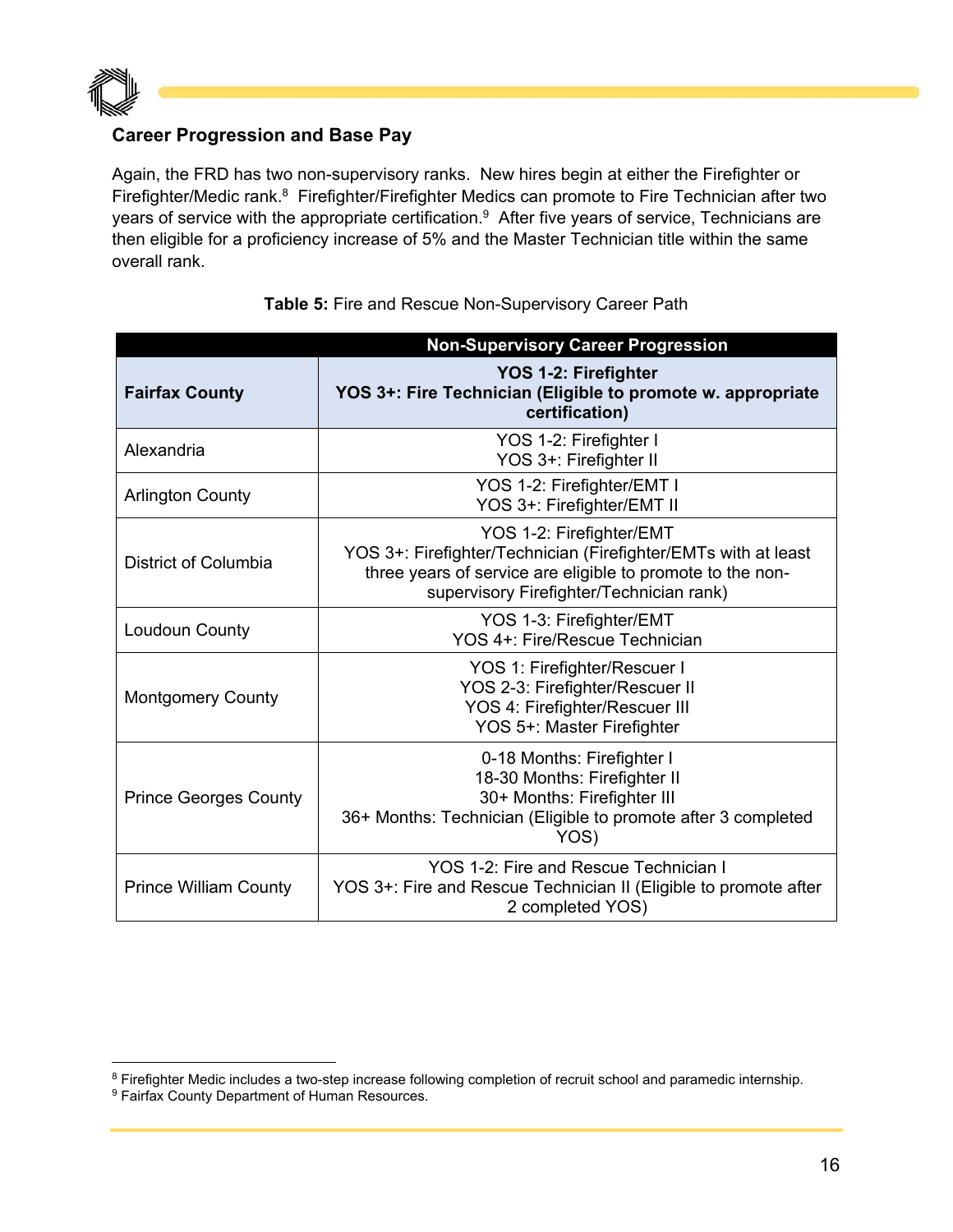### Career Progression and Base Pay

Again, the FRD has two non-supervisory ranks. New hires begin at either the Firefighter or Firefighter/Medic rank.[8] Firefighter/Firefighter Medics can promote to Fire Technician after two years of service with the appropriate certification.[9] After five years of service, Technicians are then eligible for a proficiency increase of 5% and the Master Technician title within the same overall rank.

**Table 5:** Fire and Rescue Non-Supervisory Career Path

| | Non-Supervisory Career Progression |
|---|---|
| **Fairfax County** | **YOS 1-2: Firefighter<br>YOS 3+: Fire Technician (Eligible to promote w. appropriate certification)** |
| Alexandria | YOS 1-2: Firefighter I<br>YOS 3+: Firefighter II |
| Arlington County | YOS 1-2: Firefighter/EMT I<br>YOS 3+: Firefighter/EMT II |
| District of Columbia | YOS 1-2: Firefighter/EMT<br>YOS 3+: Firefighter/Technician (Firefighter/EMTs with at least three years of service are eligible to promote to the non-supervisory Firefighter/Technician rank) |
| Loudoun County | YOS 1-3: Firefighter/EMT<br>YOS 4+: Fire/Rescue Technician |
| Montgomery County | YOS 1: Firefighter/Rescuer I<br>YOS 2-3: Firefighter/Rescuer II<br>YOS 4: Firefighter/Rescuer III<br>YOS 5+: Master Firefighter |
| Prince Georges County | 0-18 Months: Firefighter I<br>18-30 Months: Firefighter II<br>30+ Months: Firefighter III<br>36+ Months: Technician (Eligible to promote after 3 completed YOS) |
| Prince William County | YOS 1-2: Fire and Rescue Technician I<br>YOS 3+: Fire and Rescue Technician II (Eligible to promote after 2 completed YOS) |

[8] Firefighter Medic includes a two-step increase following completion of recruit school and paramedic internship.

[9] Fairfax County Department of Human Resources.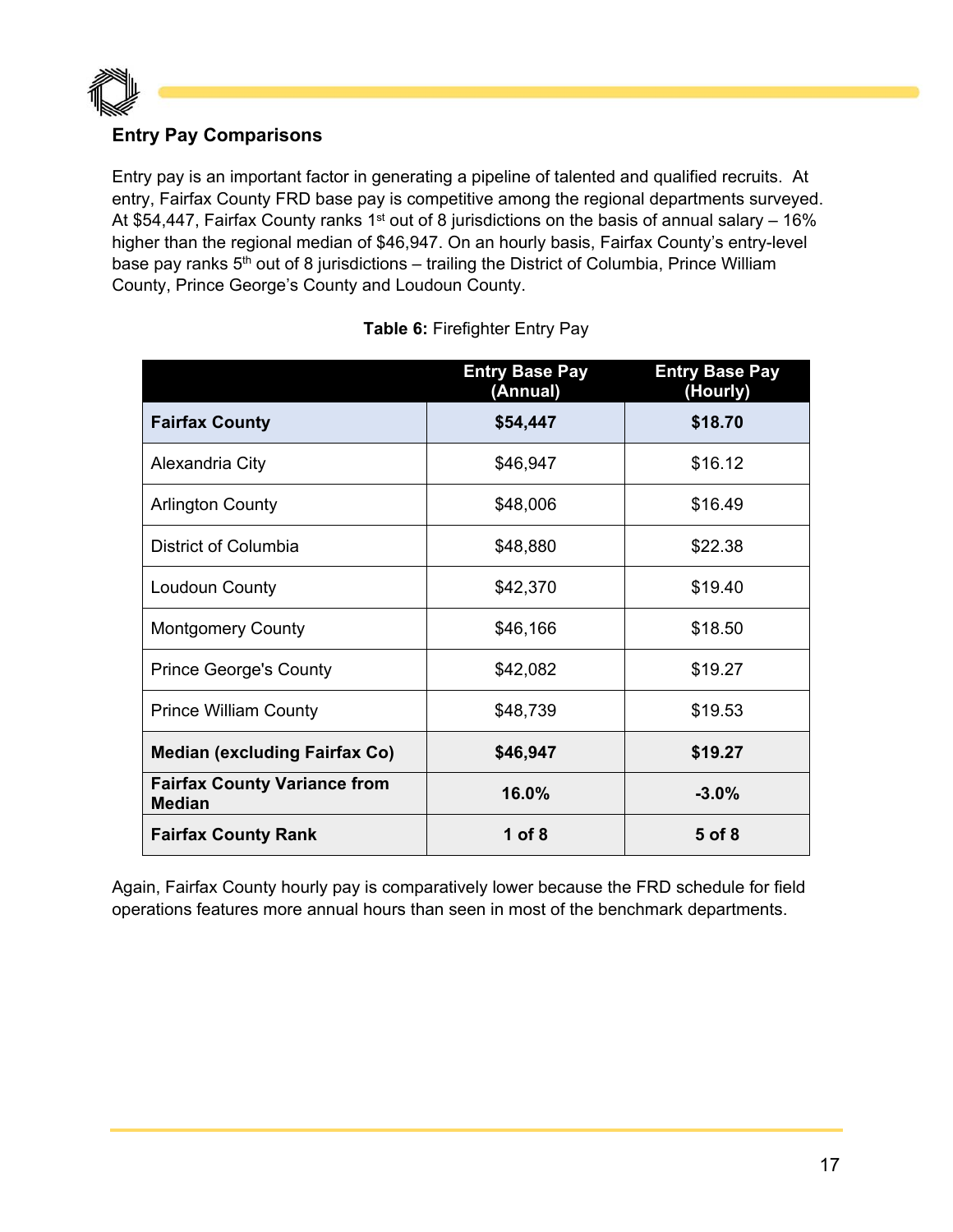## Entry Pay Comparisons

Entry pay is an important factor in generating a pipeline of talented and qualified recruits. At entry, Fairfax County FRD base pay is competitive among the regional departments surveyed. At $54,447, Fairfax County ranks 1st out of 8 jurisdictions on the basis of annual salary – 16% higher than the regional median of $46,947. On an hourly basis, Fairfax County's entry-level base pay ranks 5th out of 8 jurisdictions – trailing the District of Columbia, Prince William County, Prince George's County and Loudoun County.

**Table 6:** Firefighter Entry Pay

| | Entry Base Pay (Annual) | Entry Base Pay (Hourly) |
|---|---|---|
| **Fairfax County** | **$54,447** | **$18.70** |
| Alexandria City | $46,947 | $16.12 |
| Arlington County | $48,006 | $16.49 |
| District of Columbia | $48,880 | $22.38 |
| Loudoun County | $42,370 | $19.40 |
| Montgomery County | $46,166 | $18.50 |
| Prince George's County | $42,082 | $19.27 |
| Prince William County | $48,739 | $19.53 |
| **Median (excluding Fairfax Co)** | **$46,947** | **$19.27** |
| **Fairfax County Variance from Median** | **16.0%** | **-3.0%** |
| **Fairfax County Rank** | **1 of 8** | **5 of 8** |

Again, Fairfax County hourly pay is comparatively lower because the FRD schedule for field operations features more annual hours than seen in most of the benchmark departments.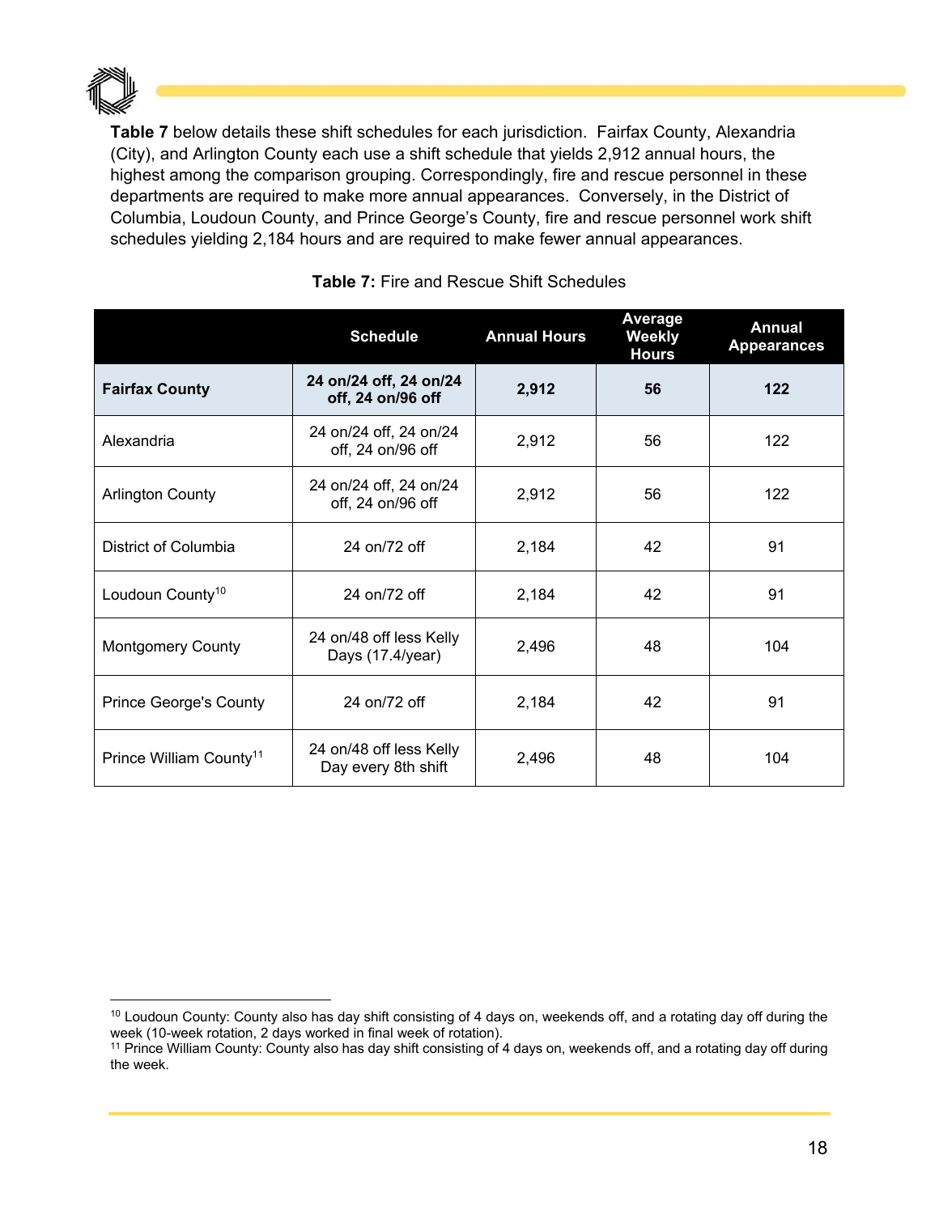**Table 7** below details these shift schedules for each jurisdiction. Fairfax County, Alexandria (City), and Arlington County each use a shift schedule that yields 2,912 annual hours, the highest among the comparison grouping. Correspondingly, fire and rescue personnel in these departments are required to make more annual appearances. Conversely, in the District of Columbia, Loudoun County, and Prince George's County, fire and rescue personnel work shift schedules yielding 2,184 hours and are required to make fewer annual appearances.

**Table 7:** Fire and Rescue Shift Schedules

| | Schedule | Annual Hours | Average Weekly Hours | Annual Appearances |
|---|---|---|---|---|
| **Fairfax County** | **24 on/24 off, 24 on/24 off, 24 on/96 off** | **2,912** | **56** | **122** |
| Alexandria | 24 on/24 off, 24 on/24 off, 24 on/96 off | 2,912 | 56 | 122 |
| Arlington County | 24 on/24 off, 24 on/24 off, 24 on/96 off | 2,912 | 56 | 122 |
| District of Columbia | 24 on/72 off | 2,184 | 42 | 91 |
| Loudoun County[10] | 24 on/72 off | 2,184 | 42 | 91 |
| Montgomery County | 24 on/48 off less Kelly Days (17.4/year) | 2,496 | 48 | 104 |
| Prince George's County | 24 on/72 off | 2,184 | 42 | 91 |
| Prince William County[11] | 24 on/48 off less Kelly Day every 8th shift | 2,496 | 48 | 104 |

[10] Loudoun County: County also has day shift consisting of 4 days on, weekends off, and a rotating day off during the week (10-week rotation, 2 days worked in final week of rotation).

[11] Prince William County: County also has day shift consisting of 4 days on, weekends off, and a rotating day off during the week.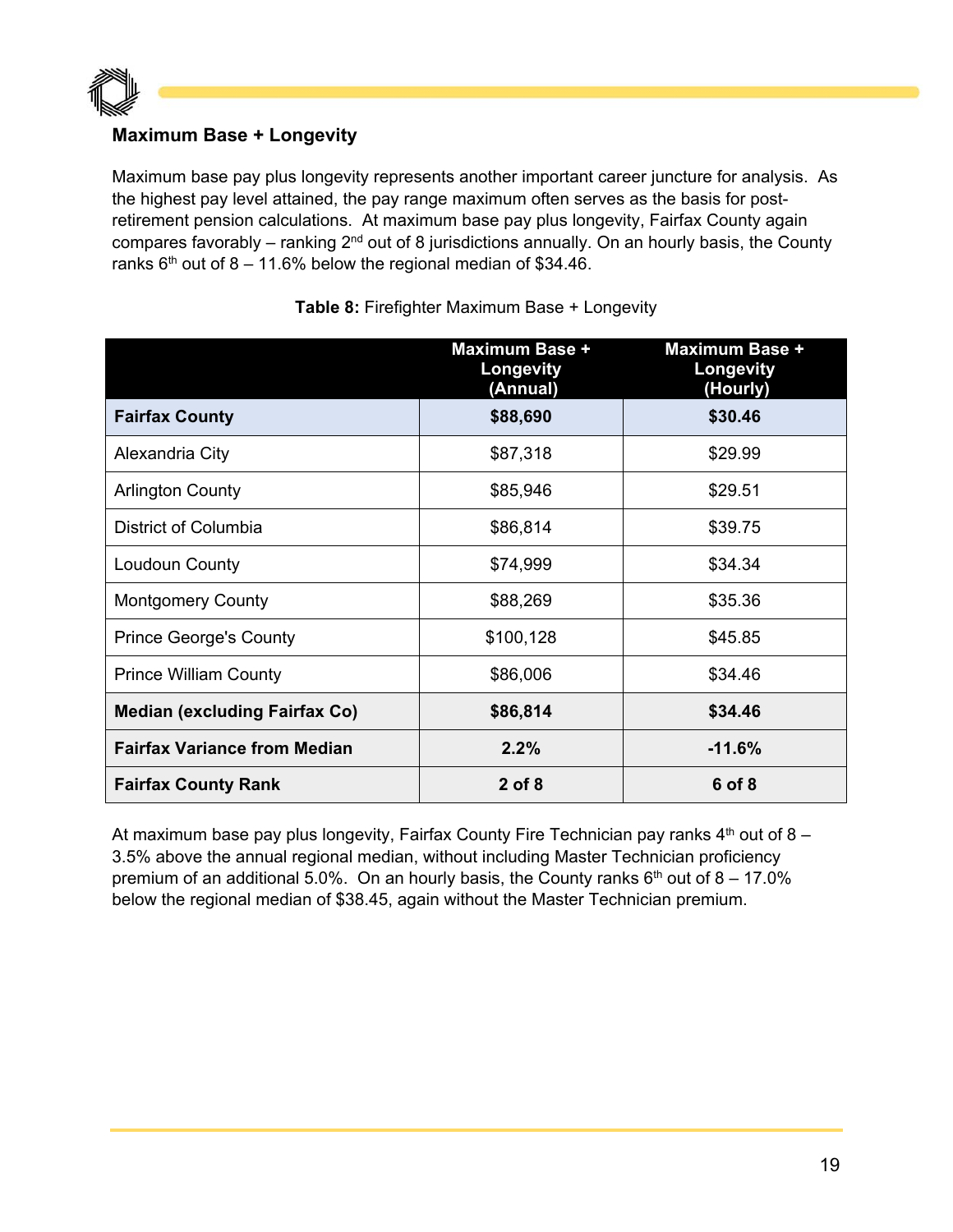### Maximum Base + Longevity

Maximum base pay plus longevity represents another important career juncture for analysis. As the highest pay level attained, the pay range maximum often serves as the basis for post-retirement pension calculations. At maximum base pay plus longevity, Fairfax County again compares favorably – ranking 2nd out of 8 jurisdictions annually. On an hourly basis, the County ranks 6th out of 8 – 11.6% below the regional median of $34.46.

**Table 8:** Firefighter Maximum Base + Longevity

| | Maximum Base + Longevity (Annual) | Maximum Base + Longevity (Hourly) |
|---|---|---|
| **Fairfax County** | **$88,690** | **$30.46** |
| Alexandria City | $87,318 | $29.99 |
| Arlington County | $85,946 | $29.51 |
| District of Columbia | $86,814 | $39.75 |
| Loudoun County | $74,999 | $34.34 |
| Montgomery County | $88,269 | $35.36 |
| Prince George's County | $100,128 | $45.85 |
| Prince William County | $86,006 | $34.46 |
| **Median (excluding Fairfax Co)** | **$86,814** | **$34.46** |
| **Fairfax Variance from Median** | **2.2%** | **-11.6%** |
| **Fairfax County Rank** | **2 of 8** | **6 of 8** |

At maximum base pay plus longevity, Fairfax County Fire Technician pay ranks 4th out of 8 – 3.5% above the annual regional median, without including Master Technician proficiency premium of an additional 5.0%. On an hourly basis, the County ranks 6th out of 8 – 17.0% below the regional median of $38.45, again without the Master Technician premium.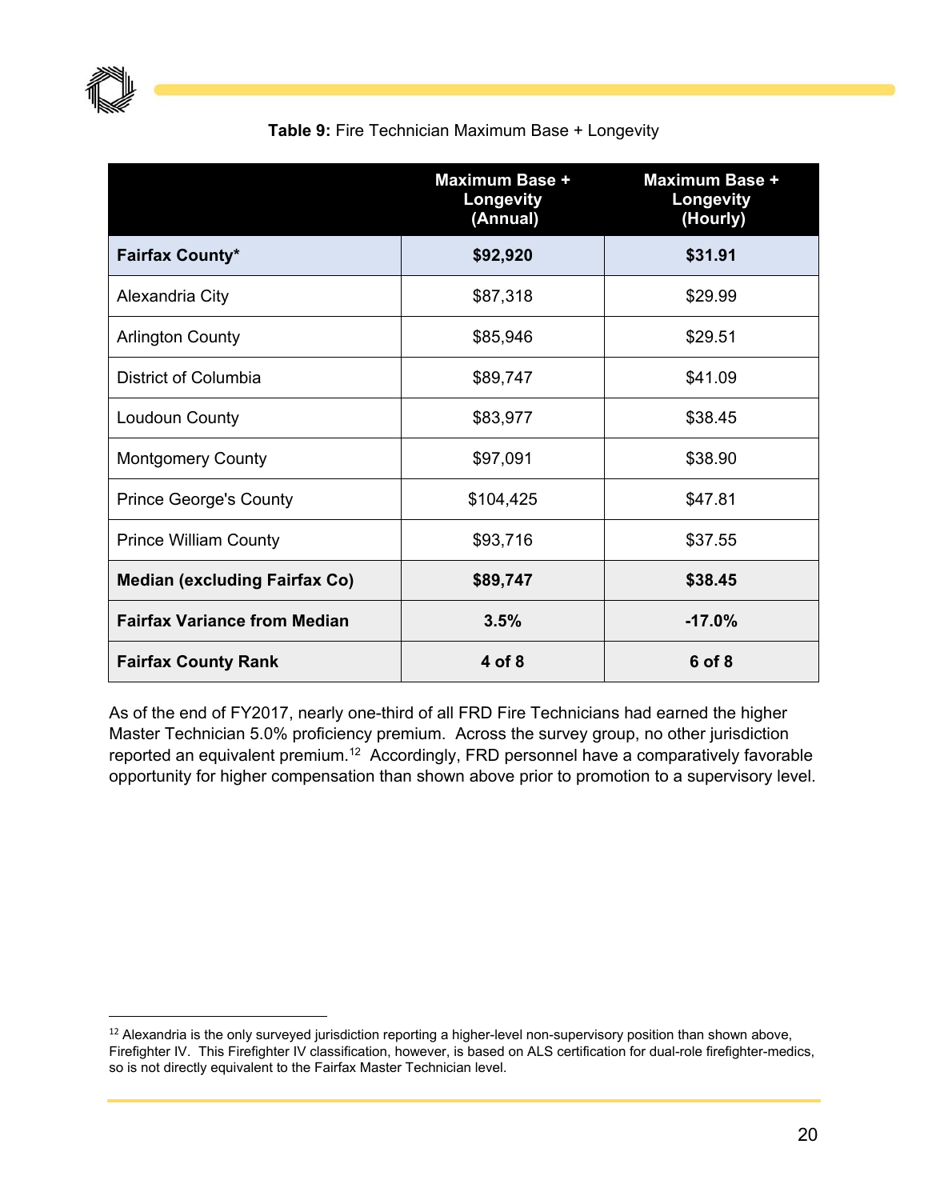**Table 9:** Fire Technician Maximum Base + Longevity

| | Maximum Base + Longevity (Annual) | Maximum Base + Longevity (Hourly) |
|---|---|---|
| **Fairfax County*** | **$92,920** | **$31.91** |
| Alexandria City | $87,318 | $29.99 |
| Arlington County | $85,946 | $29.51 |
| District of Columbia | $89,747 | $41.09 |
| Loudoun County | $83,977 | $38.45 |
| Montgomery County | $97,091 | $38.90 |
| Prince George's County | $104,425 | $47.81 |
| Prince William County | $93,716 | $37.55 |
| **Median (excluding Fairfax Co)** | **$89,747** | **$38.45** |
| **Fairfax Variance from Median** | **3.5%** | **-17.0%** |
| **Fairfax County Rank** | **4 of 8** | **6 of 8** |

As of the end of FY2017, nearly one-third of all FRD Fire Technicians had earned the higher Master Technician 5.0% proficiency premium. Across the survey group, no other jurisdiction reported an equivalent premium.[12] Accordingly, FRD personnel have a comparatively favorable opportunity for higher compensation than shown above prior to promotion to a supervisory level.

[12] Alexandria is the only surveyed jurisdiction reporting a higher-level non-supervisory position than shown above, Firefighter IV. This Firefighter IV classification, however, is based on ALS certification for dual-role firefighter-medics, so is not directly equivalent to the Fairfax Master Technician level.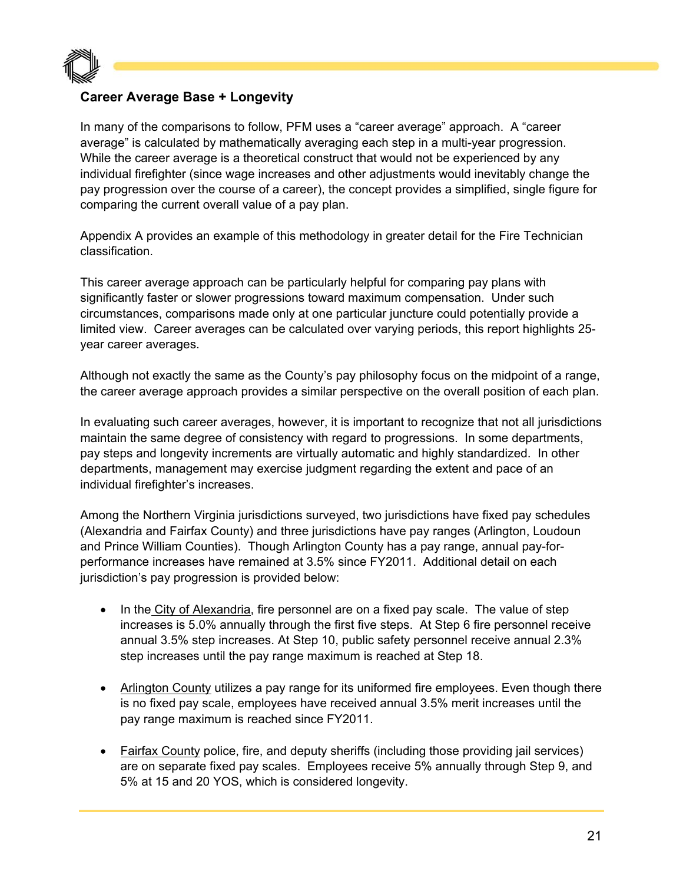## Career Average Base + Longevity

In many of the comparisons to follow, PFM uses a "career average" approach. A "career average" is calculated by mathematically averaging each step in a multi-year progression. While the career average is a theoretical construct that would not be experienced by any individual firefighter (since wage increases and other adjustments would inevitably change the pay progression over the course of a career), the concept provides a simplified, single figure for comparing the current overall value of a pay plan.

Appendix A provides an example of this methodology in greater detail for the Fire Technician classification.

This career average approach can be particularly helpful for comparing pay plans with significantly faster or slower progressions toward maximum compensation. Under such circumstances, comparisons made only at one particular juncture could potentially provide a limited view. Career averages can be calculated over varying periods, this report highlights 25-year career averages.

Although not exactly the same as the County's pay philosophy focus on the midpoint of a range, the career average approach provides a similar perspective on the overall position of each plan.

In evaluating such career averages, however, it is important to recognize that not all jurisdictions maintain the same degree of consistency with regard to progressions. In some departments, pay steps and longevity increments are virtually automatic and highly standardized. In other departments, management may exercise judgment regarding the extent and pace of an individual firefighter's increases.

Among the Northern Virginia jurisdictions surveyed, two jurisdictions have fixed pay schedules (Alexandria and Fairfax County) and three jurisdictions have pay ranges (Arlington, Loudoun and Prince William Counties). Though Arlington County has a pay range, annual pay-for-performance increases have remained at 3.5% since FY2011. Additional detail on each jurisdiction's pay progression is provided below:

- In the City of Alexandria, fire personnel are on a fixed pay scale. The value of step increases is 5.0% annually through the first five steps. At Step 6 fire personnel receive annual 3.5% step increases. At Step 10, public safety personnel receive annual 2.3% step increases until the pay range maximum is reached at Step 18.
- Arlington County utilizes a pay range for its uniformed fire employees. Even though there is no fixed pay scale, employees have received annual 3.5% merit increases until the pay range maximum is reached since FY2011.
- Fairfax County police, fire, and deputy sheriffs (including those providing jail services) are on separate fixed pay scales. Employees receive 5% annually through Step 9, and 5% at 15 and 20 YOS, which is considered longevity.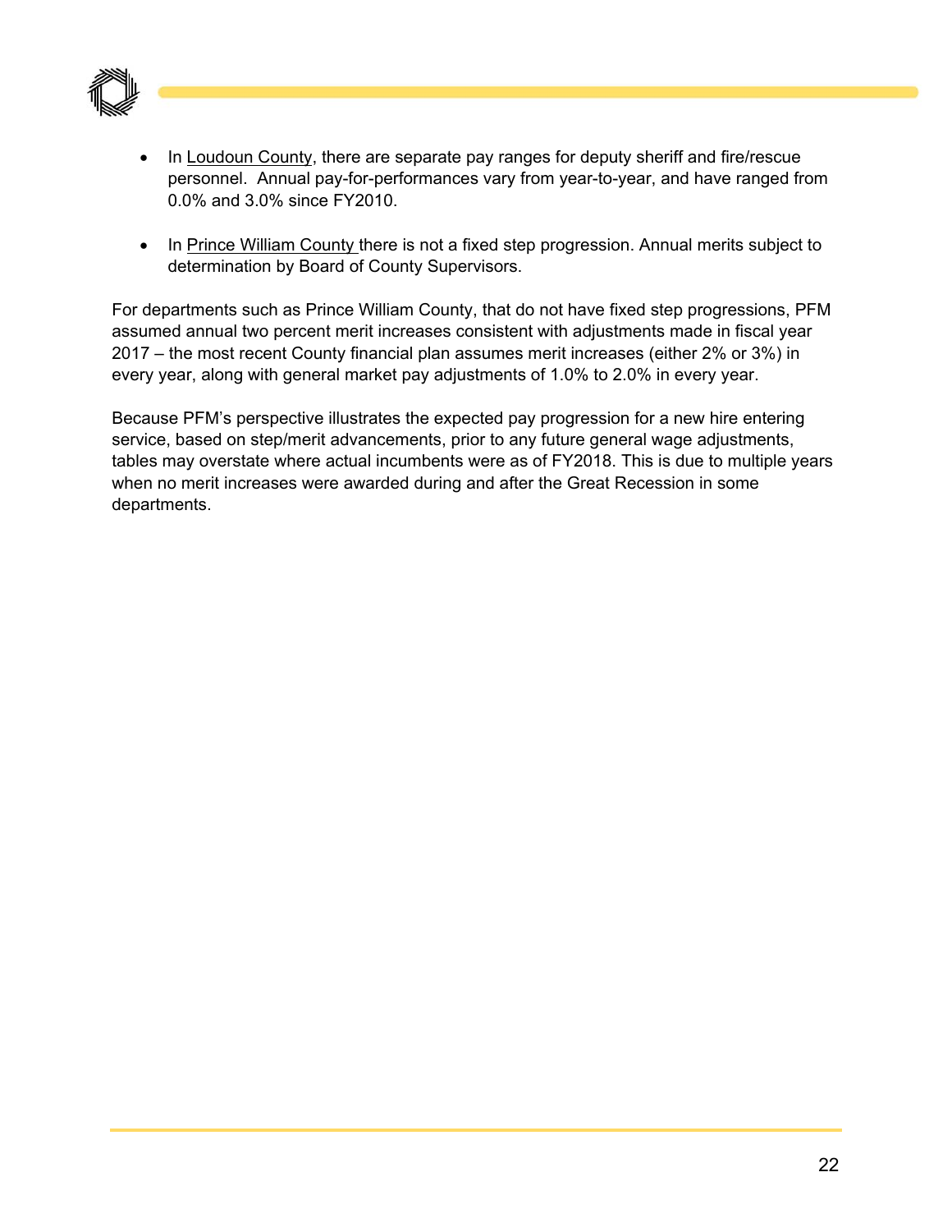- In Loudoun County, there are separate pay ranges for deputy sheriff and fire/rescue personnel. Annual pay-for-performances vary from year-to-year, and have ranged from 0.0% and 3.0% since FY2010.

- In Prince William County there is not a fixed step progression. Annual merits subject to determination by Board of County Supervisors.

For departments such as Prince William County, that do not have fixed step progressions, PFM assumed annual two percent merit increases consistent with adjustments made in fiscal year 2017 – the most recent County financial plan assumes merit increases (either 2% or 3%) in every year, along with general market pay adjustments of 1.0% to 2.0% in every year.

Because PFM's perspective illustrates the expected pay progression for a new hire entering service, based on step/merit advancements, prior to any future general wage adjustments, tables may overstate where actual incumbents were as of FY2018. This is due to multiple years when no merit increases were awarded during and after the Great Recession in some departments.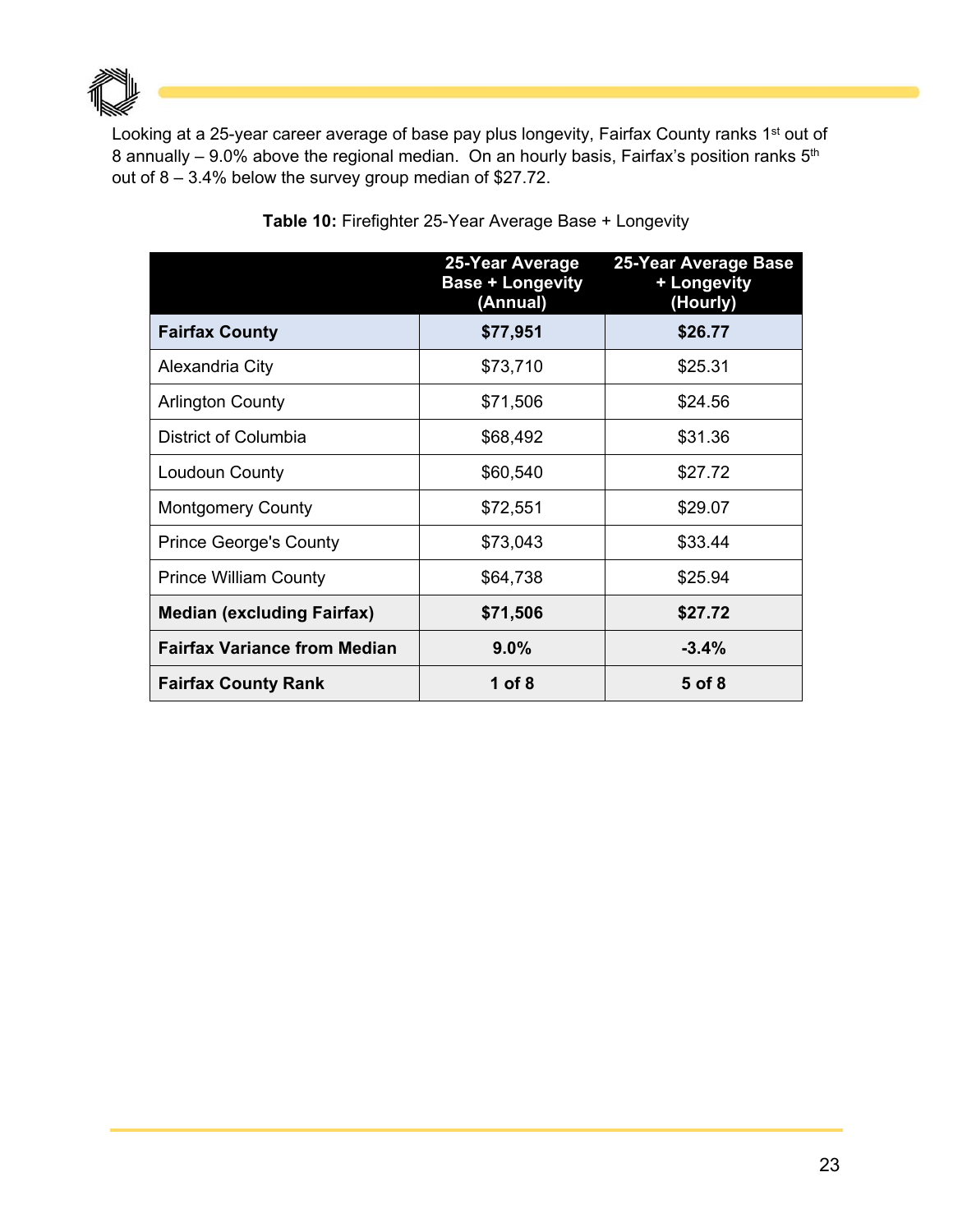Looking at a 25-year career average of base pay plus longevity, Fairfax County ranks 1st out of 8 annually – 9.0% above the regional median. On an hourly basis, Fairfax's position ranks 5th out of 8 – 3.4% below the survey group median of $27.72.

**Table 10:** Firefighter 25-Year Average Base + Longevity

| | 25-Year Average Base + Longevity (Annual) | 25-Year Average Base + Longevity (Hourly) |
|---|---|---|
| **Fairfax County** | **$77,951** | **$26.77** |
| Alexandria City | $73,710 | $25.31 |
| Arlington County | $71,506 | $24.56 |
| District of Columbia | $68,492 | $31.36 |
| Loudoun County | $60,540 | $27.72 |
| Montgomery County | $72,551 | $29.07 |
| Prince George's County | $73,043 | $33.44 |
| Prince William County | $64,738 | $25.94 |
| **Median (excluding Fairfax)** | **$71,506** | **$27.72** |
| **Fairfax Variance from Median** | **9.0%** | **-3.4%** |
| **Fairfax County Rank** | **1 of 8** | **5 of 8** |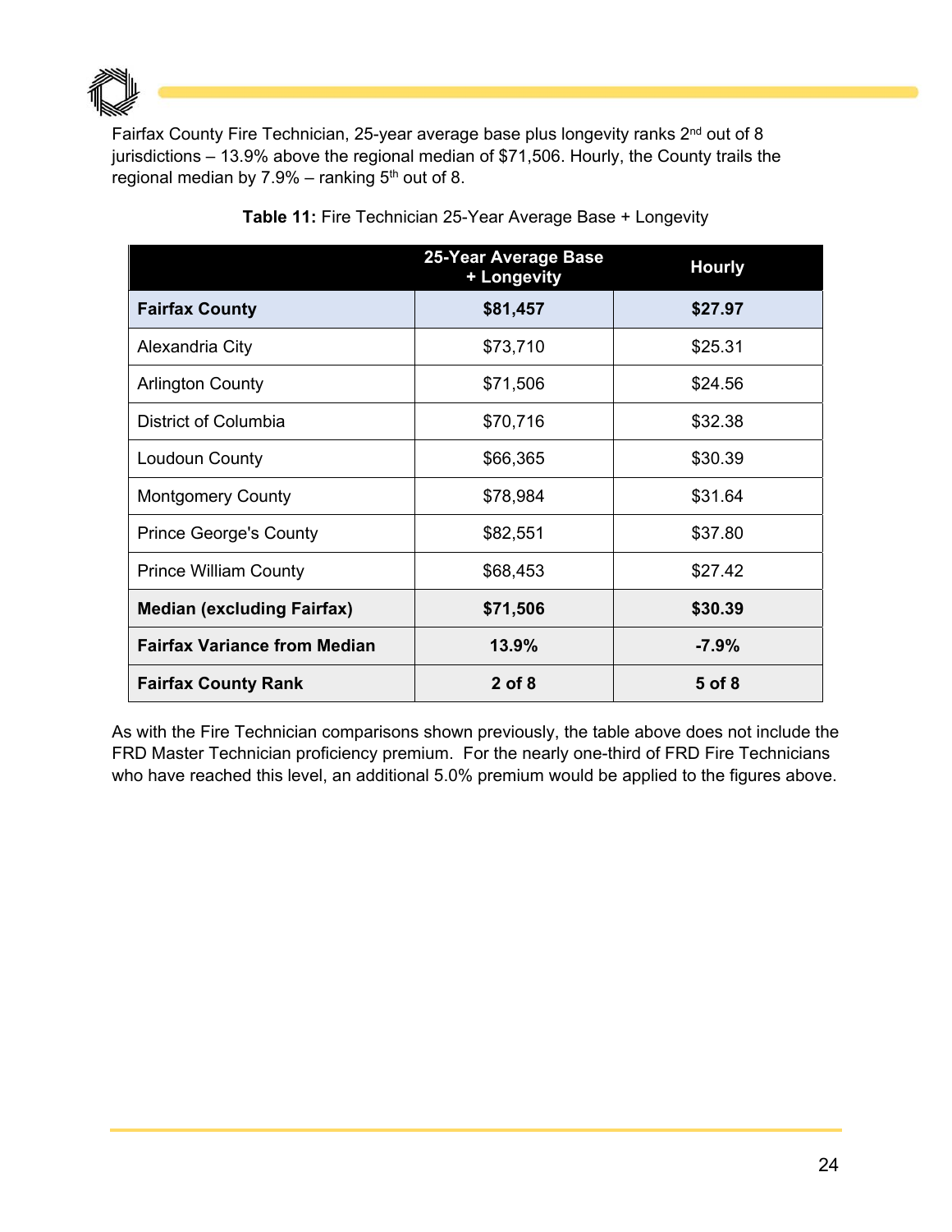Fairfax County Fire Technician, 25-year average base plus longevity ranks 2nd out of 8 jurisdictions – 13.9% above the regional median of $71,506. Hourly, the County trails the regional median by 7.9% – ranking 5th out of 8.

**Table 11:** Fire Technician 25-Year Average Base + Longevity

| | 25-Year Average Base + Longevity | Hourly |
|---|---|---|
| **Fairfax County** | **$81,457** | **$27.97** |
| Alexandria City | $73,710 | $25.31 |
| Arlington County | $71,506 | $24.56 |
| District of Columbia | $70,716 | $32.38 |
| Loudoun County | $66,365 | $30.39 |
| Montgomery County | $78,984 | $31.64 |
| Prince George's County | $82,551 | $37.80 |
| Prince William County | $68,453 | $27.42 |
| **Median (excluding Fairfax)** | **$71,506** | **$30.39** |
| **Fairfax Variance from Median** | **13.9%** | **-7.9%** |
| **Fairfax County Rank** | **2 of 8** | **5 of 8** |

As with the Fire Technician comparisons shown previously, the table above does not include the FRD Master Technician proficiency premium. For the nearly one-third of FRD Fire Technicians who have reached this level, an additional 5.0% premium would be applied to the figures above.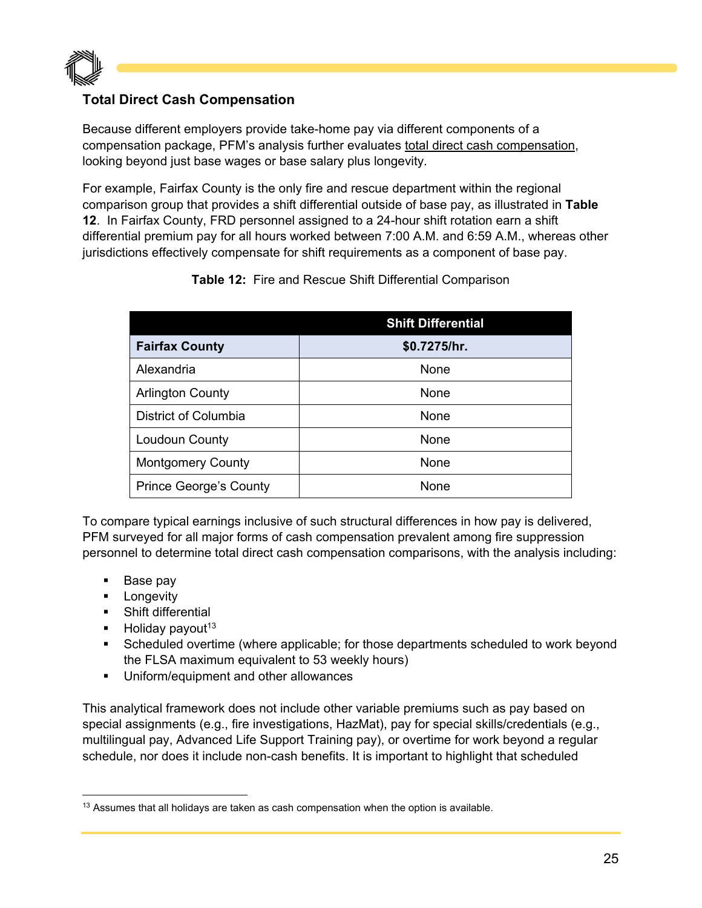### Total Direct Cash Compensation

Because different employers provide take-home pay via different components of a compensation package, PFM's analysis further evaluates total direct cash compensation, looking beyond just base wages or base salary plus longevity.

For example, Fairfax County is the only fire and rescue department within the regional comparison group that provides a shift differential outside of base pay, as illustrated in **Table 12**. In Fairfax County, FRD personnel assigned to a 24-hour shift rotation earn a shift differential premium pay for all hours worked between 7:00 A.M. and 6:59 A.M., whereas other jurisdictions effectively compensate for shift requirements as a component of base pay.

**Table 12:** Fire and Rescue Shift Differential Comparison

| | Shift Differential |
|---|---|
| **Fairfax County** | **$0.7275/hr.** |
| Alexandria | None |
| Arlington County | None |
| District of Columbia | None |
| Loudoun County | None |
| Montgomery County | None |
| Prince George's County | None |

To compare typical earnings inclusive of such structural differences in how pay is delivered, PFM surveyed for all major forms of cash compensation prevalent among fire suppression personnel to determine total direct cash compensation comparisons, with the analysis including:

- Base pay
- Longevity
- Shift differential
- Holiday payout[13]
- Scheduled overtime (where applicable; for those departments scheduled to work beyond the FLSA maximum equivalent to 53 weekly hours)
- Uniform/equipment and other allowances

This analytical framework does not include other variable premiums such as pay based on special assignments (e.g., fire investigations, HazMat), pay for special skills/credentials (e.g., multilingual pay, Advanced Life Support Training pay), or overtime for work beyond a regular schedule, nor does it include non-cash benefits. It is important to highlight that scheduled

[13] Assumes that all holidays are taken as cash compensation when the option is available.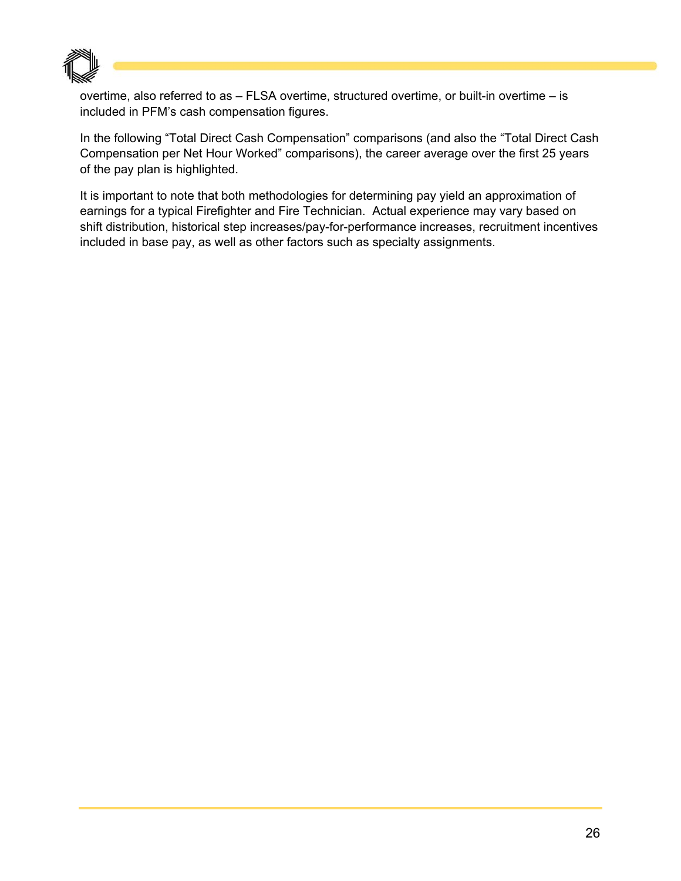overtime, also referred to as – FLSA overtime, structured overtime, or built-in overtime – is included in PFM's cash compensation figures.

In the following "Total Direct Cash Compensation" comparisons (and also the "Total Direct Cash Compensation per Net Hour Worked" comparisons), the career average over the first 25 years of the pay plan is highlighted.

It is important to note that both methodologies for determining pay yield an approximation of earnings for a typical Firefighter and Fire Technician. Actual experience may vary based on shift distribution, historical step increases/pay-for-performance increases, recruitment incentives included in base pay, as well as other factors such as specialty assignments.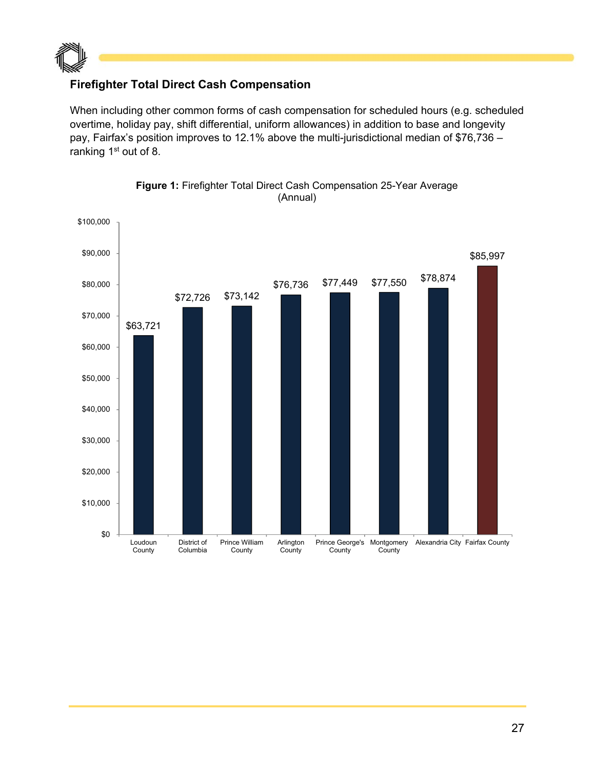### Firefighter Total Direct Cash Compensation

When including other common forms of cash compensation for scheduled hours (e.g. scheduled overtime, holiday pay, shift differential, uniform allowances) in addition to base and longevity pay, Fairfax's position improves to 12.1% above the multi-jurisdictional median of $76,736 – ranking 1st out of 8.

**Figure 1:** Firefighter Total Direct Cash Compensation 25-Year Average (Annual)

| Jurisdiction | Total Direct Cash Compensation |
|---|---|
| Loudoun County | $63,721 |
| District of Columbia | $72,726 |
| Prince William County | $73,142 |
| Arlington County | $76,736 |
| Prince George's County | $77,449 |
| Montgomery County | $77,550 |
| Alexandria City | $78,874 |
| Fairfax County | $85,997 |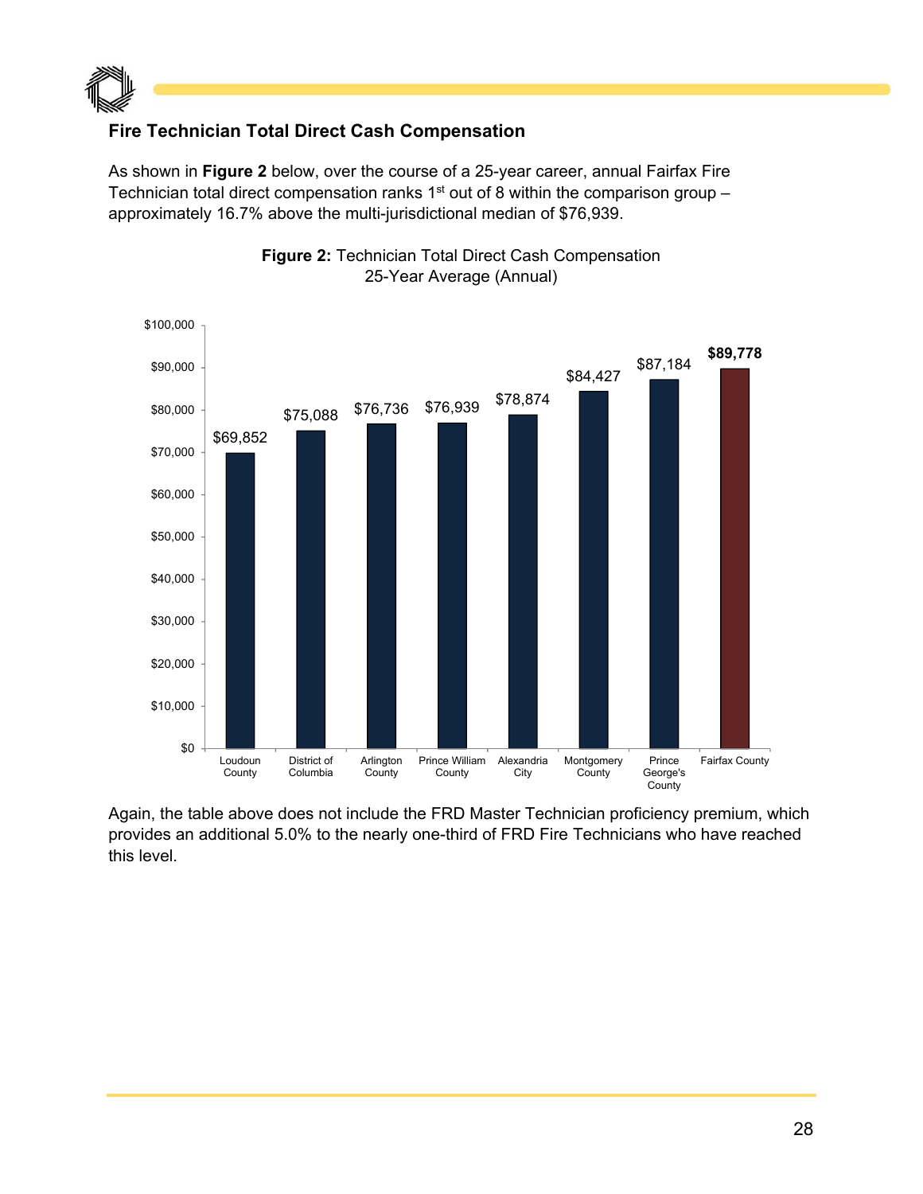### Fire Technician Total Direct Cash Compensation

As shown in **Figure 2** below, over the course of a 25-year career, annual Fairfax Fire Technician total direct compensation ranks 1st out of 8 within the comparison group – approximately 16.7% above the multi-jurisdictional median of $76,939.

**Figure 2:** Technician Total Direct Cash Compensation
25-Year Average (Annual)

| Jurisdiction | 25-Year Average (Annual) |
|---|---|
| Loudoun County | $69,852 |
| District of Columbia | $75,088 |
| Arlington County | $76,736 |
| Prince William County | $76,939 |
| Alexandria City | $78,874 |
| Montgomery County | $84,427 |
| Prince George's County | $87,184 |
| Fairfax County | **$89,778** |

Again, the table above does not include the FRD Master Technician proficiency premium, which provides an additional 5.0% to the nearly one-third of FRD Fire Technicians who have reached this level.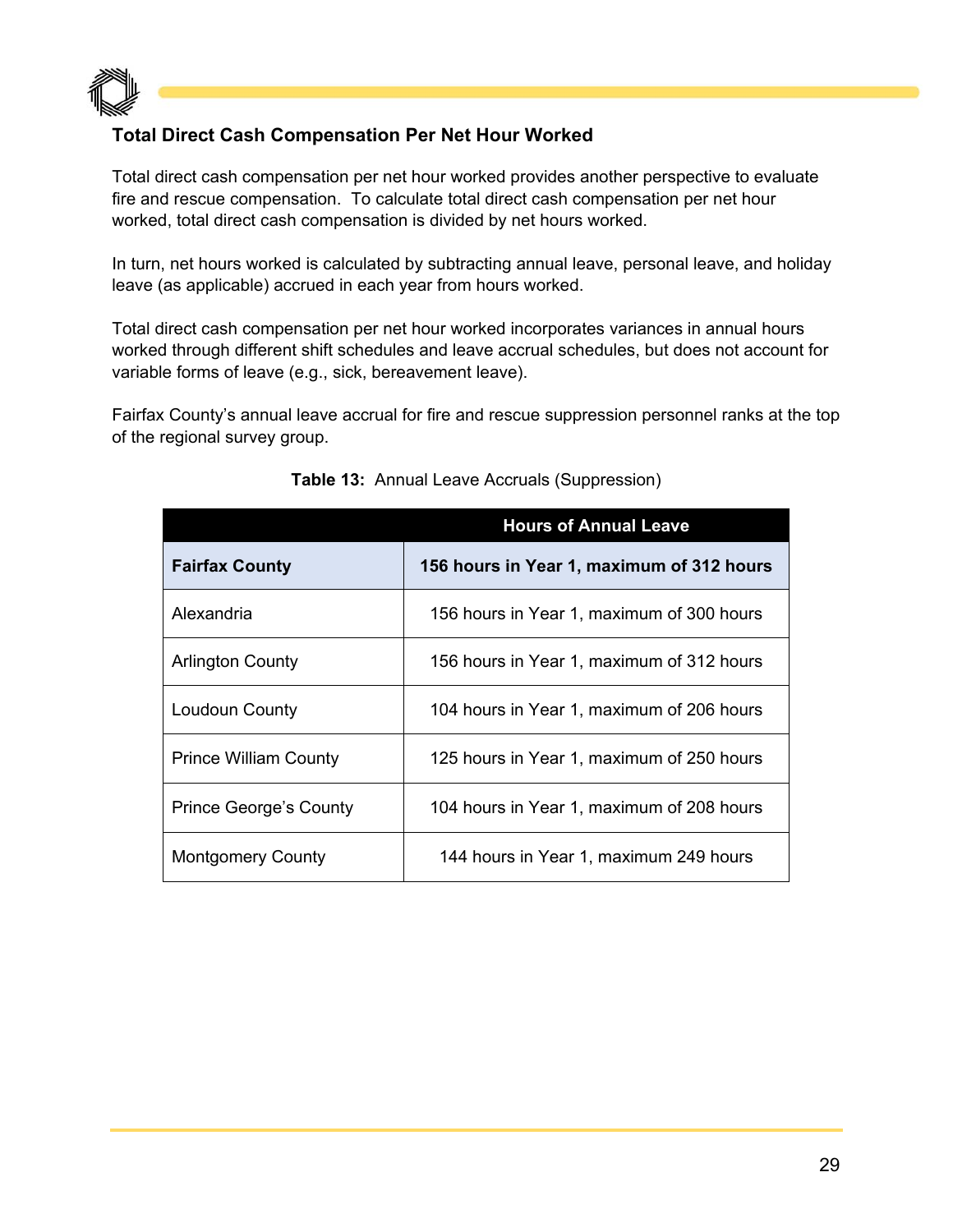### Total Direct Cash Compensation Per Net Hour Worked

Total direct cash compensation per net hour worked provides another perspective to evaluate fire and rescue compensation. To calculate total direct cash compensation per net hour worked, total direct cash compensation is divided by net hours worked.

In turn, net hours worked is calculated by subtracting annual leave, personal leave, and holiday leave (as applicable) accrued in each year from hours worked.

Total direct cash compensation per net hour worked incorporates variances in annual hours worked through different shift schedules and leave accrual schedules, but does not account for variable forms of leave (e.g., sick, bereavement leave).

Fairfax County's annual leave accrual for fire and rescue suppression personnel ranks at the top of the regional survey group.

**Table 13:** Annual Leave Accruals (Suppression)

| | Hours of Annual Leave |
|---|---|
| **Fairfax County** | **156 hours in Year 1, maximum of 312 hours** |
| Alexandria | 156 hours in Year 1, maximum of 300 hours |
| Arlington County | 156 hours in Year 1, maximum of 312 hours |
| Loudoun County | 104 hours in Year 1, maximum of 206 hours |
| Prince William County | 125 hours in Year 1, maximum of 250 hours |
| Prince George's County | 104 hours in Year 1, maximum of 208 hours |
| Montgomery County | 144 hours in Year 1, maximum 249 hours |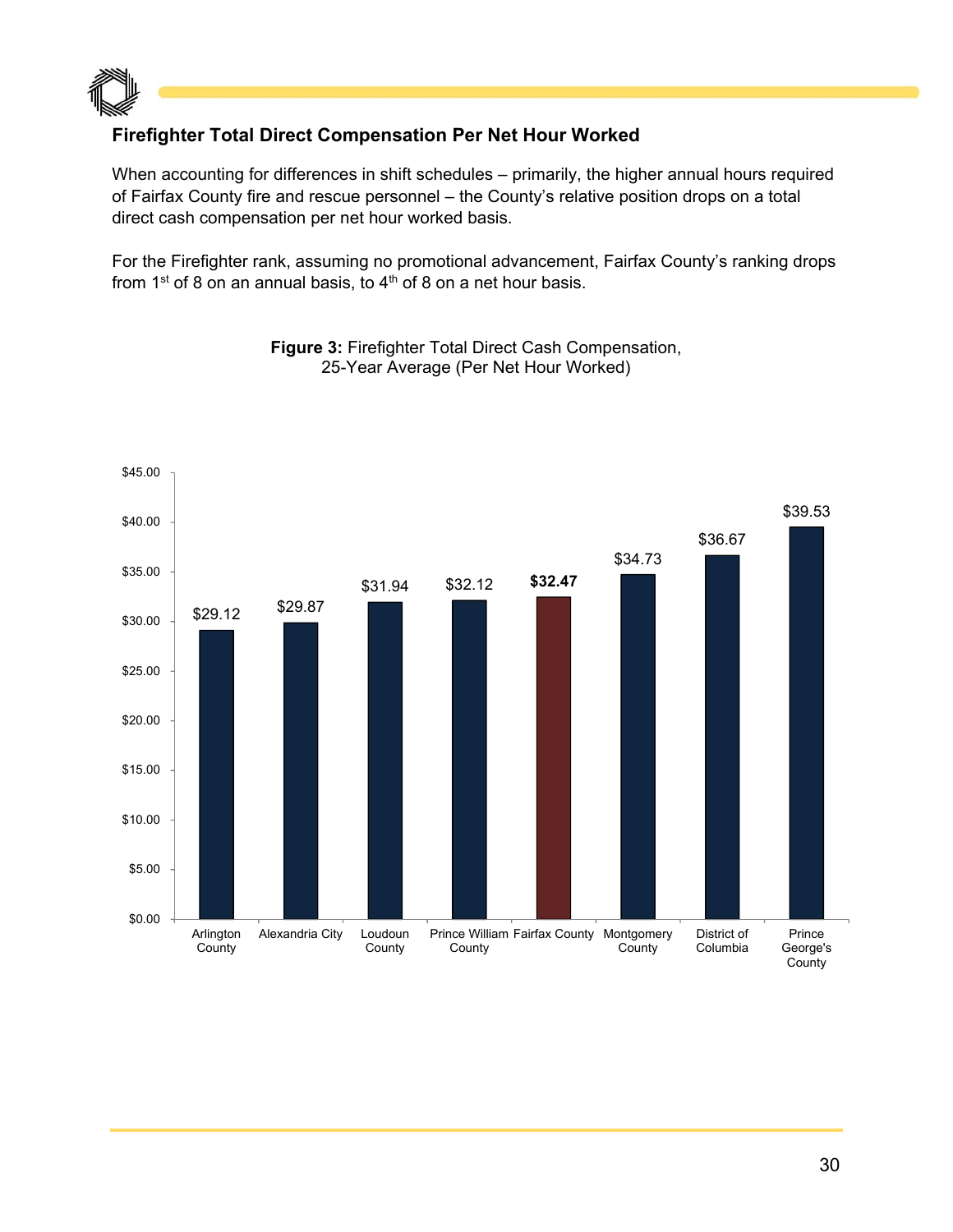## Firefighter Total Direct Compensation Per Net Hour Worked

When accounting for differences in shift schedules – primarily, the higher annual hours required of Fairfax County fire and rescue personnel – the County's relative position drops on a total direct cash compensation per net hour worked basis.

For the Firefighter rank, assuming no promotional advancement, Fairfax County's ranking drops from 1st of 8 on an annual basis, to 4th of 8 on a net hour basis.

**Figure 3:** Firefighter Total Direct Cash Compensation, 25-Year Average (Per Net Hour Worked)

| Jurisdiction | Per Net Hour Worked |
| --- | --- |
| Arlington County | $29.12 |
| Alexandria City | $29.87 |
| Loudoun County | $31.94 |
| Prince William County | $32.12 |
| **Fairfax County** | **$32.47** |
| Montgomery County | $34.73 |
| District of Columbia | $36.67 |
| Prince George's County | $39.53 |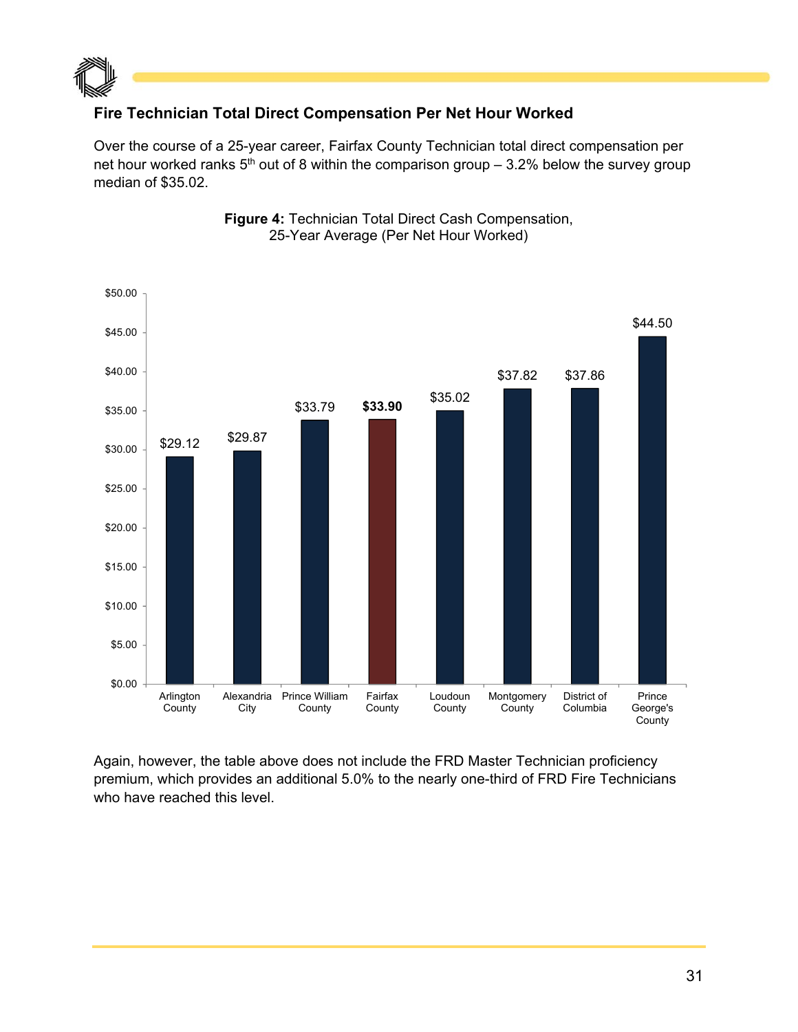### Fire Technician Total Direct Compensation Per Net Hour Worked

Over the course of a 25-year career, Fairfax County Technician total direct compensation per net hour worked ranks 5th out of 8 within the comparison group – 3.2% below the survey group median of $35.02.

**Figure 4:** Technician Total Direct Cash Compensation, 25-Year Average (Per Net Hour Worked)

| Jurisdiction | Per Net Hour Worked |
| --- | --- |
| Arlington County | $29.12 |
| Alexandria City | $29.87 |
| Prince William County | $33.79 |
| Fairfax County | **$33.90** |
| Loudoun County | $35.02 |
| Montgomery County | $37.82 |
| District of Columbia | $37.86 |
| Prince George's County | $44.50 |

Again, however, the table above does not include the FRD Master Technician proficiency premium, which provides an additional 5.0% to the nearly one-third of FRD Fire Technicians who have reached this level.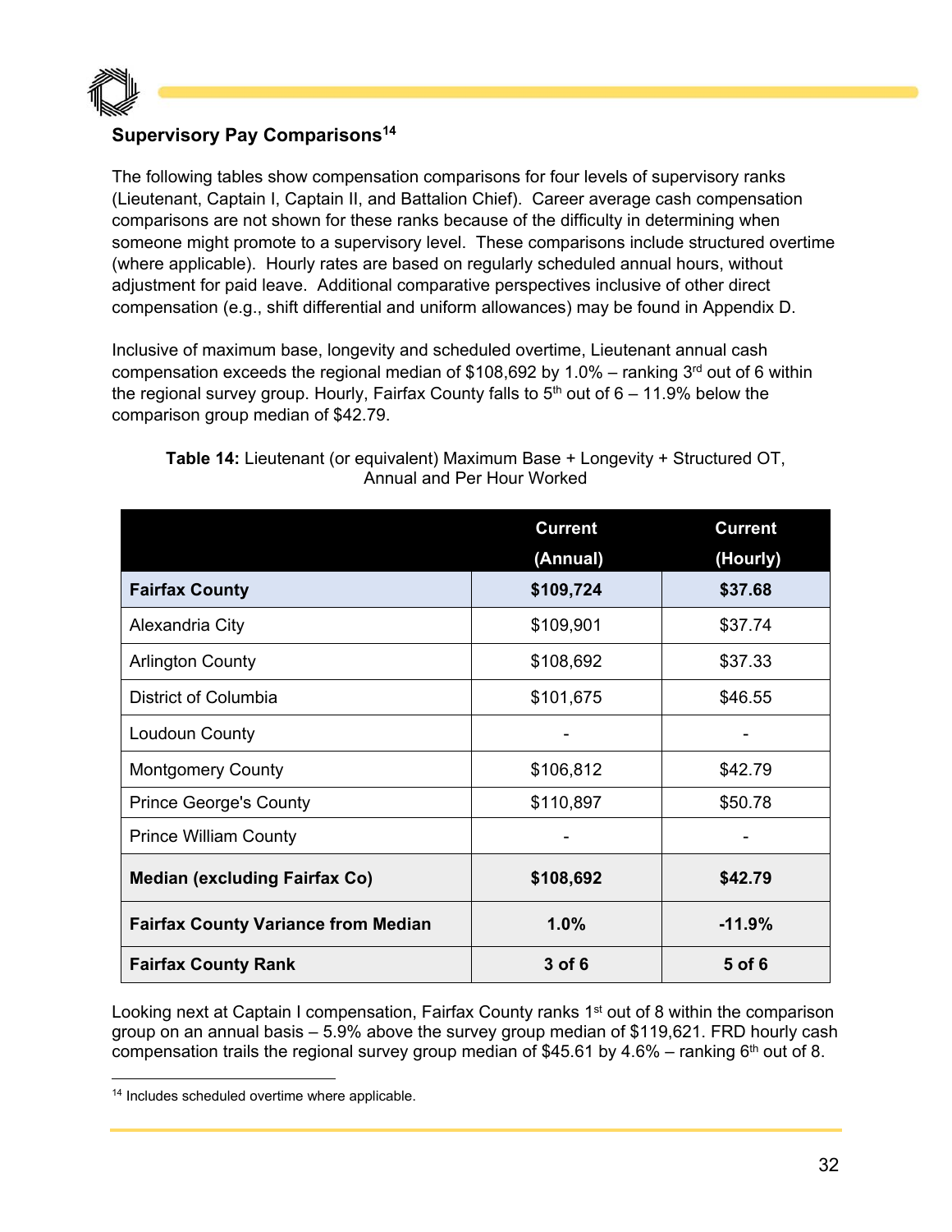## Supervisory Pay Comparisons[14]

The following tables show compensation comparisons for four levels of supervisory ranks (Lieutenant, Captain I, Captain II, and Battalion Chief). Career average cash compensation comparisons are not shown for these ranks because of the difficulty in determining when someone might promote to a supervisory level. These comparisons include structured overtime (where applicable). Hourly rates are based on regularly scheduled annual hours, without adjustment for paid leave. Additional comparative perspectives inclusive of other direct compensation (e.g., shift differential and uniform allowances) may be found in Appendix D.

Inclusive of maximum base, longevity and scheduled overtime, Lieutenant annual cash compensation exceeds the regional median of $108,692 by 1.0% – ranking 3rd out of 6 within the regional survey group. Hourly, Fairfax County falls to 5th out of 6 – 11.9% below the comparison group median of $42.79.

**Table 14:** Lieutenant (or equivalent) Maximum Base + Longevity + Structured OT, Annual and Per Hour Worked

| | Current (Annual) | Current (Hourly) |
|---|---|---|
| **Fairfax County** | **$109,724** | **$37.68** |
| Alexandria City | $109,901 | $37.74 |
| Arlington County | $108,692 | $37.33 |
| District of Columbia | $101,675 | $46.55 |
| Loudoun County | - | - |
| Montgomery County | $106,812 | $42.79 |
| Prince George's County | $110,897 | $50.78 |
| Prince William County | - | - |
| **Median (excluding Fairfax Co)** | **$108,692** | **$42.79** |
| **Fairfax County Variance from Median** | **1.0%** | **-11.9%** |
| **Fairfax County Rank** | **3 of 6** | **5 of 6** |

Looking next at Captain I compensation, Fairfax County ranks 1st out of 8 within the comparison group on an annual basis – 5.9% above the survey group median of $119,621. FRD hourly cash compensation trails the regional survey group median of $45.61 by 4.6% – ranking 6th out of 8.

[14] Includes scheduled overtime where applicable.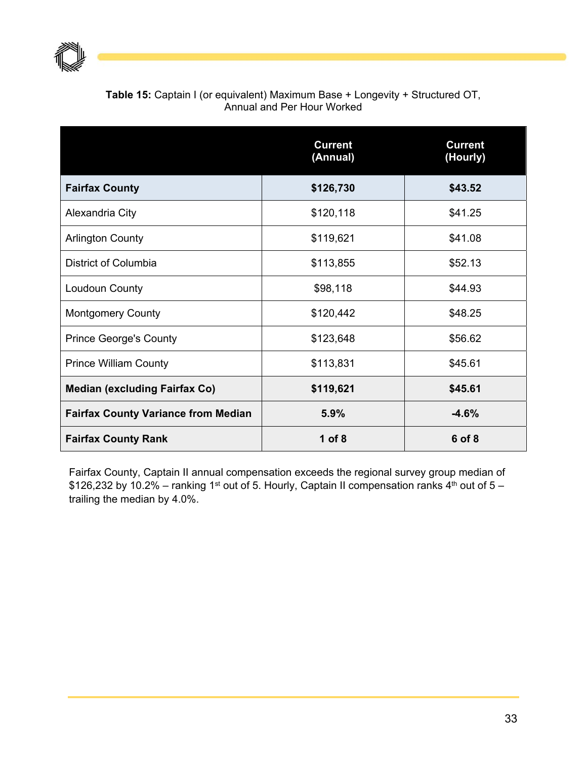**Table 15:** Captain I (or equivalent) Maximum Base + Longevity + Structured OT, Annual and Per Hour Worked

| | Current (Annual) | Current (Hourly) |
|---|---|---|
| **Fairfax County** | **$126,730** | **$43.52** |
| Alexandria City | $120,118 | $41.25 |
| Arlington County | $119,621 | $41.08 |
| District of Columbia | $113,855 | $52.13 |
| Loudoun County | $98,118 | $44.93 |
| Montgomery County | $120,442 | $48.25 |
| Prince George's County | $123,648 | $56.62 |
| Prince William County | $113,831 | $45.61 |
| **Median (excluding Fairfax Co)** | **$119,621** | **$45.61** |
| **Fairfax County Variance from Median** | **5.9%** | **-4.6%** |
| **Fairfax County Rank** | **1 of 8** | **6 of 8** |

Fairfax County, Captain II annual compensation exceeds the regional survey group median of $126,232 by 10.2% – ranking 1st out of 5. Hourly, Captain II compensation ranks 4th out of 5 – trailing the median by 4.0%.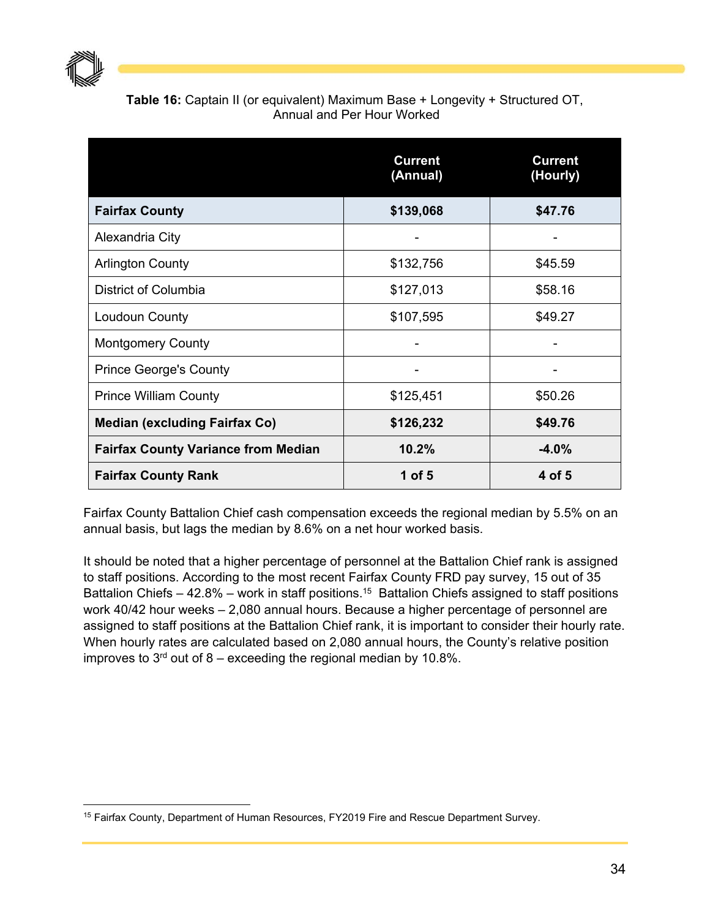**Table 16:** Captain II (or equivalent) Maximum Base + Longevity + Structured OT, Annual and Per Hour Worked

| | Current (Annual) | Current (Hourly) |
|---|---|---|
| **Fairfax County** | **$139,068** | **$47.76** |
| Alexandria City | - | - |
| Arlington County | $132,756 | $45.59 |
| District of Columbia | $127,013 | $58.16 |
| Loudoun County | $107,595 | $49.27 |
| Montgomery County | - | - |
| Prince George's County | - | - |
| Prince William County | $125,451 | $50.26 |
| **Median (excluding Fairfax Co)** | **$126,232** | **$49.76** |
| **Fairfax County Variance from Median** | **10.2%** | **-4.0%** |
| **Fairfax County Rank** | **1 of 5** | **4 of 5** |

Fairfax County Battalion Chief cash compensation exceeds the regional median by 5.5% on an annual basis, but lags the median by 8.6% on a net hour worked basis.

It should be noted that a higher percentage of personnel at the Battalion Chief rank is assigned to staff positions. According to the most recent Fairfax County FRD pay survey, 15 out of 35 Battalion Chiefs – 42.8% – work in staff positions.[15] Battalion Chiefs assigned to staff positions work 40/42 hour weeks – 2,080 annual hours. Because a higher percentage of personnel are assigned to staff positions at the Battalion Chief rank, it is important to consider their hourly rate. When hourly rates are calculated based on 2,080 annual hours, the County's relative position improves to 3rd out of 8 – exceeding the regional median by 10.8%.

[15] Fairfax County, Department of Human Resources, FY2019 Fire and Rescue Department Survey.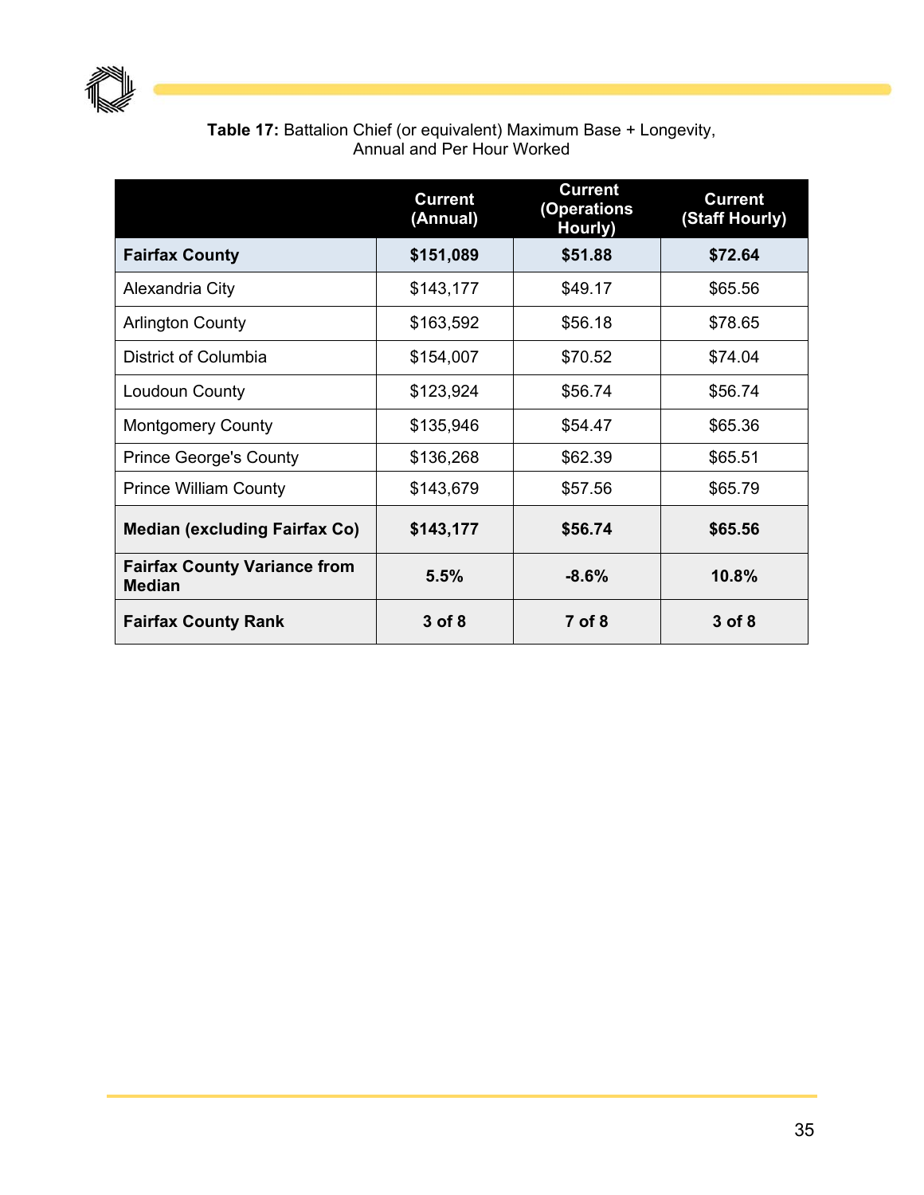**Table 17:** Battalion Chief (or equivalent) Maximum Base + Longevity, Annual and Per Hour Worked

| | Current (Annual) | Current (Operations Hourly) | Current (Staff Hourly) |
|---|---|---|---|
| **Fairfax County** | **$151,089** | **$51.88** | **$72.64** |
| Alexandria City | $143,177 | $49.17 | $65.56 |
| Arlington County | $163,592 | $56.18 | $78.65 |
| District of Columbia | $154,007 | $70.52 | $74.04 |
| Loudoun County | $123,924 | $56.74 | $56.74 |
| Montgomery County | $135,946 | $54.47 | $65.36 |
| Prince George's County | $136,268 | $62.39 | $65.51 |
| Prince William County | $143,679 | $57.56 | $65.79 |
| **Median (excluding Fairfax Co)** | **$143,177** | **$56.74** | **$65.56** |
| **Fairfax County Variance from Median** | **5.5%** | **-8.6%** | **10.8%** |
| **Fairfax County Rank** | **3 of 8** | **7 of 8** | **3 of 8** |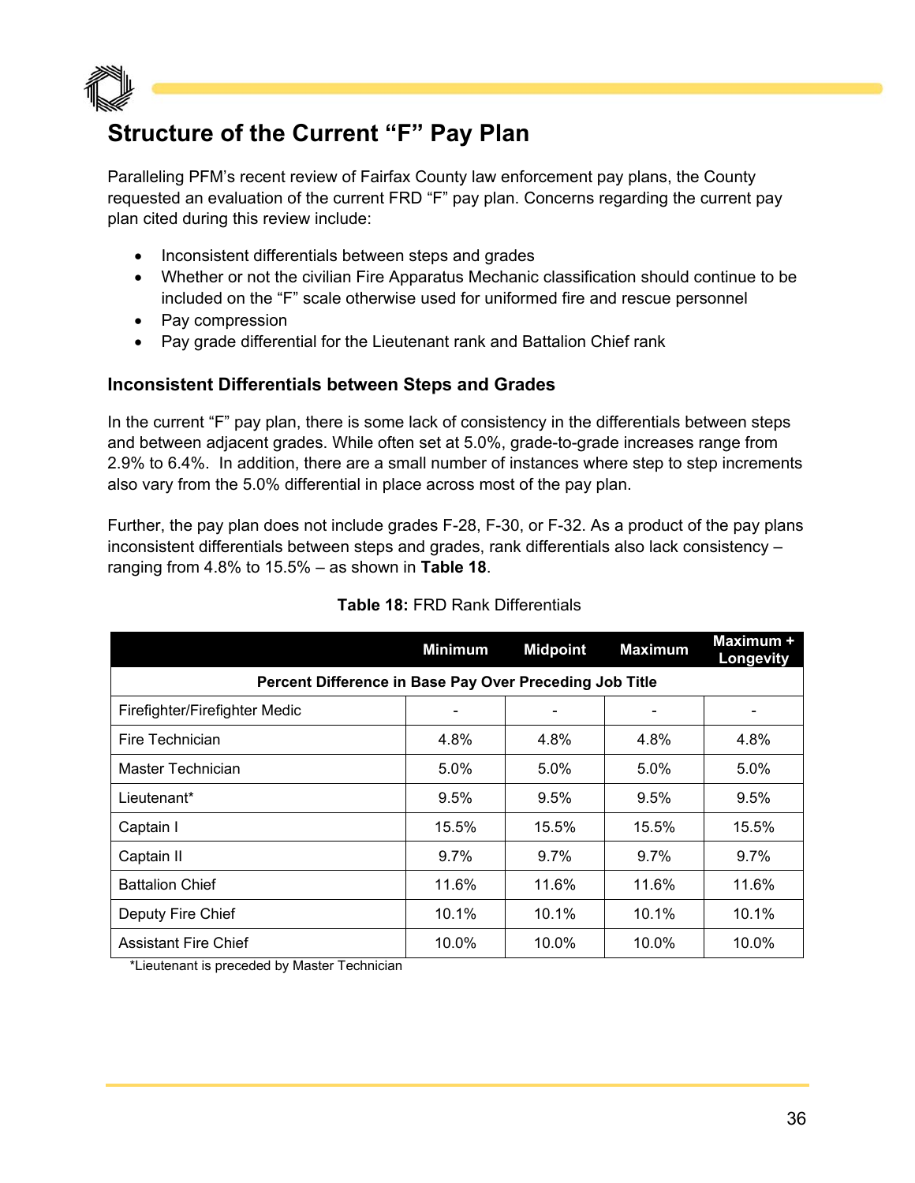## Structure of the Current “F” Pay Plan

Paralleling PFM’s recent review of Fairfax County law enforcement pay plans, the County requested an evaluation of the current FRD “F” pay plan. Concerns regarding the current pay plan cited during this review include:

- Inconsistent differentials between steps and grades
- Whether or not the civilian Fire Apparatus Mechanic classification should continue to be included on the “F” scale otherwise used for uniformed fire and rescue personnel
- Pay compression
- Pay grade differential for the Lieutenant rank and Battalion Chief rank

### Inconsistent Differentials between Steps and Grades

In the current “F” pay plan, there is some lack of consistency in the differentials between steps and between adjacent grades. While often set at 5.0%, grade-to-grade increases range from 2.9% to 6.4%. In addition, there are a small number of instances where step to step increments also vary from the 5.0% differential in place across most of the pay plan.

Further, the pay plan does not include grades F-28, F-30, or F-32. As a product of the pay plans inconsistent differentials between steps and grades, rank differentials also lack consistency – ranging from 4.8% to 15.5% – as shown in **Table 18**.

**Table 18:** FRD Rank Differentials

| | Minimum | Midpoint | Maximum | Maximum + Longevity |
|---|---|---|---|---|
| **Percent Difference in Base Pay Over Preceding Job Title** | | | | |
| Firefighter/Firefighter Medic | - | - | - | - |
| Fire Technician | 4.8% | 4.8% | 4.8% | 4.8% |
| Master Technician | 5.0% | 5.0% | 5.0% | 5.0% |
| Lieutenant* | 9.5% | 9.5% | 9.5% | 9.5% |
| Captain I | 15.5% | 15.5% | 15.5% | 15.5% |
| Captain II | 9.7% | 9.7% | 9.7% | 9.7% |
| Battalion Chief | 11.6% | 11.6% | 11.6% | 11.6% |
| Deputy Fire Chief | 10.1% | 10.1% | 10.1% | 10.1% |
| Assistant Fire Chief | 10.0% | 10.0% | 10.0% | 10.0% |

*Lieutenant is preceded by Master Technician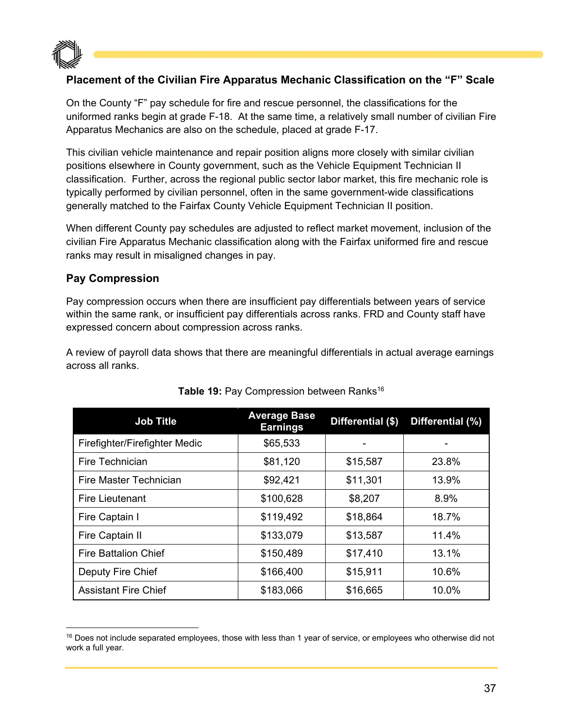### Placement of the Civilian Fire Apparatus Mechanic Classification on the "F" Scale

On the County "F" pay schedule for fire and rescue personnel, the classifications for the uniformed ranks begin at grade F-18. At the same time, a relatively small number of civilian Fire Apparatus Mechanics are also on the schedule, placed at grade F-17.

This civilian vehicle maintenance and repair position aligns more closely with similar civilian positions elsewhere in County government, such as the Vehicle Equipment Technician II classification. Further, across the regional public sector labor market, this fire mechanic role is typically performed by civilian personnel, often in the same government-wide classifications generally matched to the Fairfax County Vehicle Equipment Technician II position.

When different County pay schedules are adjusted to reflect market movement, inclusion of the civilian Fire Apparatus Mechanic classification along with the Fairfax uniformed fire and rescue ranks may result in misaligned changes in pay.

### Pay Compression

Pay compression occurs when there are insufficient pay differentials between years of service within the same rank, or insufficient pay differentials across ranks. FRD and County staff have expressed concern about compression across ranks.

A review of payroll data shows that there are meaningful differentials in actual average earnings across all ranks.

**Table 19:** Pay Compression between Ranks[16]

| Job Title | Average Base Earnings | Differential ($) | Differential (%) |
|---|---|---|---|
| Firefighter/Firefighter Medic | $65,533 | - | - |
| Fire Technician | $81,120 | $15,587 | 23.8% |
| Fire Master Technician | $92,421 | $11,301 | 13.9% |
| Fire Lieutenant | $100,628 | $8,207 | 8.9% |
| Fire Captain I | $119,492 | $18,864 | 18.7% |
| Fire Captain II | $133,079 | $13,587 | 11.4% |
| Fire Battalion Chief | $150,489 | $17,410 | 13.1% |
| Deputy Fire Chief | $166,400 | $15,911 | 10.6% |
| Assistant Fire Chief | $183,066 | $16,665 | 10.0% |

[16] Does not include separated employees, those with less than 1 year of service, or employees who otherwise did not work a full year.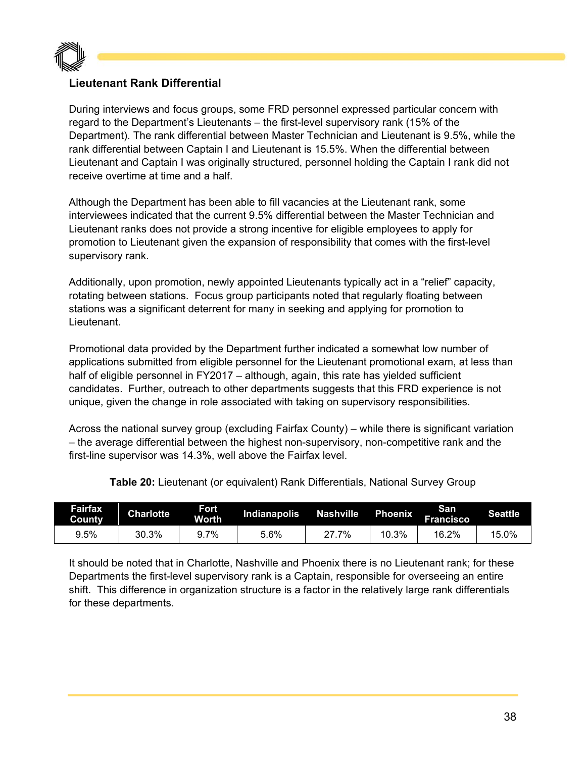### Lieutenant Rank Differential

During interviews and focus groups, some FRD personnel expressed particular concern with regard to the Department's Lieutenants – the first-level supervisory rank (15% of the Department). The rank differential between Master Technician and Lieutenant is 9.5%, while the rank differential between Captain I and Lieutenant is 15.5%. When the differential between Lieutenant and Captain I was originally structured, personnel holding the Captain I rank did not receive overtime at time and a half.

Although the Department has been able to fill vacancies at the Lieutenant rank, some interviewees indicated that the current 9.5% differential between the Master Technician and Lieutenant ranks does not provide a strong incentive for eligible employees to apply for promotion to Lieutenant given the expansion of responsibility that comes with the first-level supervisory rank.

Additionally, upon promotion, newly appointed Lieutenants typically act in a "relief" capacity, rotating between stations. Focus group participants noted that regularly floating between stations was a significant deterrent for many in seeking and applying for promotion to Lieutenant.

Promotional data provided by the Department further indicated a somewhat low number of applications submitted from eligible personnel for the Lieutenant promotional exam, at less than half of eligible personnel in FY2017 – although, again, this rate has yielded sufficient candidates. Further, outreach to other departments suggests that this FRD experience is not unique, given the change in role associated with taking on supervisory responsibilities.

Across the national survey group (excluding Fairfax County) – while there is significant variation – the average differential between the highest non-supervisory, non-competitive rank and the first-line supervisor was 14.3%, well above the Fairfax level.

**Table 20:** Lieutenant (or equivalent) Rank Differentials, National Survey Group

| Fairfax County | Charlotte | Fort Worth | Indianapolis | Nashville | Phoenix | San Francisco | Seattle |
|---|---|---|---|---|---|---|---|
| 9.5% | 30.3% | 9.7% | 5.6% | 27.7% | 10.3% | 16.2% | 15.0% |

It should be noted that in Charlotte, Nashville and Phoenix there is no Lieutenant rank; for these Departments the first-level supervisory rank is a Captain, responsible for overseeing an entire shift. This difference in organization structure is a factor in the relatively large rank differentials for these departments.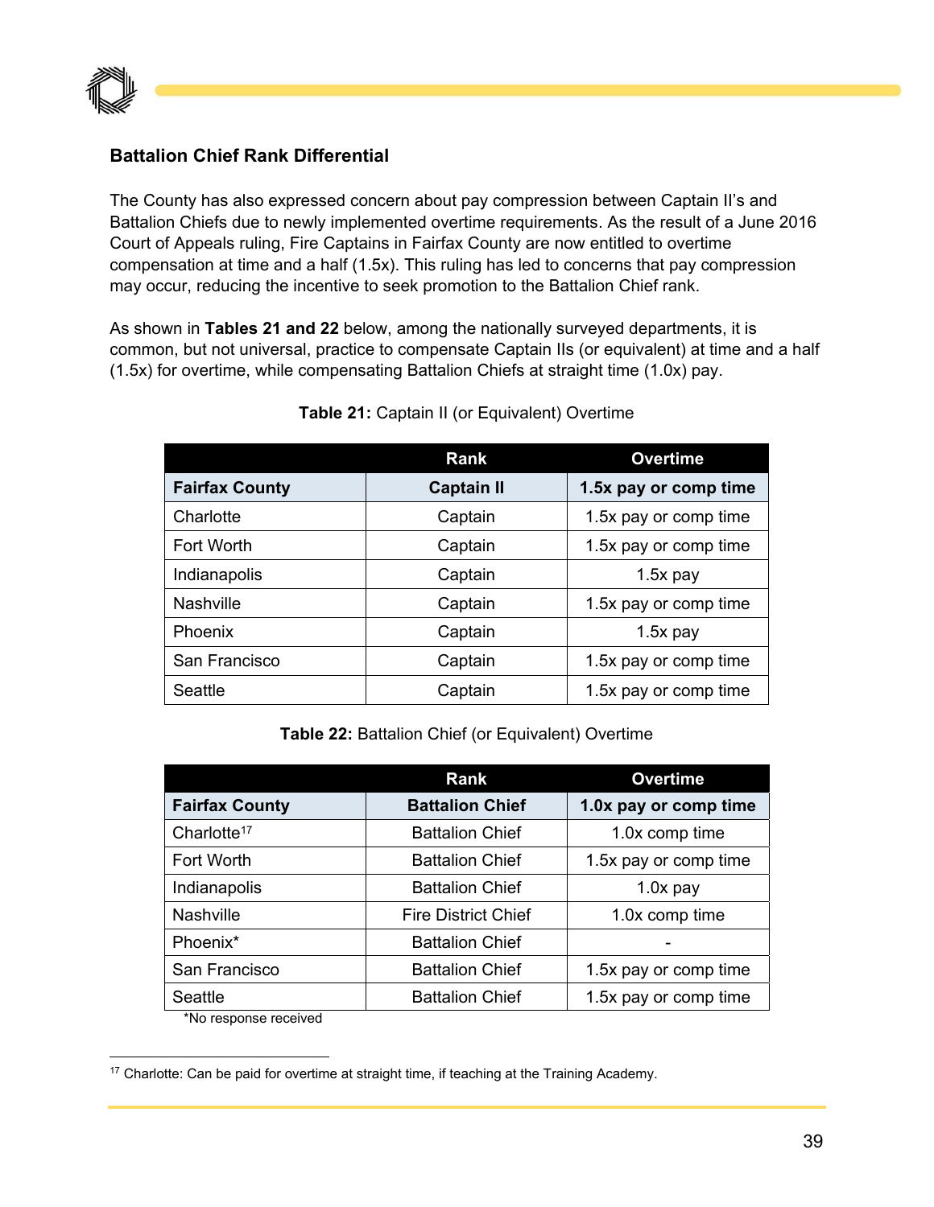### Battalion Chief Rank Differential

The County has also expressed concern about pay compression between Captain II's and Battalion Chiefs due to newly implemented overtime requirements. As the result of a June 2016 Court of Appeals ruling, Fire Captains in Fairfax County are now entitled to overtime compensation at time and a half (1.5x). This ruling has led to concerns that pay compression may occur, reducing the incentive to seek promotion to the Battalion Chief rank.

As shown in **Tables 21 and 22** below, among the nationally surveyed departments, it is common, but not universal, practice to compensate Captain IIs (or equivalent) at time and a half (1.5x) for overtime, while compensating Battalion Chiefs at straight time (1.0x) pay.

**Table 21:** Captain II (or Equivalent) Overtime

| | Rank | Overtime |
|---|---|---|
| **Fairfax County** | **Captain II** | **1.5x pay or comp time** |
| Charlotte | Captain | 1.5x pay or comp time |
| Fort Worth | Captain | 1.5x pay or comp time |
| Indianapolis | Captain | 1.5x pay |
| Nashville | Captain | 1.5x pay or comp time |
| Phoenix | Captain | 1.5x pay |
| San Francisco | Captain | 1.5x pay or comp time |
| Seattle | Captain | 1.5x pay or comp time |

**Table 22:** Battalion Chief (or Equivalent) Overtime

| | Rank | Overtime |
|---|---|---|
| **Fairfax County** | **Battalion Chief** | **1.0x pay or comp time** |
| Charlotte[17] | Battalion Chief | 1.0x comp time |
| Fort Worth | Battalion Chief | 1.5x pay or comp time |
| Indianapolis | Battalion Chief | 1.0x pay |
| Nashville | Fire District Chief | 1.0x comp time |
| Phoenix* | Battalion Chief | - |
| San Francisco | Battalion Chief | 1.5x pay or comp time |
| Seattle | Battalion Chief | 1.5x pay or comp time |

*No response received

[17] Charlotte: Can be paid for overtime at straight time, if teaching at the Training Academy.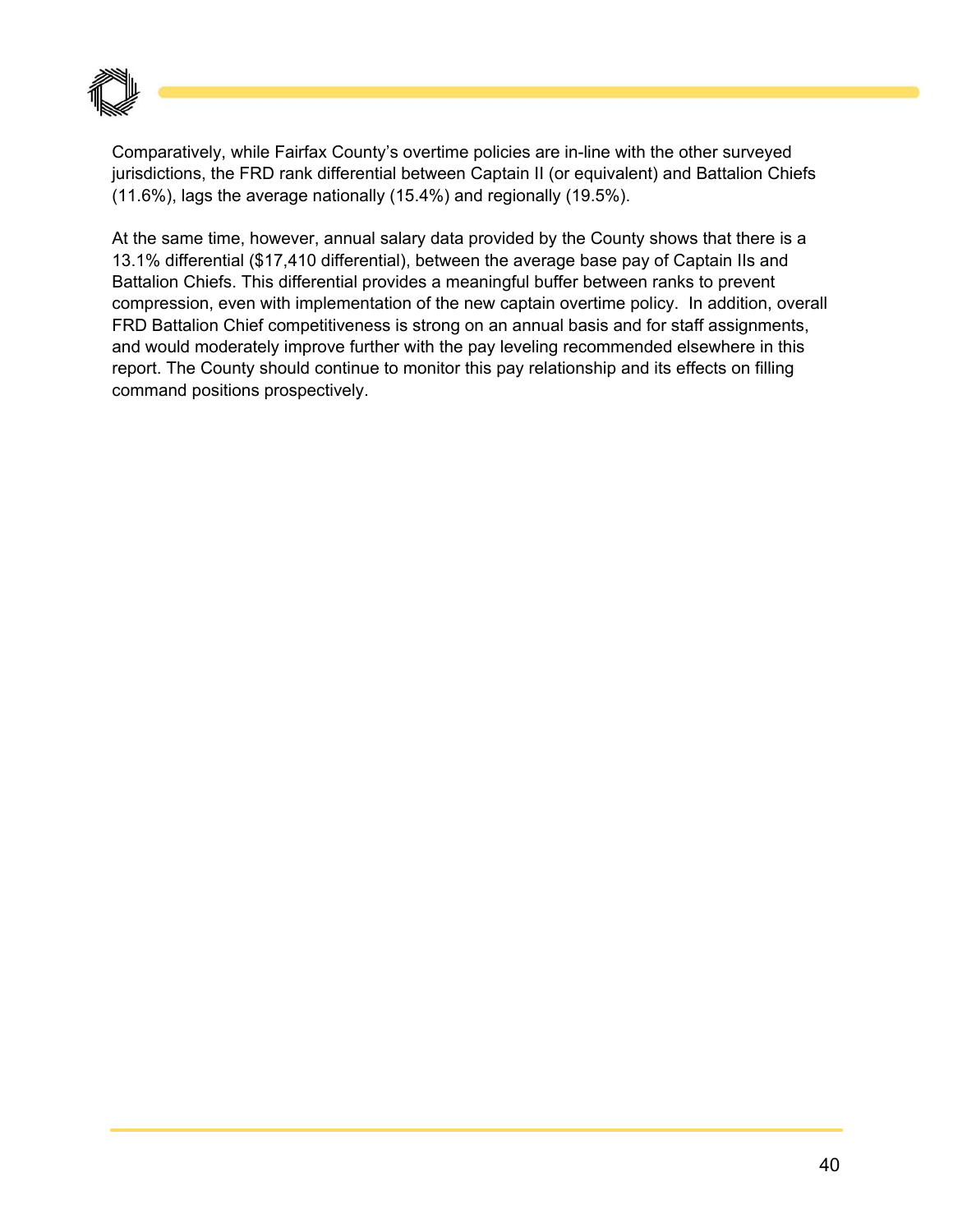Comparatively, while Fairfax County's overtime policies are in-line with the other surveyed jurisdictions, the FRD rank differential between Captain II (or equivalent) and Battalion Chiefs (11.6%), lags the average nationally (15.4%) and regionally (19.5%).

At the same time, however, annual salary data provided by the County shows that there is a 13.1% differential ($17,410 differential), between the average base pay of Captain IIs and Battalion Chiefs. This differential provides a meaningful buffer between ranks to prevent compression, even with implementation of the new captain overtime policy. In addition, overall FRD Battalion Chief competitiveness is strong on an annual basis and for staff assignments, and would moderately improve further with the pay leveling recommended elsewhere in this report. The County should continue to monitor this pay relationship and its effects on filling command positions prospectively.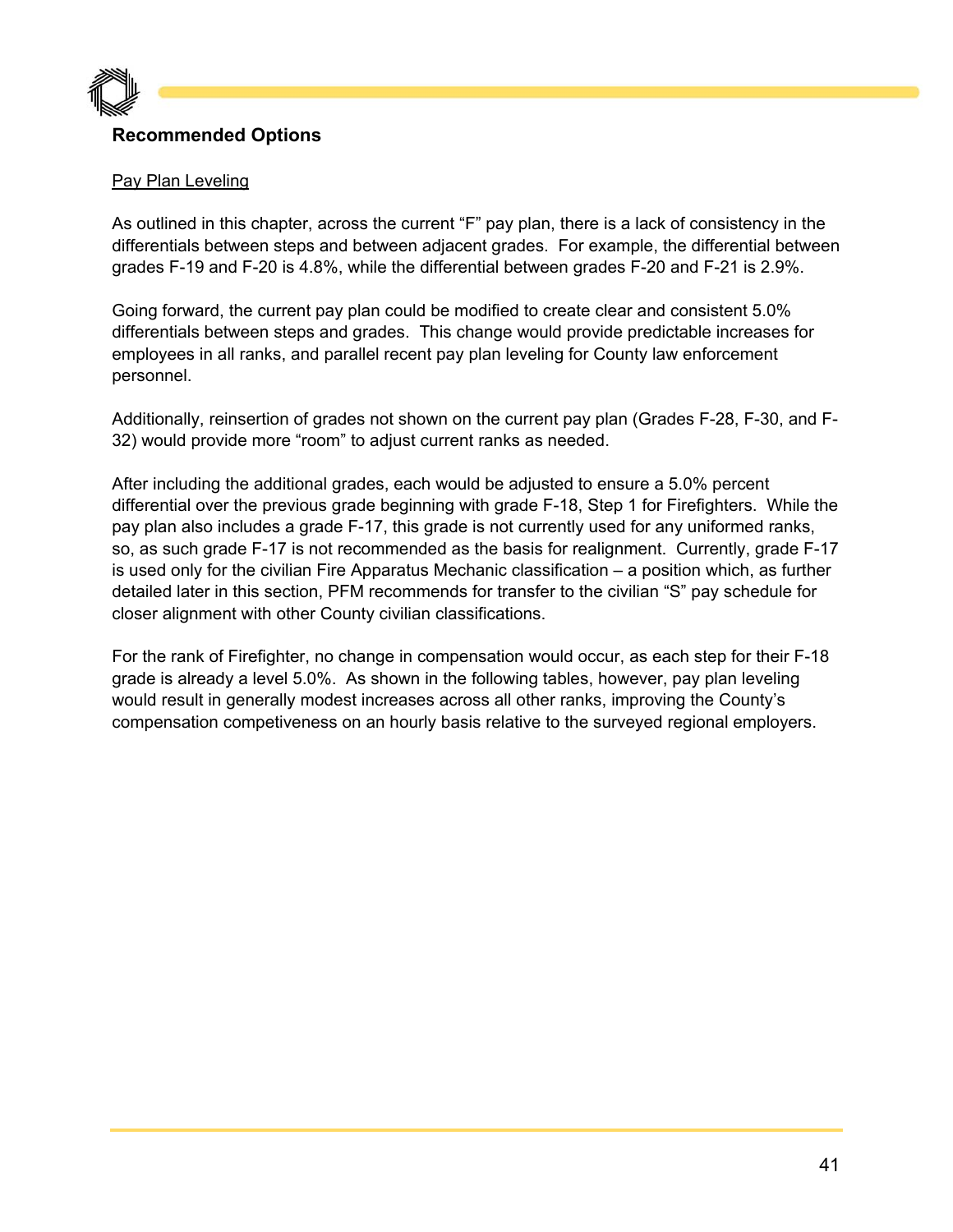## Recommended Options

Pay Plan Leveling

As outlined in this chapter, across the current "F" pay plan, there is a lack of consistency in the differentials between steps and between adjacent grades. For example, the differential between grades F-19 and F-20 is 4.8%, while the differential between grades F-20 and F-21 is 2.9%.

Going forward, the current pay plan could be modified to create clear and consistent 5.0% differentials between steps and grades. This change would provide predictable increases for employees in all ranks, and parallel recent pay plan leveling for County law enforcement personnel.

Additionally, reinsertion of grades not shown on the current pay plan (Grades F-28, F-30, and F-32) would provide more "room" to adjust current ranks as needed.

After including the additional grades, each would be adjusted to ensure a 5.0% percent differential over the previous grade beginning with grade F-18, Step 1 for Firefighters. While the pay plan also includes a grade F-17, this grade is not currently used for any uniformed ranks, so, as such grade F-17 is not recommended as the basis for realignment. Currently, grade F-17 is used only for the civilian Fire Apparatus Mechanic classification – a position which, as further detailed later in this section, PFM recommends for transfer to the civilian "S" pay schedule for closer alignment with other County civilian classifications.

For the rank of Firefighter, no change in compensation would occur, as each step for their F-18 grade is already a level 5.0%. As shown in the following tables, however, pay plan leveling would result in generally modest increases across all other ranks, improving the County's compensation competiveness on an hourly basis relative to the surveyed regional employers.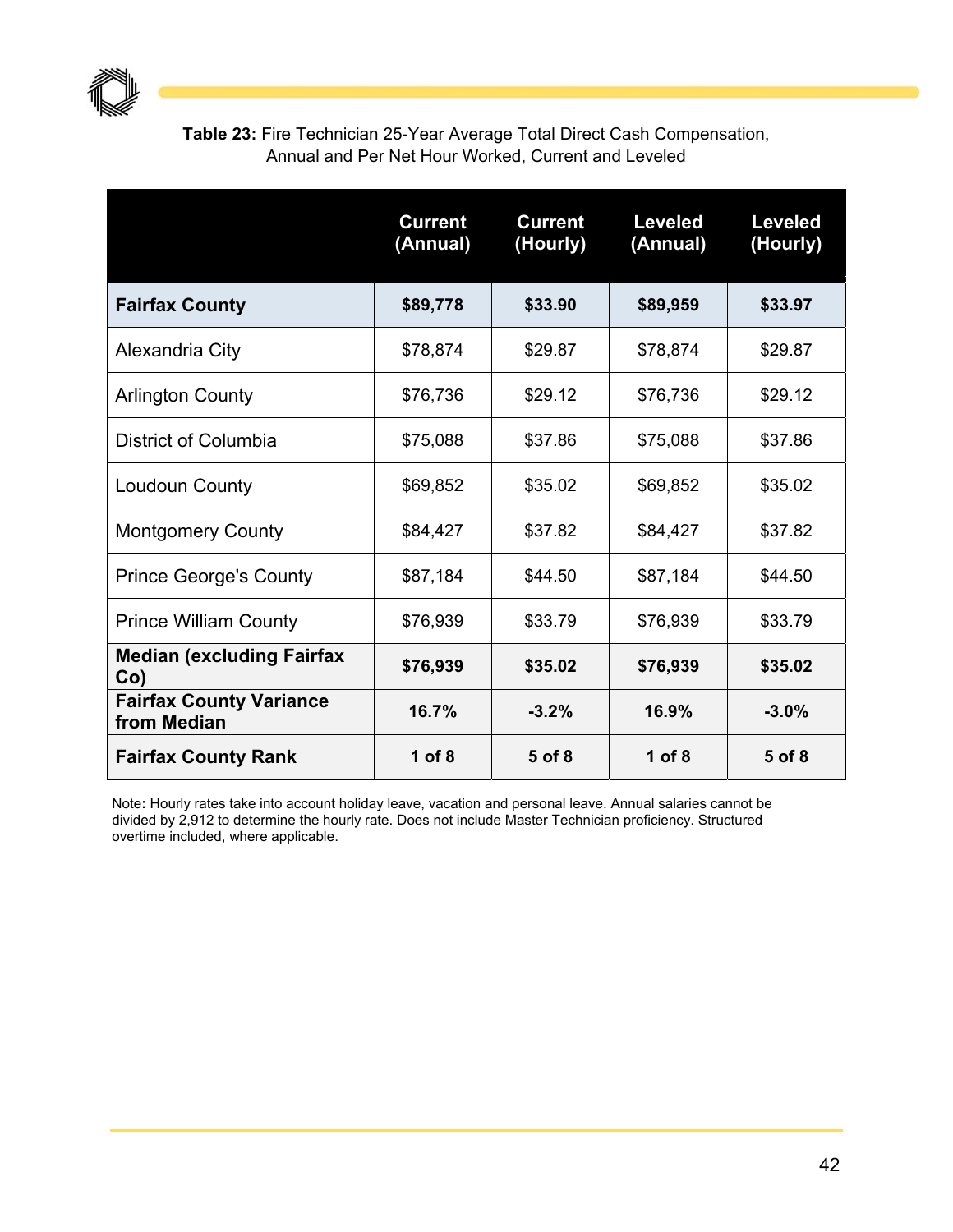**Table 23:** Fire Technician 25-Year Average Total Direct Cash Compensation, Annual and Per Net Hour Worked, Current and Leveled

| | Current (Annual) | Current (Hourly) | Leveled (Annual) | Leveled (Hourly) |
|---|---|---|---|---|
| **Fairfax County** | **$89,778** | **$33.90** | **$89,959** | **$33.97** |
| Alexandria City | $78,874 | $29.87 | $78,874 | $29.87 |
| Arlington County | $76,736 | $29.12 | $76,736 | $29.12 |
| District of Columbia | $75,088 | $37.86 | $75,088 | $37.86 |
| Loudoun County | $69,852 | $35.02 | $69,852 | $35.02 |
| Montgomery County | $84,427 | $37.82 | $84,427 | $37.82 |
| Prince George's County | $87,184 | $44.50 | $87,184 | $44.50 |
| Prince William County | $76,939 | $33.79 | $76,939 | $33.79 |
| **Median (excluding Fairfax Co)** | **$76,939** | **$35.02** | **$76,939** | **$35.02** |
| **Fairfax County Variance from Median** | **16.7%** | **-3.2%** | **16.9%** | **-3.0%** |
| **Fairfax County Rank** | **1 of 8** | **5 of 8** | **1 of 8** | **5 of 8** |

Note**:** Hourly rates take into account holiday leave, vacation and personal leave. Annual salaries cannot be divided by 2,912 to determine the hourly rate. Does not include Master Technician proficiency. Structured overtime included, where applicable.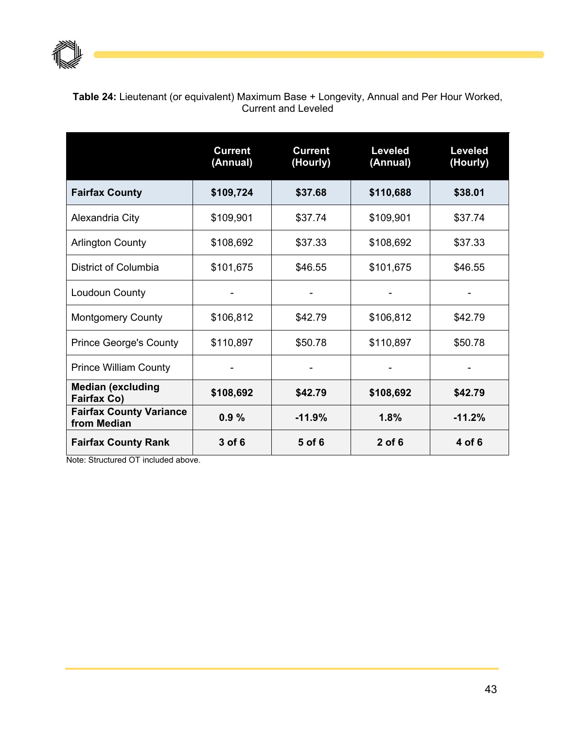**Table 24:** Lieutenant (or equivalent) Maximum Base + Longevity, Annual and Per Hour Worked, Current and Leveled

| | Current (Annual) | Current (Hourly) | Leveled (Annual) | Leveled (Hourly) |
|---|---|---|---|---|
| **Fairfax County** | **$109,724** | **$37.68** | **$110,688** | **$38.01** |
| Alexandria City | $109,901 | $37.74 | $109,901 | $37.74 |
| Arlington County | $108,692 | $37.33 | $108,692 | $37.33 |
| District of Columbia | $101,675 | $46.55 | $101,675 | $46.55 |
| Loudoun County | - | - | - | - |
| Montgomery County | $106,812 | $42.79 | $106,812 | $42.79 |
| Prince George's County | $110,897 | $50.78 | $110,897 | $50.78 |
| Prince William County | - | - | - | - |
| **Median (excluding Fairfax Co)** | **$108,692** | **$42.79** | **$108,692** | **$42.79** |
| **Fairfax County Variance from Median** | **0.9 %** | **-11.9%** | **1.8%** | **-11.2%** |
| **Fairfax County Rank** | **3 of 6** | **5 of 6** | **2 of 6** | **4 of 6** |

Note: Structured OT included above.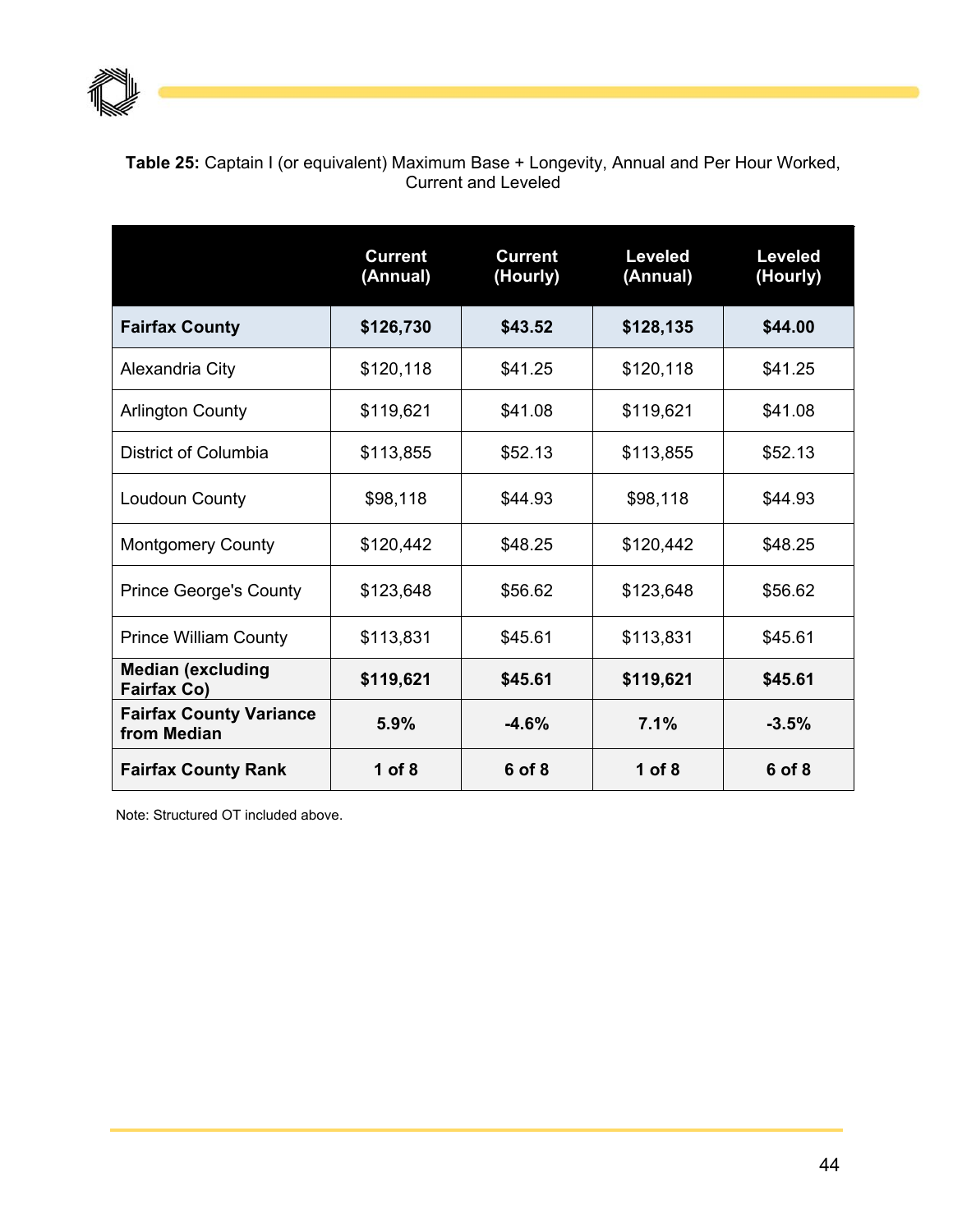**Table 25:** Captain I (or equivalent) Maximum Base + Longevity, Annual and Per Hour Worked, Current and Leveled

| | Current (Annual) | Current (Hourly) | Leveled (Annual) | Leveled (Hourly) |
|---|---|---|---|---|
| **Fairfax County** | **$126,730** | **$43.52** | **$128,135** | **$44.00** |
| Alexandria City | $120,118 | $41.25 | $120,118 | $41.25 |
| Arlington County | $119,621 | $41.08 | $119,621 | $41.08 |
| District of Columbia | $113,855 | $52.13 | $113,855 | $52.13 |
| Loudoun County | $98,118 | $44.93 | $98,118 | $44.93 |
| Montgomery County | $120,442 | $48.25 | $120,442 | $48.25 |
| Prince George's County | $123,648 | $56.62 | $123,648 | $56.62 |
| Prince William County | $113,831 | $45.61 | $113,831 | $45.61 |
| **Median (excluding Fairfax Co)** | **$119,621** | **$45.61** | **$119,621** | **$45.61** |
| **Fairfax County Variance from Median** | **5.9%** | **-4.6%** | **7.1%** | **-3.5%** |
| **Fairfax County Rank** | **1 of 8** | **6 of 8** | **1 of 8** | **6 of 8** |

Note: Structured OT included above.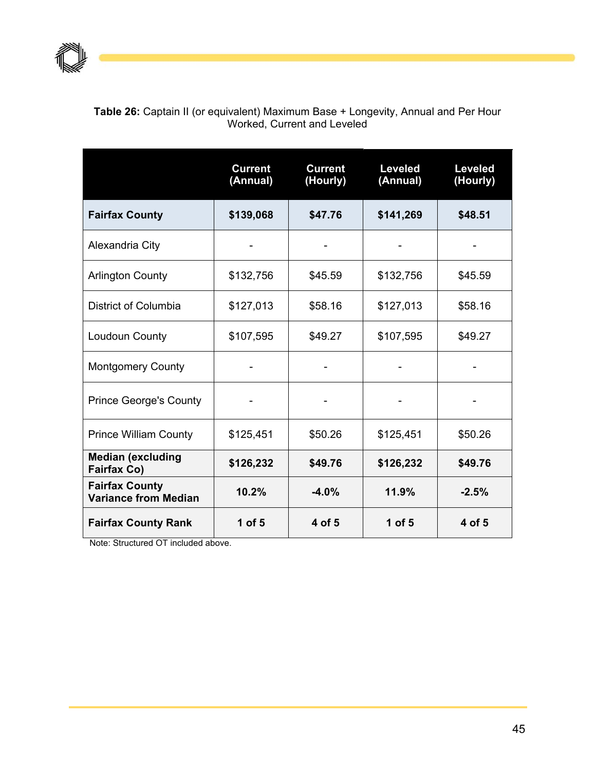**Table 26:** Captain II (or equivalent) Maximum Base + Longevity, Annual and Per Hour Worked, Current and Leveled

| | Current (Annual) | Current (Hourly) | Leveled (Annual) | Leveled (Hourly) |
|---|---|---|---|---|
| **Fairfax County** | **$139,068** | **$47.76** | **$141,269** | **$48.51** |
| Alexandria City | - | - | - | - |
| Arlington County | $132,756 | $45.59 | $132,756 | $45.59 |
| District of Columbia | $127,013 | $58.16 | $127,013 | $58.16 |
| Loudoun County | $107,595 | $49.27 | $107,595 | $49.27 |
| Montgomery County | - | - | - | - |
| Prince George's County | - | - | - | - |
| Prince William County | $125,451 | $50.26 | $125,451 | $50.26 |
| **Median (excluding Fairfax Co)** | **$126,232** | **$49.76** | **$126,232** | **$49.76** |
| **Fairfax County Variance from Median** | **10.2%** | **-4.0%** | **11.9%** | **-2.5%** |
| **Fairfax County Rank** | **1 of 5** | **4 of 5** | **1 of 5** | **4 of 5** |

Note: Structured OT included above.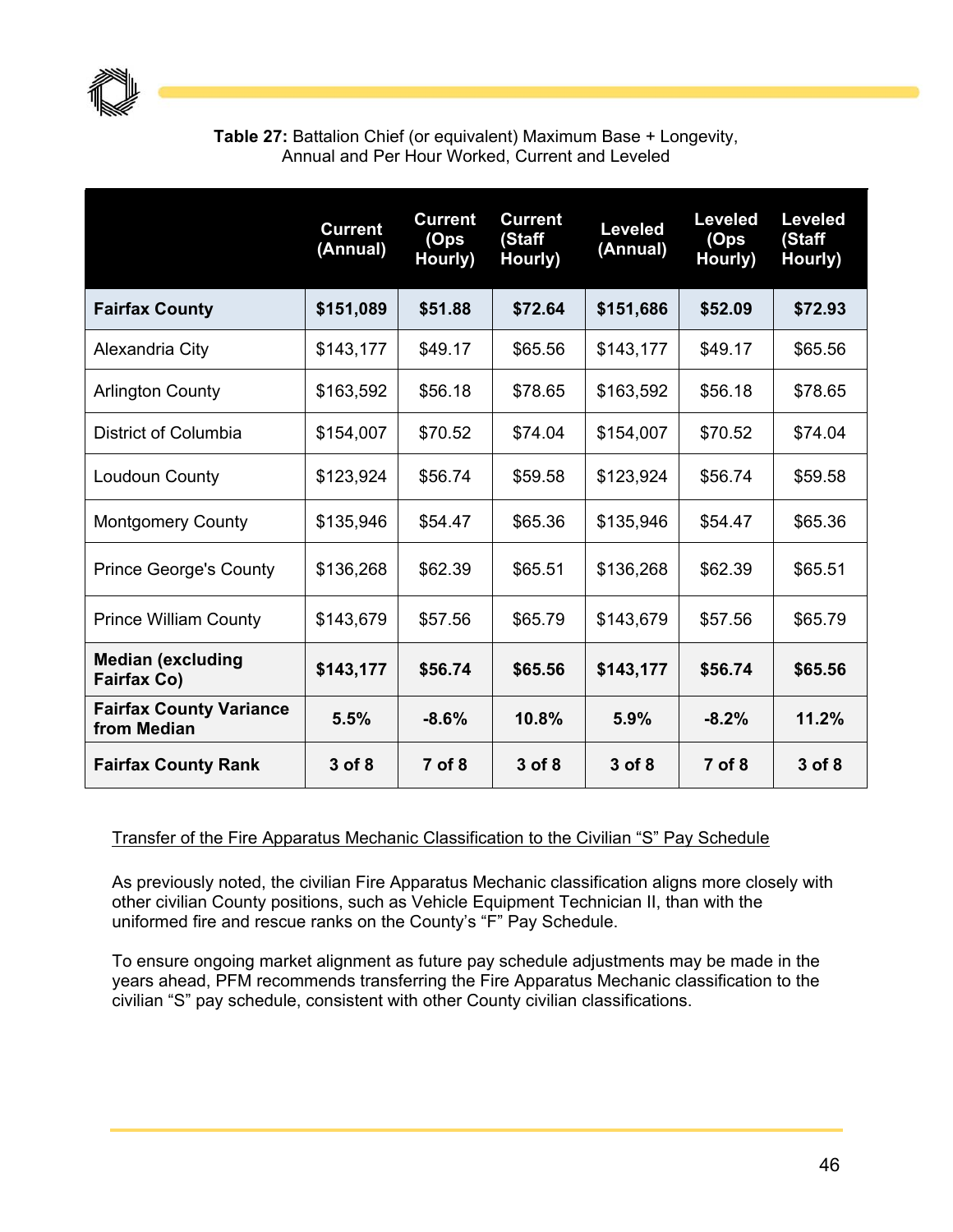**Table 27:** Battalion Chief (or equivalent) Maximum Base + Longevity, Annual and Per Hour Worked, Current and Leveled

| | Current (Annual) | Current (Ops Hourly) | Current (Staff Hourly) | Leveled (Annual) | Leveled (Ops Hourly) | Leveled (Staff Hourly) |
|---|---|---|---|---|---|---|
| **Fairfax County** | **$151,089** | **$51.88** | **$72.64** | **$151,686** | **$52.09** | **$72.93** |
| Alexandria City | $143,177 | $49.17 | $65.56 | $143,177 | $49.17 | $65.56 |
| Arlington County | $163,592 | $56.18 | $78.65 | $163,592 | $56.18 | $78.65 |
| District of Columbia | $154,007 | $70.52 | $74.04 | $154,007 | $70.52 | $74.04 |
| Loudoun County | $123,924 | $56.74 | $59.58 | $123,924 | $56.74 | $59.58 |
| Montgomery County | $135,946 | $54.47 | $65.36 | $135,946 | $54.47 | $65.36 |
| Prince George's County | $136,268 | $62.39 | $65.51 | $136,268 | $62.39 | $65.51 |
| Prince William County | $143,679 | $57.56 | $65.79 | $143,679 | $57.56 | $65.79 |
| **Median (excluding Fairfax Co)** | **$143,177** | **$56.74** | **$65.56** | **$143,177** | **$56.74** | **$65.56** |
| **Fairfax County Variance from Median** | **5.5%** | **-8.6%** | **10.8%** | **5.9%** | **-8.2%** | **11.2%** |
| **Fairfax County Rank** | **3 of 8** | **7 of 8** | **3 of 8** | **3 of 8** | **7 of 8** | **3 of 8** |

Transfer of the Fire Apparatus Mechanic Classification to the Civilian "S" Pay Schedule

As previously noted, the civilian Fire Apparatus Mechanic classification aligns more closely with other civilian County positions, such as Vehicle Equipment Technician II, than with the uniformed fire and rescue ranks on the County's "F" Pay Schedule.

To ensure ongoing market alignment as future pay schedule adjustments may be made in the years ahead, PFM recommends transferring the Fire Apparatus Mechanic classification to the civilian "S" pay schedule, consistent with other County civilian classifications.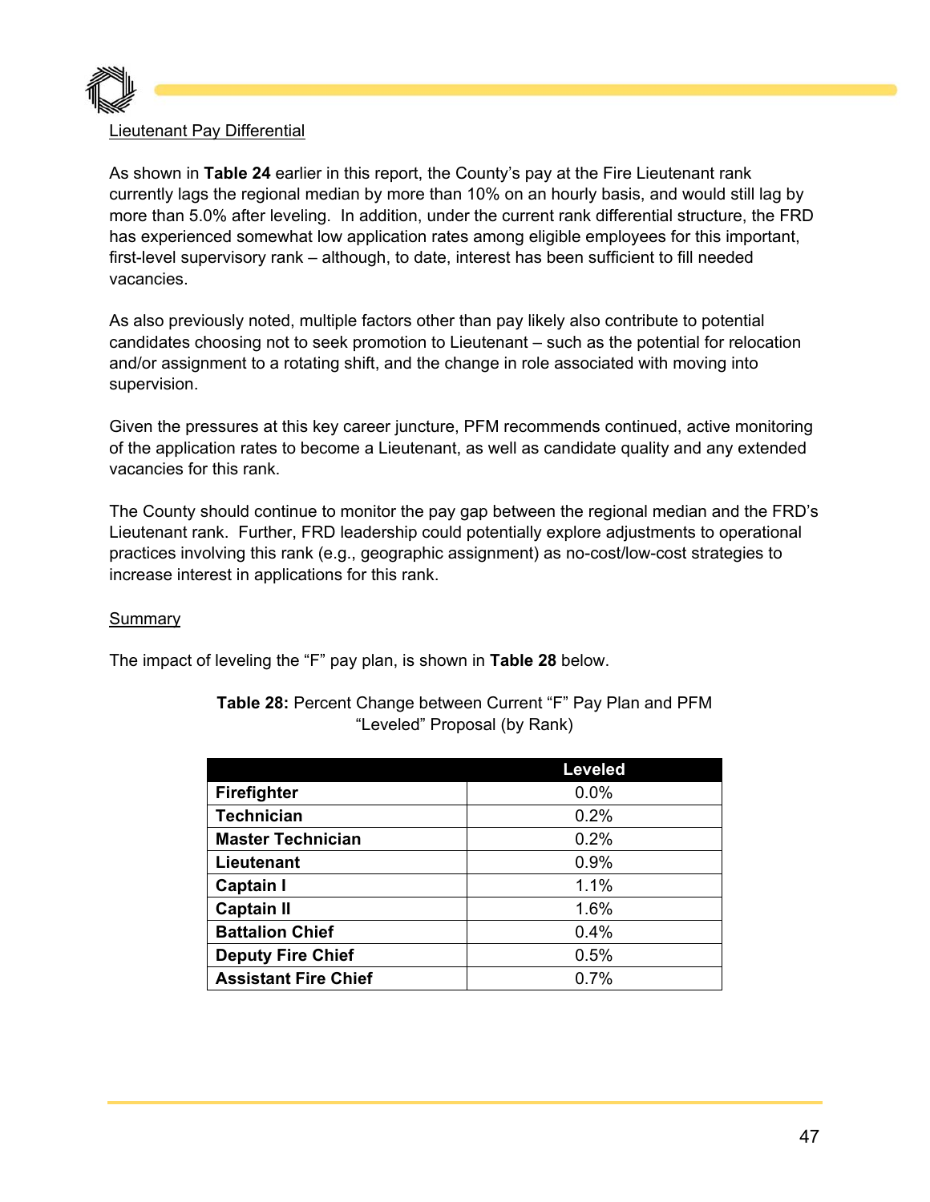Lieutenant Pay Differential

As shown in **Table 24** earlier in this report, the County's pay at the Fire Lieutenant rank currently lags the regional median by more than 10% on an hourly basis, and would still lag by more than 5.0% after leveling. In addition, under the current rank differential structure, the FRD has experienced somewhat low application rates among eligible employees for this important, first-level supervisory rank – although, to date, interest has been sufficient to fill needed vacancies.

As also previously noted, multiple factors other than pay likely also contribute to potential candidates choosing not to seek promotion to Lieutenant – such as the potential for relocation and/or assignment to a rotating shift, and the change in role associated with moving into supervision.

Given the pressures at this key career juncture, PFM recommends continued, active monitoring of the application rates to become a Lieutenant, as well as candidate quality and any extended vacancies for this rank.

The County should continue to monitor the pay gap between the regional median and the FRD's Lieutenant rank. Further, FRD leadership could potentially explore adjustments to operational practices involving this rank (e.g., geographic assignment) as no-cost/low-cost strategies to increase interest in applications for this rank.

Summary

The impact of leveling the "F" pay plan, is shown in **Table 28** below.

**Table 28:** Percent Change between Current "F" Pay Plan and PFM "Leveled" Proposal (by Rank)

| | Leveled |
|---|---|
| **Firefighter** | 0.0% |
| **Technician** | 0.2% |
| **Master Technician** | 0.2% |
| **Lieutenant** | 0.9% |
| **Captain I** | 1.1% |
| **Captain II** | 1.6% |
| **Battalion Chief** | 0.4% |
| **Deputy Fire Chief** | 0.5% |
| **Assistant Fire Chief** | 0.7% |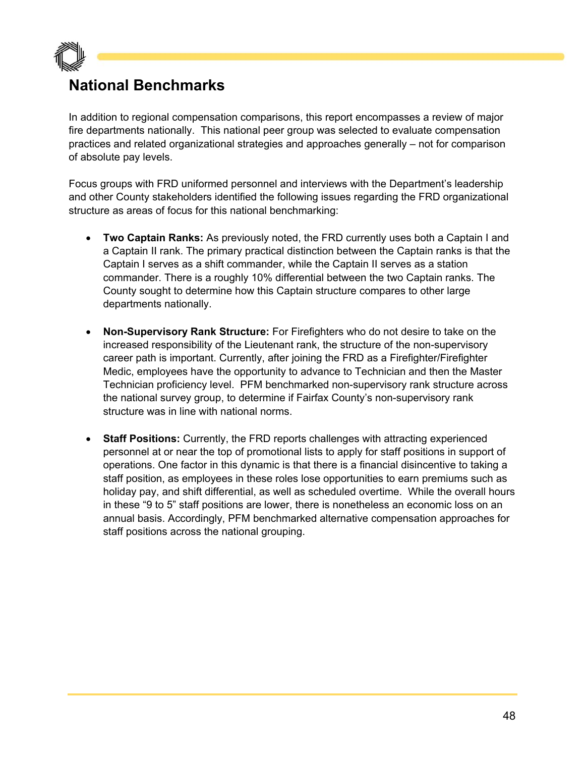## National Benchmarks

In addition to regional compensation comparisons, this report encompasses a review of major fire departments nationally. This national peer group was selected to evaluate compensation practices and related organizational strategies and approaches generally – not for comparison of absolute pay levels.

Focus groups with FRD uniformed personnel and interviews with the Department's leadership and other County stakeholders identified the following issues regarding the FRD organizational structure as areas of focus for this national benchmarking:

- **Two Captain Ranks:** As previously noted, the FRD currently uses both a Captain I and a Captain II rank. The primary practical distinction between the Captain ranks is that the Captain I serves as a shift commander, while the Captain II serves as a station commander. There is a roughly 10% differential between the two Captain ranks. The County sought to determine how this Captain structure compares to other large departments nationally.

- **Non-Supervisory Rank Structure:** For Firefighters who do not desire to take on the increased responsibility of the Lieutenant rank, the structure of the non-supervisory career path is important. Currently, after joining the FRD as a Firefighter/Firefighter Medic, employees have the opportunity to advance to Technician and then the Master Technician proficiency level. PFM benchmarked non-supervisory rank structure across the national survey group, to determine if Fairfax County's non-supervisory rank structure was in line with national norms.

- **Staff Positions:** Currently, the FRD reports challenges with attracting experienced personnel at or near the top of promotional lists to apply for staff positions in support of operations. One factor in this dynamic is that there is a financial disincentive to taking a staff position, as employees in these roles lose opportunities to earn premiums such as holiday pay, and shift differential, as well as scheduled overtime. While the overall hours in these "9 to 5" staff positions are lower, there is nonetheless an economic loss on an annual basis. Accordingly, PFM benchmarked alternative compensation approaches for staff positions across the national grouping.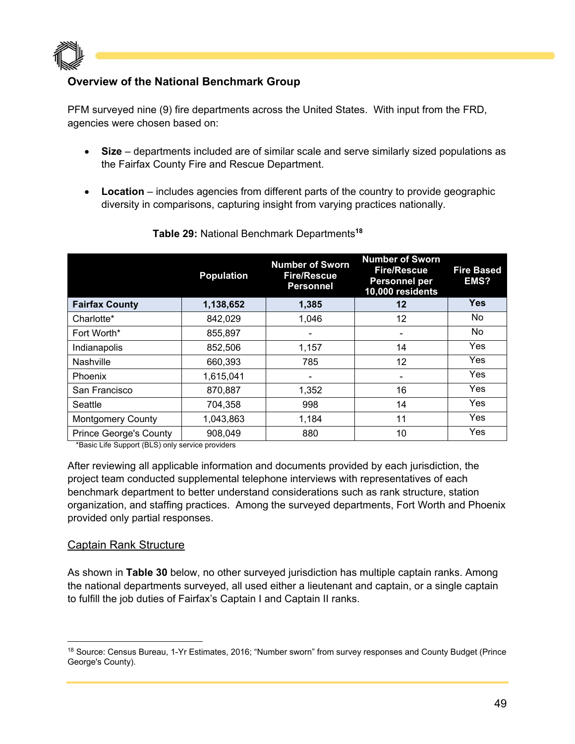### Overview of the National Benchmark Group

PFM surveyed nine (9) fire departments across the United States. With input from the FRD, agencies were chosen based on:

- **Size** – departments included are of similar scale and serve similarly sized populations as the Fairfax County Fire and Rescue Department.
- **Location** – includes agencies from different parts of the country to provide geographic diversity in comparisons, capturing insight from varying practices nationally.

**Table 29:** National Benchmark Departments[18]

| | Population | Number of Sworn Fire/Rescue Personnel | Number of Sworn Fire/Rescue Personnel per 10,000 residents | Fire Based EMS? |
|---|---|---|---|---|
| **Fairfax County** | **1,138,652** | **1,385** | **12** | **Yes** |
| Charlotte* | 842,029 | 1,046 | 12 | No |
| Fort Worth* | 855,897 | - | - | No |
| Indianapolis | 852,506 | 1,157 | 14 | Yes |
| Nashville | 660,393 | 785 | 12 | Yes |
| Phoenix | 1,615,041 | - | - | Yes |
| San Francisco | 870,887 | 1,352 | 16 | Yes |
| Seattle | 704,358 | 998 | 14 | Yes |
| Montgomery County | 1,043,863 | 1,184 | 11 | Yes |
| Prince George's County | 908,049 | 880 | 10 | Yes |

*Basic Life Support (BLS) only service providers

After reviewing all applicable information and documents provided by each jurisdiction, the project team conducted supplemental telephone interviews with representatives of each benchmark department to better understand considerations such as rank structure, station organization, and staffing practices. Among the surveyed departments, Fort Worth and Phoenix provided only partial responses.

#### Captain Rank Structure

As shown in **Table 30** below, no other surveyed jurisdiction has multiple captain ranks. Among the national departments surveyed, all used either a lieutenant and captain, or a single captain to fulfill the job duties of Fairfax's Captain I and Captain II ranks.

[18] Source: Census Bureau, 1-Yr Estimates, 2016; "Number sworn" from survey responses and County Budget (Prince George's County).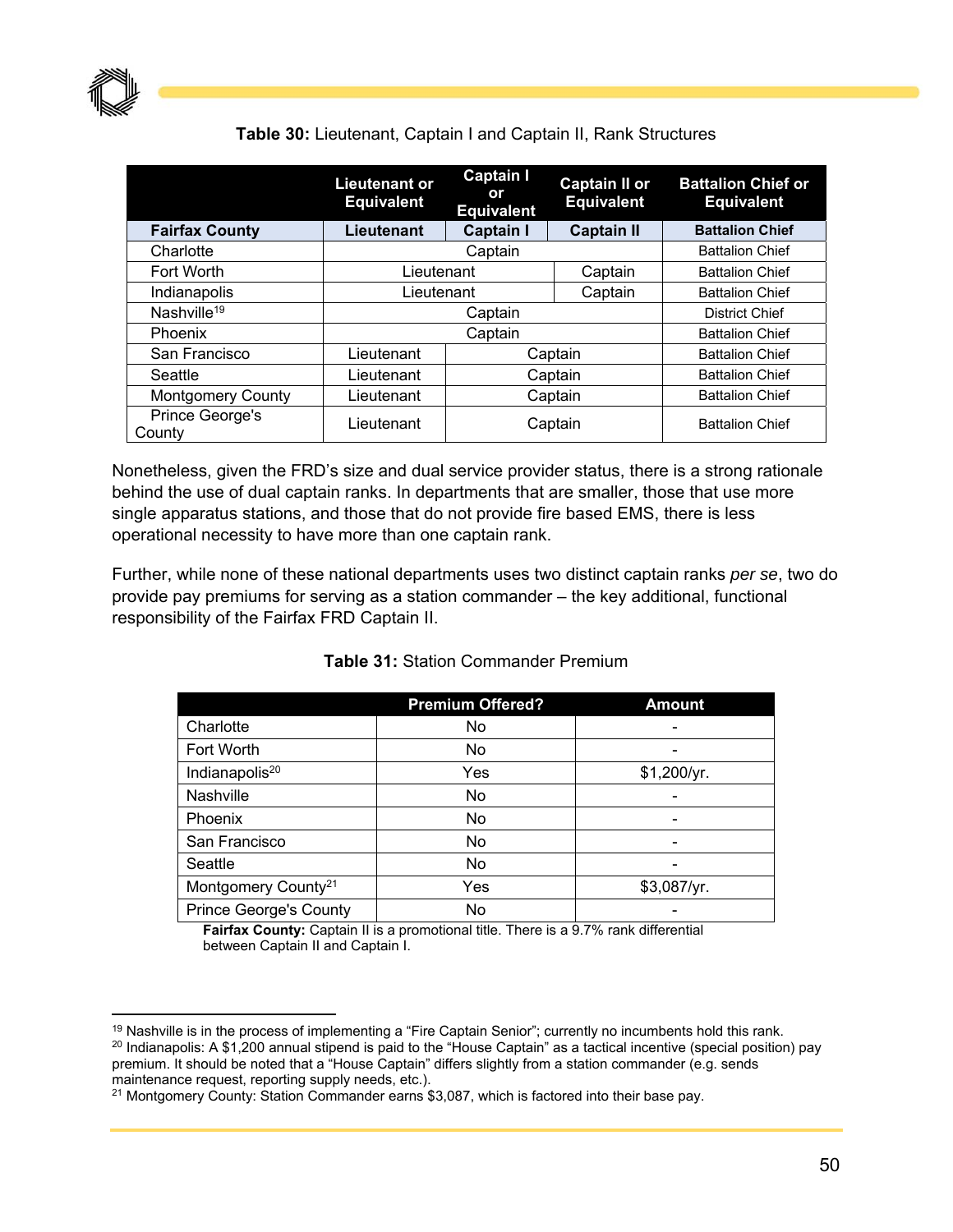**Table 30:** Lieutenant, Captain I and Captain II, Rank Structures

| | Lieutenant or Equivalent | Captain I or Equivalent | Captain II or Equivalent | Battalion Chief or Equivalent |
|---|---|---|---|---|
| **Fairfax County** | **Lieutenant** | **Captain I** | **Captain II** | **Battalion Chief** |
| Charlotte | Captain | | | Battalion Chief |
| Fort Worth | Lieutenant | | Captain | Battalion Chief |
| Indianapolis | Lieutenant | | Captain | Battalion Chief |
| Nashville[19] | Captain | | | District Chief |
| Phoenix | Captain | | | Battalion Chief |
| San Francisco | Lieutenant | Captain | | Battalion Chief |
| Seattle | Lieutenant | Captain | | Battalion Chief |
| Montgomery County | Lieutenant | Captain | | Battalion Chief |
| Prince George's County | Lieutenant | Captain | | Battalion Chief |

Nonetheless, given the FRD's size and dual service provider status, there is a strong rationale behind the use of dual captain ranks. In departments that are smaller, those that use more single apparatus stations, and those that do not provide fire based EMS, there is less operational necessity to have more than one captain rank.

Further, while none of these national departments uses two distinct captain ranks *per se*, two do provide pay premiums for serving as a station commander – the key additional, functional responsibility of the Fairfax FRD Captain II.

**Table 31:** Station Commander Premium

| | Premium Offered? | Amount |
|---|---|---|
| Charlotte | No | - |
| Fort Worth | No | - |
| Indianapolis[20] | Yes | $1,200/yr. |
| Nashville | No | - |
| Phoenix | No | - |
| San Francisco | No | - |
| Seattle | No | - |
| Montgomery County[21] | Yes | $3,087/yr. |
| Prince George's County | No | - |

**Fairfax County:** Captain II is a promotional title. There is a 9.7% rank differential between Captain II and Captain I.

[19] Nashville is in the process of implementing a "Fire Captain Senior"; currently no incumbents hold this rank.

[20] Indianapolis: A $1,200 annual stipend is paid to the "House Captain" as a tactical incentive (special position) pay premium. It should be noted that a "House Captain" differs slightly from a station commander (e.g. sends maintenance request, reporting supply needs, etc.).

[21] Montgomery County: Station Commander earns $3,087, which is factored into their base pay.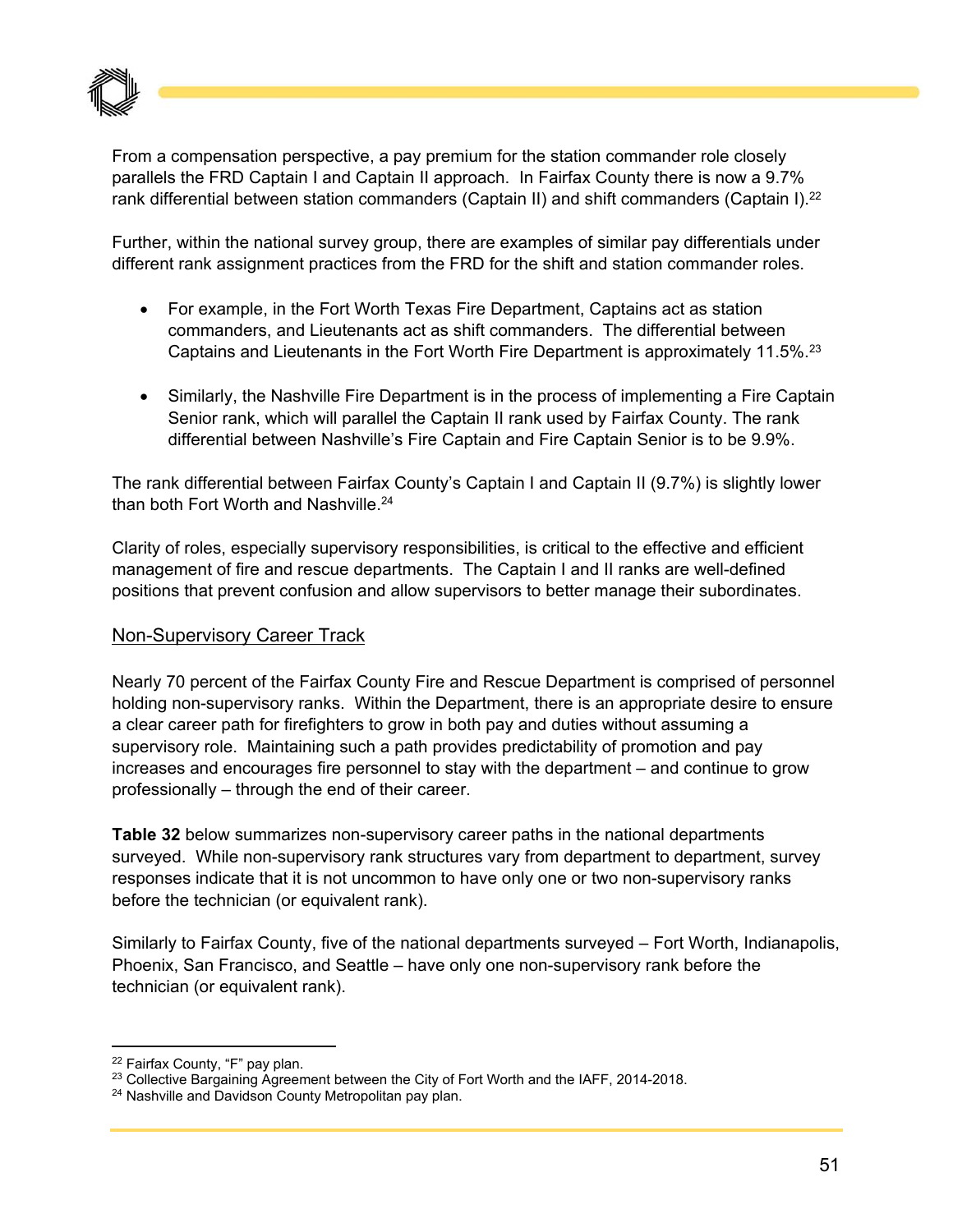From a compensation perspective, a pay premium for the station commander role closely parallels the FRD Captain I and Captain II approach. In Fairfax County there is now a 9.7% rank differential between station commanders (Captain II) and shift commanders (Captain I).[22]

Further, within the national survey group, there are examples of similar pay differentials under different rank assignment practices from the FRD for the shift and station commander roles.

- For example, in the Fort Worth Texas Fire Department, Captains act as station commanders, and Lieutenants act as shift commanders. The differential between Captains and Lieutenants in the Fort Worth Fire Department is approximately 11.5%.[23]
- Similarly, the Nashville Fire Department is in the process of implementing a Fire Captain Senior rank, which will parallel the Captain II rank used by Fairfax County. The rank differential between Nashville's Fire Captain and Fire Captain Senior is to be 9.9%.

The rank differential between Fairfax County's Captain I and Captain II (9.7%) is slightly lower than both Fort Worth and Nashville.[24]

Clarity of roles, especially supervisory responsibilities, is critical to the effective and efficient management of fire and rescue departments. The Captain I and II ranks are well-defined positions that prevent confusion and allow supervisors to better manage their subordinates.

## Non-Supervisory Career Track

Nearly 70 percent of the Fairfax County Fire and Rescue Department is comprised of personnel holding non-supervisory ranks. Within the Department, there is an appropriate desire to ensure a clear career path for firefighters to grow in both pay and duties without assuming a supervisory role. Maintaining such a path provides predictability of promotion and pay increases and encourages fire personnel to stay with the department – and continue to grow professionally – through the end of their career.

**Table 32** below summarizes non-supervisory career paths in the national departments surveyed. While non-supervisory rank structures vary from department to department, survey responses indicate that it is not uncommon to have only one or two non-supervisory ranks before the technician (or equivalent rank).

Similarly to Fairfax County, five of the national departments surveyed – Fort Worth, Indianapolis, Phoenix, San Francisco, and Seattle – have only one non-supervisory rank before the technician (or equivalent rank).

---

[22] Fairfax County, "F" pay plan.

[23] Collective Bargaining Agreement between the City of Fort Worth and the IAFF, 2014-2018.

[24] Nashville and Davidson County Metropolitan pay plan.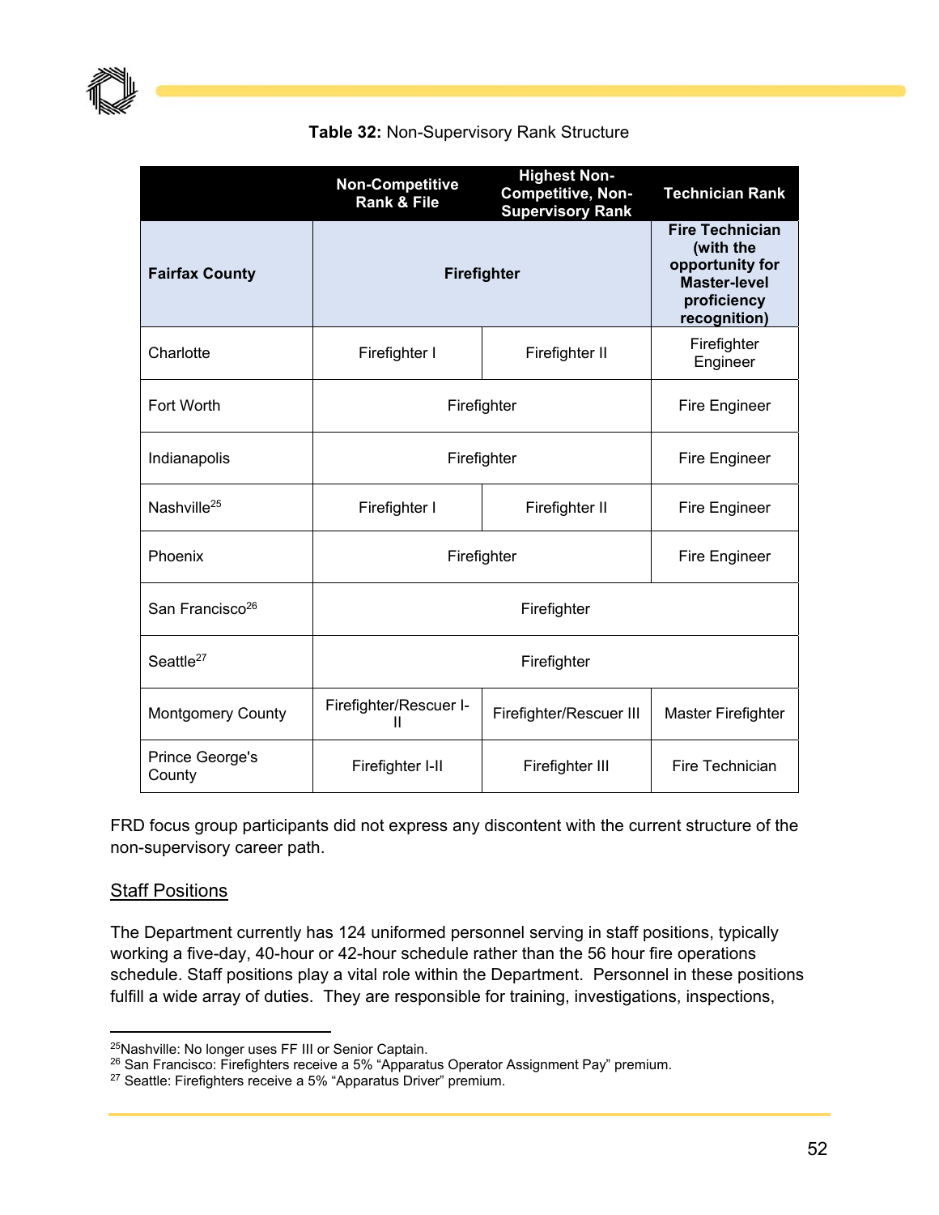**Table 32:** Non-Supervisory Rank Structure

| | Non-Competitive Rank & File | Highest Non-Competitive, Non-Supervisory Rank | Technician Rank |
|---|---|---|---|
| **Fairfax County** | **Firefighter** | | **Fire Technician (with the opportunity for Master-level proficiency recognition)** |
| Charlotte | Firefighter I | Firefighter II | Firefighter Engineer |
| Fort Worth | Firefighter | | Fire Engineer |
| Indianapolis | Firefighter | | Fire Engineer |
| Nashville[25] | Firefighter I | Firefighter II | Fire Engineer |
| Phoenix | Firefighter | | Fire Engineer |
| San Francisco[26] | Firefighter | | |
| Seattle[27] | Firefighter | | |
| Montgomery County | Firefighter/Rescuer I-II | Firefighter/Rescuer III | Master Firefighter |
| Prince George's County | Firefighter I-II | Firefighter III | Fire Technician |

FRD focus group participants did not express any discontent with the current structure of the non-supervisory career path.

## Staff Positions

The Department currently has 124 uniformed personnel serving in staff positions, typically working a five-day, 40-hour or 42-hour schedule rather than the 56 hour fire operations schedule. Staff positions play a vital role within the Department. Personnel in these positions fulfill a wide array of duties. They are responsible for training, investigations, inspections,

[25] Nashville: No longer uses FF III or Senior Captain.

[26] San Francisco: Firefighters receive a 5% "Apparatus Operator Assignment Pay" premium.

[27] Seattle: Firefighters receive a 5% "Apparatus Driver" premium.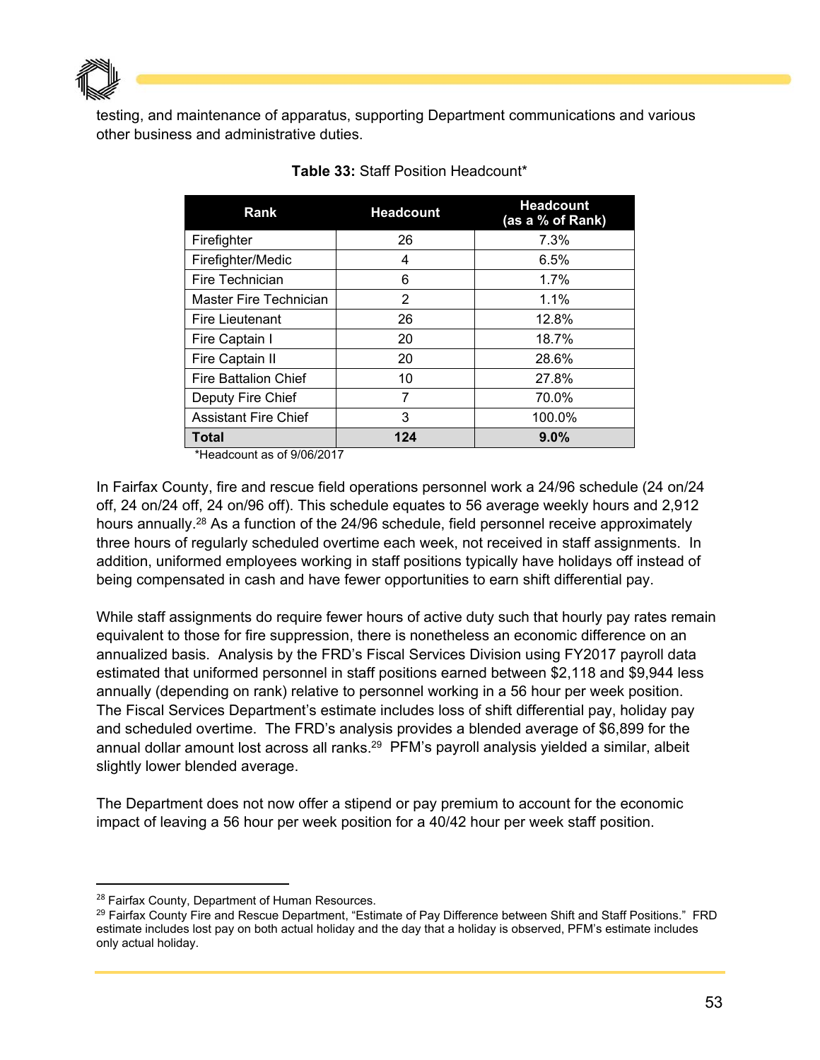testing, and maintenance of apparatus, supporting Department communications and various other business and administrative duties.

**Table 33:** Staff Position Headcount*

| Rank | Headcount | Headcount (as a % of Rank) |
|---|---|---|
| Firefighter | 26 | 7.3% |
| Firefighter/Medic | 4 | 6.5% |
| Fire Technician | 6 | 1.7% |
| Master Fire Technician | 2 | 1.1% |
| Fire Lieutenant | 26 | 12.8% |
| Fire Captain I | 20 | 18.7% |
| Fire Captain II | 20 | 28.6% |
| Fire Battalion Chief | 10 | 27.8% |
| Deputy Fire Chief | 7 | 70.0% |
| Assistant Fire Chief | 3 | 100.0% |
| **Total** | **124** | **9.0%** |

*Headcount as of 9/06/2017

In Fairfax County, fire and rescue field operations personnel work a 24/96 schedule (24 on/24 off, 24 on/24 off, 24 on/96 off). This schedule equates to 56 average weekly hours and 2,912 hours annually.[28] As a function of the 24/96 schedule, field personnel receive approximately three hours of regularly scheduled overtime each week, not received in staff assignments. In addition, uniformed employees working in staff positions typically have holidays off instead of being compensated in cash and have fewer opportunities to earn shift differential pay.

While staff assignments do require fewer hours of active duty such that hourly pay rates remain equivalent to those for fire suppression, there is nonetheless an economic difference on an annualized basis. Analysis by the FRD's Fiscal Services Division using FY2017 payroll data estimated that uniformed personnel in staff positions earned between $2,118 and $9,944 less annually (depending on rank) relative to personnel working in a 56 hour per week position. The Fiscal Services Department's estimate includes loss of shift differential pay, holiday pay and scheduled overtime. The FRD's analysis provides a blended average of $6,899 for the annual dollar amount lost across all ranks.[29] PFM's payroll analysis yielded a similar, albeit slightly lower blended average.

The Department does not now offer a stipend or pay premium to account for the economic impact of leaving a 56 hour per week position for a 40/42 hour per week staff position.

---

[28] Fairfax County, Department of Human Resources.

[29] Fairfax County Fire and Rescue Department, "Estimate of Pay Difference between Shift and Staff Positions." FRD estimate includes lost pay on both actual holiday and the day that a holiday is observed, PFM's estimate includes only actual holiday.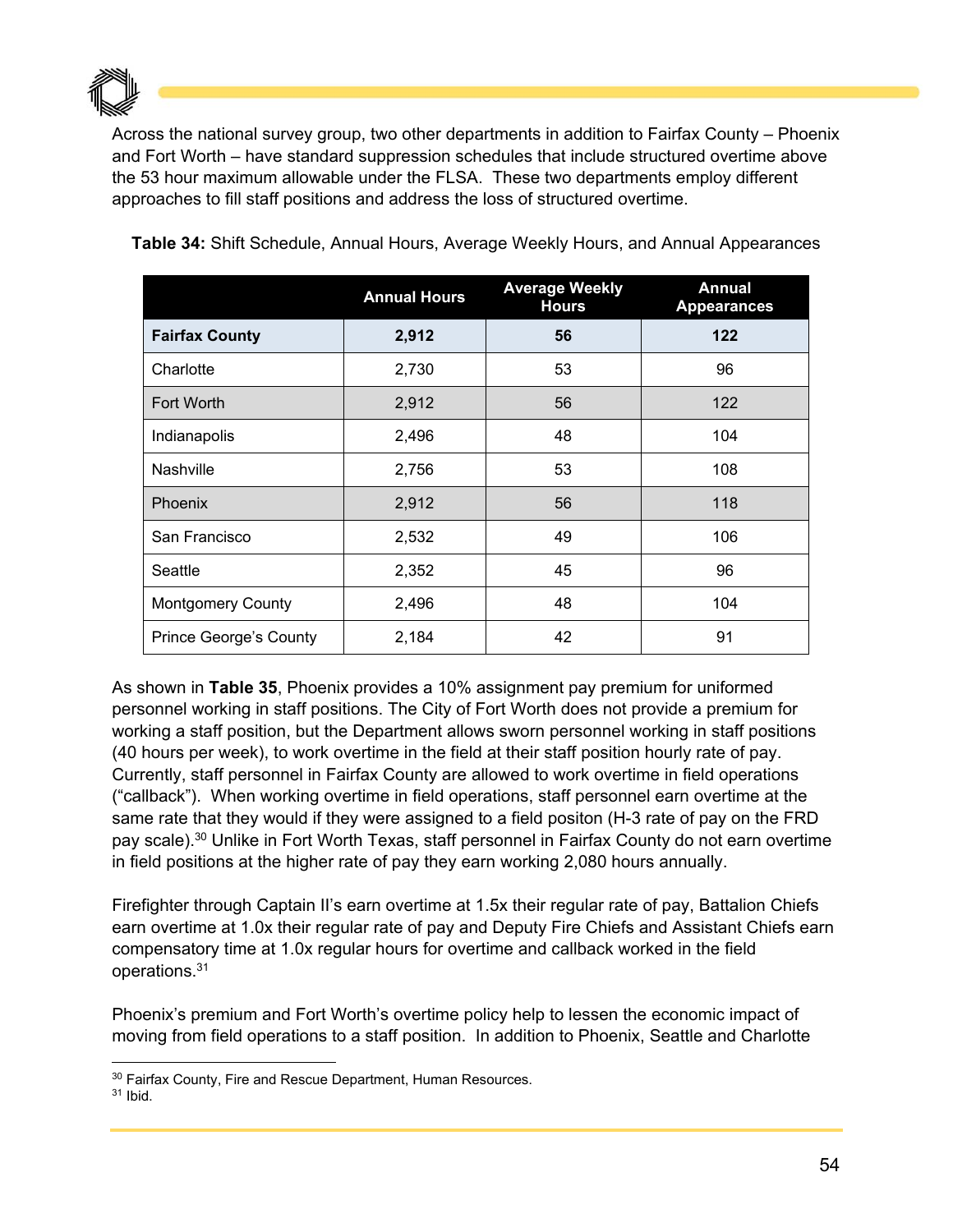Across the national survey group, two other departments in addition to Fairfax County – Phoenix and Fort Worth – have standard suppression schedules that include structured overtime above the 53 hour maximum allowable under the FLSA. These two departments employ different approaches to fill staff positions and address the loss of structured overtime.

**Table 34:** Shift Schedule, Annual Hours, Average Weekly Hours, and Annual Appearances

| | Annual Hours | Average Weekly Hours | Annual Appearances |
|---|---|---|---|
| **Fairfax County** | **2,912** | **56** | **122** |
| Charlotte | 2,730 | 53 | 96 |
| Fort Worth | 2,912 | 56 | 122 |
| Indianapolis | 2,496 | 48 | 104 |
| Nashville | 2,756 | 53 | 108 |
| Phoenix | 2,912 | 56 | 118 |
| San Francisco | 2,532 | 49 | 106 |
| Seattle | 2,352 | 45 | 96 |
| Montgomery County | 2,496 | 48 | 104 |
| Prince George's County | 2,184 | 42 | 91 |

As shown in **Table 35**, Phoenix provides a 10% assignment pay premium for uniformed personnel working in staff positions. The City of Fort Worth does not provide a premium for working a staff position, but the Department allows sworn personnel working in staff positions (40 hours per week), to work overtime in the field at their staff position hourly rate of pay. Currently, staff personnel in Fairfax County are allowed to work overtime in field operations ("callback"). When working overtime in field operations, staff personnel earn overtime at the same rate that they would if they were assigned to a field positon (H-3 rate of pay on the FRD pay scale).[30] Unlike in Fort Worth Texas, staff personnel in Fairfax County do not earn overtime in field positions at the higher rate of pay they earn working 2,080 hours annually.

Firefighter through Captain II's earn overtime at 1.5x their regular rate of pay, Battalion Chiefs earn overtime at 1.0x their regular rate of pay and Deputy Fire Chiefs and Assistant Chiefs earn compensatory time at 1.0x regular hours for overtime and callback worked in the field operations.[31]

Phoenix's premium and Fort Worth's overtime policy help to lessen the economic impact of moving from field operations to a staff position. In addition to Phoenix, Seattle and Charlotte

[30] Fairfax County, Fire and Rescue Department, Human Resources.
[31] Ibid.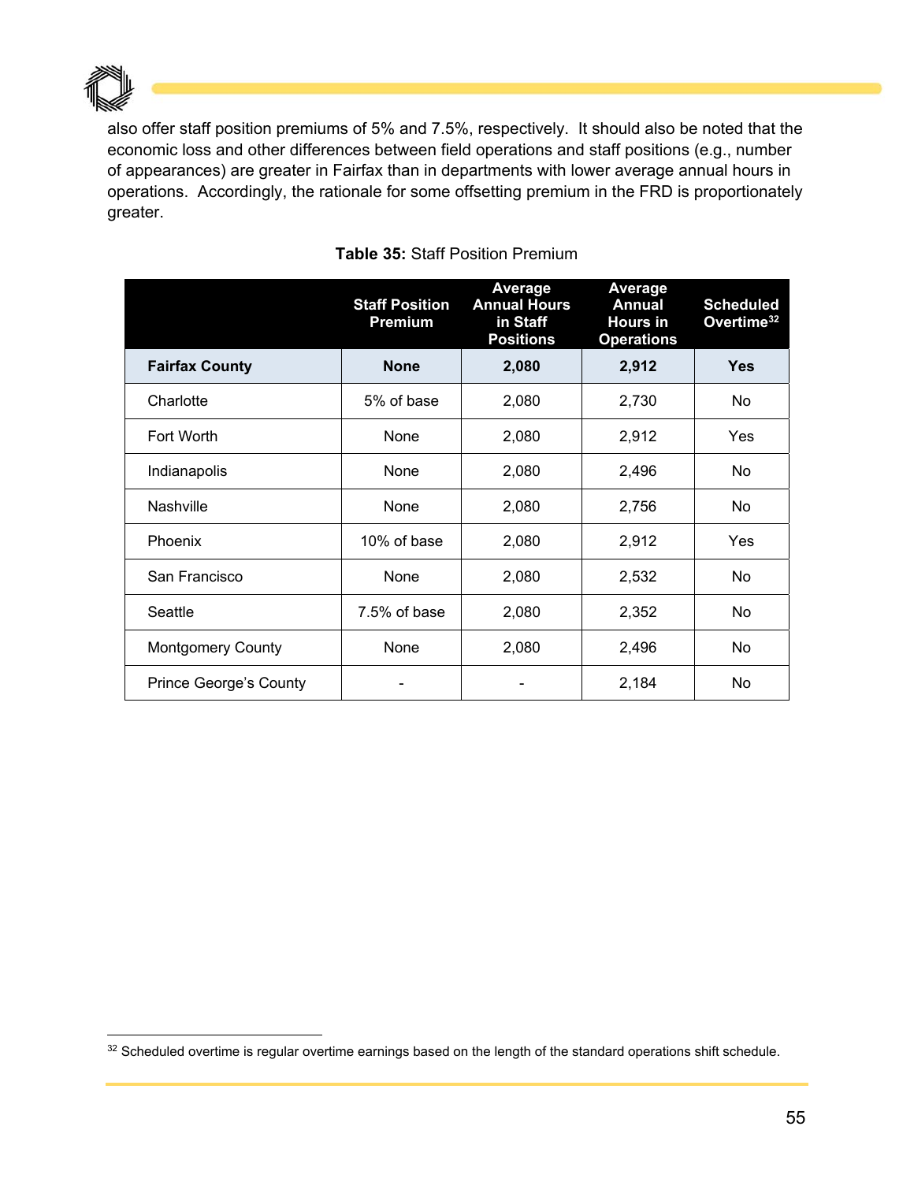also offer staff position premiums of 5% and 7.5%, respectively. It should also be noted that the economic loss and other differences between field operations and staff positions (e.g., number of appearances) are greater in Fairfax than in departments with lower average annual hours in operations. Accordingly, the rationale for some offsetting premium in the FRD is proportionately greater.

**Table 35:** Staff Position Premium

| | Staff Position Premium | Average Annual Hours in Staff Positions | Average Annual Hours in Operations | Scheduled Overtime[32] |
|---|---|---|---|---|
| **Fairfax County** | **None** | **2,080** | **2,912** | **Yes** |
| Charlotte | 5% of base | 2,080 | 2,730 | No |
| Fort Worth | None | 2,080 | 2,912 | Yes |
| Indianapolis | None | 2,080 | 2,496 | No |
| Nashville | None | 2,080 | 2,756 | No |
| Phoenix | 10% of base | 2,080 | 2,912 | Yes |
| San Francisco | None | 2,080 | 2,532 | No |
| Seattle | 7.5% of base | 2,080 | 2,352 | No |
| Montgomery County | None | 2,080 | 2,496 | No |
| Prince George's County | - | - | 2,184 | No |

[32] Scheduled overtime is regular overtime earnings based on the length of the standard operations shift schedule.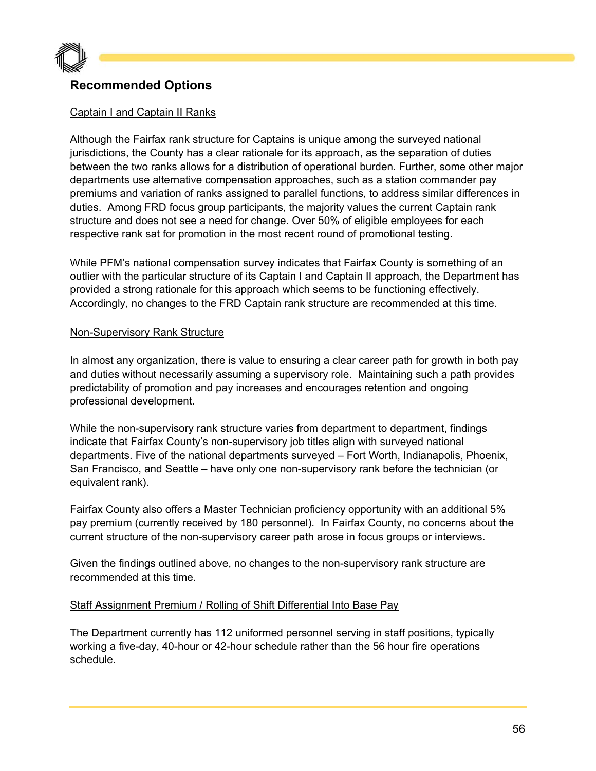## Recommended Options

Captain I and Captain II Ranks

Although the Fairfax rank structure for Captains is unique among the surveyed national jurisdictions, the County has a clear rationale for its approach, as the separation of duties between the two ranks allows for a distribution of operational burden. Further, some other major departments use alternative compensation approaches, such as a station commander pay premiums and variation of ranks assigned to parallel functions, to address similar differences in duties. Among FRD focus group participants, the majority values the current Captain rank structure and does not see a need for change. Over 50% of eligible employees for each respective rank sat for promotion in the most recent round of promotional testing.

While PFM's national compensation survey indicates that Fairfax County is something of an outlier with the particular structure of its Captain I and Captain II approach, the Department has provided a strong rationale for this approach which seems to be functioning effectively. Accordingly, no changes to the FRD Captain rank structure are recommended at this time.

Non-Supervisory Rank Structure

In almost any organization, there is value to ensuring a clear career path for growth in both pay and duties without necessarily assuming a supervisory role. Maintaining such a path provides predictability of promotion and pay increases and encourages retention and ongoing professional development.

While the non-supervisory rank structure varies from department to department, findings indicate that Fairfax County's non-supervisory job titles align with surveyed national departments. Five of the national departments surveyed – Fort Worth, Indianapolis, Phoenix, San Francisco, and Seattle – have only one non-supervisory rank before the technician (or equivalent rank).

Fairfax County also offers a Master Technician proficiency opportunity with an additional 5% pay premium (currently received by 180 personnel). In Fairfax County, no concerns about the current structure of the non-supervisory career path arose in focus groups or interviews.

Given the findings outlined above, no changes to the non-supervisory rank structure are recommended at this time.

Staff Assignment Premium / Rolling of Shift Differential Into Base Pay

The Department currently has 112 uniformed personnel serving in staff positions, typically working a five-day, 40-hour or 42-hour schedule rather than the 56 hour fire operations schedule.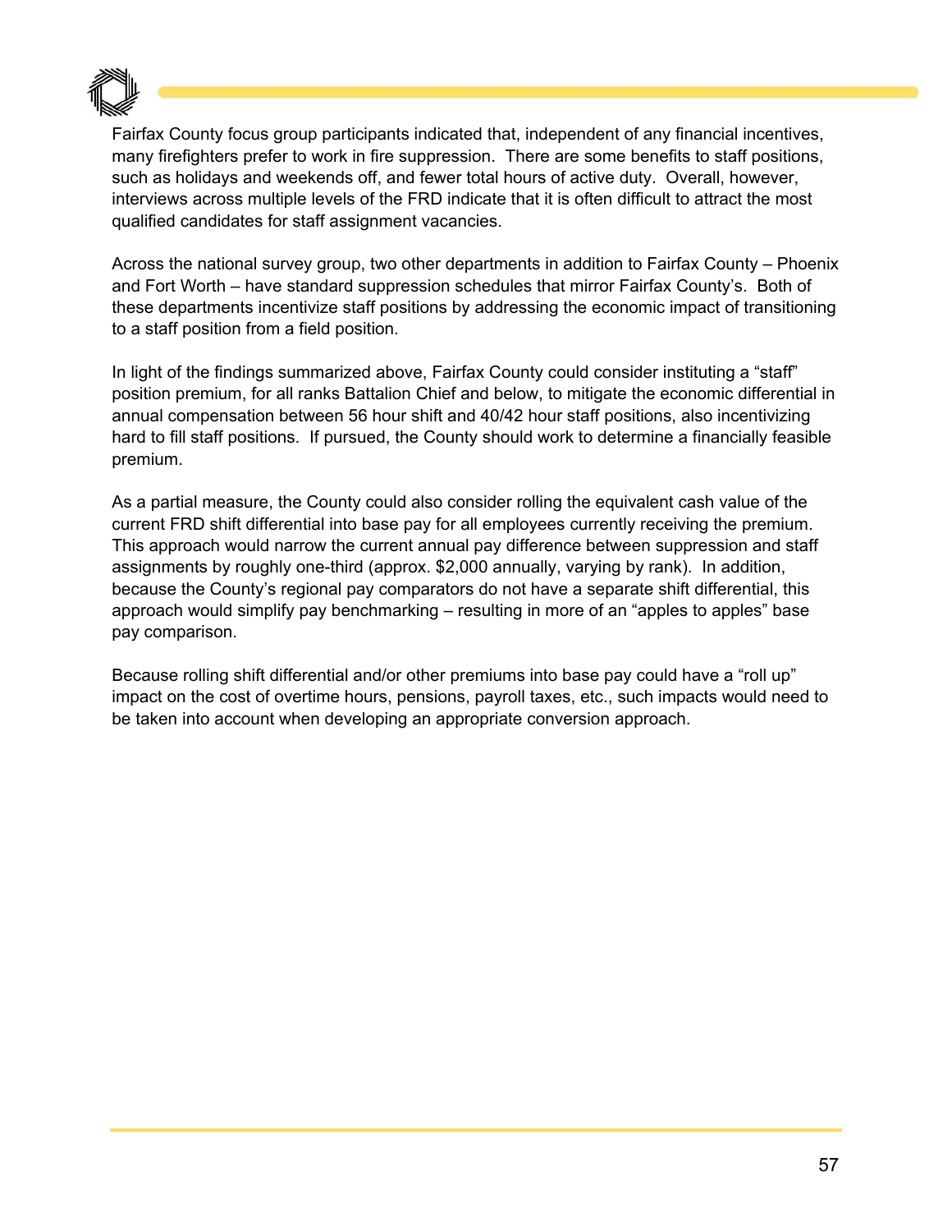Fairfax County focus group participants indicated that, independent of any financial incentives, many firefighters prefer to work in fire suppression. There are some benefits to staff positions, such as holidays and weekends off, and fewer total hours of active duty. Overall, however, interviews across multiple levels of the FRD indicate that it is often difficult to attract the most qualified candidates for staff assignment vacancies.

Across the national survey group, two other departments in addition to Fairfax County – Phoenix and Fort Worth – have standard suppression schedules that mirror Fairfax County's. Both of these departments incentivize staff positions by addressing the economic impact of transitioning to a staff position from a field position.

In light of the findings summarized above, Fairfax County could consider instituting a "staff" position premium, for all ranks Battalion Chief and below, to mitigate the economic differential in annual compensation between 56 hour shift and 40/42 hour staff positions, also incentivizing hard to fill staff positions. If pursued, the County should work to determine a financially feasible premium.

As a partial measure, the County could also consider rolling the equivalent cash value of the current FRD shift differential into base pay for all employees currently receiving the premium. This approach would narrow the current annual pay difference between suppression and staff assignments by roughly one-third (approx. $2,000 annually, varying by rank). In addition, because the County's regional pay comparators do not have a separate shift differential, this approach would simplify pay benchmarking – resulting in more of an "apples to apples" base pay comparison.

Because rolling shift differential and/or other premiums into base pay could have a "roll up" impact on the cost of overtime hours, pensions, payroll taxes, etc., such impacts would need to be taken into account when developing an appropriate conversion approach.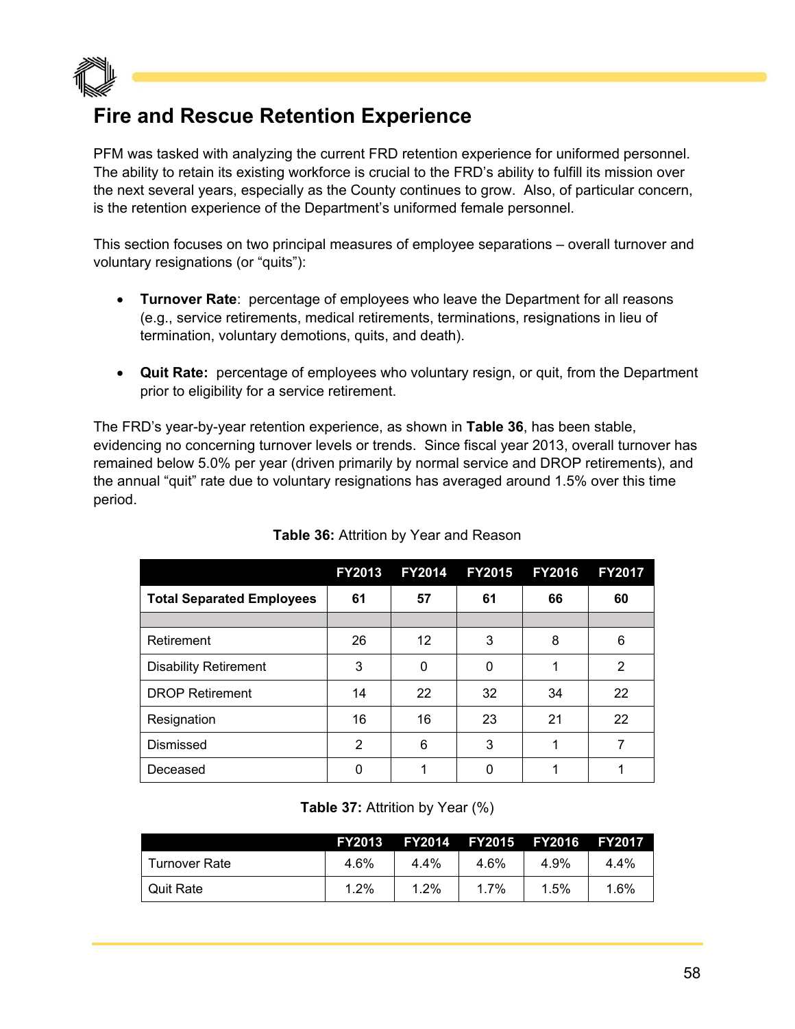## Fire and Rescue Retention Experience

PFM was tasked with analyzing the current FRD retention experience for uniformed personnel. The ability to retain its existing workforce is crucial to the FRD's ability to fulfill its mission over the next several years, especially as the County continues to grow. Also, of particular concern, is the retention experience of the Department's uniformed female personnel.

This section focuses on two principal measures of employee separations – overall turnover and voluntary resignations (or "quits"):

- **Turnover Rate**: percentage of employees who leave the Department for all reasons (e.g., service retirements, medical retirements, terminations, resignations in lieu of termination, voluntary demotions, quits, and death).

- **Quit Rate:** percentage of employees who voluntary resign, or quit, from the Department prior to eligibility for a service retirement.

The FRD's year-by-year retention experience, as shown in **Table 36**, has been stable, evidencing no concerning turnover levels or trends. Since fiscal year 2013, overall turnover has remained below 5.0% per year (driven primarily by normal service and DROP retirements), and the annual "quit" rate due to voluntary resignations has averaged around 1.5% over this time period.

**Table 36:** Attrition by Year and Reason

| | FY2013 | FY2014 | FY2015 | FY2016 | FY2017 |
|---|---|---|---|---|---|
| **Total Separated Employees** | **61** | **57** | **61** | **66** | **60** |
| | | | | | |
| Retirement | 26 | 12 | 3 | 8 | 6 |
| Disability Retirement | 3 | 0 | 0 | 1 | 2 |
| DROP Retirement | 14 | 22 | 32 | 34 | 22 |
| Resignation | 16 | 16 | 23 | 21 | 22 |
| Dismissed | 2 | 6 | 3 | 1 | 7 |
| Deceased | 0 | 1 | 0 | 1 | 1 |

**Table 37:** Attrition by Year (%)

| | FY2013 | FY2014 | FY2015 | FY2016 | FY2017 |
|---|---|---|---|---|---|
| Turnover Rate | 4.6% | 4.4% | 4.6% | 4.9% | 4.4% |
| Quit Rate | 1.2% | 1.2% | 1.7% | 1.5% | 1.6% |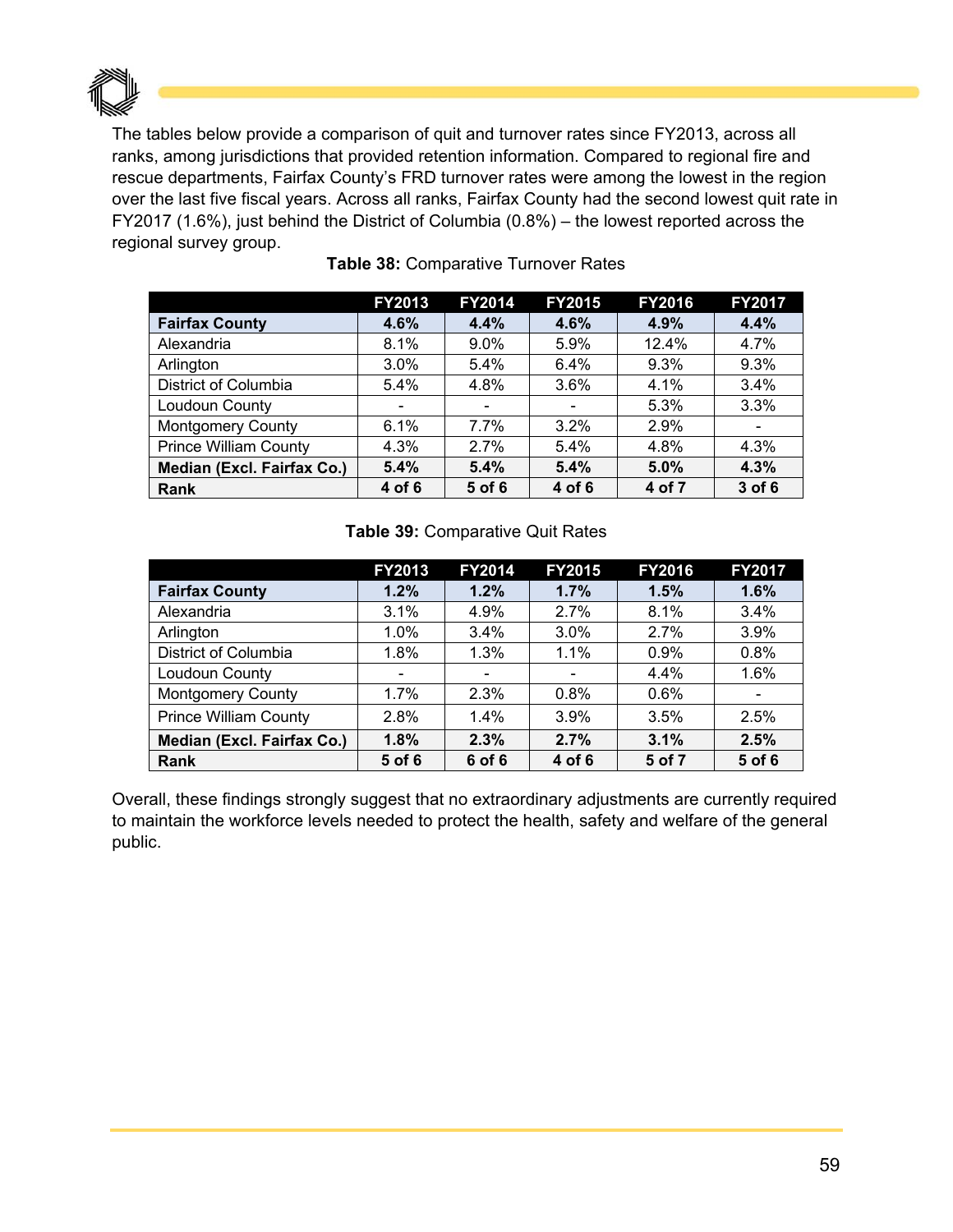The tables below provide a comparison of quit and turnover rates since FY2013, across all ranks, among jurisdictions that provided retention information. Compared to regional fire and rescue departments, Fairfax County's FRD turnover rates were among the lowest in the region over the last five fiscal years. Across all ranks, Fairfax County had the second lowest quit rate in FY2017 (1.6%), just behind the District of Columbia (0.8%) – the lowest reported across the regional survey group.

**Table 38:** Comparative Turnover Rates

| | FY2013 | FY2014 | FY2015 | FY2016 | FY2017 |
|---|---|---|---|---|---|
| **Fairfax County** | **4.6%** | **4.4%** | **4.6%** | **4.9%** | **4.4%** |
| Alexandria | 8.1% | 9.0% | 5.9% | 12.4% | 4.7% |
| Arlington | 3.0% | 5.4% | 6.4% | 9.3% | 9.3% |
| District of Columbia | 5.4% | 4.8% | 3.6% | 4.1% | 3.4% |
| Loudoun County | - | - | - | 5.3% | 3.3% |
| Montgomery County | 6.1% | 7.7% | 3.2% | 2.9% | - |
| Prince William County | 4.3% | 2.7% | 5.4% | 4.8% | 4.3% |
| **Median (Excl. Fairfax Co.)** | **5.4%** | **5.4%** | **5.4%** | **5.0%** | **4.3%** |
| **Rank** | **4 of 6** | **5 of 6** | **4 of 6** | **4 of 7** | **3 of 6** |

**Table 39:** Comparative Quit Rates

| | FY2013 | FY2014 | FY2015 | FY2016 | FY2017 |
|---|---|---|---|---|---|
| **Fairfax County** | **1.2%** | **1.2%** | **1.7%** | **1.5%** | **1.6%** |
| Alexandria | 3.1% | 4.9% | 2.7% | 8.1% | 3.4% |
| Arlington | 1.0% | 3.4% | 3.0% | 2.7% | 3.9% |
| District of Columbia | 1.8% | 1.3% | 1.1% | 0.9% | 0.8% |
| Loudoun County | - | - | - | 4.4% | 1.6% |
| Montgomery County | 1.7% | 2.3% | 0.8% | 0.6% | - |
| Prince William County | 2.8% | 1.4% | 3.9% | 3.5% | 2.5% |
| **Median (Excl. Fairfax Co.)** | **1.8%** | **2.3%** | **2.7%** | **3.1%** | **2.5%** |
| **Rank** | **5 of 6** | **6 of 6** | **4 of 6** | **5 of 7** | **5 of 6** |

Overall, these findings strongly suggest that no extraordinary adjustments are currently required to maintain the workforce levels needed to protect the health, safety and welfare of the general public.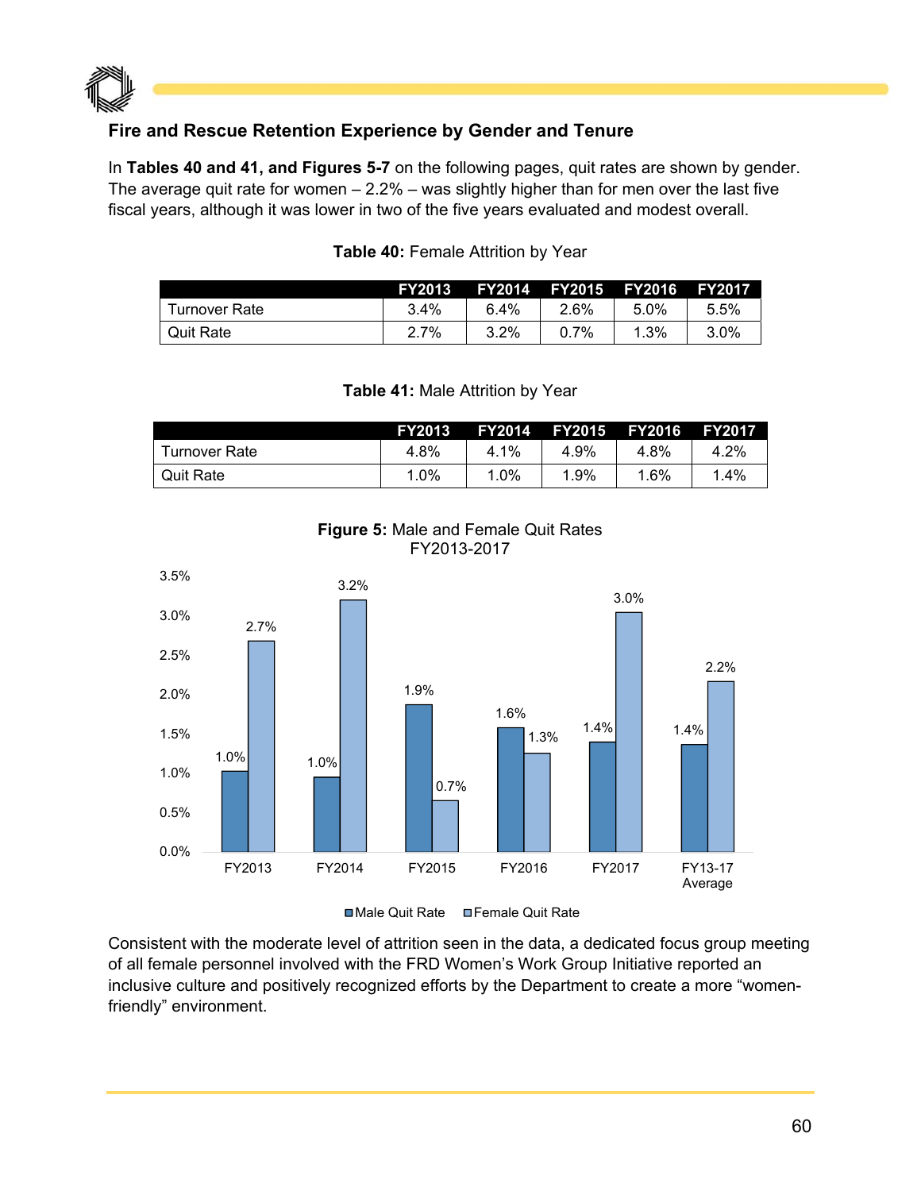### Fire and Rescue Retention Experience by Gender and Tenure

In **Tables 40 and 41, and Figures 5-7** on the following pages, quit rates are shown by gender. The average quit rate for women – 2.2% – was slightly higher than for men over the last five fiscal years, although it was lower in two of the five years evaluated and modest overall.

**Table 40:** Female Attrition by Year

| | FY2013 | FY2014 | FY2015 | FY2016 | FY2017 |
|---|---|---|---|---|---|
| Turnover Rate | 3.4% | 6.4% | 2.6% | 5.0% | 5.5% |
| Quit Rate | 2.7% | 3.2% | 0.7% | 1.3% | 3.0% |

**Table 41:** Male Attrition by Year

| | FY2013 | FY2014 | FY2015 | FY2016 | FY2017 |
|---|---|---|---|---|---|
| Turnover Rate | 4.8% | 4.1% | 4.9% | 4.8% | 4.2% |
| Quit Rate | 1.0% | 1.0% | 1.9% | 1.6% | 1.4% |

**Figure 5:** Male and Female Quit Rates FY2013-2017

| | FY2013 | FY2014 | FY2015 | FY2016 | FY2017 | FY13-17 Average |
|---|---|---|---|---|---|---|
| Male Quit Rate | 1.0% | 1.0% | 1.9% | 1.6% | 1.4% | 1.4% |
| Female Quit Rate | 2.7% | 3.2% | 0.7% | 1.3% | 3.0% | 2.2% |

Consistent with the moderate level of attrition seen in the data, a dedicated focus group meeting of all female personnel involved with the FRD Women's Work Group Initiative reported an inclusive culture and positively recognized efforts by the Department to create a more "women-friendly" environment.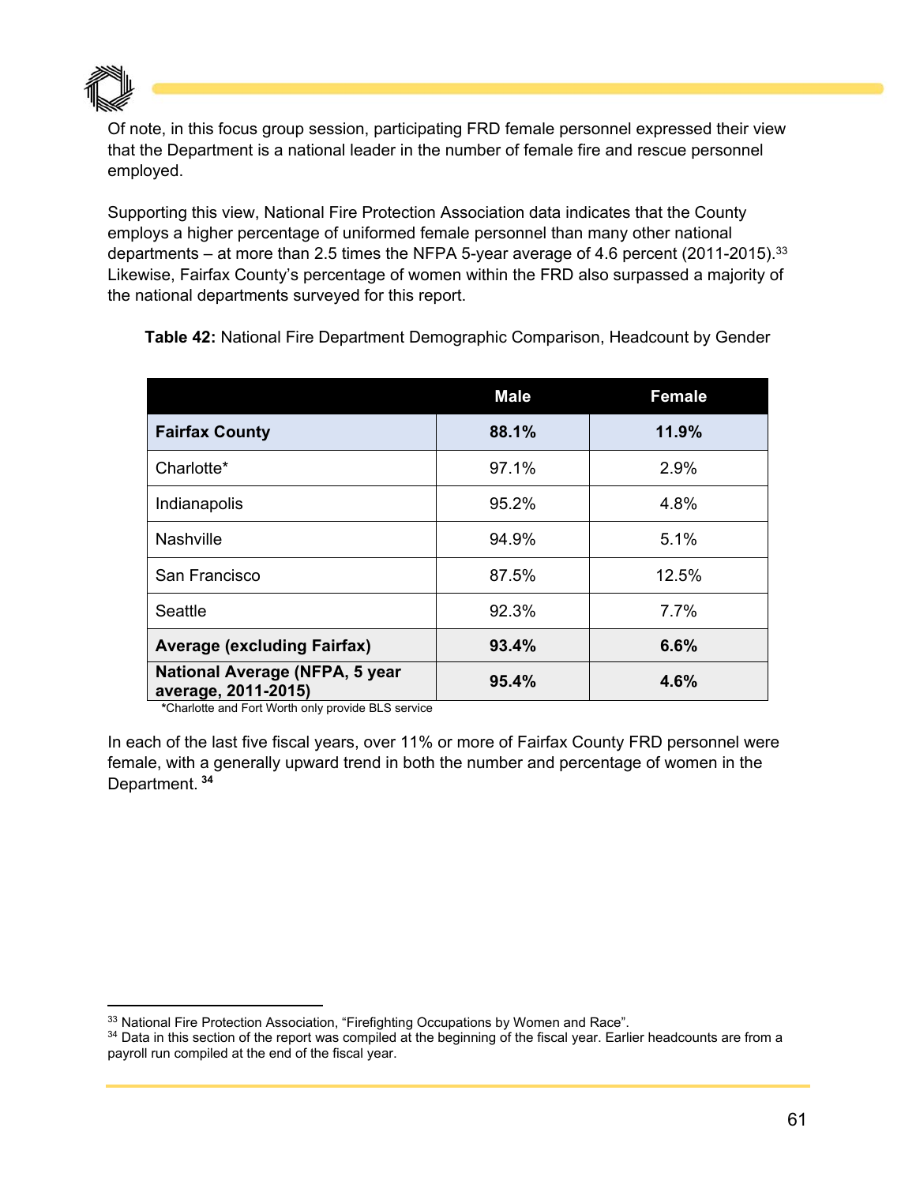Of note, in this focus group session, participating FRD female personnel expressed their view that the Department is a national leader in the number of female fire and rescue personnel employed.

Supporting this view, National Fire Protection Association data indicates that the County employs a higher percentage of uniformed female personnel than many other national departments – at more than 2.5 times the NFPA 5-year average of 4.6 percent (2011-2015).[33] Likewise, Fairfax County's percentage of women within the FRD also surpassed a majority of the national departments surveyed for this report.

**Table 42:** National Fire Department Demographic Comparison, Headcount by Gender

| | Male | Female |
|---|---|---|
| **Fairfax County** | **88.1%** | **11.9%** |
| Charlotte* | 97.1% | 2.9% |
| Indianapolis | 95.2% | 4.8% |
| Nashville | 94.9% | 5.1% |
| San Francisco | 87.5% | 12.5% |
| Seattle | 92.3% | 7.7% |
| **Average (excluding Fairfax)** | **93.4%** | **6.6%** |
| **National Average (NFPA, 5 year average, 2011-2015)** | **95.4%** | **4.6%** |

*Charlotte and Fort Worth only provide BLS service

In each of the last five fiscal years, over 11% or more of Fairfax County FRD personnel were female, with a generally upward trend in both the number and percentage of women in the Department. [34]

[33] National Fire Protection Association, "Firefighting Occupations by Women and Race".

[34] Data in this section of the report was compiled at the beginning of the fiscal year. Earlier headcounts are from a payroll run compiled at the end of the fiscal year.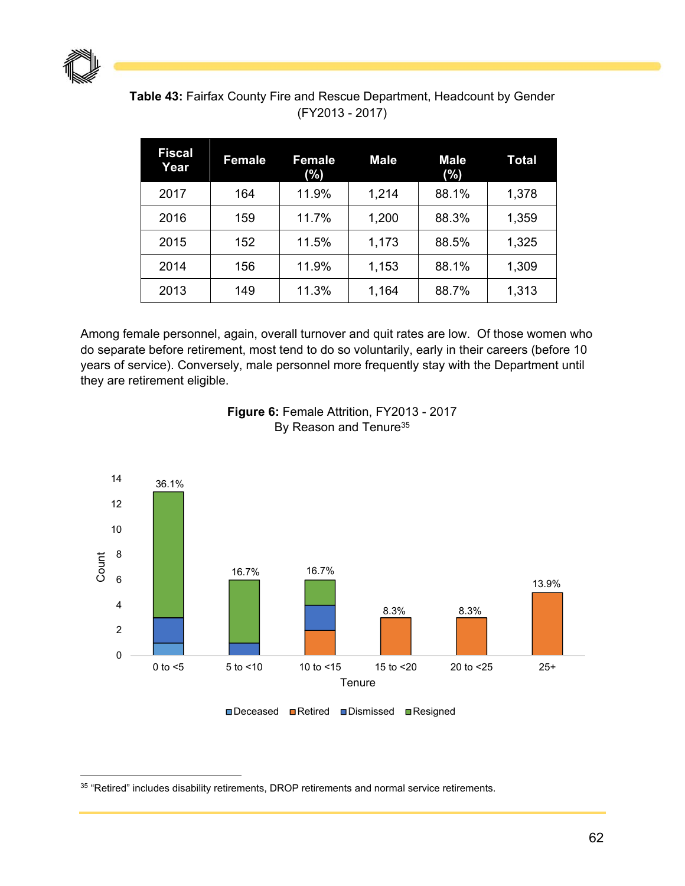**Table 43:** Fairfax County Fire and Rescue Department, Headcount by Gender (FY2013 - 2017)

| Fiscal Year | Female | Female (%) | Male | Male (%) | Total |
|---|---|---|---|---|---|
| 2017 | 164 | 11.9% | 1,214 | 88.1% | 1,378 |
| 2016 | 159 | 11.7% | 1,200 | 88.3% | 1,359 |
| 2015 | 152 | 11.5% | 1,173 | 88.5% | 1,325 |
| 2014 | 156 | 11.9% | 1,153 | 88.1% | 1,309 |
| 2013 | 149 | 11.3% | 1,164 | 88.7% | 1,313 |

Among female personnel, again, overall turnover and quit rates are low. Of those women who do separate before retirement, most tend to do so voluntarily, early in their careers (before 10 years of service). Conversely, male personnel more frequently stay with the Department until they are retirement eligible.

**Figure 6:** Female Attrition, FY2013 - 2017
By Reason and Tenure[35]

| Tenure | Deceased | Retired | Dismissed | Resigned | Total | % |
|---|---|---|---|---|---|---|
| 0 to <5 | 1 | 0 | 2 | 10 | 13 | 36.1% |
| 5 to <10 | 0 | 0 | 1 | 5 | 6 | 16.7% |
| 10 to <15 | 0 | 2 | 2 | 2 | 6 | 16.7% |
| 15 to <20 | 0 | 3 | 0 | 0 | 3 | 8.3% |
| 20 to <25 | 0 | 3 | 0 | 0 | 3 | 8.3% |
| 25+ | 0 | 5 | 0 | 0 | 5 | 13.9% |

[35] "Retired" includes disability retirements, DROP retirements and normal service retirements.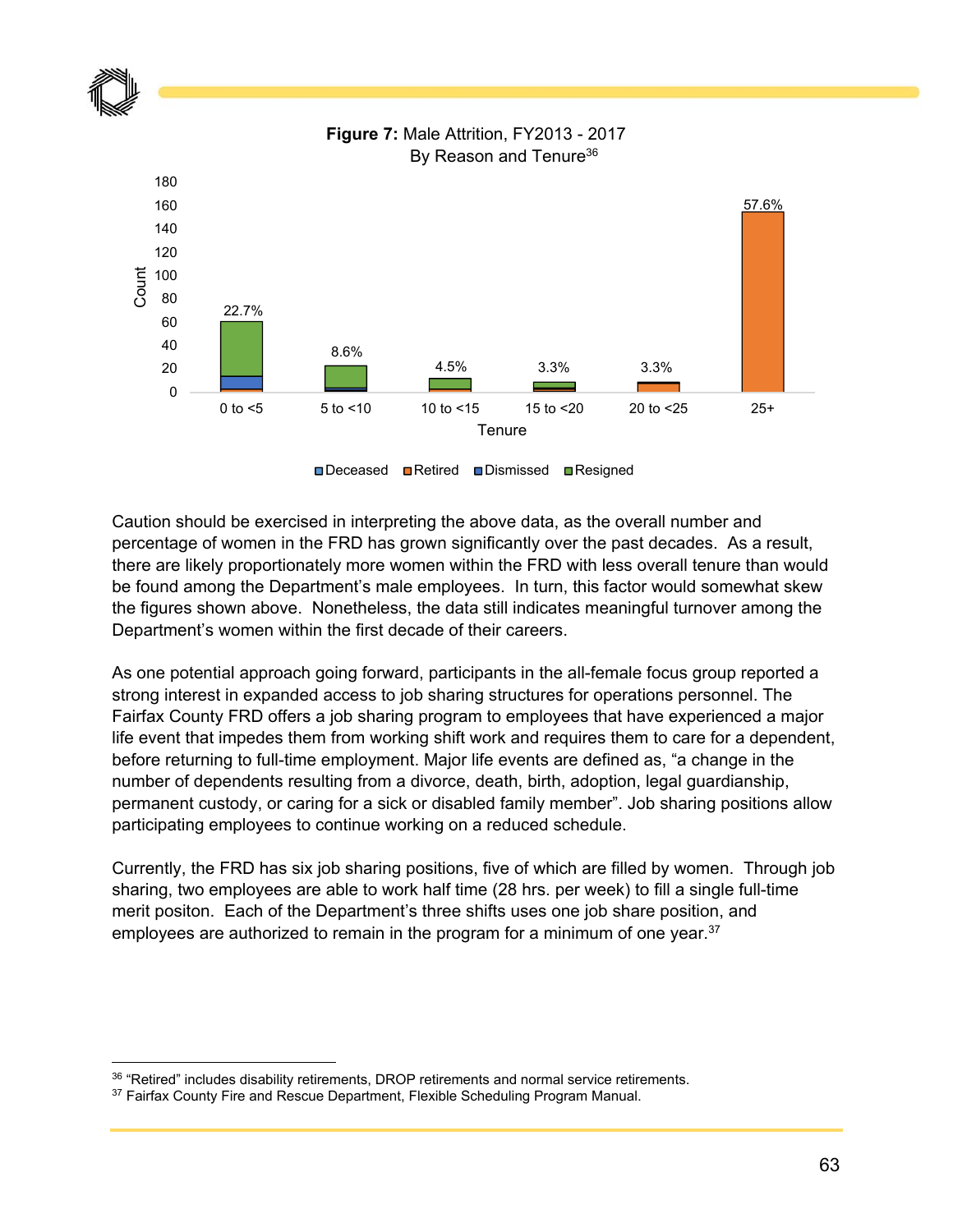**Figure 7:** Male Attrition, FY2013 - 2017
By Reason and Tenure[36]

Caution should be exercised in interpreting the above data, as the overall number and percentage of women in the FRD has grown significantly over the past decades. As a result, there are likely proportionately more women within the FRD with less overall tenure than would be found among the Department's male employees. In turn, this factor would somewhat skew the figures shown above. Nonetheless, the data still indicates meaningful turnover among the Department's women within the first decade of their careers.

As one potential approach going forward, participants in the all-female focus group reported a strong interest in expanded access to job sharing structures for operations personnel. The Fairfax County FRD offers a job sharing program to employees that have experienced a major life event that impedes them from working shift work and requires them to care for a dependent, before returning to full-time employment. Major life events are defined as, "a change in the number of dependents resulting from a divorce, death, birth, adoption, legal guardianship, permanent custody, or caring for a sick or disabled family member". Job sharing positions allow participating employees to continue working on a reduced schedule.

Currently, the FRD has six job sharing positions, five of which are filled by women. Through job sharing, two employees are able to work half time (28 hrs. per week) to fill a single full-time merit positon. Each of the Department's three shifts uses one job share position, and employees are authorized to remain in the program for a minimum of one year.[37]

---

[36] "Retired" includes disability retirements, DROP retirements and normal service retirements.
[37] Fairfax County Fire and Rescue Department, Flexible Scheduling Program Manual.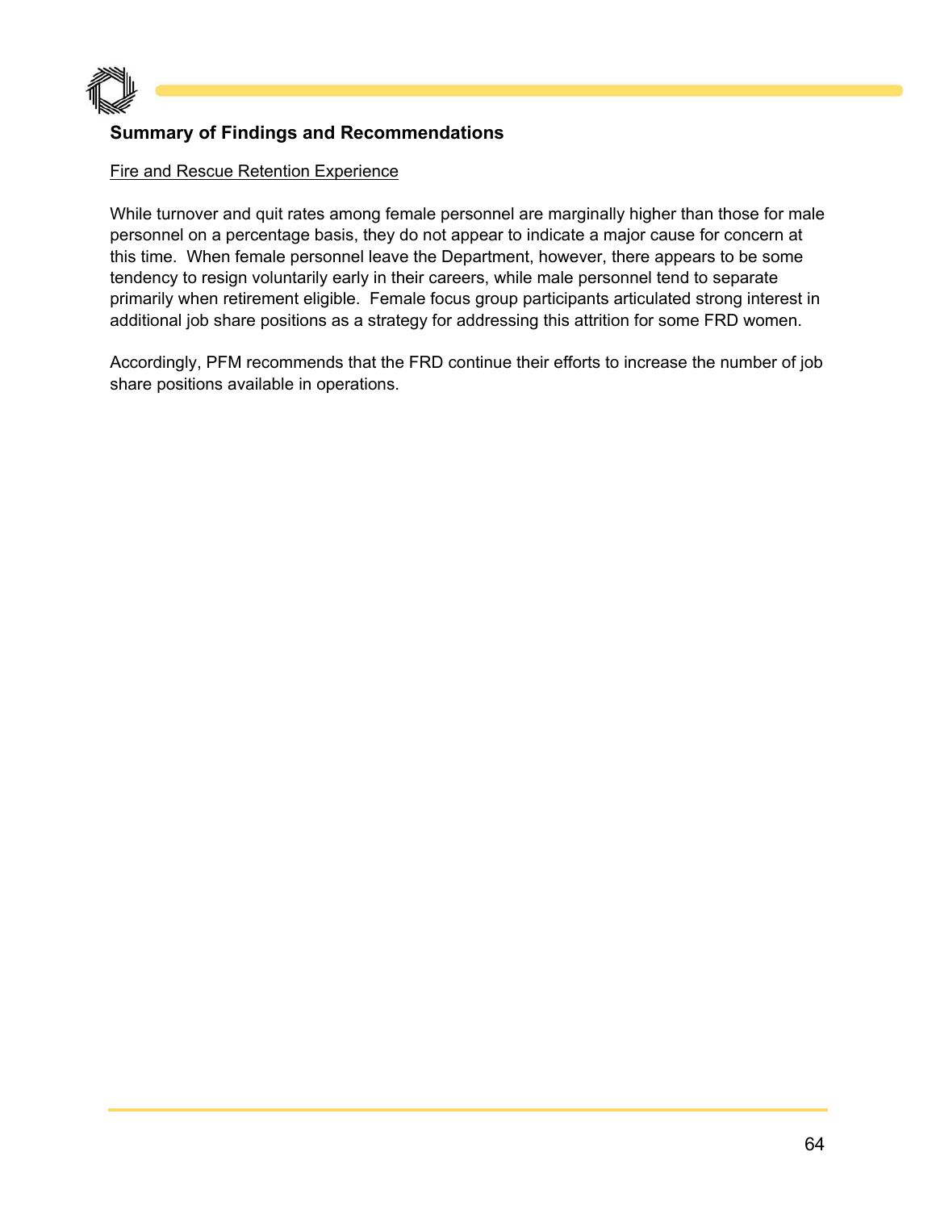## Summary of Findings and Recommendations

Fire and Rescue Retention Experience

While turnover and quit rates among female personnel are marginally higher than those for male personnel on a percentage basis, they do not appear to indicate a major cause for concern at this time. When female personnel leave the Department, however, there appears to be some tendency to resign voluntarily early in their careers, while male personnel tend to separate primarily when retirement eligible. Female focus group participants articulated strong interest in additional job share positions as a strategy for addressing this attrition for some FRD women.

Accordingly, PFM recommends that the FRD continue their efforts to increase the number of job share positions available in operations.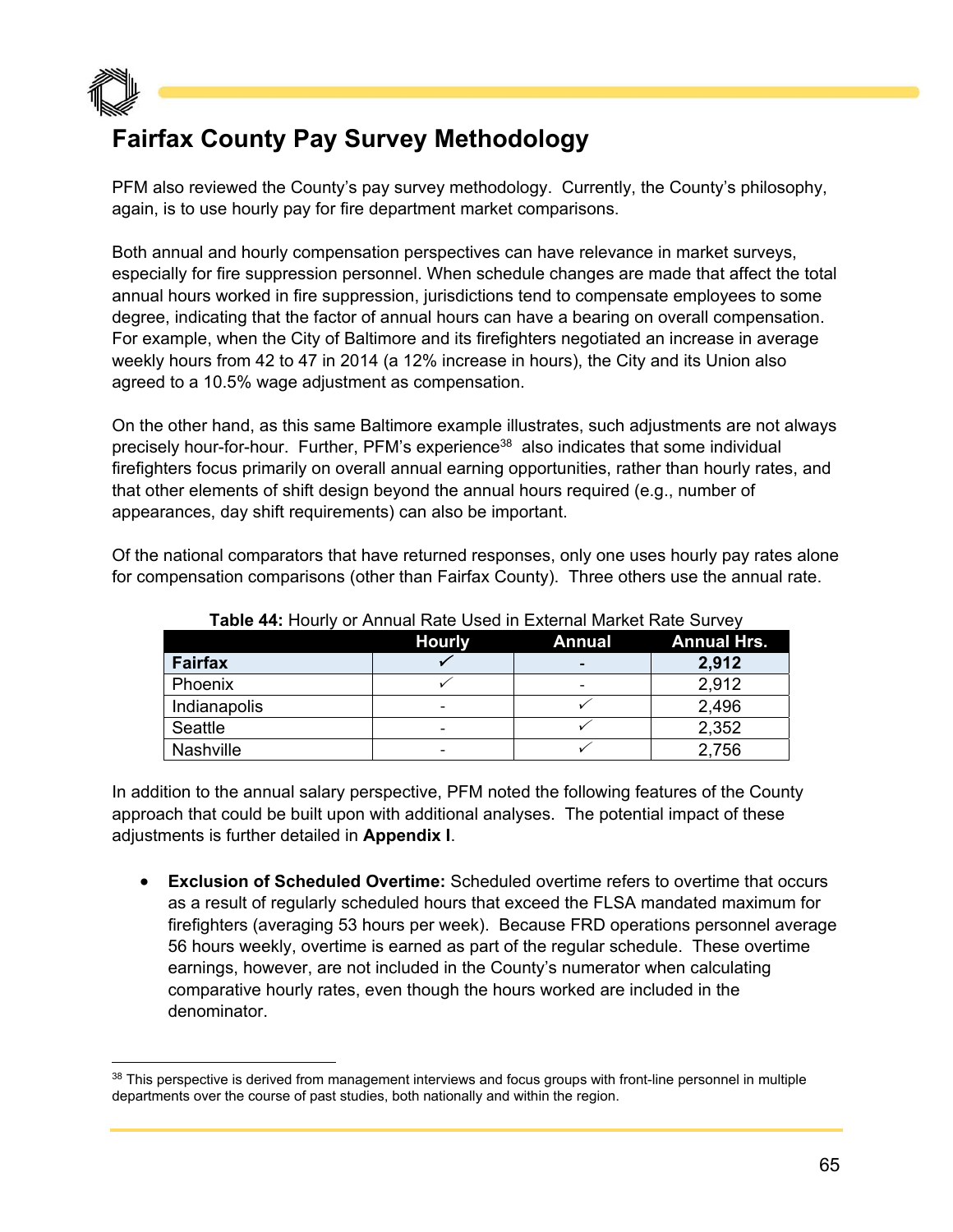# Fairfax County Pay Survey Methodology

PFM also reviewed the County's pay survey methodology. Currently, the County's philosophy, again, is to use hourly pay for fire department market comparisons.

Both annual and hourly compensation perspectives can have relevance in market surveys, especially for fire suppression personnel. When schedule changes are made that affect the total annual hours worked in fire suppression, jurisdictions tend to compensate employees to some degree, indicating that the factor of annual hours can have a bearing on overall compensation. For example, when the City of Baltimore and its firefighters negotiated an increase in average weekly hours from 42 to 47 in 2014 (a 12% increase in hours), the City and its Union also agreed to a 10.5% wage adjustment as compensation.

On the other hand, as this same Baltimore example illustrates, such adjustments are not always precisely hour-for-hour. Further, PFM's experience[38] also indicates that some individual firefighters focus primarily on overall annual earning opportunities, rather than hourly rates, and that other elements of shift design beyond the annual hours required (e.g., number of appearances, day shift requirements) can also be important.

Of the national comparators that have returned responses, only one uses hourly pay rates alone for compensation comparisons (other than Fairfax County). Three others use the annual rate.

**Table 44:** Hourly or Annual Rate Used in External Market Rate Survey

| | Hourly | Annual | Annual Hrs. |
|---|---|---|---|
| **Fairfax** | ✓ | **-** | **2,912** |
| Phoenix | ✓ | - | 2,912 |
| Indianapolis | - | ✓ | 2,496 |
| Seattle | - | ✓ | 2,352 |
| Nashville | - | ✓ | 2,756 |

In addition to the annual salary perspective, PFM noted the following features of the County approach that could be built upon with additional analyses. The potential impact of these adjustments is further detailed in **Appendix I**.

- **Exclusion of Scheduled Overtime:** Scheduled overtime refers to overtime that occurs as a result of regularly scheduled hours that exceed the FLSA mandated maximum for firefighters (averaging 53 hours per week). Because FRD operations personnel average 56 hours weekly, overtime is earned as part of the regular schedule. These overtime earnings, however, are not included in the County's numerator when calculating comparative hourly rates, even though the hours worked are included in the denominator.

---

[38] This perspective is derived from management interviews and focus groups with front-line personnel in multiple departments over the course of past studies, both nationally and within the region.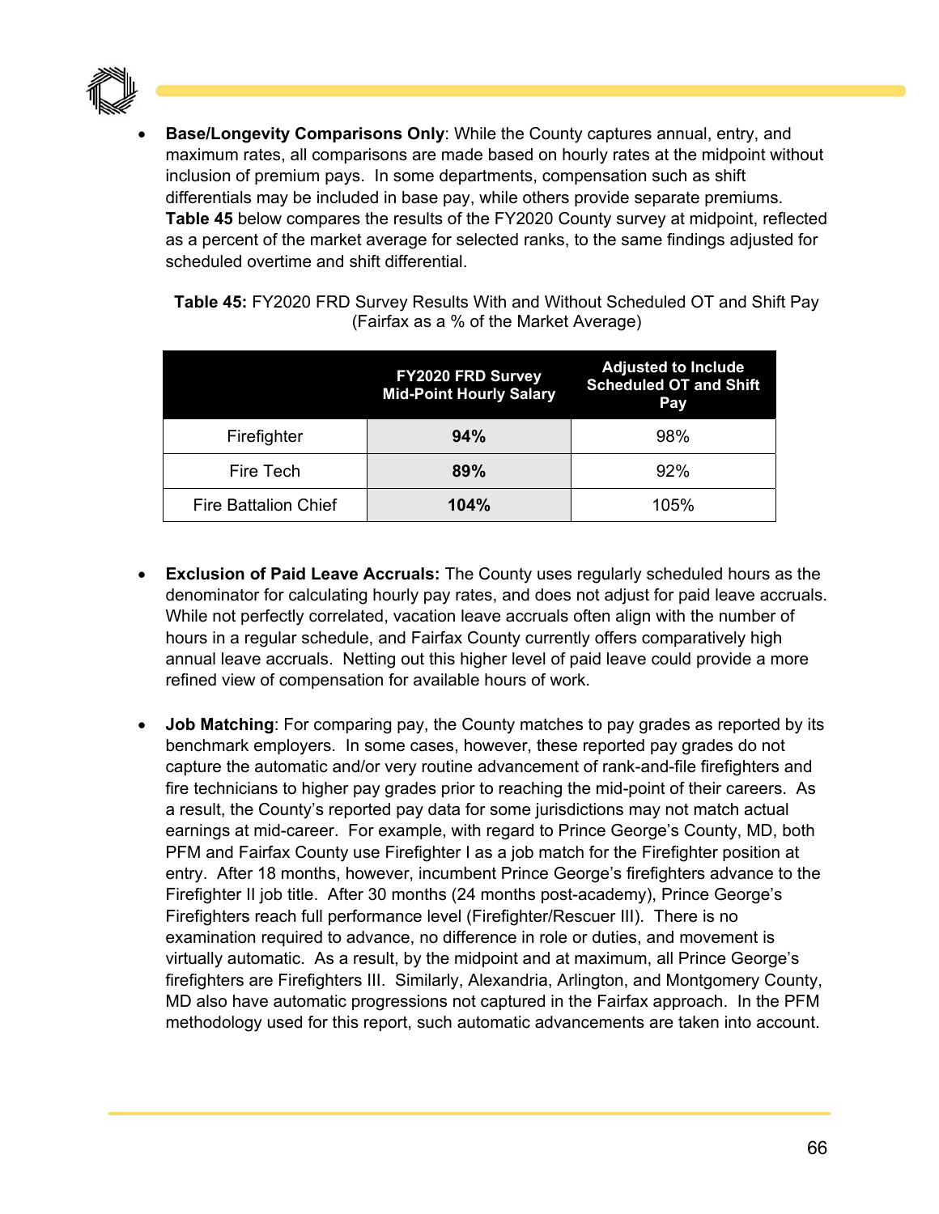- **Base/Longevity Comparisons Only**: While the County captures annual, entry, and maximum rates, all comparisons are made based on hourly rates at the midpoint without inclusion of premium pays. In some departments, compensation such as shift differentials may be included in base pay, while others provide separate premiums. **Table 45** below compares the results of the FY2020 County survey at midpoint, reflected as a percent of the market average for selected ranks, to the same findings adjusted for scheduled overtime and shift differential.

**Table 45:** FY2020 FRD Survey Results With and Without Scheduled OT and Shift Pay (Fairfax as a % of the Market Average)

| | FY2020 FRD Survey Mid-Point Hourly Salary | Adjusted to Include Scheduled OT and Shift Pay |
|---|---|---|
| Firefighter | **94%** | 98% |
| Fire Tech | **89%** | 92% |
| Fire Battalion Chief | **104%** | 105% |

- **Exclusion of Paid Leave Accruals:** The County uses regularly scheduled hours as the denominator for calculating hourly pay rates, and does not adjust for paid leave accruals. While not perfectly correlated, vacation leave accruals often align with the number of hours in a regular schedule, and Fairfax County currently offers comparatively high annual leave accruals. Netting out this higher level of paid leave could provide a more refined view of compensation for available hours of work.

- **Job Matching**: For comparing pay, the County matches to pay grades as reported by its benchmark employers. In some cases, however, these reported pay grades do not capture the automatic and/or very routine advancement of rank-and-file firefighters and fire technicians to higher pay grades prior to reaching the mid-point of their careers. As a result, the County's reported pay data for some jurisdictions may not match actual earnings at mid-career. For example, with regard to Prince George's County, MD, both PFM and Fairfax County use Firefighter I as a job match for the Firefighter position at entry. After 18 months, however, incumbent Prince George's firefighters advance to the Firefighter II job title. After 30 months (24 months post-academy), Prince George's Firefighters reach full performance level (Firefighter/Rescuer III). There is no examination required to advance, no difference in role or duties, and movement is virtually automatic. As a result, by the midpoint and at maximum, all Prince George's firefighters are Firefighters III. Similarly, Alexandria, Arlington, and Montgomery County, MD also have automatic progressions not captured in the Fairfax approach. In the PFM methodology used for this report, such automatic advancements are taken into account.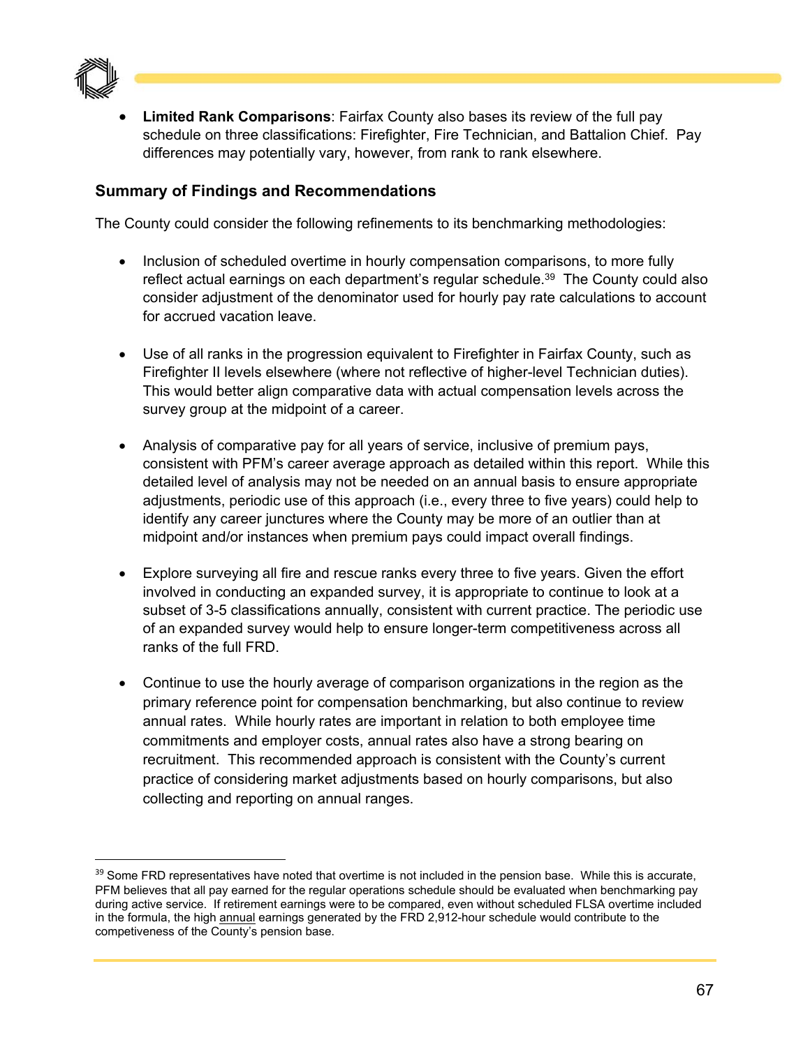- **Limited Rank Comparisons**: Fairfax County also bases its review of the full pay schedule on three classifications: Firefighter, Fire Technician, and Battalion Chief. Pay differences may potentially vary, however, from rank to rank elsewhere.

### Summary of Findings and Recommendations

The County could consider the following refinements to its benchmarking methodologies:

- Inclusion of scheduled overtime in hourly compensation comparisons, to more fully reflect actual earnings on each department's regular schedule.[39] The County could also consider adjustment of the denominator used for hourly pay rate calculations to account for accrued vacation leave.

- Use of all ranks in the progression equivalent to Firefighter in Fairfax County, such as Firefighter II levels elsewhere (where not reflective of higher-level Technician duties). This would better align comparative data with actual compensation levels across the survey group at the midpoint of a career.

- Analysis of comparative pay for all years of service, inclusive of premium pays, consistent with PFM's career average approach as detailed within this report. While this detailed level of analysis may not be needed on an annual basis to ensure appropriate adjustments, periodic use of this approach (i.e., every three to five years) could help to identify any career junctures where the County may be more of an outlier than at midpoint and/or instances when premium pays could impact overall findings.

- Explore surveying all fire and rescue ranks every three to five years. Given the effort involved in conducting an expanded survey, it is appropriate to continue to look at a subset of 3-5 classifications annually, consistent with current practice. The periodic use of an expanded survey would help to ensure longer-term competitiveness across all ranks of the full FRD.

- Continue to use the hourly average of comparison organizations in the region as the primary reference point for compensation benchmarking, but also continue to review annual rates. While hourly rates are important in relation to both employee time commitments and employer costs, annual rates also have a strong bearing on recruitment. This recommended approach is consistent with the County's current practice of considering market adjustments based on hourly comparisons, but also collecting and reporting on annual ranges.

---

[39] Some FRD representatives have noted that overtime is not included in the pension base. While this is accurate, PFM believes that all pay earned for the regular operations schedule should be evaluated when benchmarking pay during active service. If retirement earnings were to be compared, even without scheduled FLSA overtime included in the formula, the high annual earnings generated by the FRD 2,912-hour schedule would contribute to the competitiveness of the County's pension base.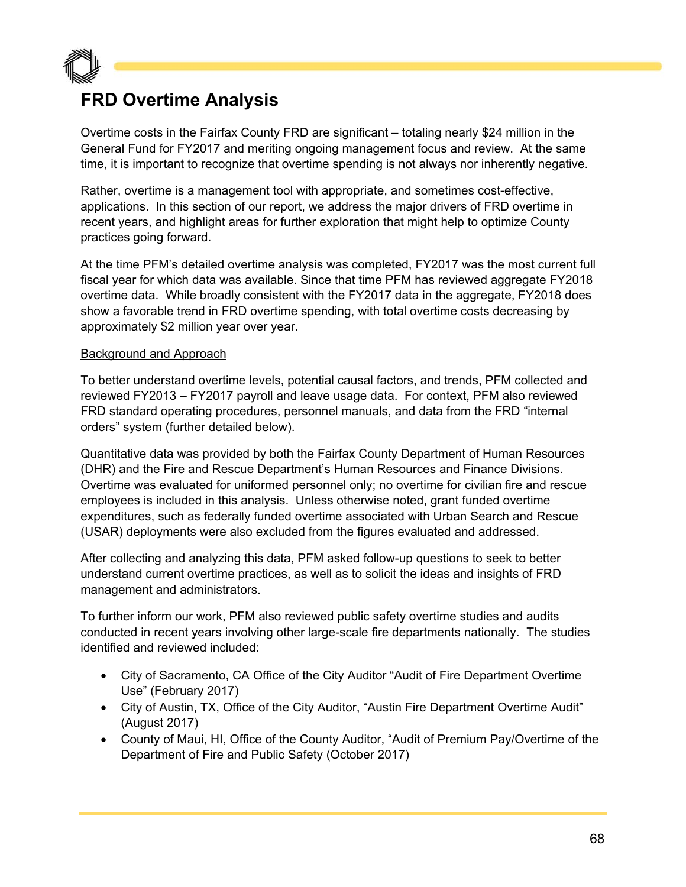# FRD Overtime Analysis

Overtime costs in the Fairfax County FRD are significant – totaling nearly $24 million in the General Fund for FY2017 and meriting ongoing management focus and review. At the same time, it is important to recognize that overtime spending is not always nor inherently negative.

Rather, overtime is a management tool with appropriate, and sometimes cost-effective, applications. In this section of our report, we address the major drivers of FRD overtime in recent years, and highlight areas for further exploration that might help to optimize County practices going forward.

At the time PFM's detailed overtime analysis was completed, FY2017 was the most current full fiscal year for which data was available. Since that time PFM has reviewed aggregate FY2018 overtime data. While broadly consistent with the FY2017 data in the aggregate, FY2018 does show a favorable trend in FRD overtime spending, with total overtime costs decreasing by approximately $2 million year over year.

<u>Background and Approach</u>

To better understand overtime levels, potential causal factors, and trends, PFM collected and reviewed FY2013 – FY2017 payroll and leave usage data. For context, PFM also reviewed FRD standard operating procedures, personnel manuals, and data from the FRD "internal orders" system (further detailed below).

Quantitative data was provided by both the Fairfax County Department of Human Resources (DHR) and the Fire and Rescue Department's Human Resources and Finance Divisions. Overtime was evaluated for uniformed personnel only; no overtime for civilian fire and rescue employees is included in this analysis. Unless otherwise noted, grant funded overtime expenditures, such as federally funded overtime associated with Urban Search and Rescue (USAR) deployments were also excluded from the figures evaluated and addressed.

After collecting and analyzing this data, PFM asked follow-up questions to seek to better understand current overtime practices, as well as to solicit the ideas and insights of FRD management and administrators.

To further inform our work, PFM also reviewed public safety overtime studies and audits conducted in recent years involving other large-scale fire departments nationally. The studies identified and reviewed included:

- City of Sacramento, CA Office of the City Auditor "Audit of Fire Department Overtime Use" (February 2017)
- City of Austin, TX, Office of the City Auditor, "Austin Fire Department Overtime Audit" (August 2017)
- County of Maui, HI, Office of the County Auditor, "Audit of Premium Pay/Overtime of the Department of Fire and Public Safety (October 2017)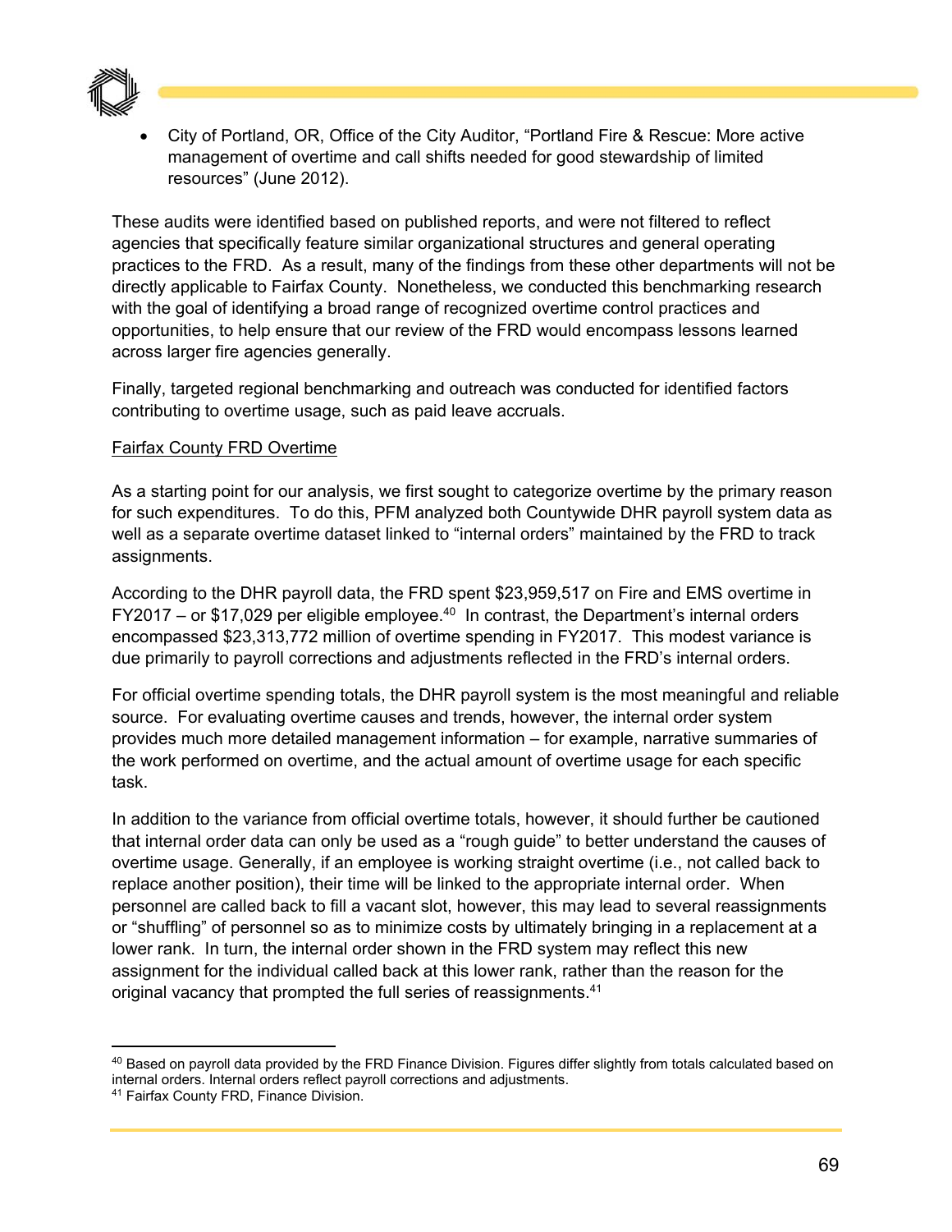- City of Portland, OR, Office of the City Auditor, "Portland Fire & Rescue: More active management of overtime and call shifts needed for good stewardship of limited resources" (June 2012).

These audits were identified based on published reports, and were not filtered to reflect agencies that specifically feature similar organizational structures and general operating practices to the FRD. As a result, many of the findings from these other departments will not be directly applicable to Fairfax County. Nonetheless, we conducted this benchmarking research with the goal of identifying a broad range of recognized overtime control practices and opportunities, to help ensure that our review of the FRD would encompass lessons learned across larger fire agencies generally.

Finally, targeted regional benchmarking and outreach was conducted for identified factors contributing to overtime usage, such as paid leave accruals.

Fairfax County FRD Overtime

As a starting point for our analysis, we first sought to categorize overtime by the primary reason for such expenditures. To do this, PFM analyzed both Countywide DHR payroll system data as well as a separate overtime dataset linked to "internal orders" maintained by the FRD to track assignments.

According to the DHR payroll data, the FRD spent $23,959,517 on Fire and EMS overtime in FY2017 – or $17,029 per eligible employee.[40] In contrast, the Department's internal orders encompassed $23,313,772 million of overtime spending in FY2017. This modest variance is due primarily to payroll corrections and adjustments reflected in the FRD's internal orders.

For official overtime spending totals, the DHR payroll system is the most meaningful and reliable source. For evaluating overtime causes and trends, however, the internal order system provides much more detailed management information – for example, narrative summaries of the work performed on overtime, and the actual amount of overtime usage for each specific task.

In addition to the variance from official overtime totals, however, it should further be cautioned that internal order data can only be used as a "rough guide" to better understand the causes of overtime usage. Generally, if an employee is working straight overtime (i.e., not called back to replace another position), their time will be linked to the appropriate internal order. When personnel are called back to fill a vacant slot, however, this may lead to several reassignments or "shuffling" of personnel so as to minimize costs by ultimately bringing in a replacement at a lower rank. In turn, the internal order shown in the FRD system may reflect this new assignment for the individual called back at this lower rank, rather than the reason for the original vacancy that prompted the full series of reassignments.[41]

[40] Based on payroll data provided by the FRD Finance Division. Figures differ slightly from totals calculated based on internal orders. Internal orders reflect payroll corrections and adjustments.

[41] Fairfax County FRD, Finance Division.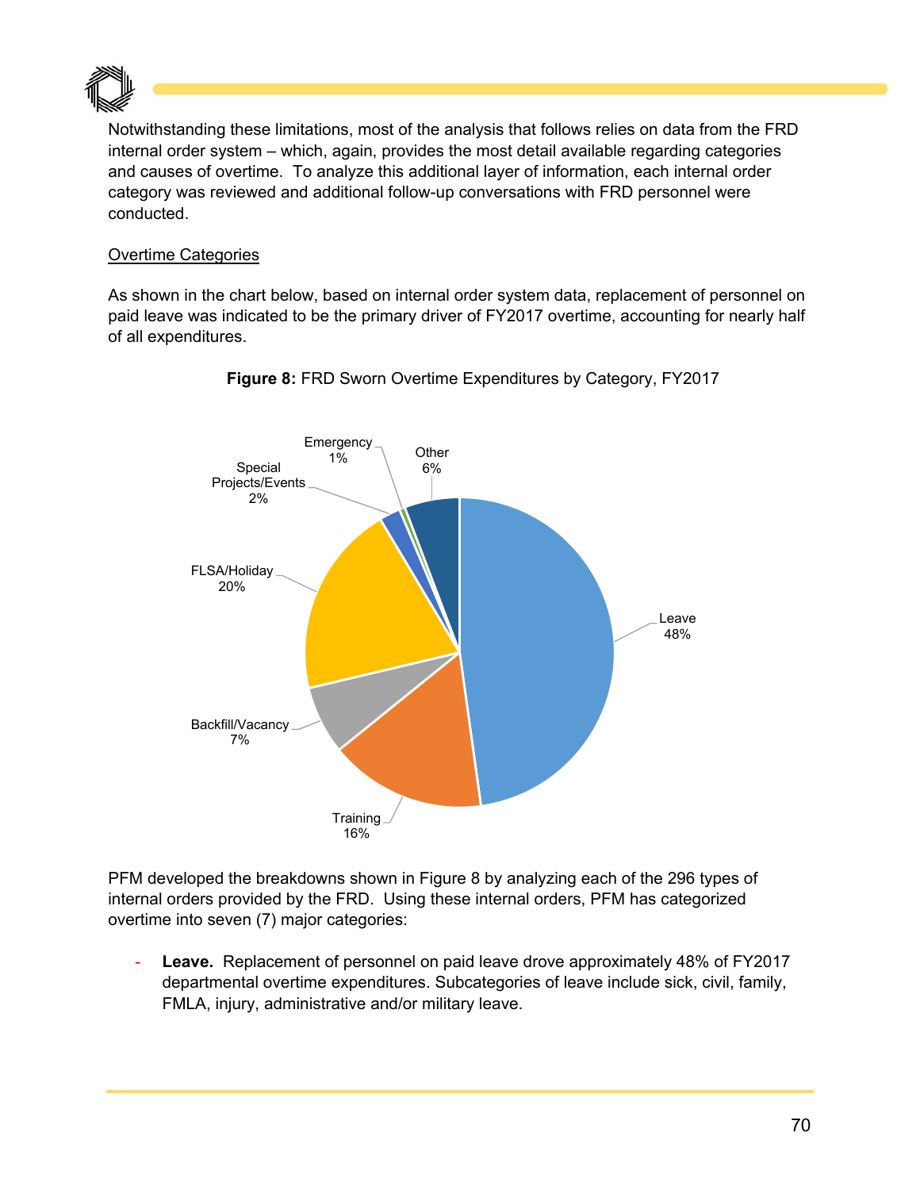Notwithstanding these limitations, most of the analysis that follows relies on data from the FRD internal order system – which, again, provides the most detail available regarding categories and causes of overtime. To analyze this additional layer of information, each internal order category was reviewed and additional follow-up conversations with FRD personnel were conducted.

Overtime Categories

As shown in the chart below, based on internal order system data, replacement of personnel on paid leave was indicated to be the primary driver of FY2017 overtime, accounting for nearly half of all expenditures.

**Figure 8:** FRD Sworn Overtime Expenditures by Category, FY2017

| Category | Share |
|---|---|
| Leave | 48% |
| Training | 16% |
| Backfill/Vacancy | 7% |
| FLSA/Holiday | 20% |
| Special Projects/Events | 2% |
| Emergency | 1% |
| Other | 6% |

PFM developed the breakdowns shown in Figure 8 by analyzing each of the 296 types of internal orders provided by the FRD. Using these internal orders, PFM has categorized overtime into seven (7) major categories:

- **Leave.** Replacement of personnel on paid leave drove approximately 48% of FY2017 departmental overtime expenditures. Subcategories of leave include sick, civil, family, FMLA, injury, administrative and/or military leave.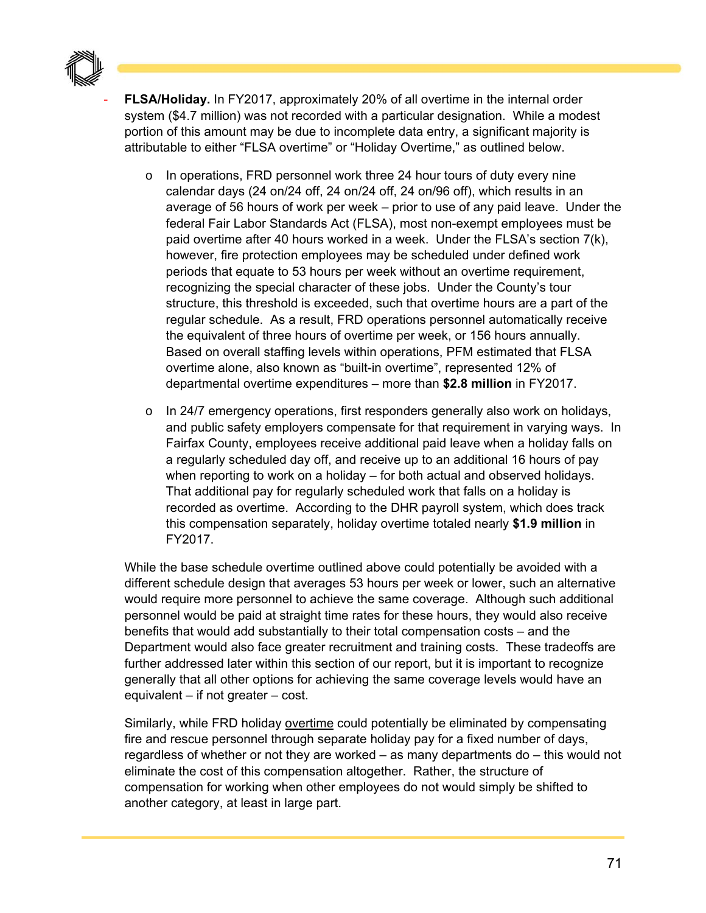- **FLSA/Holiday.** In FY2017, approximately 20% of all overtime in the internal order system ($4.7 million) was not recorded with a particular designation. While a modest portion of this amount may be due to incomplete data entry, a significant majority is attributable to either "FLSA overtime" or "Holiday Overtime," as outlined below.

    - In operations, FRD personnel work three 24 hour tours of duty every nine calendar days (24 on/24 off, 24 on/24 off, 24 on/96 off), which results in an average of 56 hours of work per week – prior to use of any paid leave. Under the federal Fair Labor Standards Act (FLSA), most non-exempt employees must be paid overtime after 40 hours worked in a week. Under the FLSA's section 7(k), however, fire protection employees may be scheduled under defined work periods that equate to 53 hours per week without an overtime requirement, recognizing the special character of these jobs. Under the County's tour structure, this threshold is exceeded, such that overtime hours are a part of the regular schedule. As a result, FRD operations personnel automatically receive the equivalent of three hours of overtime per week, or 156 hours annually. Based on overall staffing levels within operations, PFM estimated that FLSA overtime alone, also known as "built-in overtime", represented 12% of departmental overtime expenditures – more than **$2.8 million** in FY2017.

    - In 24/7 emergency operations, first responders generally also work on holidays, and public safety employers compensate for that requirement in varying ways. In Fairfax County, employees receive additional paid leave when a holiday falls on a regularly scheduled day off, and receive up to an additional 16 hours of pay when reporting to work on a holiday – for both actual and observed holidays. That additional pay for regularly scheduled work that falls on a holiday is recorded as overtime. According to the DHR payroll system, which does track this compensation separately, holiday overtime totaled nearly **$1.9 million** in FY2017.

  While the base schedule overtime outlined above could potentially be avoided with a different schedule design that averages 53 hours per week or lower, such an alternative would require more personnel to achieve the same coverage. Although such additional personnel would be paid at straight time rates for these hours, they would also receive benefits that would add substantially to their total compensation costs – and the Department would also face greater recruitment and training costs. These tradeoffs are further addressed later within this section of our report, but it is important to recognize generally that all other options for achieving the same coverage levels would have an equivalent – if not greater – cost.

  Similarly, while FRD holiday <u>overtime</u> could potentially be eliminated by compensating fire and rescue personnel through separate holiday pay for a fixed number of days, regardless of whether or not they are worked – as many departments do – this would not eliminate the cost of this compensation altogether. Rather, the structure of compensation for working when other employees do not would simply be shifted to another category, at least in large part.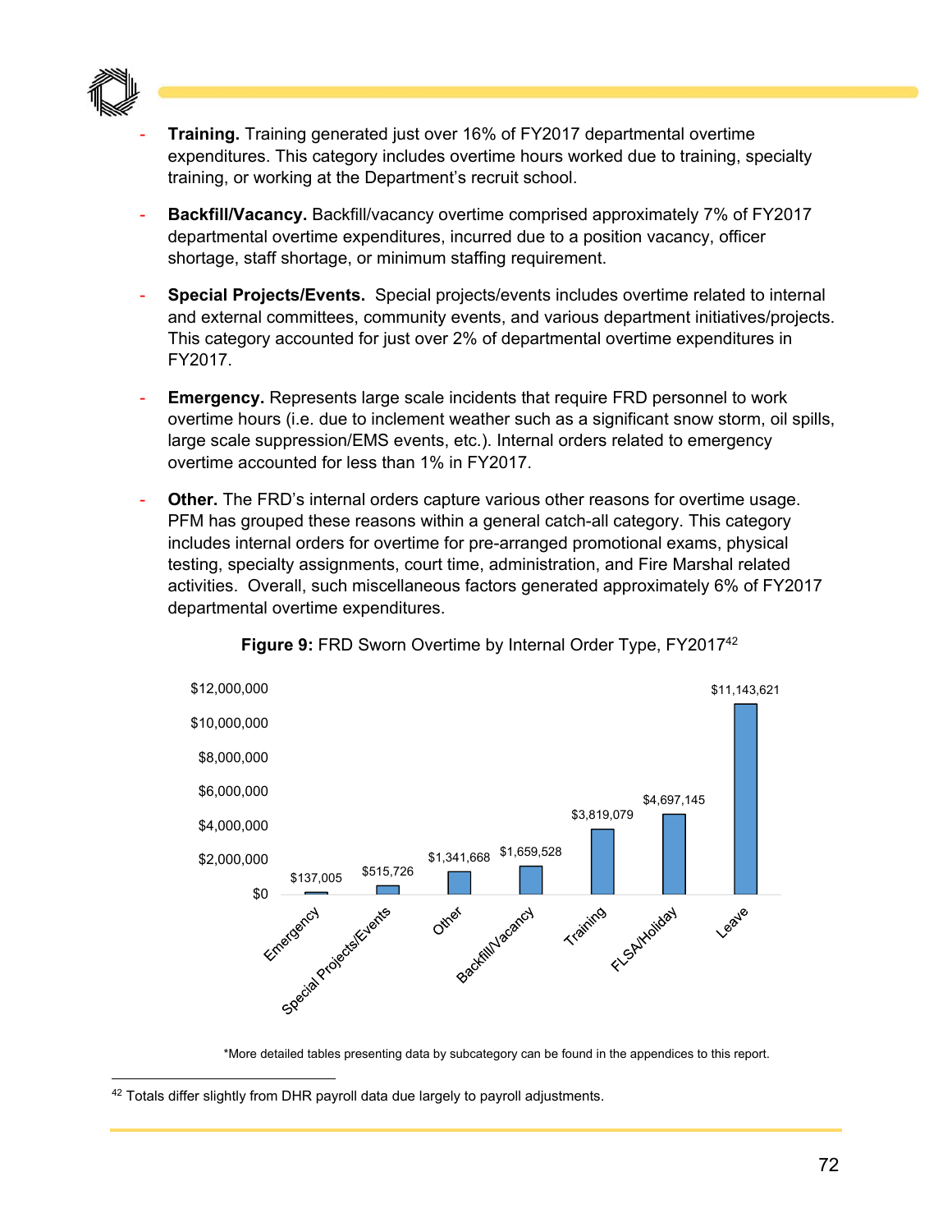- **Training.** Training generated just over 16% of FY2017 departmental overtime expenditures. This category includes overtime hours worked due to training, specialty training, or working at the Department's recruit school.

- **Backfill/Vacancy.** Backfill/vacancy overtime comprised approximately 7% of FY2017 departmental overtime expenditures, incurred due to a position vacancy, officer shortage, staff shortage, or minimum staffing requirement.

- **Special Projects/Events.** Special projects/events includes overtime related to internal and external committees, community events, and various department initiatives/projects. This category accounted for just over 2% of departmental overtime expenditures in FY2017.

- **Emergency.** Represents large scale incidents that require FRD personnel to work overtime hours (i.e. due to inclement weather such as a significant snow storm, oil spills, large scale suppression/EMS events, etc.). Internal orders related to emergency overtime accounted for less than 1% in FY2017.

- **Other.** The FRD's internal orders capture various other reasons for overtime usage. PFM has grouped these reasons within a general catch-all category. This category includes internal orders for overtime for pre-arranged promotional exams, physical testing, specialty assignments, court time, administration, and Fire Marshal related activities. Overall, such miscellaneous factors generated approximately 6% of FY2017 departmental overtime expenditures.

**Figure 9:** FRD Sworn Overtime by Internal Order Type, FY2017[42]

| Internal Order Type | Overtime |
| --- | --- |
| Emergency | $137,005 |
| Special Projects/Events | $515,726 |
| Other | $1,341,668 |
| Backfill/Vacancy | $1,659,528 |
| Training | $3,819,079 |
| FLSA/Holiday | $4,697,145 |
| Leave | $11,143,621 |

*More detailed tables presenting data by subcategory can be found in the appendices to this report.

[42] Totals differ slightly from DHR payroll data due largely to payroll adjustments.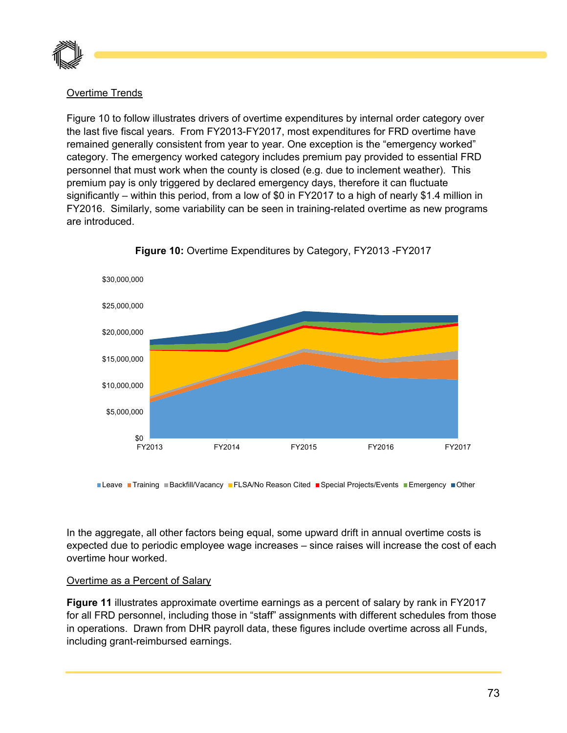Overtime Trends

Figure 10 to follow illustrates drivers of overtime expenditures by internal order category over the last five fiscal years. From FY2013-FY2017, most expenditures for FRD overtime have remained generally consistent from year to year. One exception is the "emergency worked" category. The emergency worked category includes premium pay provided to essential FRD personnel that must work when the county is closed (e.g. due to inclement weather). This premium pay is only triggered by declared emergency days, therefore it can fluctuate significantly – within this period, from a low of $0 in FY2017 to a high of nearly $1.4 million in FY2016. Similarly, some variability can be seen in training-related overtime as new programs are introduced.

**Figure 10:** Overtime Expenditures by Category, FY2013 -FY2017

In the aggregate, all other factors being equal, some upward drift in annual overtime costs is expected due to periodic employee wage increases – since raises will increase the cost of each overtime hour worked.

Overtime as a Percent of Salary

**Figure 11** illustrates approximate overtime earnings as a percent of salary by rank in FY2017 for all FRD personnel, including those in "staff" assignments with different schedules from those in operations. Drawn from DHR payroll data, these figures include overtime across all Funds, including grant-reimbursed earnings.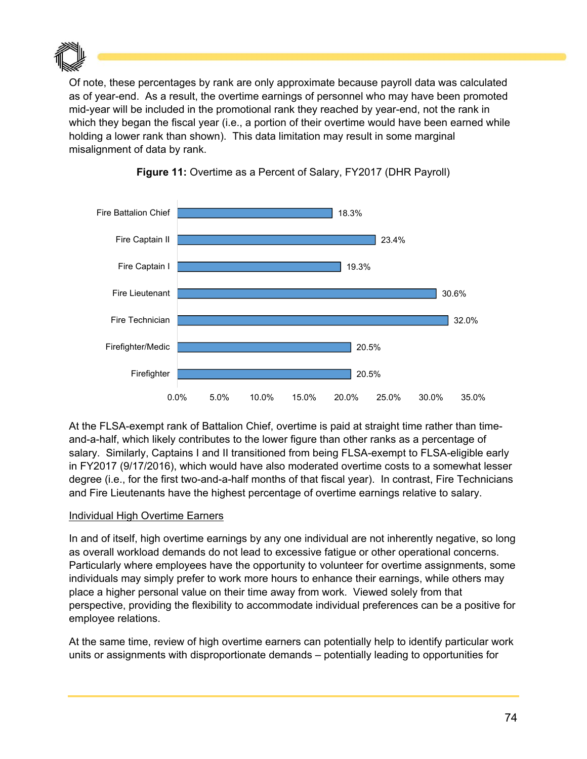Of note, these percentages by rank are only approximate because payroll data was calculated as of year-end. As a result, the overtime earnings of personnel who may have been promoted mid-year will be included in the promotional rank they reached by year-end, not the rank in which they began the fiscal year (i.e., a portion of their overtime would have been earned while holding a lower rank than shown). This data limitation may result in some marginal misalignment of data by rank.

**Figure 11:** Overtime as a Percent of Salary, FY2017 (DHR Payroll)

| Rank | Overtime as a Percent of Salary |
|---|---|
| Fire Battalion Chief | 18.3% |
| Fire Captain II | 23.4% |
| Fire Captain I | 19.3% |
| Fire Lieutenant | 30.6% |
| Fire Technician | 32.0% |
| Firefighter/Medic | 20.5% |
| Firefighter | 20.5% |

At the FLSA-exempt rank of Battalion Chief, overtime is paid at straight time rather than time-and-a-half, which likely contributes to the lower figure than other ranks as a percentage of salary. Similarly, Captains I and II transitioned from being FLSA-exempt to FLSA-eligible early in FY2017 (9/17/2016), which would have also moderated overtime costs to a somewhat lesser degree (i.e., for the first two-and-a-half months of that fiscal year). In contrast, Fire Technicians and Fire Lieutenants have the highest percentage of overtime earnings relative to salary.

Individual High Overtime Earners

In and of itself, high overtime earnings by any one individual are not inherently negative, so long as overall workload demands do not lead to excessive fatigue or other operational concerns. Particularly where employees have the opportunity to volunteer for overtime assignments, some individuals may simply prefer to work more hours to enhance their earnings, while others may place a higher personal value on their time away from work. Viewed solely from that perspective, providing the flexibility to accommodate individual preferences can be a positive for employee relations.

At the same time, review of high overtime earners can potentially help to identify particular work units or assignments with disproportionate demands – potentially leading to opportunities for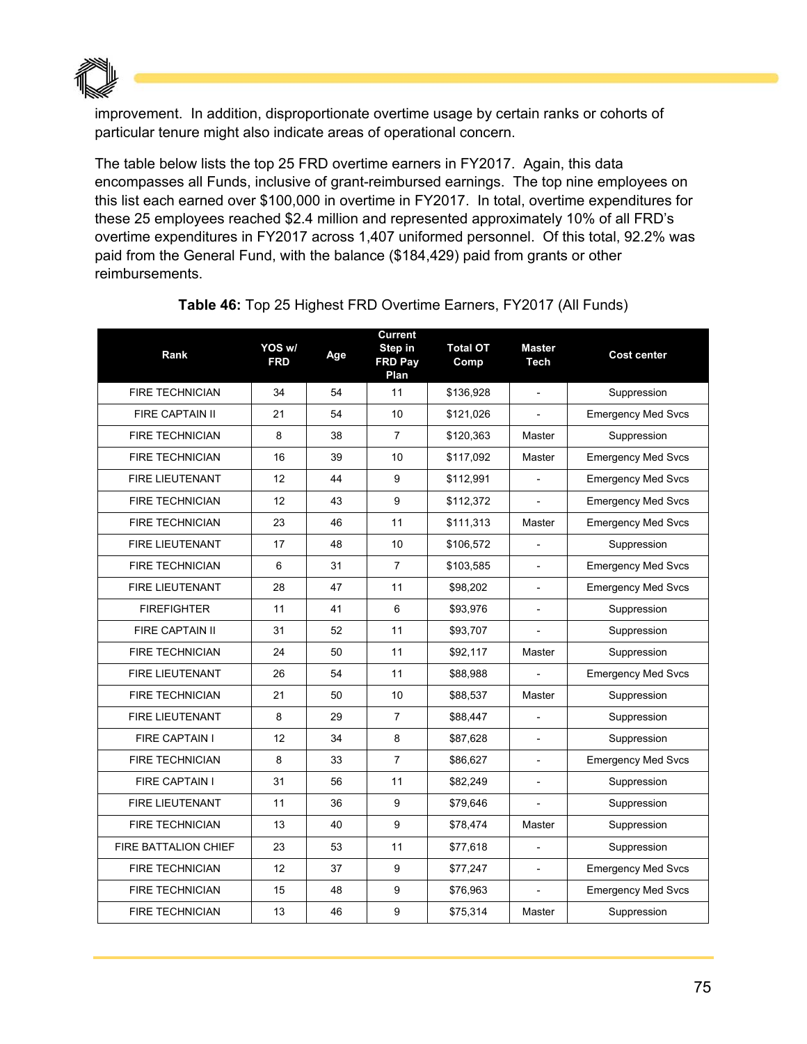improvement. In addition, disproportionate overtime usage by certain ranks or cohorts of particular tenure might also indicate areas of operational concern.

The table below lists the top 25 FRD overtime earners in FY2017. Again, this data encompasses all Funds, inclusive of grant-reimbursed earnings. The top nine employees on this list each earned over $100,000 in overtime in FY2017. In total, overtime expenditures for these 25 employees reached $2.4 million and represented approximately 10% of all FRD's overtime expenditures in FY2017 across 1,407 uniformed personnel. Of this total, 92.2% was paid from the General Fund, with the balance ($184,429) paid from grants or other reimbursements.

**Table 46:** Top 25 Highest FRD Overtime Earners, FY2017 (All Funds)

| Rank | YOS w/ FRD | Age | Current Step in FRD Pay Plan | Total OT Comp | Master Tech | Cost center |
|---|---|---|---|---|---|---|
| FIRE TECHNICIAN | 34 | 54 | 11 | $136,928 | - | Suppression |
| FIRE CAPTAIN II | 21 | 54 | 10 | $121,026 | - | Emergency Med Svcs |
| FIRE TECHNICIAN | 8 | 38 | 7 | $120,363 | Master | Suppression |
| FIRE TECHNICIAN | 16 | 39 | 10 | $117,092 | Master | Emergency Med Svcs |
| FIRE LIEUTENANT | 12 | 44 | 9 | $112,991 | - | Emergency Med Svcs |
| FIRE TECHNICIAN | 12 | 43 | 9 | $112,372 | - | Emergency Med Svcs |
| FIRE TECHNICIAN | 23 | 46 | 11 | $111,313 | Master | Emergency Med Svcs |
| FIRE LIEUTENANT | 17 | 48 | 10 | $106,572 | - | Suppression |
| FIRE TECHNICIAN | 6 | 31 | 7 | $103,585 | - | Emergency Med Svcs |
| FIRE LIEUTENANT | 28 | 47 | 11 | $98,202 | - | Emergency Med Svcs |
| FIREFIGHTER | 11 | 41 | 6 | $93,976 | - | Suppression |
| FIRE CAPTAIN II | 31 | 52 | 11 | $93,707 | - | Suppression |
| FIRE TECHNICIAN | 24 | 50 | 11 | $92,117 | Master | Suppression |
| FIRE LIEUTENANT | 26 | 54 | 11 | $88,988 | - | Emergency Med Svcs |
| FIRE TECHNICIAN | 21 | 50 | 10 | $88,537 | Master | Suppression |
| FIRE LIEUTENANT | 8 | 29 | 7 | $88,447 | - | Suppression |
| FIRE CAPTAIN I | 12 | 34 | 8 | $87,628 | - | Suppression |
| FIRE TECHNICIAN | 8 | 33 | 7 | $86,627 | - | Emergency Med Svcs |
| FIRE CAPTAIN I | 31 | 56 | 11 | $82,249 | - | Suppression |
| FIRE LIEUTENANT | 11 | 36 | 9 | $79,646 | - | Suppression |
| FIRE TECHNICIAN | 13 | 40 | 9 | $78,474 | Master | Suppression |
| FIRE BATTALION CHIEF | 23 | 53 | 11 | $77,618 | - | Suppression |
| FIRE TECHNICIAN | 12 | 37 | 9 | $77,247 | - | Emergency Med Svcs |
| FIRE TECHNICIAN | 15 | 48 | 9 | $76,963 | - | Emergency Med Svcs |
| FIRE TECHNICIAN | 13 | 46 | 9 | $75,314 | Master | Suppression |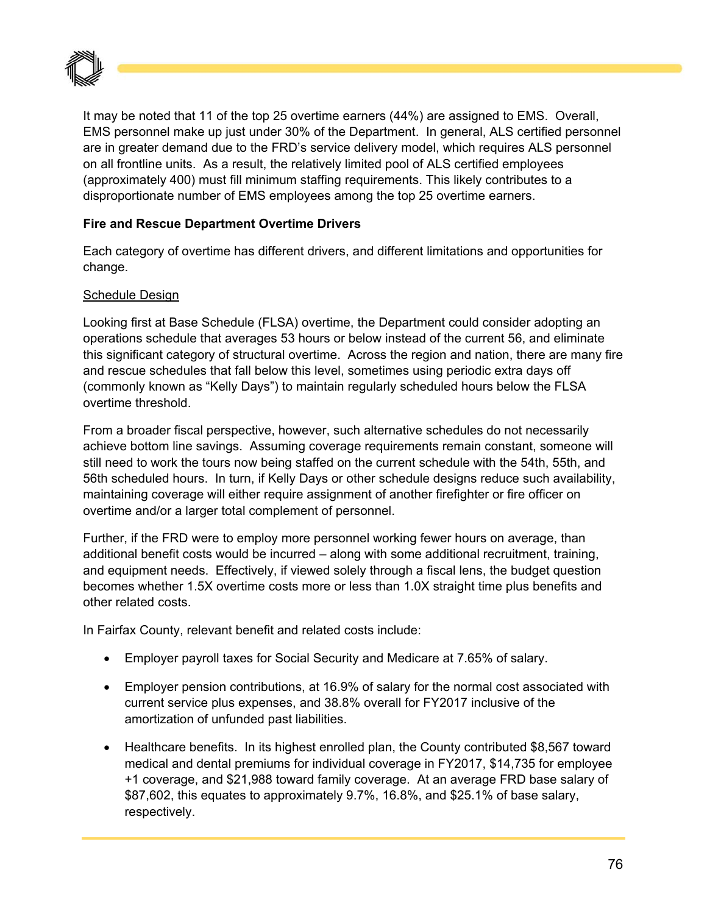It may be noted that 11 of the top 25 overtime earners (44%) are assigned to EMS. Overall, EMS personnel make up just under 30% of the Department. In general, ALS certified personnel are in greater demand due to the FRD's service delivery model, which requires ALS personnel on all frontline units. As a result, the relatively limited pool of ALS certified employees (approximately 400) must fill minimum staffing requirements. This likely contributes to a disproportionate number of EMS employees among the top 25 overtime earners.

**Fire and Rescue Department Overtime Drivers**

Each category of overtime has different drivers, and different limitations and opportunities for change.

Schedule Design

Looking first at Base Schedule (FLSA) overtime, the Department could consider adopting an operations schedule that averages 53 hours or below instead of the current 56, and eliminate this significant category of structural overtime. Across the region and nation, there are many fire and rescue schedules that fall below this level, sometimes using periodic extra days off (commonly known as "Kelly Days") to maintain regularly scheduled hours below the FLSA overtime threshold.

From a broader fiscal perspective, however, such alternative schedules do not necessarily achieve bottom line savings. Assuming coverage requirements remain constant, someone will still need to work the tours now being staffed on the current schedule with the 54th, 55th, and 56th scheduled hours. In turn, if Kelly Days or other schedule designs reduce such availability, maintaining coverage will either require assignment of another firefighter or fire officer on overtime and/or a larger total complement of personnel.

Further, if the FRD were to employ more personnel working fewer hours on average, than additional benefit costs would be incurred – along with some additional recruitment, training, and equipment needs. Effectively, if viewed solely through a fiscal lens, the budget question becomes whether 1.5X overtime costs more or less than 1.0X straight time plus benefits and other related costs.

In Fairfax County, relevant benefit and related costs include:

- Employer payroll taxes for Social Security and Medicare at 7.65% of salary.
- Employer pension contributions, at 16.9% of salary for the normal cost associated with current service plus expenses, and 38.8% overall for FY2017 inclusive of the amortization of unfunded past liabilities.
- Healthcare benefits. In its highest enrolled plan, the County contributed $8,567 toward medical and dental premiums for individual coverage in FY2017, $14,735 for employee +1 coverage, and $21,988 toward family coverage. At an average FRD base salary of $87,602, this equates to approximately 9.7%, 16.8%, and $25.1% of base salary, respectively.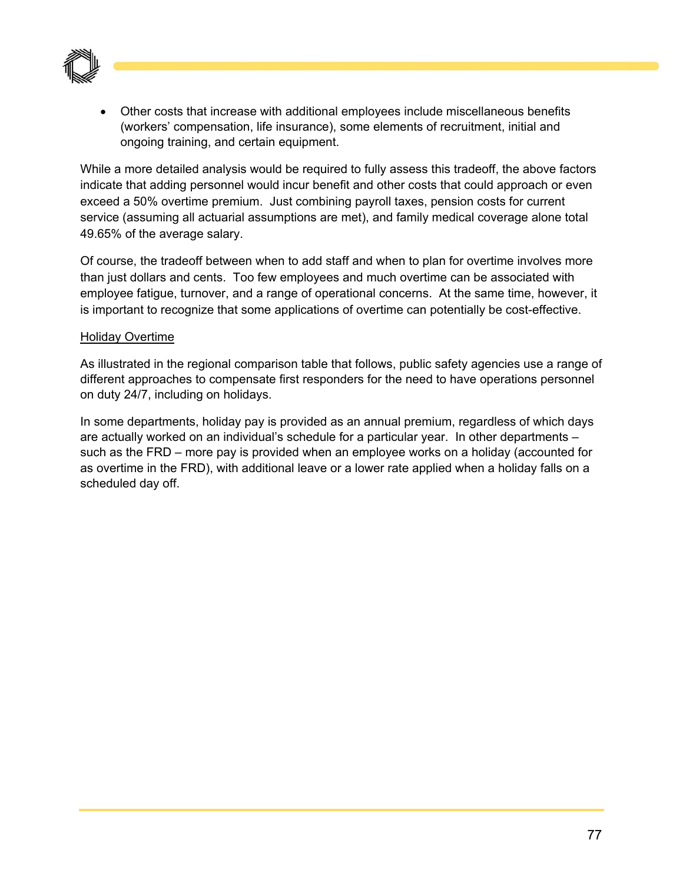- Other costs that increase with additional employees include miscellaneous benefits (workers' compensation, life insurance), some elements of recruitment, initial and ongoing training, and certain equipment.

While a more detailed analysis would be required to fully assess this tradeoff, the above factors indicate that adding personnel would incur benefit and other costs that could approach or even exceed a 50% overtime premium. Just combining payroll taxes, pension costs for current service (assuming all actuarial assumptions are met), and family medical coverage alone total 49.65% of the average salary.

Of course, the tradeoff between when to add staff and when to plan for overtime involves more than just dollars and cents. Too few employees and much overtime can be associated with employee fatigue, turnover, and a range of operational concerns. At the same time, however, it is important to recognize that some applications of overtime can potentially be cost-effective.

<u>Holiday Overtime</u>

As illustrated in the regional comparison table that follows, public safety agencies use a range of different approaches to compensate first responders for the need to have operations personnel on duty 24/7, including on holidays.

In some departments, holiday pay is provided as an annual premium, regardless of which days are actually worked on an individual's schedule for a particular year. In other departments – such as the FRD – more pay is provided when an employee works on a holiday (accounted for as overtime in the FRD), with additional leave or a lower rate applied when a holiday falls on a scheduled day off.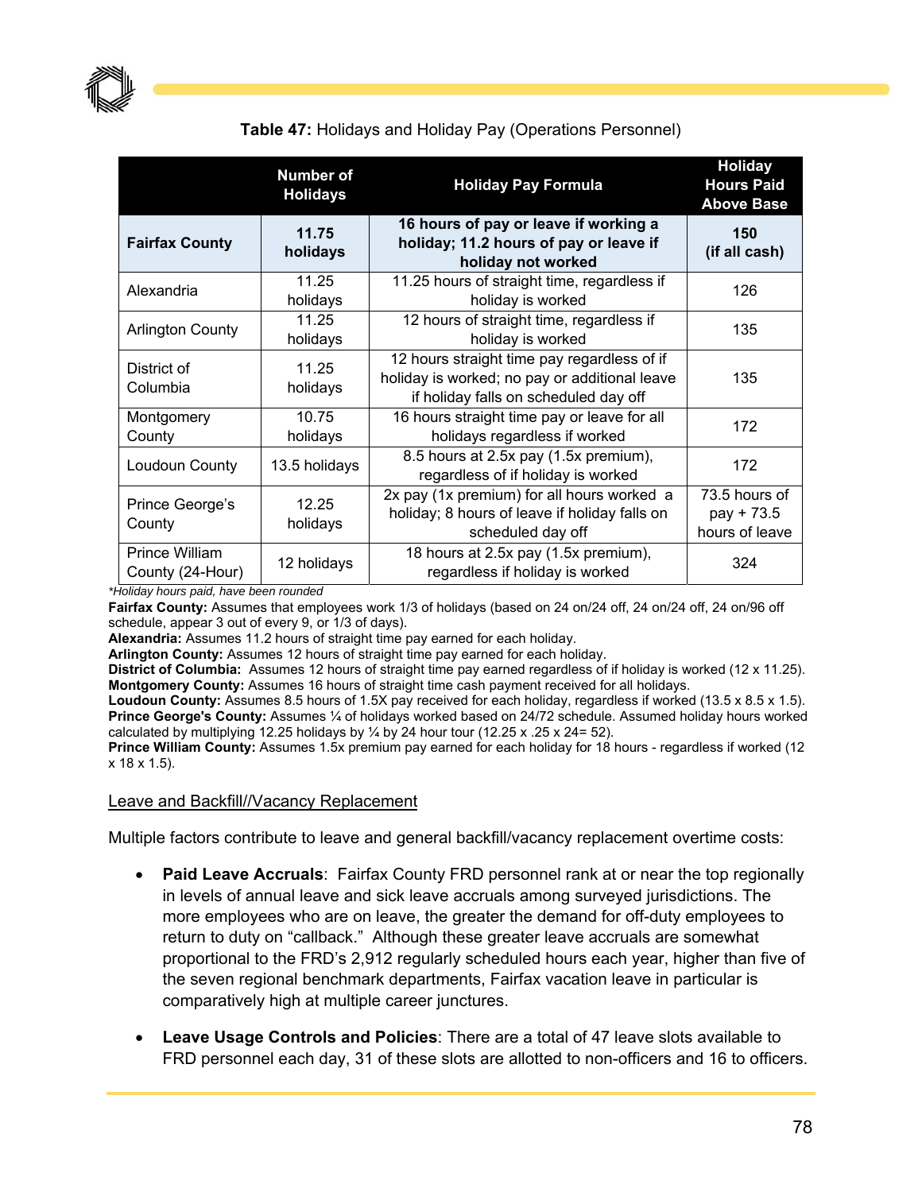**Table 47:** Holidays and Holiday Pay (Operations Personnel)

| | Number of Holidays | Holiday Pay Formula | Holiday Hours Paid Above Base |
|---|---|---|---|
| **Fairfax County** | **11.75 holidays** | **16 hours of pay or leave if working a holiday; 11.2 hours of pay or leave if holiday not worked** | **150 (if all cash)** |
| Alexandria | 11.25 holidays | 11.25 hours of straight time, regardless if holiday is worked | 126 |
| Arlington County | 11.25 holidays | 12 hours of straight time, regardless if holiday is worked | 135 |
| District of Columbia | 11.25 holidays | 12 hours straight time pay regardless of if holiday is worked; no pay or additional leave if holiday falls on scheduled day off | 135 |
| Montgomery County | 10.75 holidays | 16 hours straight time pay or leave for all holidays regardless if worked | 172 |
| Loudoun County | 13.5 holidays | 8.5 hours at 2.5x pay (1.5x premium), regardless of if holiday is worked | 172 |
| Prince George's County | 12.25 holidays | 2x pay (1x premium) for all hours worked a holiday; 8 hours of leave if holiday falls on scheduled day off | 73.5 hours of pay + 73.5 hours of leave |
| Prince William County (24-Hour) | 12 holidays | 18 hours at 2.5x pay (1.5x premium), regardless if holiday is worked | 324 |

*Holiday hours paid, have been rounded*

**Fairfax County:** Assumes that employees work 1/3 of holidays (based on 24 on/24 off, 24 on/24 off, 24 on/96 off schedule, appear 3 out of every 9, or 1/3 of days).
**Alexandria:** Assumes 11.2 hours of straight time pay earned for each holiday.
**Arlington County:** Assumes 12 hours of straight time pay earned for each holiday.
**District of Columbia:** Assumes 12 hours of straight time pay earned regardless of if holiday is worked (12 x 11.25).
**Montgomery County:** Assumes 16 hours of straight time cash payment received for all holidays.
**Loudoun County:** Assumes 8.5 hours of 1.5X pay received for each holiday, regardless if worked (13.5 x 8.5 x 1.5).
**Prince George's County:** Assumes ¼ of holidays worked based on 24/72 schedule. Assumed holiday hours worked calculated by multiplying 12.25 holidays by ¼ by 24 hour tour (12.25 x .25 x 24= 52).
**Prince William County:** Assumes 1.5x premium pay earned for each holiday for 18 hours - regardless if worked (12 x 18 x 1.5).

Leave and Backfill//Vacancy Replacement

Multiple factors contribute to leave and general backfill/vacancy replacement overtime costs:

- **Paid Leave Accruals**: Fairfax County FRD personnel rank at or near the top regionally in levels of annual leave and sick leave accruals among surveyed jurisdictions. The more employees who are on leave, the greater the demand for off-duty employees to return to duty on "callback." Although these greater leave accruals are somewhat proportional to the FRD's 2,912 regularly scheduled hours each year, higher than five of the seven regional benchmark departments, Fairfax vacation leave in particular is comparatively high at multiple career junctures.

- **Leave Usage Controls and Policies**: There are a total of 47 leave slots available to FRD personnel each day, 31 of these slots are allotted to non-officers and 16 to officers.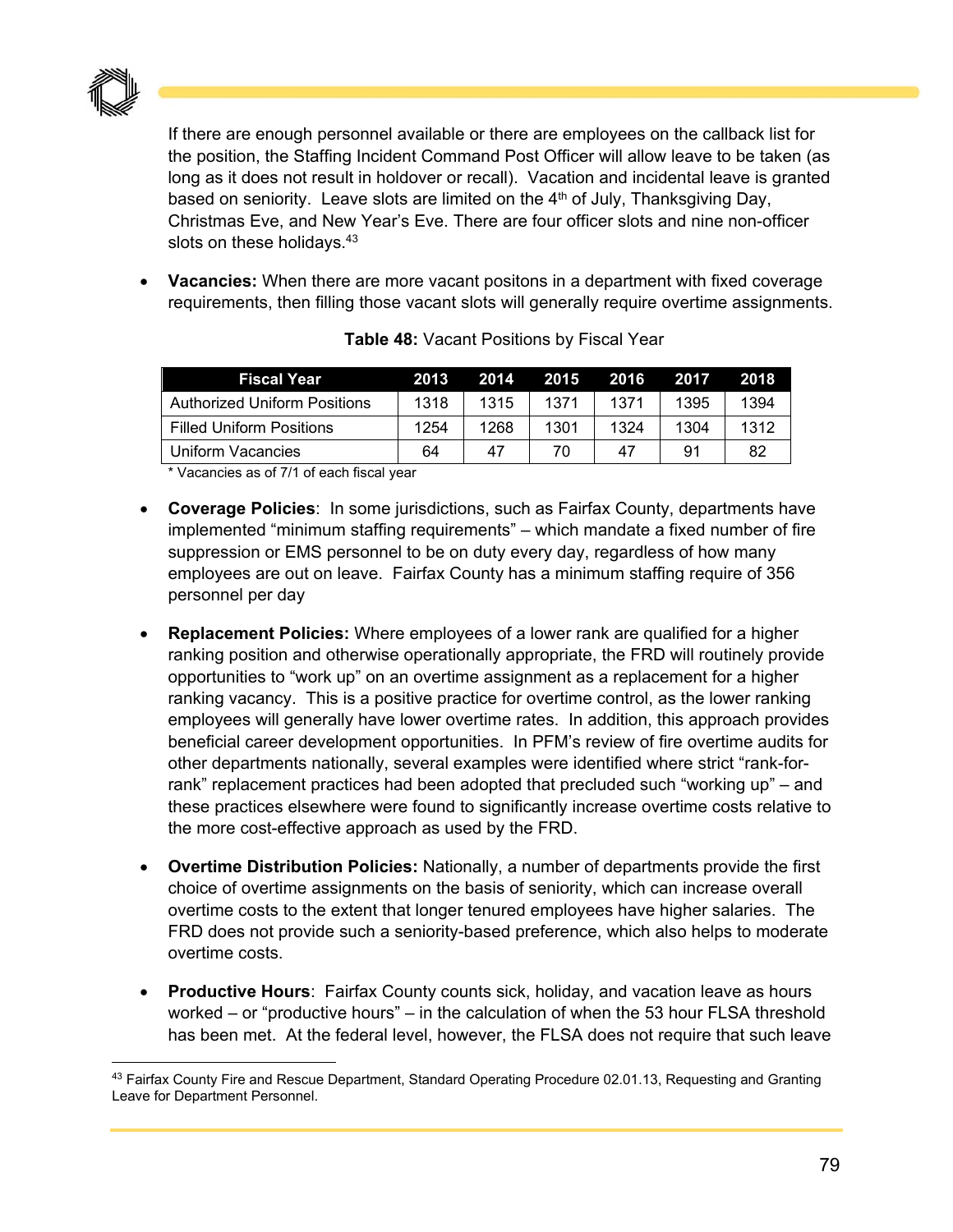If there are enough personnel available or there are employees on the callback list for the position, the Staffing Incident Command Post Officer will allow leave to be taken (as long as it does not result in holdover or recall). Vacation and incidental leave is granted based on seniority. Leave slots are limited on the 4th of July, Thanksgiving Day, Christmas Eve, and New Year's Eve. There are four officer slots and nine non-officer slots on these holidays.[43]

- **Vacancies:** When there are more vacant positons in a department with fixed coverage requirements, then filling those vacant slots will generally require overtime assignments.

**Table 48:** Vacant Positions by Fiscal Year

| Fiscal Year | 2013 | 2014 | 2015 | 2016 | 2017 | 2018 |
|---|---|---|---|---|---|---|
| Authorized Uniform Positions | 1318 | 1315 | 1371 | 1371 | 1395 | 1394 |
| Filled Uniform Positions | 1254 | 1268 | 1301 | 1324 | 1304 | 1312 |
| Uniform Vacancies | 64 | 47 | 70 | 47 | 91 | 82 |

* Vacancies as of 7/1 of each fiscal year

- **Coverage Policies**: In some jurisdictions, such as Fairfax County, departments have implemented "minimum staffing requirements" – which mandate a fixed number of fire suppression or EMS personnel to be on duty every day, regardless of how many employees are out on leave. Fairfax County has a minimum staffing require of 356 personnel per day

- **Replacement Policies:** Where employees of a lower rank are qualified for a higher ranking position and otherwise operationally appropriate, the FRD will routinely provide opportunities to "work up" on an overtime assignment as a replacement for a higher ranking vacancy. This is a positive practice for overtime control, as the lower ranking employees will generally have lower overtime rates. In addition, this approach provides beneficial career development opportunities. In PFM's review of fire overtime audits for other departments nationally, several examples were identified where strict "rank-for-rank" replacement practices had been adopted that precluded such "working up" – and these practices elsewhere were found to significantly increase overtime costs relative to the more cost-effective approach as used by the FRD.

- **Overtime Distribution Policies:** Nationally, a number of departments provide the first choice of overtime assignments on the basis of seniority, which can increase overall overtime costs to the extent that longer tenured employees have higher salaries. The FRD does not provide such a seniority-based preference, which also helps to moderate overtime costs.

- **Productive Hours**: Fairfax County counts sick, holiday, and vacation leave as hours worked – or "productive hours" – in the calculation of when the 53 hour FLSA threshold has been met. At the federal level, however, the FLSA does not require that such leave

[43] Fairfax County Fire and Rescue Department, Standard Operating Procedure 02.01.13, Requesting and Granting Leave for Department Personnel.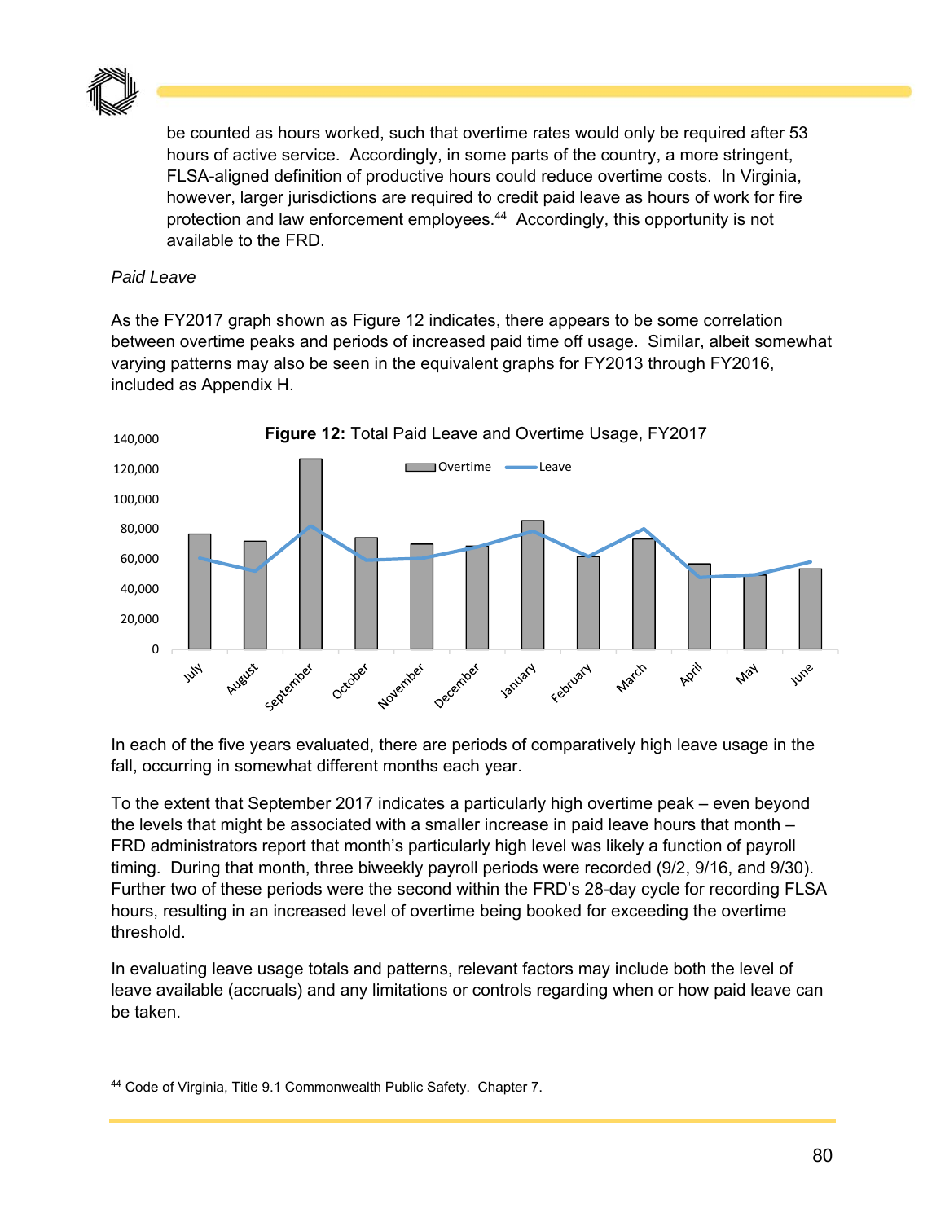be counted as hours worked, such that overtime rates would only be required after 53 hours of active service. Accordingly, in some parts of the country, a more stringent, FLSA-aligned definition of productive hours could reduce overtime costs. In Virginia, however, larger jurisdictions are required to credit paid leave as hours of work for fire protection and law enforcement employees.[44] Accordingly, this opportunity is not available to the FRD.

*Paid Leave*

As the FY2017 graph shown as Figure 12 indicates, there appears to be some correlation between overtime peaks and periods of increased paid time off usage. Similar, albeit somewhat varying patterns may also be seen in the equivalent graphs for FY2013 through FY2016, included as Appendix H.

**Figure 12:** Total Paid Leave and Overtime Usage, FY2017

In each of the five years evaluated, there are periods of comparatively high leave usage in the fall, occurring in somewhat different months each year.

To the extent that September 2017 indicates a particularly high overtime peak – even beyond the levels that might be associated with a smaller increase in paid leave hours that month – FRD administrators report that month's particularly high level was likely a function of payroll timing. During that month, three biweekly payroll periods were recorded (9/2, 9/16, and 9/30). Further two of these periods were the second within the FRD's 28-day cycle for recording FLSA hours, resulting in an increased level of overtime being booked for exceeding the overtime threshold.

In evaluating leave usage totals and patterns, relevant factors may include both the level of leave available (accruals) and any limitations or controls regarding when or how paid leave can be taken.

[44] Code of Virginia, Title 9.1 Commonwealth Public Safety. Chapter 7.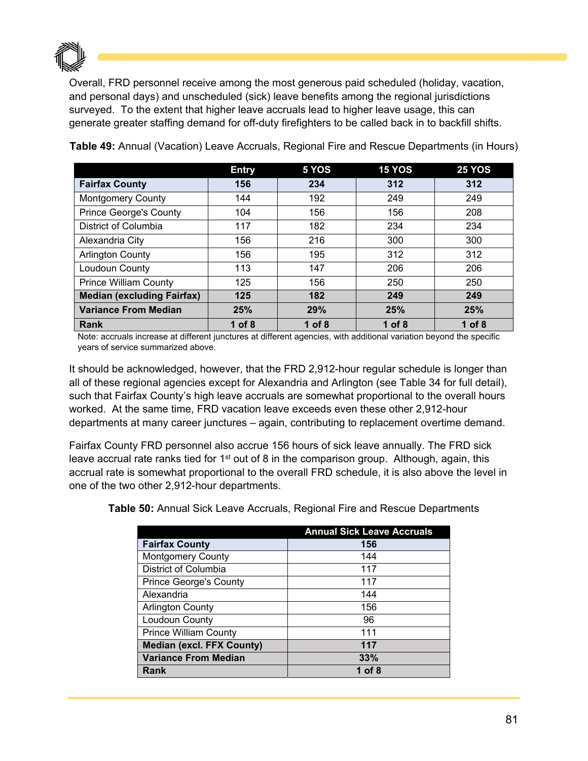Overall, FRD personnel receive among the most generous paid scheduled (holiday, vacation, and personal days) and unscheduled (sick) leave benefits among the regional jurisdictions surveyed. To the extent that higher leave accruals lead to higher leave usage, this can generate greater staffing demand for off-duty firefighters to be called back in to backfill shifts.

**Table 49:** Annual (Vacation) Leave Accruals, Regional Fire and Rescue Departments (in Hours)

| | Entry | 5 YOS | 15 YOS | 25 YOS |
|---|---|---|---|---|
| **Fairfax County** | **156** | **234** | **312** | **312** |
| Montgomery County | 144 | 192 | 249 | 249 |
| Prince George's County | 104 | 156 | 156 | 208 |
| District of Columbia | 117 | 182 | 234 | 234 |
| Alexandria City | 156 | 216 | 300 | 300 |
| Arlington County | 156 | 195 | 312 | 312 |
| Loudoun County | 113 | 147 | 206 | 206 |
| Prince William County | 125 | 156 | 250 | 250 |
| **Median (excluding Fairfax)** | **125** | **182** | **249** | **249** |
| **Variance From Median** | **25%** | **29%** | **25%** | **25%** |
| **Rank** | **1 of 8** | **1 of 8** | **1 of 8** | **1 of 8** |

Note: accruals increase at different junctures at different agencies, with additional variation beyond the specific years of service summarized above.

It should be acknowledged, however, that the FRD 2,912-hour regular schedule is longer than all of these regional agencies except for Alexandria and Arlington (see Table 34 for full detail), such that Fairfax County's high leave accruals are somewhat proportional to the overall hours worked. At the same time, FRD vacation leave exceeds even these other 2,912-hour departments at many career junctures – again, contributing to replacement overtime demand.

Fairfax County FRD personnel also accrue 156 hours of sick leave annually. The FRD sick leave accrual rate ranks tied for 1st out of 8 in the comparison group. Although, again, this accrual rate is somewhat proportional to the overall FRD schedule, it is also above the level in one of the two other 2,912-hour departments.

**Table 50:** Annual Sick Leave Accruals, Regional Fire and Rescue Departments

| | Annual Sick Leave Accruals |
|---|---|
| **Fairfax County** | **156** |
| Montgomery County | 144 |
| District of Columbia | 117 |
| Prince George's County | 117 |
| Alexandria | 144 |
| Arlington County | 156 |
| Loudoun County | 96 |
| Prince William County | 111 |
| **Median (excl. FFX County)** | **117** |
| **Variance From Median** | **33%** |
| **Rank** | **1 of 8** |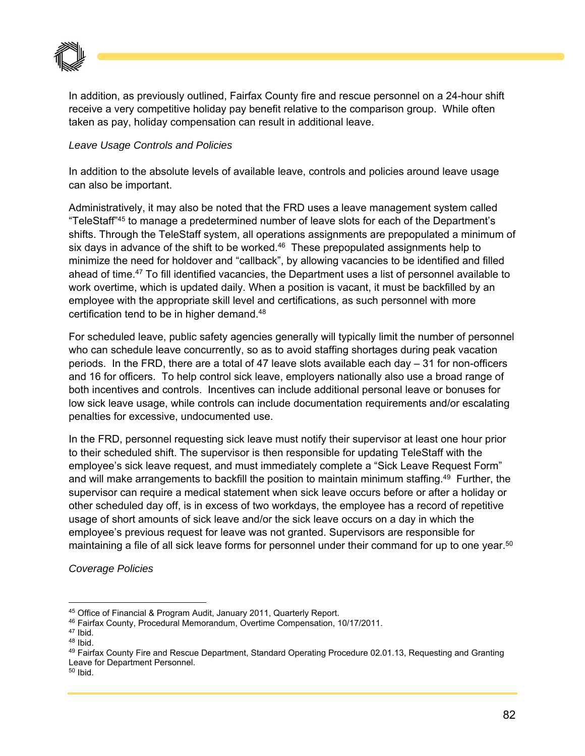In addition, as previously outlined, Fairfax County fire and rescue personnel on a 24-hour shift receive a very competitive holiday pay benefit relative to the comparison group. While often taken as pay, holiday compensation can result in additional leave.

*Leave Usage Controls and Policies*

In addition to the absolute levels of available leave, controls and policies around leave usage can also be important.

Administratively, it may also be noted that the FRD uses a leave management system called "TeleStaff"[45] to manage a predetermined number of leave slots for each of the Department's shifts. Through the TeleStaff system, all operations assignments are prepopulated a minimum of six days in advance of the shift to be worked.[46] These prepopulated assignments help to minimize the need for holdover and "callback", by allowing vacancies to be identified and filled ahead of time.[47] To fill identified vacancies, the Department uses a list of personnel available to work overtime, which is updated daily. When a position is vacant, it must be backfilled by an employee with the appropriate skill level and certifications, as such personnel with more certification tend to be in higher demand.[48]

For scheduled leave, public safety agencies generally will typically limit the number of personnel who can schedule leave concurrently, so as to avoid staffing shortages during peak vacation periods. In the FRD, there are a total of 47 leave slots available each day – 31 for non-officers and 16 for officers. To help control sick leave, employers nationally also use a broad range of both incentives and controls. Incentives can include additional personal leave or bonuses for low sick leave usage, while controls can include documentation requirements and/or escalating penalties for excessive, undocumented use.

In the FRD, personnel requesting sick leave must notify their supervisor at least one hour prior to their scheduled shift. The supervisor is then responsible for updating TeleStaff with the employee's sick leave request, and must immediately complete a "Sick Leave Request Form" and will make arrangements to backfill the position to maintain minimum staffing.[49] Further, the supervisor can require a medical statement when sick leave occurs before or after a holiday or other scheduled day off, is in excess of two workdays, the employee has a record of repetitive usage of short amounts of sick leave and/or the sick leave occurs on a day in which the employee's previous request for leave was not granted. Supervisors are responsible for maintaining a file of all sick leave forms for personnel under their command for up to one year.[50]

*Coverage Policies*

---

[45] Office of Financial & Program Audit, January 2011, Quarterly Report.

[46] Fairfax County, Procedural Memorandum, Overtime Compensation, 10/17/2011.

[47] Ibid.

[48] Ibid.

[49] Fairfax County Fire and Rescue Department, Standard Operating Procedure 02.01.13, Requesting and Granting Leave for Department Personnel.

[50] Ibid.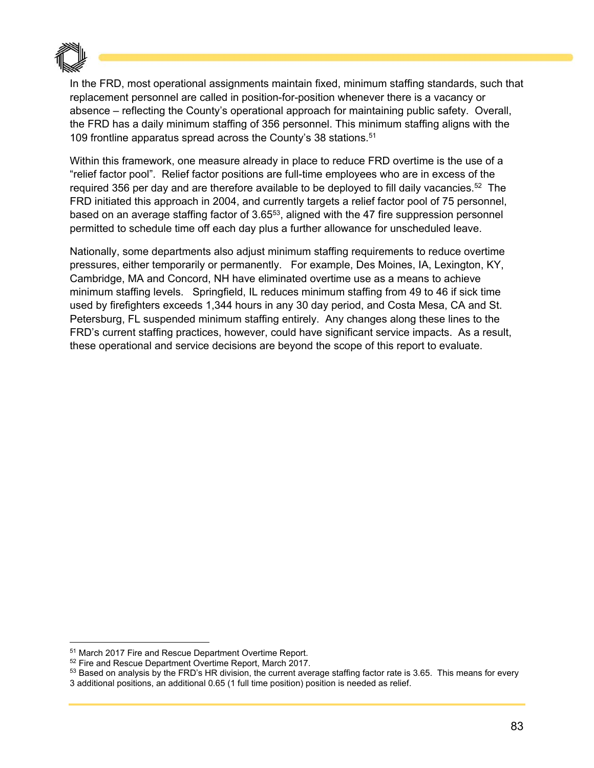In the FRD, most operational assignments maintain fixed, minimum staffing standards, such that replacement personnel are called in position-for-position whenever there is a vacancy or absence – reflecting the County's operational approach for maintaining public safety. Overall, the FRD has a daily minimum staffing of 356 personnel. This minimum staffing aligns with the 109 frontline apparatus spread across the County's 38 stations.[51]

Within this framework, one measure already in place to reduce FRD overtime is the use of a "relief factor pool". Relief factor positions are full-time employees who are in excess of the required 356 per day and are therefore available to be deployed to fill daily vacancies.[52] The FRD initiated this approach in 2004, and currently targets a relief factor pool of 75 personnel, based on an average staffing factor of 3.65[53], aligned with the 47 fire suppression personnel permitted to schedule time off each day plus a further allowance for unscheduled leave.

Nationally, some departments also adjust minimum staffing requirements to reduce overtime pressures, either temporarily or permanently. For example, Des Moines, IA, Lexington, KY, Cambridge, MA and Concord, NH have eliminated overtime use as a means to achieve minimum staffing levels. Springfield, IL reduces minimum staffing from 49 to 46 if sick time used by firefighters exceeds 1,344 hours in any 30 day period, and Costa Mesa, CA and St. Petersburg, FL suspended minimum staffing entirely. Any changes along these lines to the FRD's current staffing practices, however, could have significant service impacts. As a result, these operational and service decisions are beyond the scope of this report to evaluate.

---

[51] March 2017 Fire and Rescue Department Overtime Report.

[52] Fire and Rescue Department Overtime Report, March 2017.

[53] Based on analysis by the FRD's HR division, the current average staffing factor rate is 3.65. This means for every 3 additional positions, an additional 0.65 (1 full time position) position is needed as relief.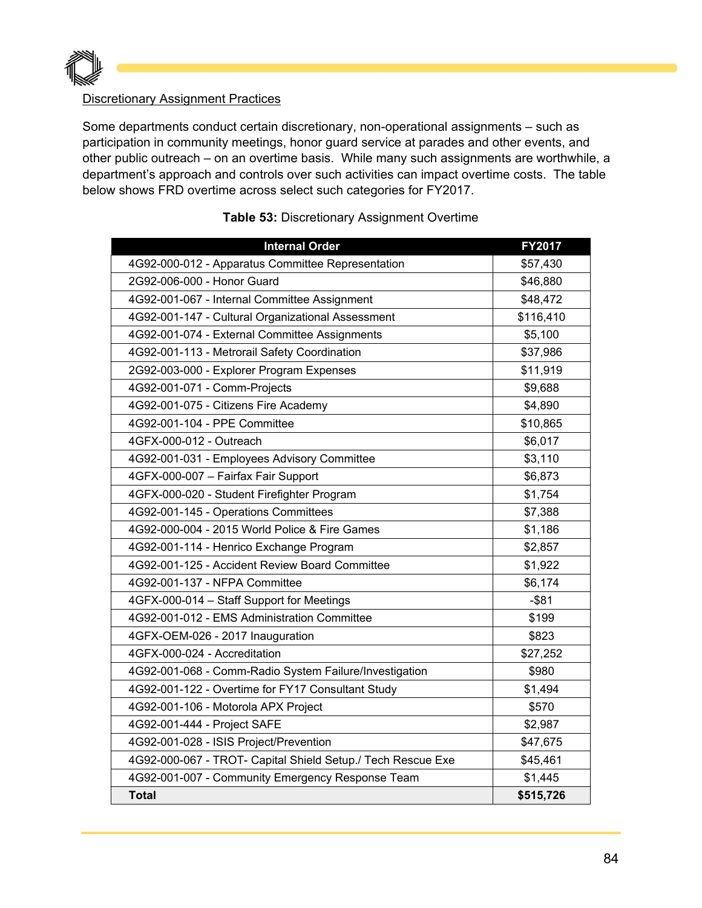Discretionary Assignment Practices

Some departments conduct certain discretionary, non-operational assignments – such as participation in community meetings, honor guard service at parades and other events, and other public outreach – on an overtime basis. While many such assignments are worthwhile, a department's approach and controls over such activities can impact overtime costs. The table below shows FRD overtime across select such categories for FY2017.

**Table 53:** Discretionary Assignment Overtime

| Internal Order | FY2017 |
|---|---|
| 4G92-000-012 - Apparatus Committee Representation | $57,430 |
| 2G92-006-000 - Honor Guard | $46,880 |
| 4G92-001-067 - Internal Committee Assignment | $48,472 |
| 4G92-001-147 - Cultural Organizational Assessment | $116,410 |
| 4G92-001-074 - External Committee Assignments | $5,100 |
| 4G92-001-113 - Metrorail Safety Coordination | $37,986 |
| 2G92-003-000 - Explorer Program Expenses | $11,919 |
| 4G92-001-071 - Comm-Projects | $9,688 |
| 4G92-001-075 - Citizens Fire Academy | $4,890 |
| 4G92-001-104 - PPE Committee | $10,865 |
| 4GFX-000-012 - Outreach | $6,017 |
| 4G92-001-031 - Employees Advisory Committee | $3,110 |
| 4GFX-000-007 – Fairfax Fair Support | $6,873 |
| 4GFX-000-020 - Student Firefighter Program | $1,754 |
| 4G92-001-145 - Operations Committees | $7,388 |
| 4G92-000-004 - 2015 World Police & Fire Games | $1,186 |
| 4G92-001-114 - Henrico Exchange Program | $2,857 |
| 4G92-001-125 - Accident Review Board Committee | $1,922 |
| 4G92-001-137 - NFPA Committee | $6,174 |
| 4GFX-000-014 – Staff Support for Meetings | -$81 |
| 4G92-001-012 - EMS Administration Committee | $199 |
| 4GFX-OEM-026 - 2017 Inauguration | $823 |
| 4GFX-000-024 - Accreditation | $27,252 |
| 4G92-001-068 - Comm-Radio System Failure/Investigation | $980 |
| 4G92-001-122 - Overtime for FY17 Consultant Study | $1,494 |
| 4G92-001-106 - Motorola APX Project | $570 |
| 4G92-001-444 - Project SAFE | $2,987 |
| 4G92-001-028 - ISIS Project/Prevention | $47,675 |
| 4G92-000-067 - TROT- Capital Shield Setup./ Tech Rescue Exe | $45,461 |
| 4G92-001-007 - Community Emergency Response Team | $1,445 |
| **Total** | **$515,726** |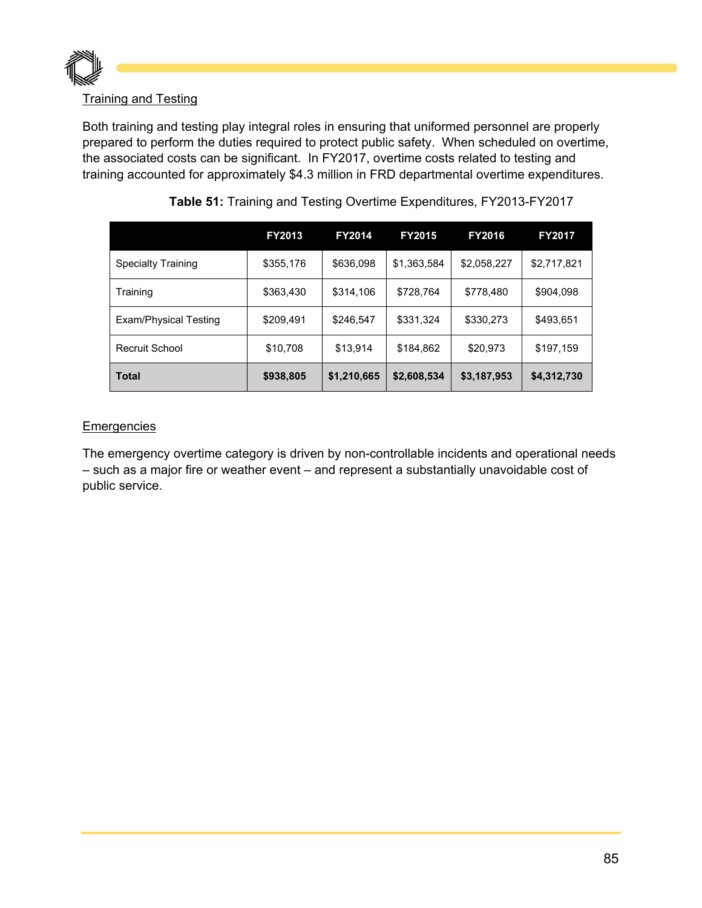Training and Testing

Both training and testing play integral roles in ensuring that uniformed personnel are properly prepared to perform the duties required to protect public safety. When scheduled on overtime, the associated costs can be significant. In FY2017, overtime costs related to testing and training accounted for approximately $4.3 million in FRD departmental overtime expenditures.

**Table 51:** Training and Testing Overtime Expenditures, FY2013-FY2017

| | FY2013 | FY2014 | FY2015 | FY2016 | FY2017 |
|---|---|---|---|---|---|
| Specialty Training | $355,176 | $636,098 | $1,363,584 | $2,058,227 | $2,717,821 |
| Training | $363,430 | $314,106 | $728,764 | $778,480 | $904,098 |
| Exam/Physical Testing | $209,491 | $246,547 | $331,324 | $330,273 | $493,651 |
| Recruit School | $10,708 | $13,914 | $184,862 | $20,973 | $197,159 |
| **Total** | **$938,805** | **$1,210,665** | **$2,608,534** | **$3,187,953** | **$4,312,730** |

Emergencies

The emergency overtime category is driven by non-controllable incidents and operational needs – such as a major fire or weather event – and represent a substantially unavoidable cost of public service.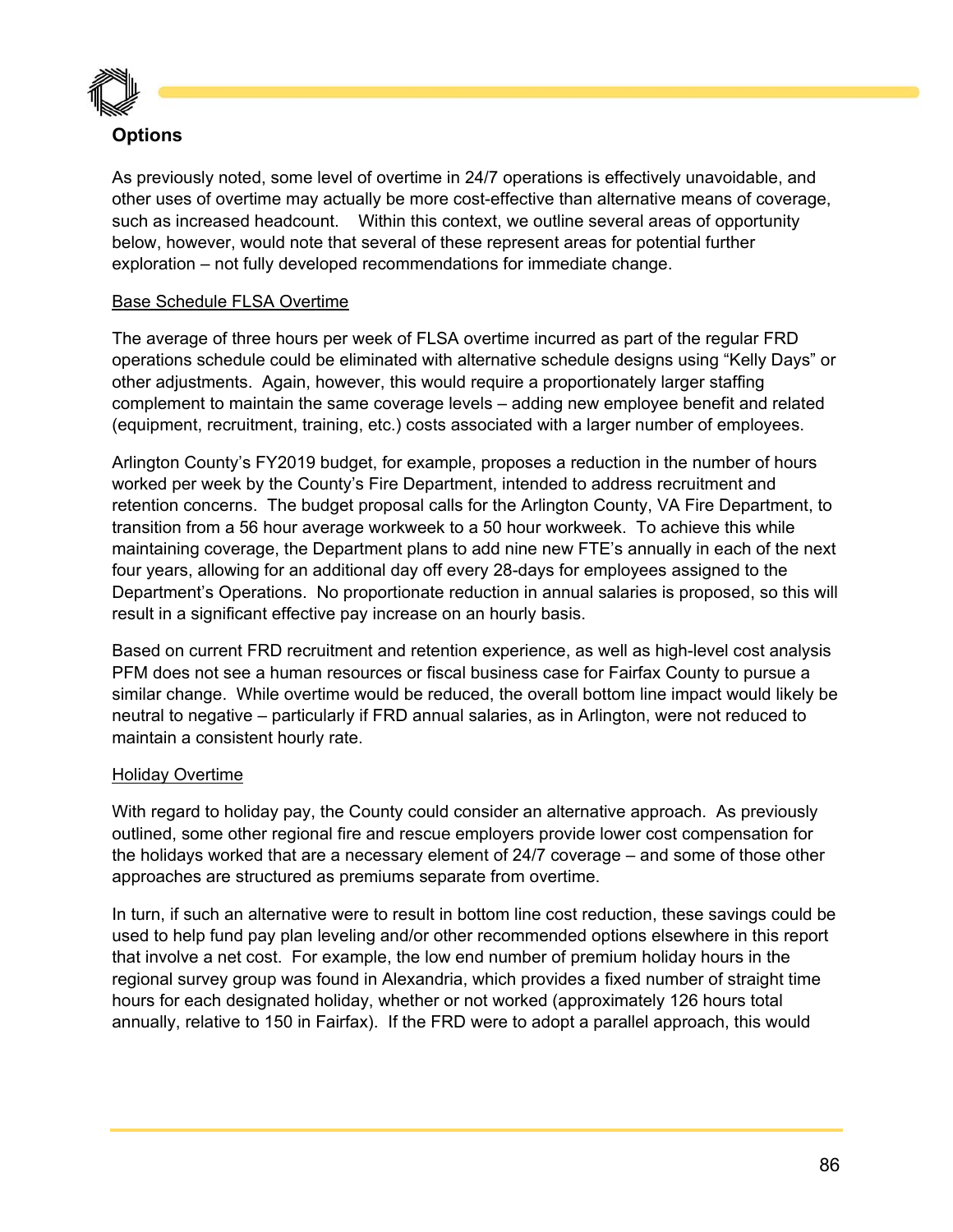## Options

As previously noted, some level of overtime in 24/7 operations is effectively unavoidable, and other uses of overtime may actually be more cost-effective than alternative means of coverage, such as increased headcount. Within this context, we outline several areas of opportunity below, however, would note that several of these represent areas for potential further exploration – not fully developed recommendations for immediate change.

### Base Schedule FLSA Overtime

The average of three hours per week of FLSA overtime incurred as part of the regular FRD operations schedule could be eliminated with alternative schedule designs using "Kelly Days" or other adjustments. Again, however, this would require a proportionately larger staffing complement to maintain the same coverage levels – adding new employee benefit and related (equipment, recruitment, training, etc.) costs associated with a larger number of employees.

Arlington County's FY2019 budget, for example, proposes a reduction in the number of hours worked per week by the County's Fire Department, intended to address recruitment and retention concerns. The budget proposal calls for the Arlington County, VA Fire Department, to transition from a 56 hour average workweek to a 50 hour workweek. To achieve this while maintaining coverage, the Department plans to add nine new FTE's annually in each of the next four years, allowing for an additional day off every 28-days for employees assigned to the Department's Operations. No proportionate reduction in annual salaries is proposed, so this will result in a significant effective pay increase on an hourly basis.

Based on current FRD recruitment and retention experience, as well as high-level cost analysis PFM does not see a human resources or fiscal business case for Fairfax County to pursue a similar change. While overtime would be reduced, the overall bottom line impact would likely be neutral to negative – particularly if FRD annual salaries, as in Arlington, were not reduced to maintain a consistent hourly rate.

### Holiday Overtime

With regard to holiday pay, the County could consider an alternative approach. As previously outlined, some other regional fire and rescue employers provide lower cost compensation for the holidays worked that are a necessary element of 24/7 coverage – and some of those other approaches are structured as premiums separate from overtime.

In turn, if such an alternative were to result in bottom line cost reduction, these savings could be used to help fund pay plan leveling and/or other recommended options elsewhere in this report that involve a net cost. For example, the low end number of premium holiday hours in the regional survey group was found in Alexandria, which provides a fixed number of straight time hours for each designated holiday, whether or not worked (approximately 126 hours total annually, relative to 150 in Fairfax). If the FRD were to adopt a parallel approach, this would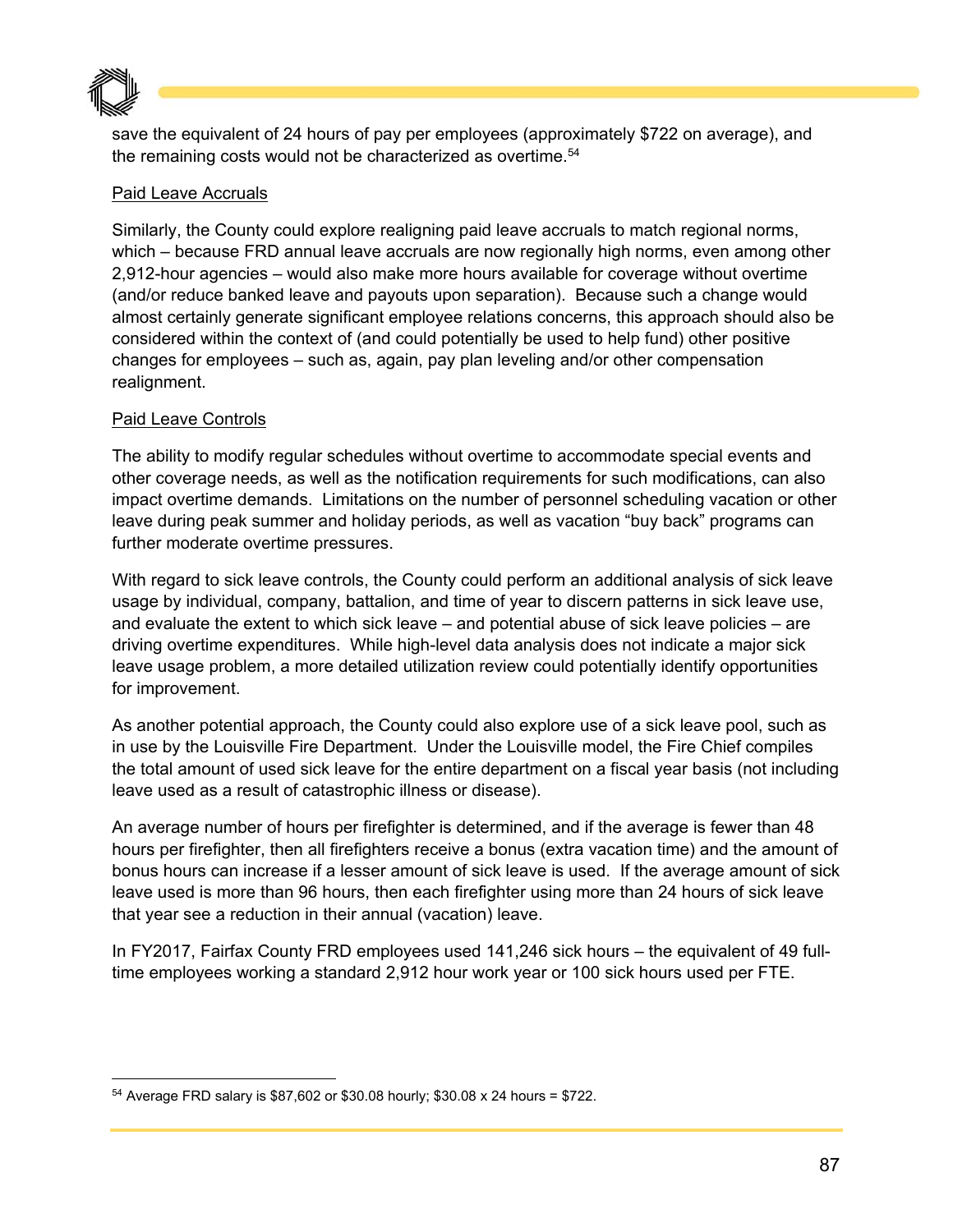save the equivalent of 24 hours of pay per employees (approximately $722 on average), and the remaining costs would not be characterized as overtime.[54]

Paid Leave Accruals

Similarly, the County could explore realigning paid leave accruals to match regional norms, which – because FRD annual leave accruals are now regionally high norms, even among other 2,912-hour agencies – would also make more hours available for coverage without overtime (and/or reduce banked leave and payouts upon separation). Because such a change would almost certainly generate significant employee relations concerns, this approach should also be considered within the context of (and could potentially be used to help fund) other positive changes for employees – such as, again, pay plan leveling and/or other compensation realignment.

Paid Leave Controls

The ability to modify regular schedules without overtime to accommodate special events and other coverage needs, as well as the notification requirements for such modifications, can also impact overtime demands. Limitations on the number of personnel scheduling vacation or other leave during peak summer and holiday periods, as well as vacation "buy back" programs can further moderate overtime pressures.

With regard to sick leave controls, the County could perform an additional analysis of sick leave usage by individual, company, battalion, and time of year to discern patterns in sick leave use, and evaluate the extent to which sick leave – and potential abuse of sick leave policies – are driving overtime expenditures. While high-level data analysis does not indicate a major sick leave usage problem, a more detailed utilization review could potentially identify opportunities for improvement.

As another potential approach, the County could also explore use of a sick leave pool, such as in use by the Louisville Fire Department. Under the Louisville model, the Fire Chief compiles the total amount of used sick leave for the entire department on a fiscal year basis (not including leave used as a result of catastrophic illness or disease).

An average number of hours per firefighter is determined, and if the average is fewer than 48 hours per firefighter, then all firefighters receive a bonus (extra vacation time) and the amount of bonus hours can increase if a lesser amount of sick leave is used. If the average amount of sick leave used is more than 96 hours, then each firefighter using more than 24 hours of sick leave that year see a reduction in their annual (vacation) leave.

In FY2017, Fairfax County FRD employees used 141,246 sick hours – the equivalent of 49 full-time employees working a standard 2,912 hour work year or 100 sick hours used per FTE.

[54] Average FRD salary is $87,602 or $30.08 hourly; $30.08 x 24 hours = $722.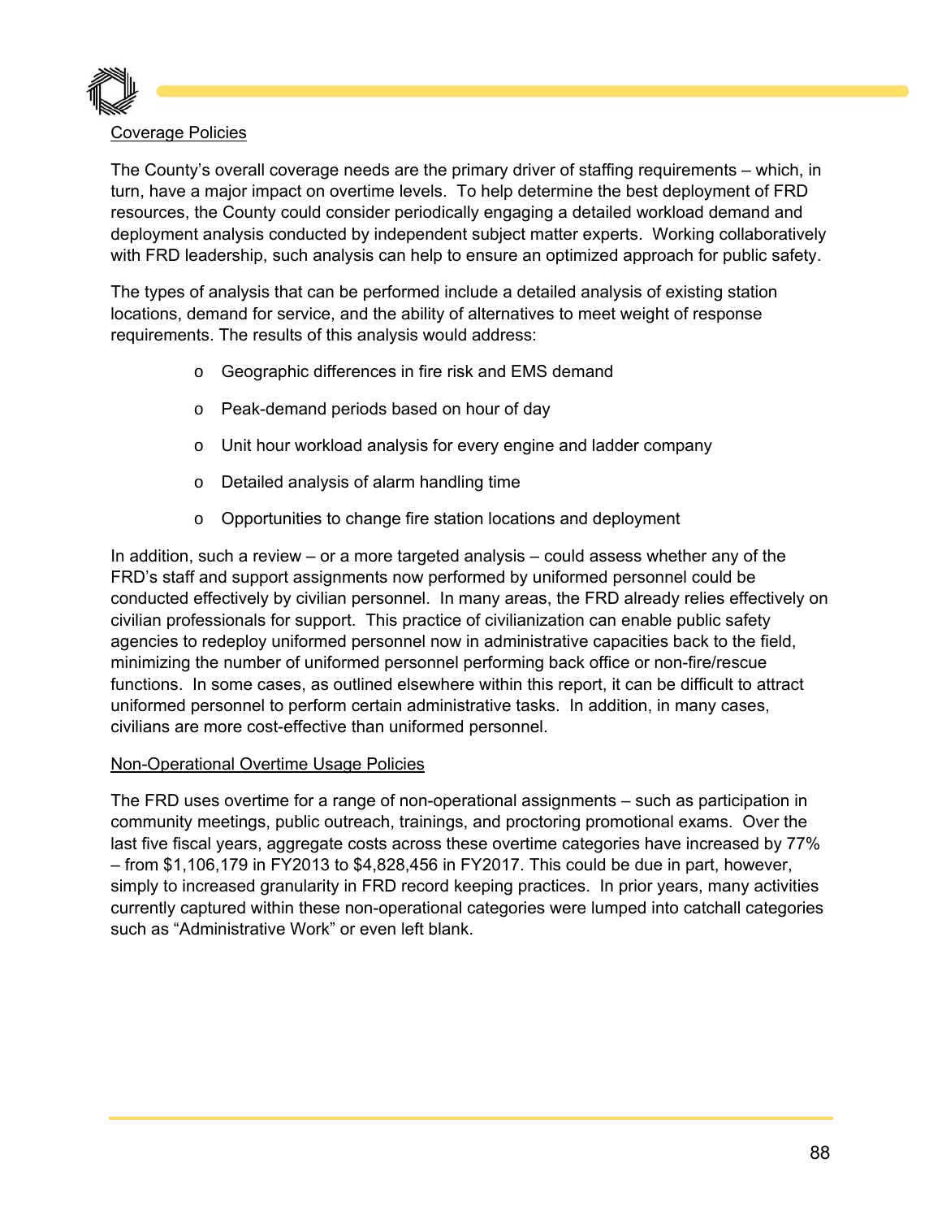Coverage Policies

The County's overall coverage needs are the primary driver of staffing requirements – which, in turn, have a major impact on overtime levels. To help determine the best deployment of FRD resources, the County could consider periodically engaging a detailed workload demand and deployment analysis conducted by independent subject matter experts. Working collaboratively with FRD leadership, such analysis can help to ensure an optimized approach for public safety.

The types of analysis that can be performed include a detailed analysis of existing station locations, demand for service, and the ability of alternatives to meet weight of response requirements. The results of this analysis would address:

- Geographic differences in fire risk and EMS demand
- Peak-demand periods based on hour of day
- Unit hour workload analysis for every engine and ladder company
- Detailed analysis of alarm handling time
- Opportunities to change fire station locations and deployment

In addition, such a review – or a more targeted analysis – could assess whether any of the FRD's staff and support assignments now performed by uniformed personnel could be conducted effectively by civilian personnel. In many areas, the FRD already relies effectively on civilian professionals for support. This practice of civilianization can enable public safety agencies to redeploy uniformed personnel now in administrative capacities back to the field, minimizing the number of uniformed personnel performing back office or non-fire/rescue functions. In some cases, as outlined elsewhere within this report, it can be difficult to attract uniformed personnel to perform certain administrative tasks. In addition, in many cases, civilians are more cost-effective than uniformed personnel.

Non-Operational Overtime Usage Policies

The FRD uses overtime for a range of non-operational assignments – such as participation in community meetings, public outreach, trainings, and proctoring promotional exams. Over the last five fiscal years, aggregate costs across these overtime categories have increased by 77% – from $1,106,179 in FY2013 to $4,828,456 in FY2017. This could be due in part, however, simply to increased granularity in FRD record keeping practices. In prior years, many activities currently captured within these non-operational categories were lumped into catchall categories such as "Administrative Work" or even left blank.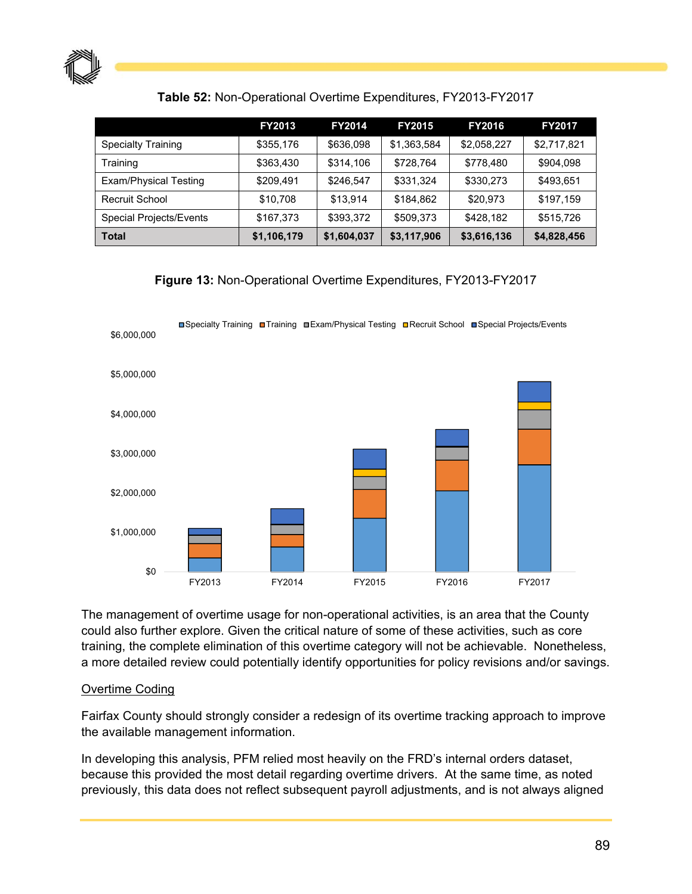**Table 52:** Non-Operational Overtime Expenditures, FY2013-FY2017

| | FY2013 | FY2014 | FY2015 | FY2016 | FY2017 |
|---|---|---|---|---|---|
| Specialty Training | $355,176 | $636,098 | $1,363,584 | $2,058,227 | $2,717,821 |
| Training | $363,430 | $314,106 | $728,764 | $778,480 | $904,098 |
| Exam/Physical Testing | $209,491 | $246,547 | $331,324 | $330,273 | $493,651 |
| Recruit School | $10,708 | $13,914 | $184,862 | $20,973 | $197,159 |
| Special Projects/Events | $167,373 | $393,372 | $509,373 | $428,182 | $515,726 |
| **Total** | **$1,106,179** | **$1,604,037** | **$3,117,906** | **$3,616,136** | **$4,828,456** |

**Figure 13:** Non-Operational Overtime Expenditures, FY2013-FY2017

The management of overtime usage for non-operational activities, is an area that the County could also further explore. Given the critical nature of some of these activities, such as core training, the complete elimination of this overtime category will not be achievable. Nonetheless, a more detailed review could potentially identify opportunities for policy revisions and/or savings.

<u>Overtime Coding</u>

Fairfax County should strongly consider a redesign of its overtime tracking approach to improve the available management information.

In developing this analysis, PFM relied most heavily on the FRD's internal orders dataset, because this provided the most detail regarding overtime drivers. At the same time, as noted previously, this data does not reflect subsequent payroll adjustments, and is not always aligned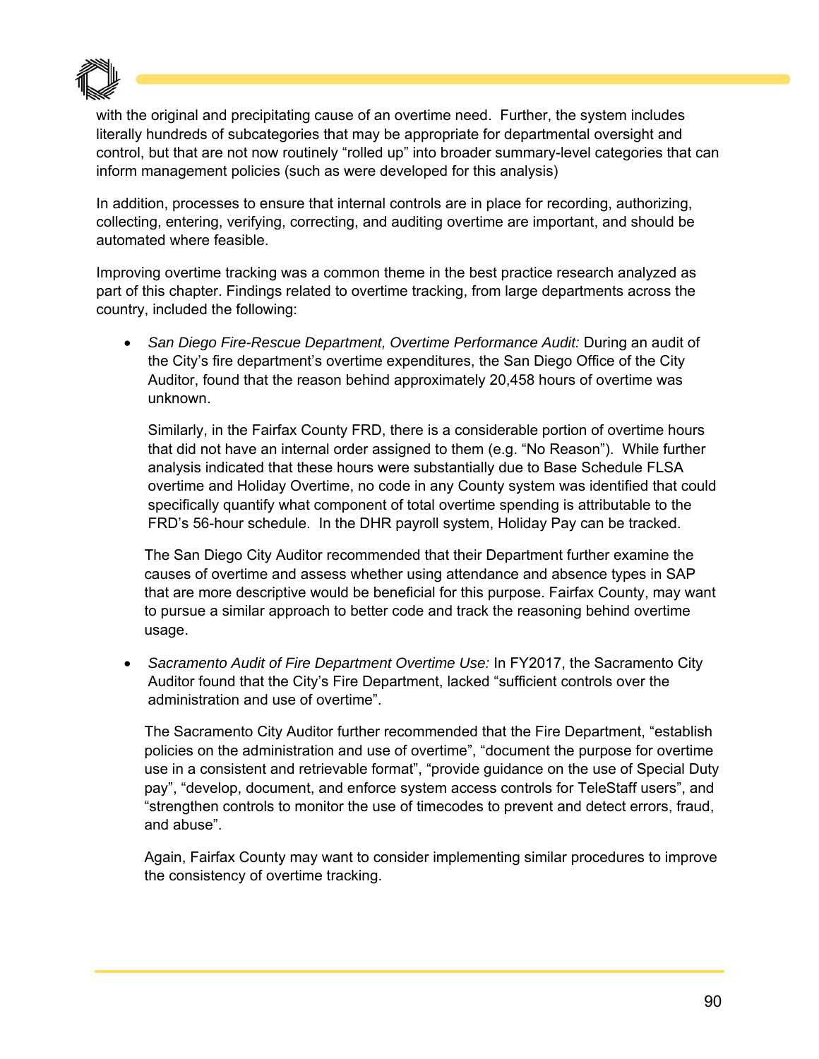with the original and precipitating cause of an overtime need. Further, the system includes literally hundreds of subcategories that may be appropriate for departmental oversight and control, but that are not now routinely "rolled up" into broader summary-level categories that can inform management policies (such as were developed for this analysis)

In addition, processes to ensure that internal controls are in place for recording, authorizing, collecting, entering, verifying, correcting, and auditing overtime are important, and should be automated where feasible.

Improving overtime tracking was a common theme in the best practice research analyzed as part of this chapter. Findings related to overtime tracking, from large departments across the country, included the following:

- *San Diego Fire-Rescue Department, Overtime Performance Audit:* During an audit of the City's fire department's overtime expenditures, the San Diego Office of the City Auditor, found that the reason behind approximately 20,458 hours of overtime was unknown.

  Similarly, in the Fairfax County FRD, there is a considerable portion of overtime hours that did not have an internal order assigned to them (e.g. "No Reason"). While further analysis indicated that these hours were substantially due to Base Schedule FLSA overtime and Holiday Overtime, no code in any County system was identified that could specifically quantify what component of total overtime spending is attributable to the FRD's 56-hour schedule. In the DHR payroll system, Holiday Pay can be tracked.

  The San Diego City Auditor recommended that their Department further examine the causes of overtime and assess whether using attendance and absence types in SAP that are more descriptive would be beneficial for this purpose. Fairfax County, may want to pursue a similar approach to better code and track the reasoning behind overtime usage.

- *Sacramento Audit of Fire Department Overtime Use:* In FY2017, the Sacramento City Auditor found that the City's Fire Department, lacked "sufficient controls over the administration and use of overtime".

  The Sacramento City Auditor further recommended that the Fire Department, "establish policies on the administration and use of overtime", "document the purpose for overtime use in a consistent and retrievable format", "provide guidance on the use of Special Duty pay", "develop, document, and enforce system access controls for TeleStaff users", and "strengthen controls to monitor the use of timecodes to prevent and detect errors, fraud, and abuse".

  Again, Fairfax County may want to consider implementing similar procedures to improve the consistency of overtime tracking.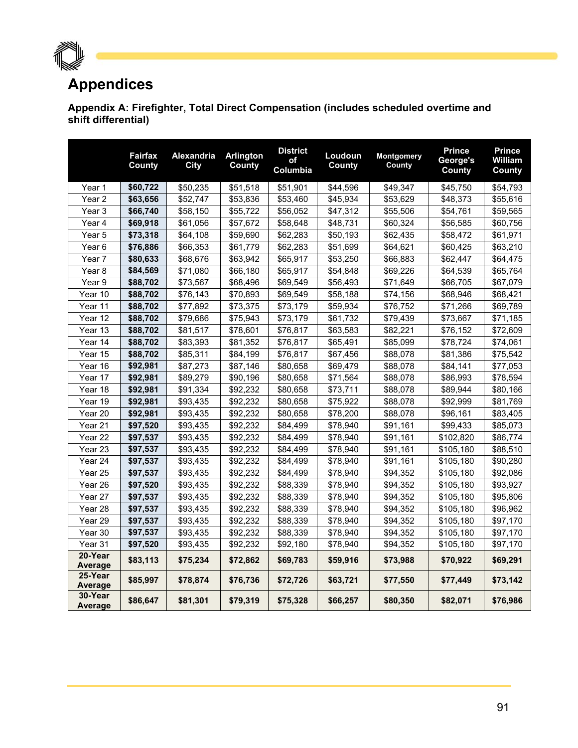## Appendices

### Appendix A: Firefighter, Total Direct Compensation (includes scheduled overtime and shift differential)

| | Fairfax County | Alexandria City | Arlington County | District of Columbia | Loudoun County | Montgomery County | Prince George's County | Prince William County |
|---|---|---|---|---|---|---|---|---|
| Year 1 | **$60,722** | $50,235 | $51,518 | $51,901 | $44,596 | $49,347 | $45,750 | $54,793 |
| Year 2 | **$63,656** | $52,747 | $53,836 | $53,460 | $45,934 | $53,629 | $48,373 | $55,616 |
| Year 3 | **$66,740** | $58,150 | $55,722 | $56,052 | $47,312 | $55,506 | $54,761 | $59,565 |
| Year 4 | **$69,918** | $61,056 | $57,672 | $58,648 | $48,731 | $60,324 | $56,585 | $60,756 |
| Year 5 | **$73,318** | $64,108 | $59,690 | $62,283 | $50,193 | $62,435 | $58,472 | $61,971 |
| Year 6 | **$76,886** | $66,353 | $61,779 | $62,283 | $51,699 | $64,621 | $60,425 | $63,210 |
| Year 7 | **$80,633** | $68,676 | $63,942 | $65,917 | $53,250 | $66,883 | $62,447 | $64,475 |
| Year 8 | **$84,569** | $71,080 | $66,180 | $65,917 | $54,848 | $69,226 | $64,539 | $65,764 |
| Year 9 | **$88,702** | $73,567 | $68,496 | $69,549 | $56,493 | $71,649 | $66,705 | $67,079 |
| Year 10 | **$88,702** | $76,143 | $70,893 | $69,549 | $58,188 | $74,156 | $68,946 | $68,421 |
| Year 11 | **$88,702** | $77,892 | $73,375 | $73,179 | $59,934 | $76,752 | $71,266 | $69,789 |
| Year 12 | **$88,702** | $79,686 | $75,943 | $73,179 | $61,732 | $79,439 | $73,667 | $71,185 |
| Year 13 | **$88,702** | $81,517 | $78,601 | $76,817 | $63,583 | $82,221 | $76,152 | $72,609 |
| Year 14 | **$88,702** | $83,393 | $81,352 | $76,817 | $65,491 | $85,099 | $78,724 | $74,061 |
| Year 15 | **$88,702** | $85,311 | $84,199 | $76,817 | $67,456 | $88,078 | $81,386 | $75,542 |
| Year 16 | **$92,981** | $87,273 | $87,146 | $80,658 | $69,479 | $88,078 | $84,141 | $77,053 |
| Year 17 | **$92,981** | $89,279 | $90,196 | $80,658 | $71,564 | $88,078 | $86,993 | $78,594 |
| Year 18 | **$92,981** | $91,334 | $92,232 | $80,658 | $73,711 | $88,078 | $89,944 | $80,166 |
| Year 19 | **$92,981** | $93,435 | $92,232 | $80,658 | $75,922 | $88,078 | $92,999 | $81,769 |
| Year 20 | **$92,981** | $93,435 | $92,232 | $80,658 | $78,200 | $88,078 | $96,161 | $83,405 |
| Year 21 | **$97,520** | $93,435 | $92,232 | $84,499 | $78,940 | $91,161 | $99,433 | $85,073 |
| Year 22 | **$97,537** | $93,435 | $92,232 | $84,499 | $78,940 | $91,161 | $102,820 | $86,774 |
| Year 23 | **$97,537** | $93,435 | $92,232 | $84,499 | $78,940 | $91,161 | $105,180 | $88,510 |
| Year 24 | **$97,537** | $93,435 | $92,232 | $84,499 | $78,940 | $91,161 | $105,180 | $90,280 |
| Year 25 | **$97,537** | $93,435 | $92,232 | $84,499 | $78,940 | $94,352 | $105,180 | $92,086 |
| Year 26 | **$97,520** | $93,435 | $92,232 | $88,339 | $78,940 | $94,352 | $105,180 | $93,927 |
| Year 27 | **$97,537** | $93,435 | $92,232 | $88,339 | $78,940 | $94,352 | $105,180 | $95,806 |
| Year 28 | **$97,537** | $93,435 | $92,232 | $88,339 | $78,940 | $94,352 | $105,180 | $96,962 |
| Year 29 | **$97,537** | $93,435 | $92,232 | $88,339 | $78,940 | $94,352 | $105,180 | $97,170 |
| Year 30 | **$97,537** | $93,435 | $92,232 | $88,339 | $78,940 | $94,352 | $105,180 | $97,170 |
| Year 31 | **$97,520** | $93,435 | $92,232 | $92,180 | $78,940 | $94,352 | $105,180 | $97,170 |
| **20-Year Average** | **$83,113** | **$75,234** | **$72,862** | **$69,783** | **$59,916** | **$73,988** | **$70,922** | **$69,291** |
| **25-Year Average** | **$85,997** | **$78,874** | **$76,736** | **$72,726** | **$63,721** | **$77,550** | **$77,449** | **$73,142** |
| **30-Year Average** | **$86,647** | **$81,301** | **$79,319** | **$75,328** | **$66,257** | **$80,350** | **$82,071** | **$76,986** |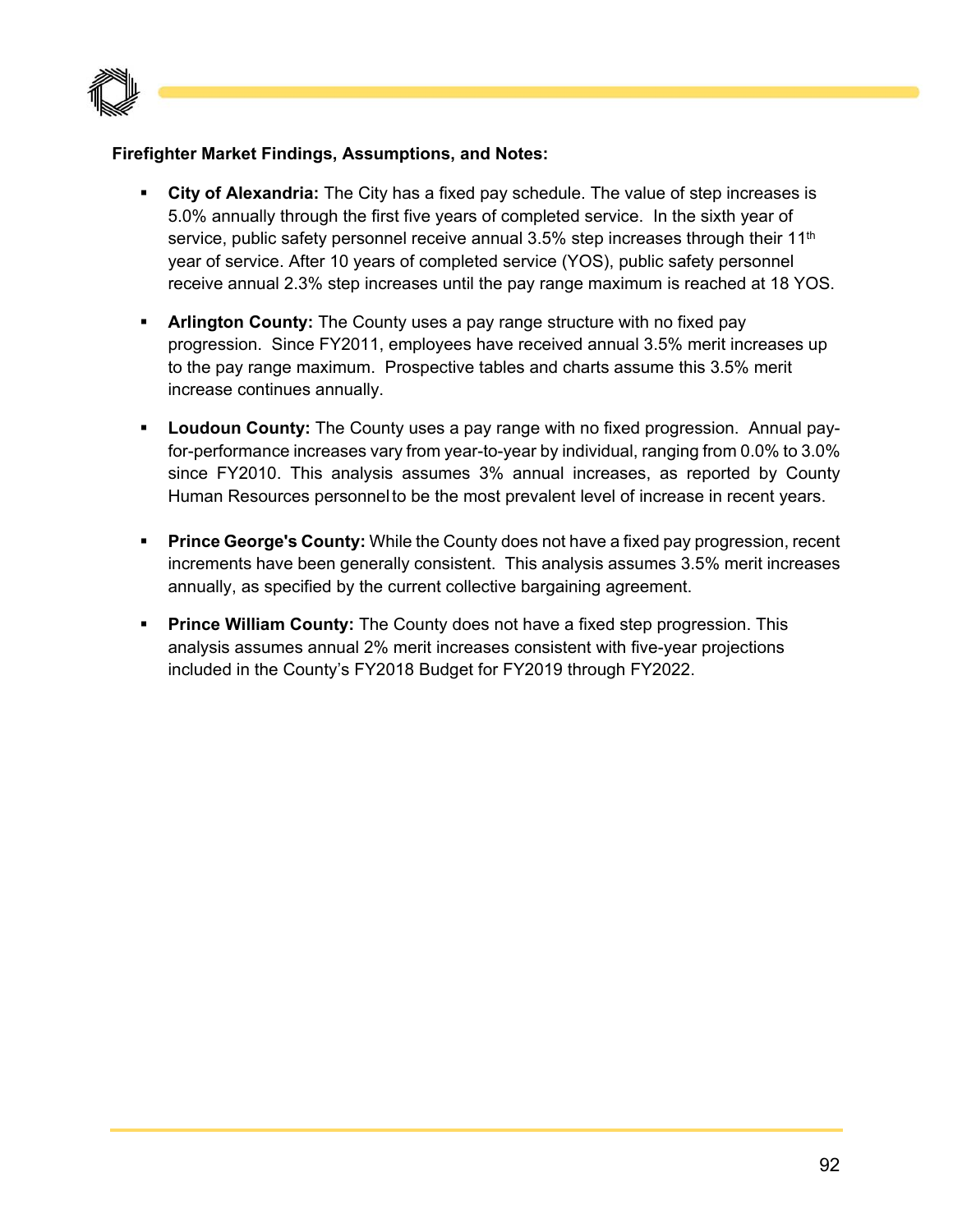**Firefighter Market Findings, Assumptions, and Notes:**

- **City of Alexandria:** The City has a fixed pay schedule. The value of step increases is 5.0% annually through the first five years of completed service. In the sixth year of service, public safety personnel receive annual 3.5% step increases through their 11th year of service. After 10 years of completed service (YOS), public safety personnel receive annual 2.3% step increases until the pay range maximum is reached at 18 YOS.

- **Arlington County:** The County uses a pay range structure with no fixed pay progression. Since FY2011, employees have received annual 3.5% merit increases up to the pay range maximum. Prospective tables and charts assume this 3.5% merit increase continues annually.

- **Loudoun County:** The County uses a pay range with no fixed progression. Annual pay-for-performance increases vary from year-to-year by individual, ranging from 0.0% to 3.0% since FY2010. This analysis assumes 3% annual increases, as reported by County Human Resources personnel to be the most prevalent level of increase in recent years.

- **Prince George's County:** While the County does not have a fixed pay progression, recent increments have been generally consistent. This analysis assumes 3.5% merit increases annually, as specified by the current collective bargaining agreement.

- **Prince William County:** The County does not have a fixed step progression. This analysis assumes annual 2% merit increases consistent with five-year projections included in the County's FY2018 Budget for FY2019 through FY2022.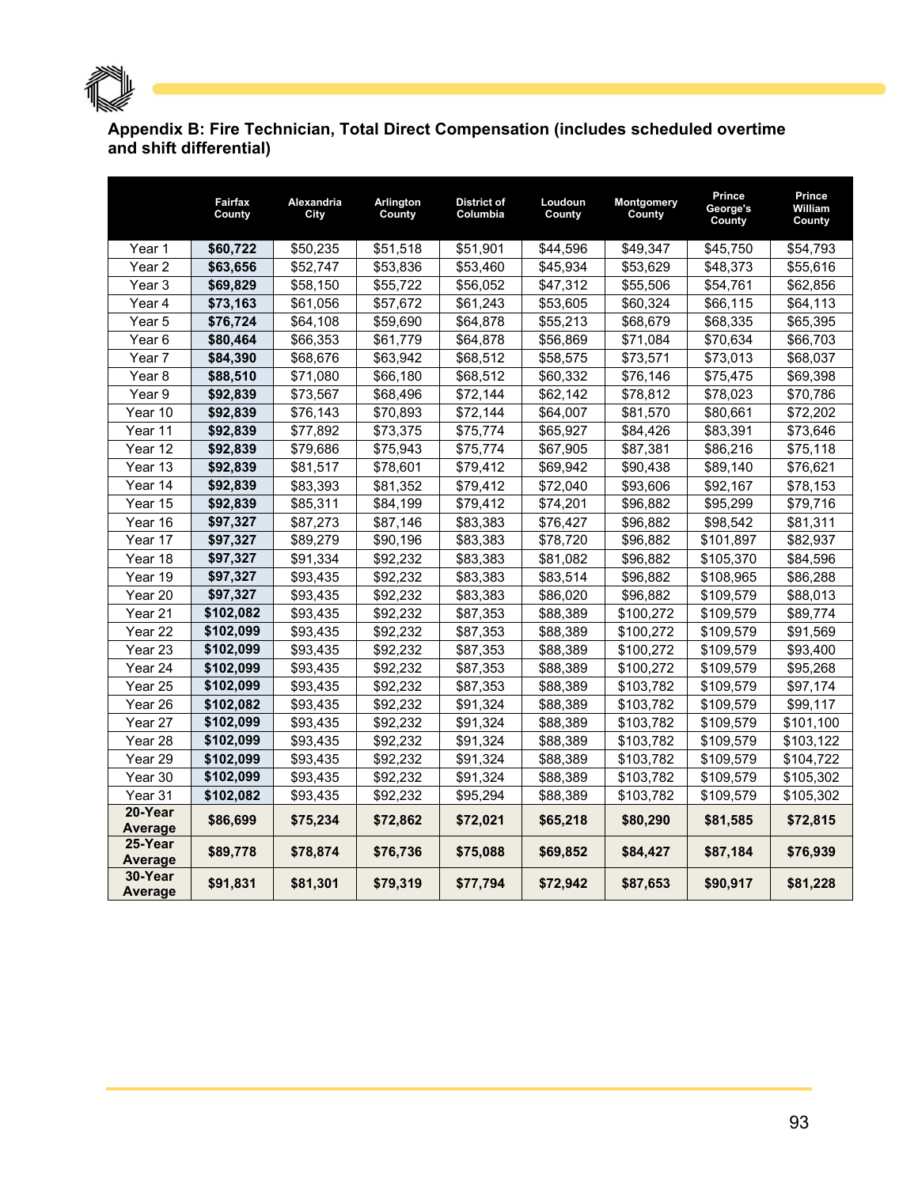### Appendix B: Fire Technician, Total Direct Compensation (includes scheduled overtime and shift differential)

| | Fairfax County | Alexandria City | Arlington County | District of Columbia | Loudoun County | Montgomery County | Prince George's County | Prince William County |
|---|---|---|---|---|---|---|---|---|
| Year 1 | **$60,722** | $50,235 | $51,518 | $51,901 | $44,596 | $49,347 | $45,750 | $54,793 |
| Year 2 | **$63,656** | $52,747 | $53,836 | $53,460 | $45,934 | $53,629 | $48,373 | $55,616 |
| Year 3 | **$69,829** | $58,150 | $55,722 | $56,052 | $47,312 | $55,506 | $54,761 | $62,856 |
| Year 4 | **$73,163** | $61,056 | $57,672 | $61,243 | $53,605 | $60,324 | $66,115 | $64,113 |
| Year 5 | **$76,724** | $64,108 | $59,690 | $64,878 | $55,213 | $68,679 | $68,335 | $65,395 |
| Year 6 | **$80,464** | $66,353 | $61,779 | $64,878 | $56,869 | $71,084 | $70,634 | $66,703 |
| Year 7 | **$84,390** | $68,676 | $63,942 | $68,512 | $58,575 | $73,571 | $73,013 | $68,037 |
| Year 8 | **$88,510** | $71,080 | $66,180 | $68,512 | $60,332 | $76,146 | $75,475 | $69,398 |
| Year 9 | **$92,839** | $73,567 | $68,496 | $72,144 | $62,142 | $78,812 | $78,023 | $70,786 |
| Year 10 | **$92,839** | $76,143 | $70,893 | $72,144 | $64,007 | $81,570 | $80,661 | $72,202 |
| Year 11 | **$92,839** | $77,892 | $73,375 | $75,774 | $65,927 | $84,426 | $83,391 | $73,646 |
| Year 12 | **$92,839** | $79,686 | $75,943 | $75,774 | $67,905 | $87,381 | $86,216 | $75,118 |
| Year 13 | **$92,839** | $81,517 | $78,601 | $79,412 | $69,942 | $90,438 | $89,140 | $76,621 |
| Year 14 | **$92,839** | $83,393 | $81,352 | $79,412 | $72,040 | $93,606 | $92,167 | $78,153 |
| Year 15 | **$92,839** | $85,311 | $84,199 | $79,412 | $74,201 | $96,882 | $95,299 | $79,716 |
| Year 16 | **$97,327** | $87,273 | $87,146 | $83,383 | $76,427 | $96,882 | $98,542 | $81,311 |
| Year 17 | **$97,327** | $89,279 | $90,196 | $83,383 | $78,720 | $96,882 | $101,897 | $82,937 |
| Year 18 | **$97,327** | $91,334 | $92,232 | $83,383 | $81,082 | $96,882 | $105,370 | $84,596 |
| Year 19 | **$97,327** | $93,435 | $92,232 | $83,383 | $83,514 | $96,882 | $108,965 | $86,288 |
| Year 20 | **$97,327** | $93,435 | $92,232 | $83,383 | $86,020 | $96,882 | $109,579 | $88,013 |
| Year 21 | **$102,082** | $93,435 | $92,232 | $87,353 | $88,389 | $100,272 | $109,579 | $89,774 |
| Year 22 | **$102,099** | $93,435 | $92,232 | $87,353 | $88,389 | $100,272 | $109,579 | $91,569 |
| Year 23 | **$102,099** | $93,435 | $92,232 | $87,353 | $88,389 | $100,272 | $109,579 | $93,400 |
| Year 24 | **$102,099** | $93,435 | $92,232 | $87,353 | $88,389 | $100,272 | $109,579 | $95,268 |
| Year 25 | **$102,099** | $93,435 | $92,232 | $87,353 | $88,389 | $103,782 | $109,579 | $97,174 |
| Year 26 | **$102,082** | $93,435 | $92,232 | $91,324 | $88,389 | $103,782 | $109,579 | $99,117 |
| Year 27 | **$102,099** | $93,435 | $92,232 | $91,324 | $88,389 | $103,782 | $109,579 | $101,100 |
| Year 28 | **$102,099** | $93,435 | $92,232 | $91,324 | $88,389 | $103,782 | $109,579 | $103,122 |
| Year 29 | **$102,099** | $93,435 | $92,232 | $91,324 | $88,389 | $103,782 | $109,579 | $104,722 |
| Year 30 | **$102,099** | $93,435 | $92,232 | $91,324 | $88,389 | $103,782 | $109,579 | $105,302 |
| Year 31 | **$102,082** | $93,435 | $92,232 | $95,294 | $88,389 | $103,782 | $109,579 | $105,302 |
| **20-Year Average** | **$86,699** | **$75,234** | **$72,862** | **$72,021** | **$65,218** | **$80,290** | **$81,585** | **$72,815** |
| **25-Year Average** | **$89,778** | **$78,874** | **$76,736** | **$75,088** | **$69,852** | **$84,427** | **$87,184** | **$76,939** |
| **30-Year Average** | **$91,831** | **$81,301** | **$79,319** | **$77,794** | **$72,942** | **$87,653** | **$90,917** | **$81,228** |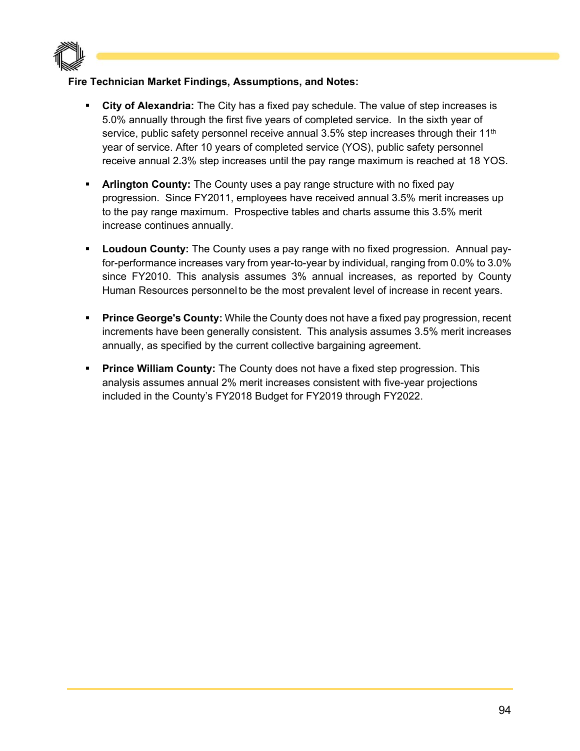**Fire Technician Market Findings, Assumptions, and Notes:**

- **City of Alexandria:** The City has a fixed pay schedule. The value of step increases is 5.0% annually through the first five years of completed service. In the sixth year of service, public safety personnel receive annual 3.5% step increases through their 11th year of service. After 10 years of completed service (YOS), public safety personnel receive annual 2.3% step increases until the pay range maximum is reached at 18 YOS.

- **Arlington County:** The County uses a pay range structure with no fixed pay progression. Since FY2011, employees have received annual 3.5% merit increases up to the pay range maximum. Prospective tables and charts assume this 3.5% merit increase continues annually.

- **Loudoun County:** The County uses a pay range with no fixed progression. Annual pay-for-performance increases vary from year-to-year by individual, ranging from 0.0% to 3.0% since FY2010. This analysis assumes 3% annual increases, as reported by County Human Resources personnel to be the most prevalent level of increase in recent years.

- **Prince George's County:** While the County does not have a fixed pay progression, recent increments have been generally consistent. This analysis assumes 3.5% merit increases annually, as specified by the current collective bargaining agreement.

- **Prince William County:** The County does not have a fixed step progression. This analysis assumes annual 2% merit increases consistent with five-year projections included in the County's FY2018 Budget for FY2019 through FY2022.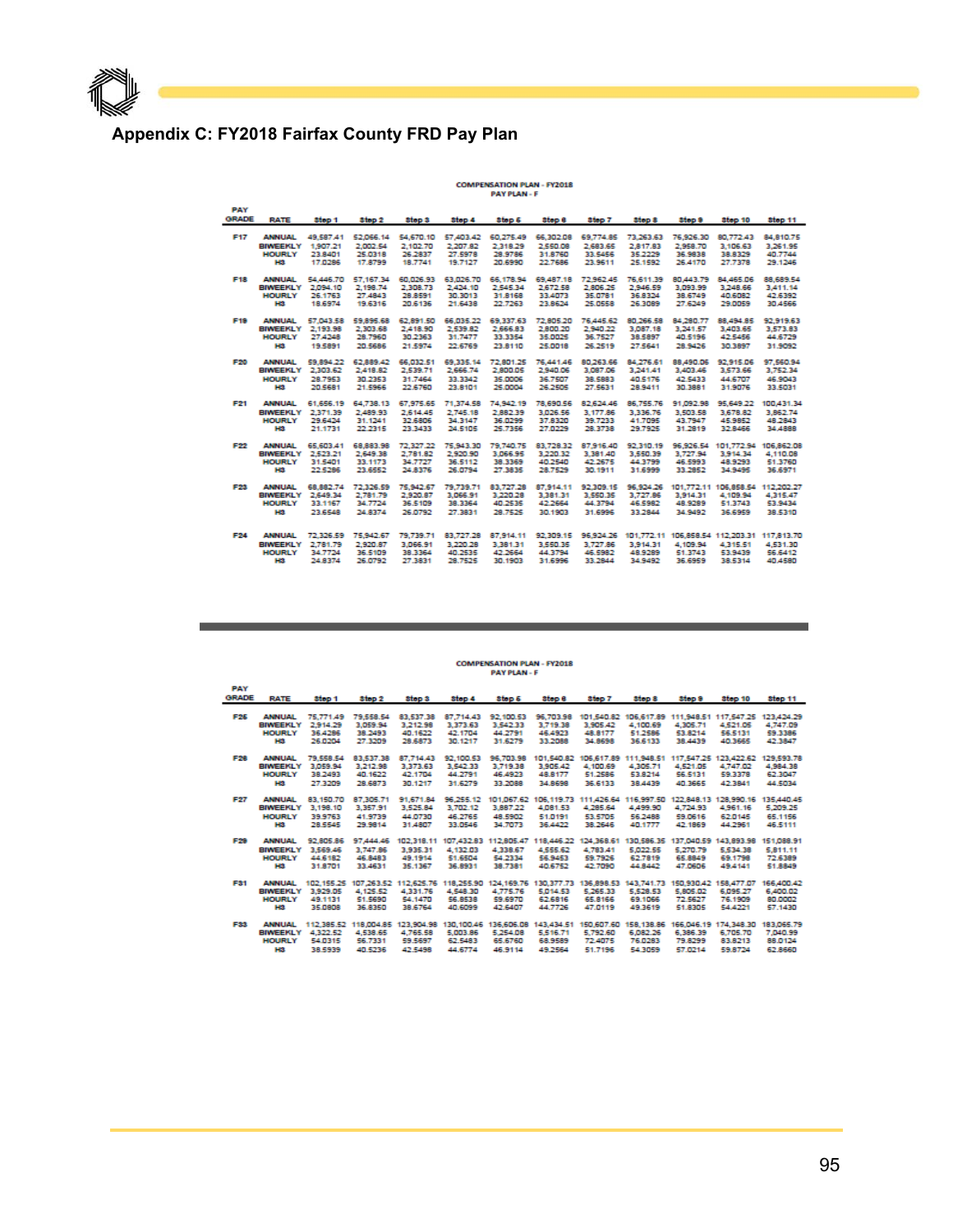## Appendix C: FY2018 Fairfax County FRD Pay Plan

**COMPENSATION PLAN - FY2018**
**PAY PLAN - F**

| PAY GRADE | RATE | Step 1 | Step 2 | Step 3 | Step 4 | Step 5 | Step 6 | Step 7 | Step 8 | Step 9 | Step 10 | Step 11 |
|---|---|---|---|---|---|---|---|---|---|---|---|---|
| F17 | ANNUAL | 49,587.41 | 52,066.14 | 54,670.10 | 57,403.42 | 60,275.49 | 66,302.08 | 69,774.85 | 73,263.63 | 76,926.30 | 80,772.43 | 84,810.75 |
| | BIWEEKLY | 1,907.21 | 2,002.54 | 2,102.70 | 2,207.82 | 2,318.29 | 2,550.08 | 2,683.65 | 2,817.83 | 2,958.70 | 3,106.63 | 3,261.95 |
| | HOURLY | 23.8401 | 25.0318 | 26.2837 | 27.5978 | 28.9786 | 31.8760 | 33.5456 | 35.2229 | 36.9838 | 38.8329 | 40.7744 |
| | H3 | 17.0286 | 17.8799 | 18.7741 | 19.7127 | 20.6990 | 22.7686 | 23.9611 | 25.1592 | 26.4170 | 27.7378 | 29.1246 |
| F18 | ANNUAL | 54,445.70 | 57,167.34 | 60,026.93 | 63,026.70 | 66,178.94 | 69,487.18 | 72,962.45 | 76,611.39 | 80,443.79 | 84,465.06 | 88,689.54 |
| | BIWEEKLY | 2,094.10 | 2,198.74 | 2,308.73 | 2,424.10 | 2,545.34 | 2,672.58 | 2,806.25 | 2,946.59 | 3,093.99 | 3,248.66 | 3,411.14 |
| | HOURLY | 26.1763 | 27.4843 | 28.8591 | 30.3013 | 31.8168 | 33.4073 | 35.0781 | 36.8324 | 38.6749 | 40.6082 | 42.6392 |
| | H3 | 18.6974 | 19.6316 | 20.6136 | 21.6438 | 22.7263 | 23.8624 | 25.0558 | 26.3089 | 27.6249 | 29.0059 | 30.4566 |
| F19 | ANNUAL | 57,043.58 | 59,895.68 | 62,891.50 | 66,035.22 | 69,337.63 | 72,805.20 | 76,445.62 | 80,266.58 | 84,280.77 | 88,494.85 | 92,919.63 |
| | BIWEEKLY | 2,193.98 | 2,303.68 | 2,418.90 | 2,539.82 | 2,666.83 | 2,800.20 | 2,940.22 | 3,087.18 | 3,241.57 | 3,403.65 | 3,573.83 |
| | HOURLY | 27.4248 | 28.7960 | 30.2363 | 31.7477 | 33.3354 | 35.0025 | 36.7527 | 38.5897 | 40.5196 | 42.5456 | 44.6729 |
| | H3 | 19.5891 | 20.5686 | 21.5974 | 22.6769 | 23.8110 | 25.0018 | 26.2519 | 27.5641 | 28.9426 | 30.3897 | 31.9092 |
| F20 | ANNUAL | 59,894.22 | 62,889.42 | 66,032.51 | 69,335.14 | 72,801.25 | 76,441.46 | 80,263.66 | 84,276.61 | 88,490.06 | 92,915.06 | 97,560.94 |
| | BIWEEKLY | 2,303.62 | 2,418.82 | 2,539.71 | 2,666.74 | 2,800.05 | 2,940.06 | 3,087.06 | 3,241.41 | 3,403.46 | 3,573.66 | 3,752.34 |
| | HOURLY | 28.7953 | 30.2353 | 31.7464 | 33.3342 | 35.0006 | 36.7507 | 38.5883 | 40.5176 | 42.5433 | 44.6707 | 46.9043 |
| | H3 | 20.5681 | 21.5966 | 22.6760 | 23.8101 | 25.0004 | 26.2505 | 27.5631 | 28.9411 | 30.3881 | 31.9076 | 33.5031 |
| F21 | ANNUAL | 61,656.19 | 64,738.13 | 67,975.65 | 71,374.58 | 74,942.19 | 78,690.56 | 82,624.46 | 86,755.76 | 91,092.98 | 95,649.22 | 100,431.34 |
| | BIWEEKLY | 2,371.39 | 2,489.93 | 2,614.45 | 2,745.18 | 2,882.39 | 3,026.56 | 3,177.86 | 3,336.76 | 3,503.58 | 3,678.82 | 3,862.74 |
| | HOURLY | 29.6424 | 31.1241 | 32.6806 | 34.3147 | 36.0299 | 37.8320 | 39.7233 | 41.7095 | 43.7947 | 45.9852 | 48.2843 |
| | H3 | 21.1731 | 22.2315 | 23.3433 | 24.5105 | 25.7356 | 27.0229 | 28.3738 | 29.7925 | 31.2819 | 32.8466 | 34.4888 |
| F22 | ANNUAL | 65,603.41 | 68,883.98 | 72,327.22 | 75,943.30 | 79,740.75 | 83,728.32 | 87,916.40 | 92,310.19 | 96,926.54 | 101,772.94 | 106,862.08 |
| | BIWEEKLY | 2,523.21 | 2,649.38 | 2,781.82 | 2,920.90 | 3,066.95 | 3,220.32 | 3,381.40 | 3,550.39 | 3,727.94 | 3,914.34 | 4,110.08 |
| | HOURLY | 31.5401 | 33.1173 | 34.7727 | 36.5112 | 38.3369 | 40.2540 | 42.2675 | 44.3799 | 46.5993 | 48.9293 | 51.3760 |
| | H3 | 22.5286 | 23.6552 | 24.8376 | 26.0794 | 27.3835 | 28.7529 | 30.1911 | 31.6999 | 33.2852 | 34.9495 | 36.6971 |
| F23 | ANNUAL | 68,882.74 | 72,326.59 | 75,942.67 | 79,739.71 | 83,727.28 | 87,914.11 | 92,309.15 | 96,924.26 | 101,772.11 | 106,858.54 | 112,202.27 |
| | BIWEEKLY | 2,649.34 | 2,781.79 | 2,920.87 | 3,066.91 | 3,220.28 | 3,381.31 | 3,550.35 | 3,727.86 | 3,914.31 | 4,109.94 | 4,315.47 |
| | HOURLY | 33.1167 | 34.7724 | 36.5109 | 38.3364 | 40.2535 | 42.2664 | 44.3794 | 46.5982 | 48.9289 | 51.3743 | 53.9434 |
| | H3 | 23.6548 | 24.8374 | 26.0792 | 27.3831 | 28.7525 | 30.1903 | 31.6996 | 33.2844 | 34.9492 | 36.6959 | 38.5310 |
| F24 | ANNUAL | 72,326.59 | 75,942.67 | 79,739.71 | 83,727.28 | 87,914.11 | 92,309.15 | 96,924.26 | 101,772.11 | 106,858.54 | 112,203.31 | 117,813.70 |
| | BIWEEKLY | 2,781.79 | 2,920.87 | 3,066.91 | 3,220.28 | 3,381.31 | 3,550.35 | 3,727.86 | 3,914.31 | 4,109.94 | 4,315.51 | 4,531.30 |
| | HOURLY | 34.7724 | 36.5109 | 38.3364 | 40.2535 | 42.2664 | 44.3794 | 46.5982 | 48.9289 | 51.3743 | 53.9439 | 56.6412 |
| | H3 | 24.8374 | 26.0792 | 27.3831 | 28.7525 | 30.1903 | 31.6996 | 33.2844 | 34.9492 | 36.6959 | 38.5314 | 40.4580 |

**COMPENSATION PLAN - FY2018**
**PAY PLAN - F**

| PAY GRADE | RATE | Step 1 | Step 2 | Step 3 | Step 4 | Step 5 | Step 6 | Step 7 | Step 8 | Step 9 | Step 10 | Step 11 |
|---|---|---|---|---|---|---|---|---|---|---|---|---|
| F25 | ANNUAL | 75,771.49 | 79,558.54 | 83,537.38 | 87,714.43 | 92,100.53 | 96,703.98 | 101,540.82 | 106,617.89 | 111,948.51 | 117,547.25 | 123,424.29 |
| | BIWEEKLY | 2,914.29 | 3,059.94 | 3,212.98 | 3,373.63 | 3,542.33 | 3,719.38 | 3,905.42 | 4,100.69 | 4,305.71 | 4,521.05 | 4,747.09 |
| | HOURLY | 36.4286 | 38.2493 | 40.1622 | 42.1704 | 44.2791 | 46.4923 | 48.8177 | 51.2586 | 53.8214 | 56.5131 | 59.3386 |
| | H3 | 26.0204 | 27.3209 | 28.6873 | 30.1217 | 31.6279 | 33.2088 | 34.8698 | 36.6133 | 38.4439 | 40.3665 | 42.3847 |
| F26 | ANNUAL | 79,558.54 | 83,537.38 | 87,714.43 | 92,100.53 | 96,703.98 | 101,540.82 | 106,617.89 | 111,948.51 | 117,547.25 | 123,422.62 | 129,593.78 |
| | BIWEEKLY | 3,059.94 | 3,212.98 | 3,373.63 | 3,542.33 | 3,719.38 | 3,905.42 | 4,100.69 | 4,305.71 | 4,521.05 | 4,747.02 | 4,984.38 |
| | HOURLY | 38.2493 | 40.1622 | 42.1704 | 44.2791 | 46.4923 | 48.8177 | 51.2586 | 53.8214 | 56.5131 | 59.3378 | 62.3047 |
| | H3 | 27.3209 | 28.6873 | 30.1217 | 31.6279 | 33.2088 | 34.8698 | 36.6133 | 38.4439 | 40.3665 | 42.3841 | 44.5034 |
| F27 | ANNUAL | 83,150.70 | 87,305.71 | 91,671.84 | 96,255.12 | 101,067.62 | 106,119.73 | 111,426.64 | 116,997.50 | 122,848.13 | 128,990.16 | 135,440.45 |
| | BIWEEKLY | 3,198.10 | 3,357.91 | 3,525.84 | 3,702.12 | 3,887.22 | 4,081.53 | 4,285.64 | 4,499.90 | 4,724.93 | 4,961.16 | 5,209.25 |
| | HOURLY | 39.9763 | 41.9739 | 44.0730 | 46.2765 | 48.5902 | 51.0191 | 53.5705 | 56.2488 | 59.0616 | 62.0145 | 65.1156 |
| | H3 | 28.5545 | 29.9814 | 31.4807 | 33.0546 | 34.7073 | 36.4422 | 38.2646 | 40.1777 | 42.1869 | 44.2961 | 46.5111 |
| F29 | ANNUAL | 92,805.86 | 97,444.46 | 102,318.11 | 107,432.83 | 112,805.47 | 118,446.22 | 124,368.61 | 130,586.35 | 137,040.59 | 143,893.98 | 151,088.91 |
| | BIWEEKLY | 3,569.46 | 3,747.86 | 3,935.31 | 4,132.03 | 4,338.67 | 4,555.62 | 4,783.41 | 5,022.55 | 5,270.79 | 5,534.38 | 5,811.11 |
| | HOURLY | 44.6182 | 46.8483 | 49.1914 | 51.6504 | 54.2334 | 56.9453 | 59.7926 | 62.7819 | 65.8849 | 69.1798 | 72.6389 |
| | H3 | 31.8701 | 33.4631 | 35.1367 | 36.8931 | 38.7381 | 40.6752 | 42.7090 | 44.8442 | 47.0606 | 49.4141 | 51.8849 |
| F31 | ANNUAL | 102,155.25 | 107,263.52 | 112,626.76 | 118,255.90 | 124,169.76 | 130,377.73 | 136,898.53 | 143,741.73 | 150,930.42 | 158,477.07 | 166,400.42 |
| | BIWEEKLY | 3,929.05 | 4,125.52 | 4,331.76 | 4,548.30 | 4,775.76 | 5,014.53 | 5,265.33 | 5,528.53 | 5,805.02 | 6,095.27 | 6,400.02 |
| | HOURLY | 49.1131 | 51.5690 | 54.1470 | 56.8538 | 59.6970 | 62.6816 | 65.8166 | 69.1066 | 72.5627 | 76.1909 | 80.0002 |
| | H3 | 35.0808 | 36.8350 | 38.6764 | 40.6099 | 42.6407 | 44.7726 | 47.0119 | 49.3619 | 51.8305 | 54.4221 | 57.1430 |
| F33 | ANNUAL | 112,385.52 | 118,004.85 | 123,904.98 | 130,100.46 | 136,606.08 | 143,434.51 | 150,607.60 | 158,138.86 | 166,046.19 | 174,348.30 | 183,065.79 |
| | BIWEEKLY | 4,322.52 | 4,538.65 | 4,765.58 | 5,003.86 | 5,254.08 | 5,516.71 | 5,792.60 | 6,082.26 | 6,386.39 | 6,705.70 | 7,040.99 |
| | HOURLY | 54.0315 | 56.7331 | 59.5697 | 62.5483 | 65.6760 | 68.9589 | 72.4075 | 76.0283 | 79.8299 | 83.8213 | 88.0124 |
| | H3 | 38.5939 | 40.5236 | 42.5498 | 44.6774 | 46.9114 | 49.2564 | 51.7196 | 54.3059 | 57.0214 | 59.8724 | 62.8660 |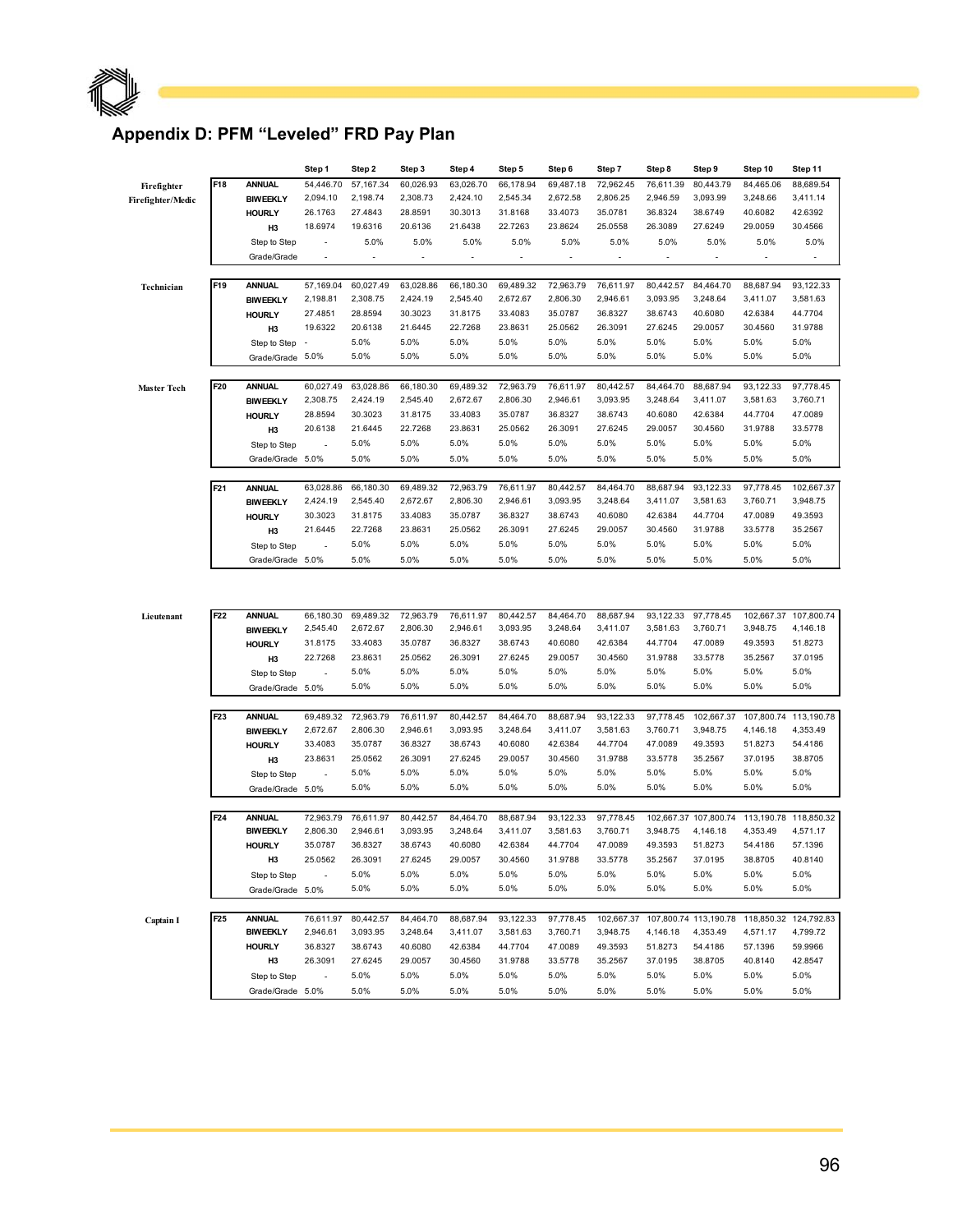## Appendix D: PFM "Leveled" FRD Pay Plan

| Position | Grade | | Step 1 | Step 2 | Step 3 | Step 4 | Step 5 | Step 6 | Step 7 | Step 8 | Step 9 | Step 10 | Step 11 |
|---|---|---|---|---|---|---|---|---|---|---|---|---|---|
| Firefighter Firefighter/Medic | F18 | ANNUAL | 54,446.70 | 57,167.34 | 60,026.93 | 63,026.70 | 66,178.94 | 69,487.18 | 72,962.45 | 76,611.39 | 80,443.79 | 84,465.06 | 88,689.54 |
| | | BIWEEKLY | 2,094.10 | 2,198.74 | 2,308.73 | 2,424.10 | 2,545.34 | 2,672.58 | 2,806.25 | 2,946.59 | 3,093.99 | 3,248.66 | 3,411.14 |
| | | HOURLY | 26.1763 | 27.4843 | 28.8591 | 30.3013 | 31.8168 | 33.4073 | 35.0781 | 36.8324 | 38.6749 | 40.6082 | 42.6392 |
| | | H3 | 18.6974 | 19.6316 | 20.6136 | 21.6438 | 22.7263 | 23.8624 | 25.0558 | 26.3089 | 27.6249 | 29.0059 | 30.4566 |
| | | Step to Step | - | 5.0% | 5.0% | 5.0% | 5.0% | 5.0% | 5.0% | 5.0% | 5.0% | 5.0% | 5.0% |
| | | Grade/Grade | - | - | - | - | - | - | - | - | - | - | - |
| Technician | F19 | ANNUAL | 57,169.04 | 60,027.49 | 63,028.86 | 66,180.30 | 69,489.32 | 72,963.79 | 76,611.97 | 80,442.57 | 84,464.70 | 88,687.94 | 93,122.33 |
| | | BIWEEKLY | 2,198.81 | 2,308.75 | 2,424.19 | 2,545.40 | 2,672.67 | 2,806.30 | 2,946.61 | 3,093.95 | 3,248.64 | 3,411.07 | 3,581.63 |
| | | HOURLY | 27.4851 | 28.8594 | 30.3023 | 31.8175 | 33.4083 | 35.0787 | 36.8327 | 38.6743 | 40.6080 | 42.6384 | 44.7704 |
| | | H3 | 19.6322 | 20.6138 | 21.6445 | 22.7268 | 23.8631 | 25.0562 | 26.3091 | 27.6245 | 29.0057 | 30.4560 | 31.9788 |
| | | Step to Step | - | 5.0% | 5.0% | 5.0% | 5.0% | 5.0% | 5.0% | 5.0% | 5.0% | 5.0% | 5.0% |
| | | Grade/Grade | 5.0% | 5.0% | 5.0% | 5.0% | 5.0% | 5.0% | 5.0% | 5.0% | 5.0% | 5.0% | 5.0% |
| Master Tech | F20 | ANNUAL | 60,027.49 | 63,028.86 | 66,180.30 | 69,489.32 | 72,963.79 | 76,611.97 | 80,442.57 | 84,464.70 | 88,687.94 | 93,122.33 | 97,778.45 |
| | | BIWEEKLY | 2,308.75 | 2,424.19 | 2,545.40 | 2,672.67 | 2,806.30 | 2,946.61 | 3,093.95 | 3,248.64 | 3,411.07 | 3,581.63 | 3,760.71 |
| | | HOURLY | 28.8594 | 30.3023 | 31.8175 | 33.4083 | 35.0787 | 36.8327 | 38.6743 | 40.6080 | 42.6384 | 44.7704 | 47.0089 |
| | | H3 | 20.6138 | 21.6445 | 22.7268 | 23.8631 | 25.0562 | 26.3091 | 27.6245 | 29.0057 | 30.4560 | 31.9788 | 33.5778 |
| | | Step to Step | - | 5.0% | 5.0% | 5.0% | 5.0% | 5.0% | 5.0% | 5.0% | 5.0% | 5.0% | 5.0% |
| | | Grade/Grade | 5.0% | 5.0% | 5.0% | 5.0% | 5.0% | 5.0% | 5.0% | 5.0% | 5.0% | 5.0% | 5.0% |
| | F21 | ANNUAL | 63,028.86 | 66,180.30 | 69,489.32 | 72,963.79 | 76,611.97 | 80,442.57 | 84,464.70 | 88,687.94 | 93,122.33 | 97,778.45 | 102,667.37 |
| | | BIWEEKLY | 2,424.19 | 2,545.40 | 2,672.67 | 2,806.30 | 2,946.61 | 3,093.95 | 3,248.64 | 3,411.07 | 3,581.63 | 3,760.71 | 3,948.75 |
| | | HOURLY | 30.3023 | 31.8175 | 33.4083 | 35.0787 | 36.8327 | 38.6743 | 40.6080 | 42.6384 | 44.7704 | 47.0089 | 49.3593 |
| | | H3 | 21.6445 | 22.7268 | 23.8631 | 25.0562 | 26.3091 | 27.6245 | 29.0057 | 30.4560 | 31.9788 | 33.5778 | 35.2567 |
| | | Step to Step | - | 5.0% | 5.0% | 5.0% | 5.0% | 5.0% | 5.0% | 5.0% | 5.0% | 5.0% | 5.0% |
| | | Grade/Grade | 5.0% | 5.0% | 5.0% | 5.0% | 5.0% | 5.0% | 5.0% | 5.0% | 5.0% | 5.0% | 5.0% |
| Lieutenant | F22 | ANNUAL | 66,180.30 | 69,489.32 | 72,963.79 | 76,611.97 | 80,442.57 | 84,464.70 | 88,687.94 | 93,122.33 | 97,778.45 | 102,667.37 | 107,800.74 |
| | | BIWEEKLY | 2,545.40 | 2,672.67 | 2,806.30 | 2,946.61 | 3,093.95 | 3,248.64 | 3,411.07 | 3,581.63 | 3,760.71 | 3,948.75 | 4,146.18 |
| | | HOURLY | 31.8175 | 33.4083 | 35.0787 | 36.8327 | 38.6743 | 40.6080 | 42.6384 | 44.7704 | 47.0089 | 49.3593 | 51.8273 |
| | | H3 | 22.7268 | 23.8631 | 25.0562 | 26.3091 | 27.6245 | 29.0057 | 30.4560 | 31.9788 | 33.5778 | 35.2567 | 37.0195 |
| | | Step to Step | - | 5.0% | 5.0% | 5.0% | 5.0% | 5.0% | 5.0% | 5.0% | 5.0% | 5.0% | 5.0% |
| | | Grade/Grade | 5.0% | 5.0% | 5.0% | 5.0% | 5.0% | 5.0% | 5.0% | 5.0% | 5.0% | 5.0% | 5.0% |
| | F23 | ANNUAL | 69,489.32 | 72,963.79 | 76,611.97 | 80,442.57 | 84,464.70 | 88,687.94 | 93,122.33 | 97,778.45 | 102,667.37 | 107,800.74 | 113,190.78 |
| | | BIWEEKLY | 2,672.67 | 2,806.30 | 2,946.61 | 3,093.95 | 3,248.64 | 3,411.07 | 3,581.63 | 3,760.71 | 3,948.75 | 4,146.18 | 4,353.49 |
| | | HOURLY | 33.4083 | 35.0787 | 36.8327 | 38.6743 | 40.6080 | 42.6384 | 44.7704 | 47.0089 | 49.3593 | 51.8273 | 54.4186 |
| | | H3 | 23.8631 | 25.0562 | 26.3091 | 27.6245 | 29.0057 | 30.4560 | 31.9788 | 33.5778 | 35.2567 | 37.0195 | 38.8705 |
| | | Step to Step | - | 5.0% | 5.0% | 5.0% | 5.0% | 5.0% | 5.0% | 5.0% | 5.0% | 5.0% | 5.0% |
| | | Grade/Grade | 5.0% | 5.0% | 5.0% | 5.0% | 5.0% | 5.0% | 5.0% | 5.0% | 5.0% | 5.0% | 5.0% |
| | F24 | ANNUAL | 72,963.79 | 76,611.97 | 80,442.57 | 84,464.70 | 88,687.94 | 93,122.33 | 97,778.45 | 102,667.37 | 107,800.74 | 113,190.78 | 118,850.32 |
| | | BIWEEKLY | 2,806.30 | 2,946.61 | 3,093.95 | 3,248.64 | 3,411.07 | 3,581.63 | 3,760.71 | 3,948.75 | 4,146.18 | 4,353.49 | 4,571.17 |
| | | HOURLY | 35.0787 | 36.8327 | 38.6743 | 40.6080 | 42.6384 | 44.7704 | 47.0089 | 49.3593 | 51.8273 | 54.4186 | 57.1396 |
| | | H3 | 25.0562 | 26.3091 | 27.6245 | 29.0057 | 30.4560 | 31.9788 | 33.5778 | 35.2567 | 37.0195 | 38.8705 | 40.8140 |
| | | Step to Step | - | 5.0% | 5.0% | 5.0% | 5.0% | 5.0% | 5.0% | 5.0% | 5.0% | 5.0% | 5.0% |
| | | Grade/Grade | 5.0% | 5.0% | 5.0% | 5.0% | 5.0% | 5.0% | 5.0% | 5.0% | 5.0% | 5.0% | 5.0% |
| Captain I | F25 | ANNUAL | 76,611.97 | 80,442.57 | 84,464.70 | 88,687.94 | 93,122.33 | 97,778.45 | 102,667.37 | 107,800.74 | 113,190.78 | 118,850.32 | 124,792.83 |
| | | BIWEEKLY | 2,946.61 | 3,093.95 | 3,248.64 | 3,411.07 | 3,581.63 | 3,760.71 | 3,948.75 | 4,146.18 | 4,353.49 | 4,571.17 | 4,799.72 |
| | | HOURLY | 36.8327 | 38.6743 | 40.6080 | 42.6384 | 44.7704 | 47.0089 | 49.3593 | 51.8273 | 54.4186 | 57.1396 | 59.9966 |
| | | H3 | 26.3091 | 27.6245 | 29.0057 | 30.4560 | 31.9788 | 33.5778 | 35.2567 | 37.0195 | 38.8705 | 40.8140 | 42.8547 |
| | | Step to Step | - | 5.0% | 5.0% | 5.0% | 5.0% | 5.0% | 5.0% | 5.0% | 5.0% | 5.0% | 5.0% |
| | | Grade/Grade | 5.0% | 5.0% | 5.0% | 5.0% | 5.0% | 5.0% | 5.0% | 5.0% | 5.0% | 5.0% | 5.0% |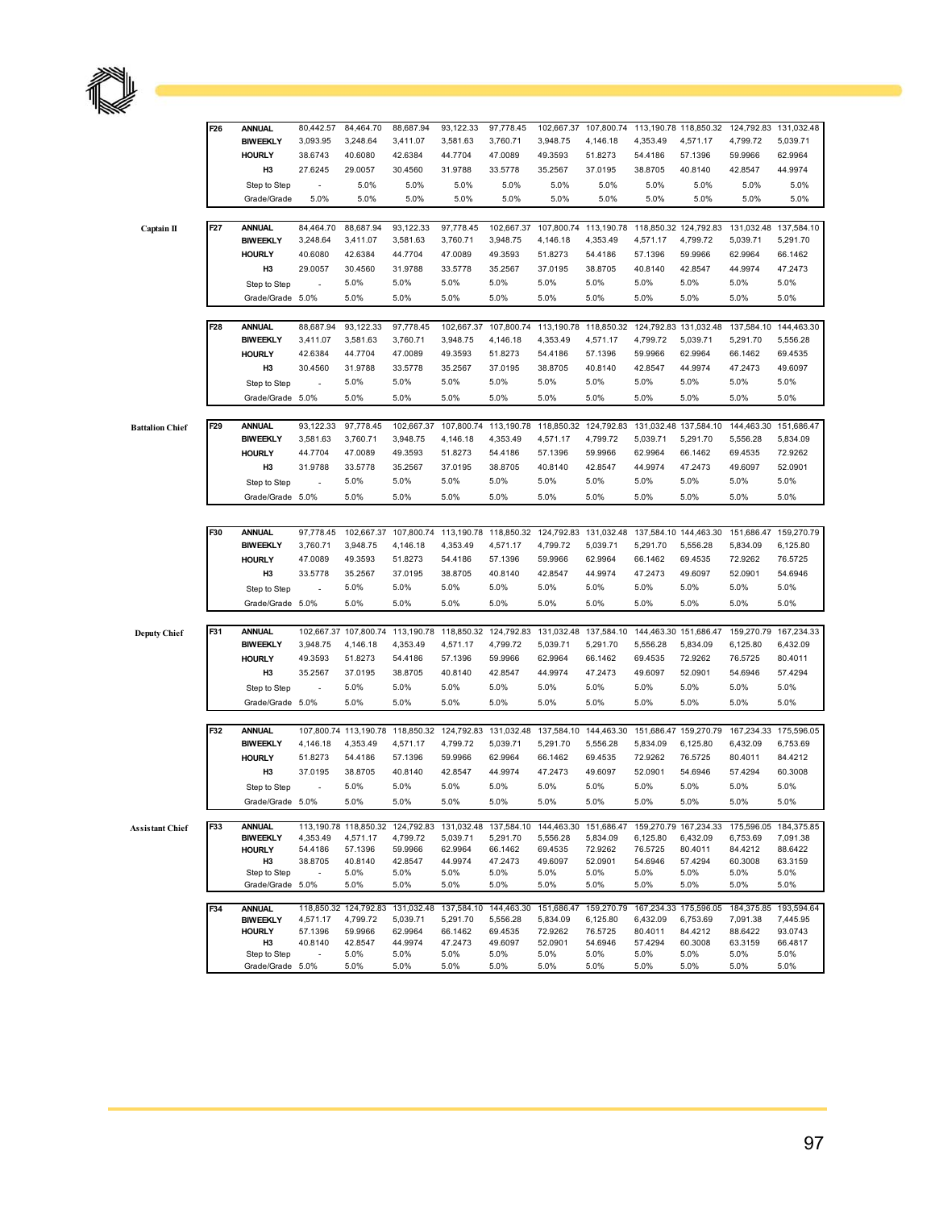| Title | Grade | Type | Step 1 | Step 2 | Step 3 | Step 4 | Step 5 | Step 6 | Step 7 | Step 8 | Step 9 | Step 10 | Step 11 |
|---|---|---|---|---|---|---|---|---|---|---|---|---|---|
| | F26 | ANNUAL | 80,442.57 | 84,464.70 | 88,687.94 | 93,122.33 | 97,778.45 | 102,667.37 | 107,800.74 | 113,190.78 | 118,850.32 | 124,792.83 | 131,032.48 |
| | | BIWEEKLY | 3,093.95 | 3,248.64 | 3,411.07 | 3,581.63 | 3,760.71 | 3,948.75 | 4,146.18 | 4,353.49 | 4,571.17 | 4,799.72 | 5,039.71 |
| | | HOURLY | 38.6743 | 40.6080 | 42.6384 | 44.7704 | 47.0089 | 49.3593 | 51.8273 | 54.4186 | 57.1396 | 59.9966 | 62.9964 |
| | | H3 | 27.6245 | 29.0057 | 30.4560 | 31.9788 | 33.5778 | 35.2567 | 37.0195 | 38.8705 | 40.8140 | 42.8547 | 44.9974 |
| | | Step to Step | - | 5.0% | 5.0% | 5.0% | 5.0% | 5.0% | 5.0% | 5.0% | 5.0% | 5.0% | 5.0% |
| | | Grade/Grade | 5.0% | 5.0% | 5.0% | 5.0% | 5.0% | 5.0% | 5.0% | 5.0% | 5.0% | 5.0% | 5.0% |
| Captain II | F27 | ANNUAL | 84,464.70 | 88,687.94 | 93,122.33 | 97,778.45 | 102,667.37 | 107,800.74 | 113,190.78 | 118,850.32 | 124,792.83 | 131,032.48 | 137,584.10 |
| | | BIWEEKLY | 3,248.64 | 3,411.07 | 3,581.63 | 3,760.71 | 3,948.75 | 4,146.18 | 4,353.49 | 4,571.17 | 4,799.72 | 5,039.71 | 5,291.70 |
| | | HOURLY | 40.6080 | 42.6384 | 44.7704 | 47.0089 | 49.3593 | 51.8273 | 54.4186 | 57.1396 | 59.9966 | 62.9964 | 66.1462 |
| | | H3 | 29.0057 | 30.4560 | 31.9788 | 33.5778 | 35.2567 | 37.0195 | 38.8705 | 40.8140 | 42.8547 | 44.9974 | 47.2473 |
| | | Step to Step | - | 5.0% | 5.0% | 5.0% | 5.0% | 5.0% | 5.0% | 5.0% | 5.0% | 5.0% | 5.0% |
| | | Grade/Grade | 5.0% | 5.0% | 5.0% | 5.0% | 5.0% | 5.0% | 5.0% | 5.0% | 5.0% | 5.0% | 5.0% |
| | F28 | ANNUAL | 88,687.94 | 93,122.33 | 97,778.45 | 102,667.37 | 107,800.74 | 113,190.78 | 118,850.32 | 124,792.83 | 131,032.48 | 137,584.10 | 144,463.30 |
| | | BIWEEKLY | 3,411.07 | 3,581.63 | 3,760.71 | 3,948.75 | 4,146.18 | 4,353.49 | 4,571.17 | 4,799.72 | 5,039.71 | 5,291.70 | 5,556.28 |
| | | HOURLY | 42.6384 | 44.7704 | 47.0089 | 49.3593 | 51.8273 | 54.4186 | 57.1396 | 59.9966 | 62.9964 | 66.1462 | 69.4535 |
| | | H3 | 30.4560 | 31.9788 | 33.5778 | 35.2567 | 37.0195 | 38.8705 | 40.8140 | 42.8547 | 44.9974 | 47.2473 | 49.6097 |
| | | Step to Step | - | 5.0% | 5.0% | 5.0% | 5.0% | 5.0% | 5.0% | 5.0% | 5.0% | 5.0% | 5.0% |
| | | Grade/Grade | 5.0% | 5.0% | 5.0% | 5.0% | 5.0% | 5.0% | 5.0% | 5.0% | 5.0% | 5.0% | 5.0% |
| Battalion Chief | F29 | ANNUAL | 93,122.33 | 97,778.45 | 102,667.37 | 107,800.74 | 113,190.78 | 118,850.32 | 124,792.83 | 131,032.48 | 137,584.10 | 144,463.30 | 151,686.47 |
| | | BIWEEKLY | 3,581.63 | 3,760.71 | 3,948.75 | 4,146.18 | 4,353.49 | 4,571.17 | 4,799.72 | 5,039.71 | 5,291.70 | 5,556.28 | 5,834.09 |
| | | HOURLY | 44.7704 | 47.0089 | 49.3593 | 51.8273 | 54.4186 | 57.1396 | 59.9966 | 62.9964 | 66.1462 | 69.4535 | 72.9262 |
| | | H3 | 31.9788 | 33.5778 | 35.2567 | 37.0195 | 38.8705 | 40.8140 | 42.8547 | 44.9974 | 47.2473 | 49.6097 | 52.0901 |
| | | Step to Step | - | 5.0% | 5.0% | 5.0% | 5.0% | 5.0% | 5.0% | 5.0% | 5.0% | 5.0% | 5.0% |
| | | Grade/Grade | 5.0% | 5.0% | 5.0% | 5.0% | 5.0% | 5.0% | 5.0% | 5.0% | 5.0% | 5.0% | 5.0% |
| | F30 | ANNUAL | 97,778.45 | 102,667.37 | 107,800.74 | 113,190.78 | 118,850.32 | 124,792.83 | 131,032.48 | 137,584.10 | 144,463.30 | 151,686.47 | 159,270.79 |
| | | BIWEEKLY | 3,760.71 | 3,948.75 | 4,146.18 | 4,353.49 | 4,571.17 | 4,799.72 | 5,039.71 | 5,291.70 | 5,556.28 | 5,834.09 | 6,125.80 |
| | | HOURLY | 47.0089 | 49.3593 | 51.8273 | 54.4186 | 57.1396 | 59.9966 | 62.9964 | 66.1462 | 69.4535 | 72.9262 | 76.5725 |
| | | H3 | 33.5778 | 35.2567 | 37.0195 | 38.8705 | 40.8140 | 42.8547 | 44.9974 | 47.2473 | 49.6097 | 52.0901 | 54.6946 |
| | | Step to Step | - | 5.0% | 5.0% | 5.0% | 5.0% | 5.0% | 5.0% | 5.0% | 5.0% | 5.0% | 5.0% |
| | | Grade/Grade | 5.0% | 5.0% | 5.0% | 5.0% | 5.0% | 5.0% | 5.0% | 5.0% | 5.0% | 5.0% | 5.0% |
| Deputy Chief | F31 | ANNUAL | 102,667.37 | 107,800.74 | 113,190.78 | 118,850.32 | 124,792.83 | 131,032.48 | 137,584.10 | 144,463.30 | 151,686.47 | 159,270.79 | 167,234.33 |
| | | BIWEEKLY | 3,948.75 | 4,146.18 | 4,353.49 | 4,571.17 | 4,799.72 | 5,039.71 | 5,291.70 | 5,556.28 | 5,834.09 | 6,125.80 | 6,432.09 |
| | | HOURLY | 49.3593 | 51.8273 | 54.4186 | 57.1396 | 59.9966 | 62.9964 | 66.1462 | 69.4535 | 72.9262 | 76.5725 | 80.4011 |
| | | H3 | 35.2567 | 37.0195 | 38.8705 | 40.8140 | 42.8547 | 44.9974 | 47.2473 | 49.6097 | 52.0901 | 54.6946 | 57.4294 |
| | | Step to Step | - | 5.0% | 5.0% | 5.0% | 5.0% | 5.0% | 5.0% | 5.0% | 5.0% | 5.0% | 5.0% |
| | | Grade/Grade | 5.0% | 5.0% | 5.0% | 5.0% | 5.0% | 5.0% | 5.0% | 5.0% | 5.0% | 5.0% | 5.0% |
| | F32 | ANNUAL | 107,800.74 | 113,190.78 | 118,850.32 | 124,792.83 | 131,032.48 | 137,584.10 | 144,463.30 | 151,686.47 | 159,270.79 | 167,234.33 | 175,596.05 |
| | | BIWEEKLY | 4,146.18 | 4,353.49 | 4,571.17 | 4,799.72 | 5,039.71 | 5,291.70 | 5,556.28 | 5,834.09 | 6,125.80 | 6,432.09 | 6,753.69 |
| | | HOURLY | 51.8273 | 54.4186 | 57.1396 | 59.9966 | 62.9964 | 66.1462 | 69.4535 | 72.9262 | 76.5725 | 80.4011 | 84.4212 |
| | | H3 | 37.0195 | 38.8705 | 40.8140 | 42.8547 | 44.9974 | 47.2473 | 49.6097 | 52.0901 | 54.6946 | 57.4294 | 60.3008 |
| | | Step to Step | - | 5.0% | 5.0% | 5.0% | 5.0% | 5.0% | 5.0% | 5.0% | 5.0% | 5.0% | 5.0% |
| | | Grade/Grade | 5.0% | 5.0% | 5.0% | 5.0% | 5.0% | 5.0% | 5.0% | 5.0% | 5.0% | 5.0% | 5.0% |
| Assistant Chief | F33 | ANNUAL | 113,190.78 | 118,850.32 | 124,792.83 | 131,032.48 | 137,584.10 | 144,463.30 | 151,686.47 | 159,270.79 | 167,234.33 | 175,596.05 | 184,375.85 |
| | | BIWEEKLY | 4,353.49 | 4,571.17 | 4,799.72 | 5,039.71 | 5,291.70 | 5,556.28 | 5,834.09 | 6,125.80 | 6,432.09 | 6,753.69 | 7,091.38 |
| | | HOURLY | 54.4186 | 57.1396 | 59.9966 | 62.9964 | 66.1462 | 69.4535 | 72.9262 | 76.5725 | 80.4011 | 84.4212 | 88.6422 |
| | | H3 | 38.8705 | 40.8140 | 42.8547 | 44.9974 | 47.2473 | 49.6097 | 52.0901 | 54.6946 | 57.4294 | 60.3008 | 63.3159 |
| | | Step to Step | - | 5.0% | 5.0% | 5.0% | 5.0% | 5.0% | 5.0% | 5.0% | 5.0% | 5.0% | 5.0% |
| | | Grade/Grade | 5.0% | 5.0% | 5.0% | 5.0% | 5.0% | 5.0% | 5.0% | 5.0% | 5.0% | 5.0% | 5.0% |
| | F34 | ANNUAL | 118,850.32 | 124,792.83 | 131,032.48 | 137,584.10 | 144,463.30 | 151,686.47 | 159,270.79 | 167,234.33 | 175,596.05 | 184,375.85 | 193,594.64 |
| | | BIWEEKLY | 4,571.17 | 4,799.72 | 5,039.71 | 5,291.70 | 5,556.28 | 5,834.09 | 6,125.80 | 6,432.09 | 6,753.69 | 7,091.38 | 7,445.95 |
| | | HOURLY | 57.1396 | 59.9966 | 62.9964 | 66.1462 | 69.4535 | 72.9262 | 76.5725 | 80.4011 | 84.4212 | 88.6422 | 93.0743 |
| | | H3 | 40.8140 | 42.8547 | 44.9974 | 47.2473 | 49.6097 | 52.0901 | 54.6946 | 57.4294 | 60.3008 | 63.3159 | 66.4817 |
| | | Step to Step | - | 5.0% | 5.0% | 5.0% | 5.0% | 5.0% | 5.0% | 5.0% | 5.0% | 5.0% | 5.0% |
| | | Grade/Grade | 5.0% | 5.0% | 5.0% | 5.0% | 5.0% | 5.0% | 5.0% | 5.0% | 5.0% | 5.0% | 5.0% |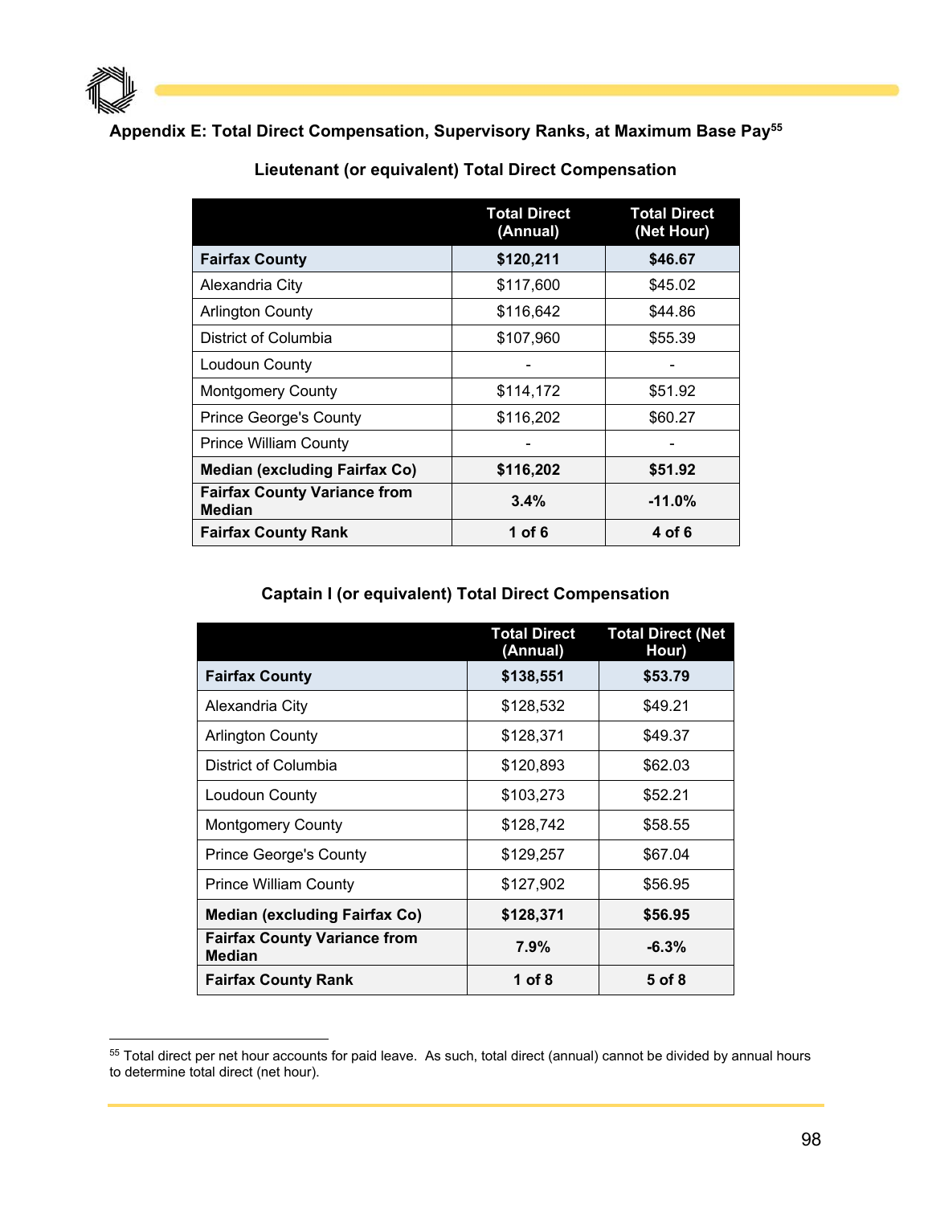## Appendix E: Total Direct Compensation, Supervisory Ranks, at Maximum Base Pay[55]

### Lieutenant (or equivalent) Total Direct Compensation

| | Total Direct (Annual) | Total Direct (Net Hour) |
|---|---|---|
| **Fairfax County** | **$120,211** | **$46.67** |
| Alexandria City | $117,600 | $45.02 |
| Arlington County | $116,642 | $44.86 |
| District of Columbia | $107,960 | $55.39 |
| Loudoun County | - | - |
| Montgomery County | $114,172 | $51.92 |
| Prince George's County | $116,202 | $60.27 |
| Prince William County | - | - |
| **Median (excluding Fairfax Co)** | **$116,202** | **$51.92** |
| **Fairfax County Variance from Median** | **3.4%** | **-11.0%** |
| **Fairfax County Rank** | **1 of 6** | **4 of 6** |

### Captain I (or equivalent) Total Direct Compensation

| | Total Direct (Annual) | Total Direct (Net Hour) |
|---|---|---|
| **Fairfax County** | **$138,551** | **$53.79** |
| Alexandria City | $128,532 | $49.21 |
| Arlington County | $128,371 | $49.37 |
| District of Columbia | $120,893 | $62.03 |
| Loudoun County | $103,273 | $52.21 |
| Montgomery County | $128,742 | $58.55 |
| Prince George's County | $129,257 | $67.04 |
| Prince William County | $127,902 | $56.95 |
| **Median (excluding Fairfax Co)** | **$128,371** | **$56.95** |
| **Fairfax County Variance from Median** | **7.9%** | **-6.3%** |
| **Fairfax County Rank** | **1 of 8** | **5 of 8** |

[55] Total direct per net hour accounts for paid leave. As such, total direct (annual) cannot be divided by annual hours to determine total direct (net hour).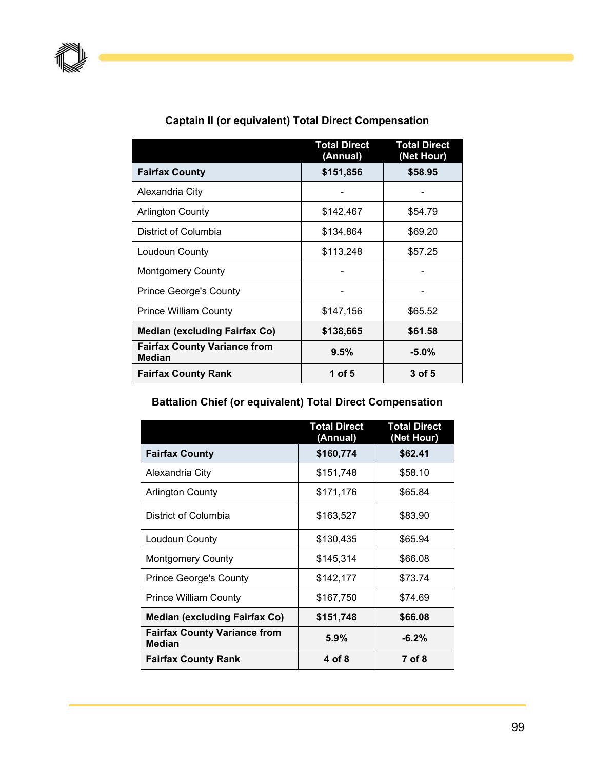**Captain II (or equivalent) Total Direct Compensation**

| | Total Direct (Annual) | Total Direct (Net Hour) |
|---|---|---|
| **Fairfax County** | **$151,856** | **$58.95** |
| Alexandria City | - | - |
| Arlington County | $142,467 | $54.79 |
| District of Columbia | $134,864 | $69.20 |
| Loudoun County | $113,248 | $57.25 |
| Montgomery County | - | - |
| Prince George's County | - | - |
| Prince William County | $147,156 | $65.52 |
| **Median (excluding Fairfax Co)** | **$138,665** | **$61.58** |
| **Fairfax County Variance from Median** | **9.5%** | **-5.0%** |
| **Fairfax County Rank** | **1 of 5** | **3 of 5** |

**Battalion Chief (or equivalent) Total Direct Compensation**

| | Total Direct (Annual) | Total Direct (Net Hour) |
|---|---|---|
| **Fairfax County** | **$160,774** | **$62.41** |
| Alexandria City | $151,748 | $58.10 |
| Arlington County | $171,176 | $65.84 |
| District of Columbia | $163,527 | $83.90 |
| Loudoun County | $130,435 | $65.94 |
| Montgomery County | $145,314 | $66.08 |
| Prince George's County | $142,177 | $73.74 |
| Prince William County | $167,750 | $74.69 |
| **Median (excluding Fairfax Co)** | **$151,748** | **$66.08** |
| **Fairfax County Variance from Median** | **5.9%** | **-6.2%** |
| **Fairfax County Rank** | **4 of 8** | **7 of 8** |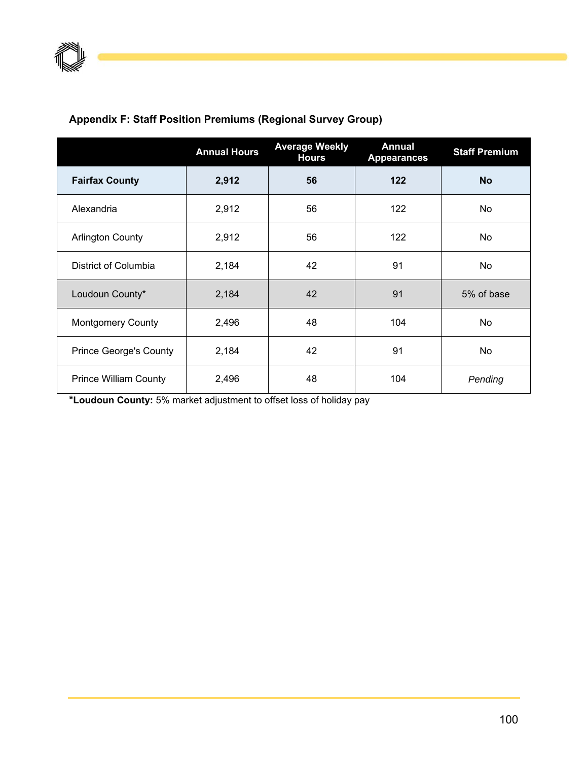### Appendix F: Staff Position Premiums (Regional Survey Group)

| | Annual Hours | Average Weekly Hours | Annual Appearances | Staff Premium |
|---|---|---|---|---|
| **Fairfax County** | **2,912** | **56** | **122** | **No** |
| Alexandria | 2,912 | 56 | 122 | No |
| Arlington County | 2,912 | 56 | 122 | No |
| District of Columbia | 2,184 | 42 | 91 | No |
| Loudoun County* | 2,184 | 42 | 91 | 5% of base |
| Montgomery County | 2,496 | 48 | 104 | No |
| Prince George's County | 2,184 | 42 | 91 | No |
| Prince William County | 2,496 | 48 | 104 | *Pending* |

***Loudoun County:** 5% market adjustment to offset loss of holiday pay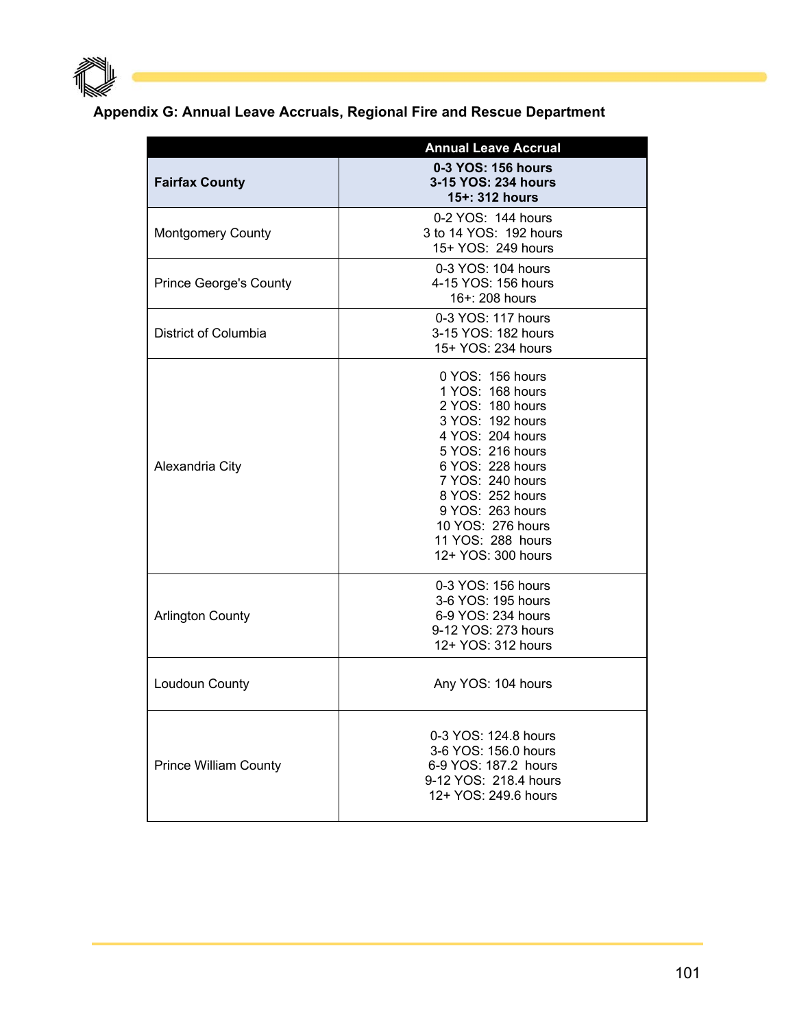**Appendix G: Annual Leave Accruals, Regional Fire and Rescue Department**

| | Annual Leave Accrual |
|---|---|
| **Fairfax County** | **0-3 YOS: 156 hours**<br>**3-15 YOS: 234 hours**<br>**15+: 312 hours** |
| Montgomery County | 0-2 YOS: 144 hours<br>3 to 14 YOS: 192 hours<br>15+ YOS: 249 hours |
| Prince George's County | 0-3 YOS: 104 hours<br>4-15 YOS: 156 hours<br>16+: 208 hours |
| District of Columbia | 0-3 YOS: 117 hours<br>3-15 YOS: 182 hours<br>15+ YOS: 234 hours |
| Alexandria City | 0 YOS: 156 hours<br>1 YOS: 168 hours<br>2 YOS: 180 hours<br>3 YOS: 192 hours<br>4 YOS: 204 hours<br>5 YOS: 216 hours<br>6 YOS: 228 hours<br>7 YOS: 240 hours<br>8 YOS: 252 hours<br>9 YOS: 263 hours<br>10 YOS: 276 hours<br>11 YOS: 288 hours<br>12+ YOS: 300 hours |
| Arlington County | 0-3 YOS: 156 hours<br>3-6 YOS: 195 hours<br>6-9 YOS: 234 hours<br>9-12 YOS: 273 hours<br>12+ YOS: 312 hours |
| Loudoun County | Any YOS: 104 hours |
| Prince William County | 0-3 YOS: 124.8 hours<br>3-6 YOS: 156.0 hours<br>6-9 YOS: 187.2 hours<br>9-12 YOS: 218.4 hours<br>12+ YOS: 249.6 hours |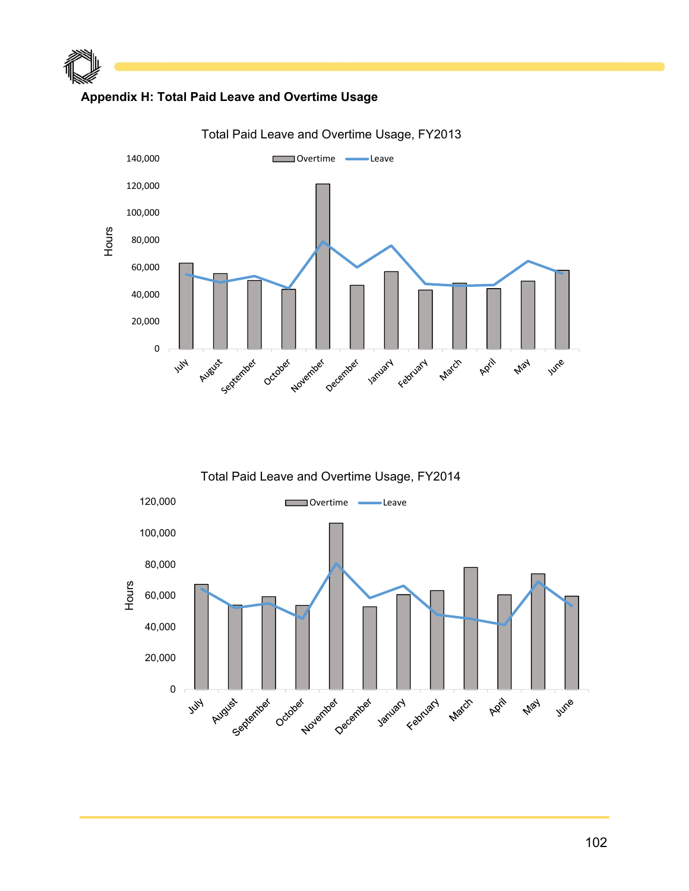### Appendix H: Total Paid Leave and Overtime Usage

Total Paid Leave and Overtime Usage, FY2013

Total Paid Leave and Overtime Usage, FY2014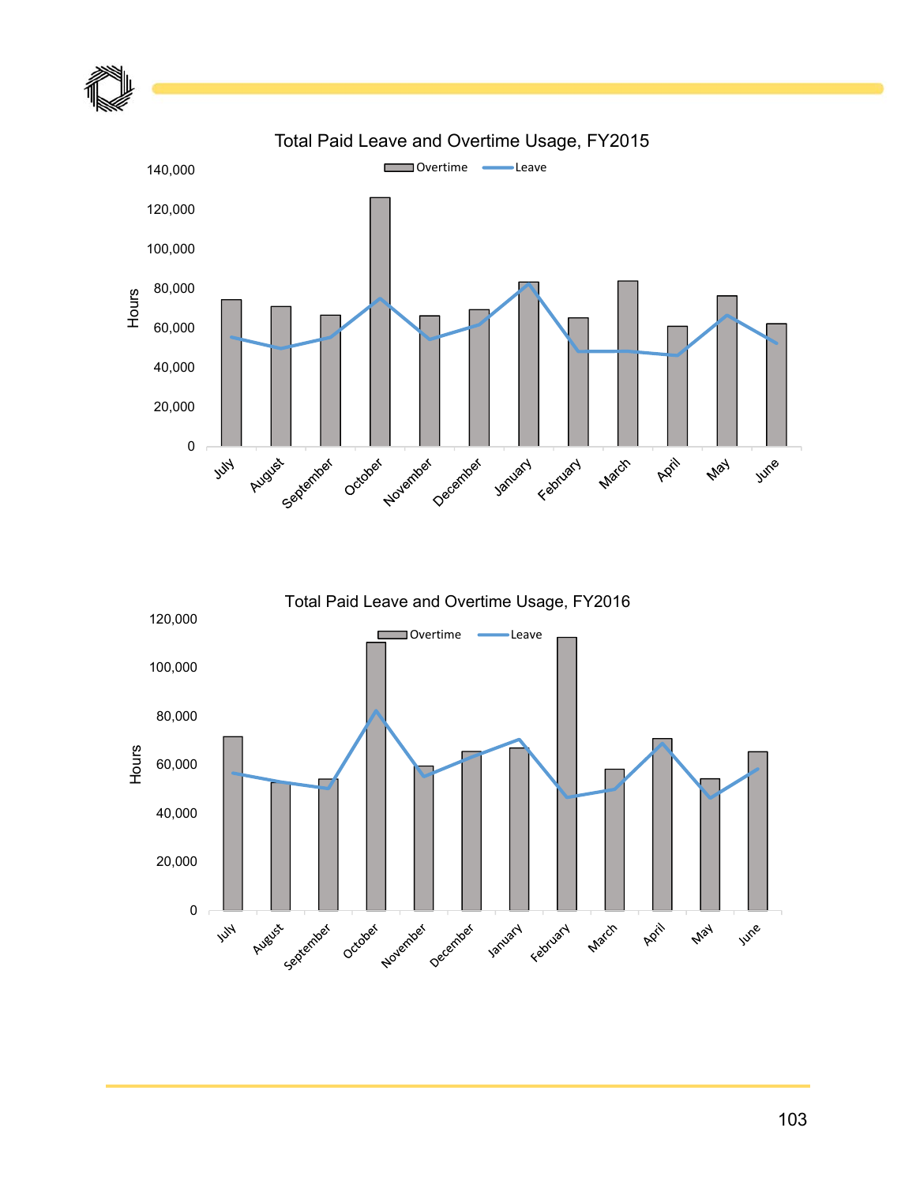Total Paid Leave and Overtime Usage, FY2015

Total Paid Leave and Overtime Usage, FY2016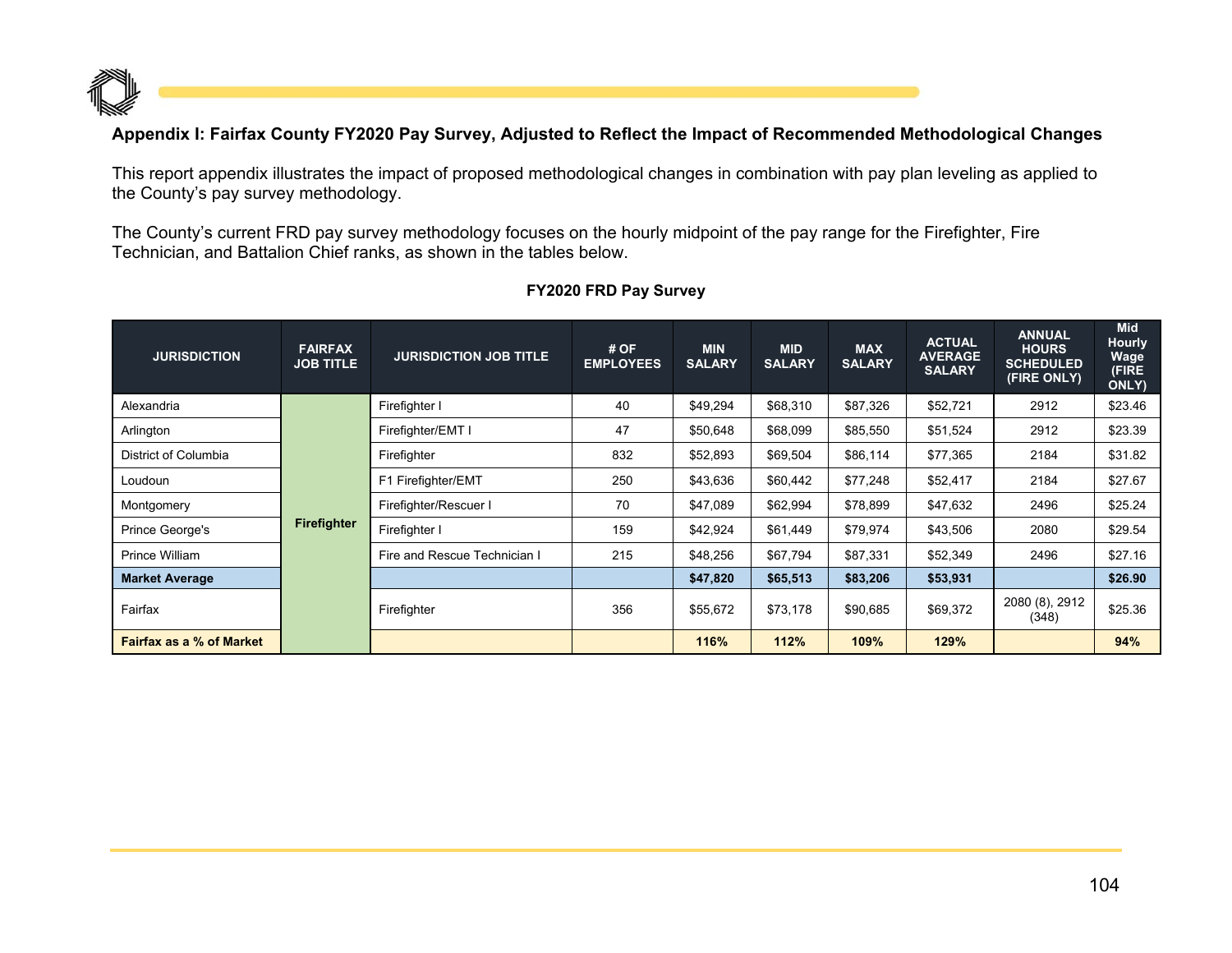**Appendix I: Fairfax County FY2020 Pay Survey, Adjusted to Reflect the Impact of Recommended Methodological Changes**

This report appendix illustrates the impact of proposed methodological changes in combination with pay plan leveling as applied to the County's pay survey methodology.

The County's current FRD pay survey methodology focuses on the hourly midpoint of the pay range for the Firefighter, Fire Technician, and Battalion Chief ranks, as shown in the tables below.

**FY2020 FRD Pay Survey**

| JURISDICTION | FAIRFAX JOB TITLE | JURISDICTION JOB TITLE | # OF EMPLOYEES | MIN SALARY | MID SALARY | MAX SALARY | ACTUAL AVERAGE SALARY | ANNUAL HOURS SCHEDULED (FIRE ONLY) | Mid Hourly Wage (FIRE ONLY) |
|---|---|---|---|---|---|---|---|---|---|
| Alexandria | Firefighter | Firefighter I | 40 | $49,294 | $68,310 | $87,326 | $52,721 | 2912 | $23.46 |
| Arlington | | Firefighter/EMT I | 47 | $50,648 | $68,099 | $85,550 | $51,524 | 2912 | $23.39 |
| District of Columbia | | Firefighter | 832 | $52,893 | $69,504 | $86,114 | $77,365 | 2184 | $31.82 |
| Loudoun | | F1 Firefighter/EMT | 250 | $43,636 | $60,442 | $77,248 | $52,417 | 2184 | $27.67 |
| Montgomery | | Firefighter/Rescuer I | 70 | $47,089 | $62,994 | $78,899 | $47,632 | 2496 | $25.24 |
| Prince George's | | Firefighter I | 159 | $42,924 | $61,449 | $79,974 | $43,506 | 2080 | $29.54 |
| Prince William | | Fire and Rescue Technician I | 215 | $48,256 | $67,794 | $87,331 | $52,349 | 2496 | $27.16 |
| **Market Average** | | | | **$47,820** | **$65,513** | **$83,206** | **$53,931** | | **$26.90** |
| Fairfax | | Firefighter | 356 | $55,672 | $73,178 | $90,685 | $69,372 | 2080 (8), 2912 (348) | $25.36 |
| **Fairfax as a % of Market** | | | | **116%** | **112%** | **109%** | **129%** | | **94%** |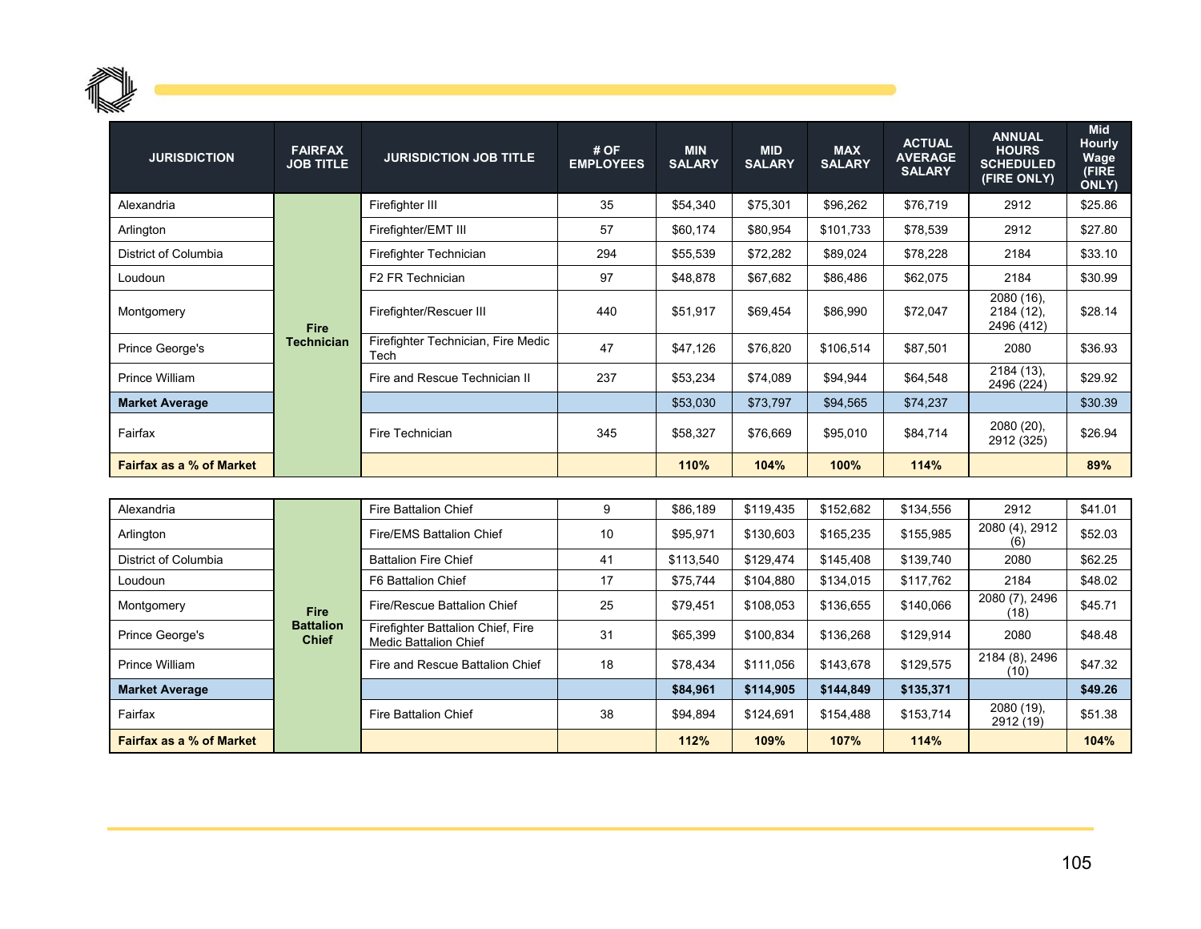| JURISDICTION | FAIRFAX JOB TITLE | JURISDICTION JOB TITLE | # OF EMPLOYEES | MIN SALARY | MID SALARY | MAX SALARY | ACTUAL AVERAGE SALARY | ANNUAL HOURS SCHEDULED (FIRE ONLY) | Mid Hourly Wage (FIRE ONLY) |
|---|---|---|---|---|---|---|---|---|---|
| Alexandria | **Fire Technician** | Firefighter III | 35 | $54,340 | $75,301 | $96,262 | $76,719 | 2912 | $25.86 |
| Arlington | | Firefighter/EMT III | 57 | $60,174 | $80,954 | $101,733 | $78,539 | 2912 | $27.80 |
| District of Columbia | | Firefighter Technician | 294 | $55,539 | $72,282 | $89,024 | $78,228 | 2184 | $33.10 |
| Loudoun | | F2 FR Technician | 97 | $48,878 | $67,682 | $86,486 | $62,075 | 2184 | $30.99 |
| Montgomery | | Firefighter/Rescuer III | 440 | $51,917 | $69,454 | $86,990 | $72,047 | 2080 (16), 2184 (12), 2496 (412) | $28.14 |
| Prince George's | | Firefighter Technician, Fire Medic Tech | 47 | $47,126 | $76,820 | $106,514 | $87,501 | 2080 | $36.93 |
| Prince William | | Fire and Rescue Technician II | 237 | $53,234 | $74,089 | $94,944 | $64,548 | 2184 (13), 2496 (224) | $29.92 |
| **Market Average** | | | | $53,030 | $73,797 | $94,565 | $74,237 | | $30.39 |
| Fairfax | | Fire Technician | 345 | $58,327 | $76,669 | $95,010 | $84,714 | 2080 (20), 2912 (325) | $26.94 |
| **Fairfax as a % of Market** | | | | **110%** | **104%** | **100%** | **114%** | | **89%** |
| Alexandria | **Fire Battalion Chief** | Fire Battalion Chief | 9 | $86,189 | $119,435 | $152,682 | $134,556 | 2912 | $41.01 |
| Arlington | | Fire/EMS Battalion Chief | 10 | $95,971 | $130,603 | $165,235 | $155,985 | 2080 (4), 2912 (6) | $52.03 |
| District of Columbia | | Battalion Fire Chief | 41 | $113,540 | $129,474 | $145,408 | $139,740 | 2080 | $62.25 |
| Loudoun | | F6 Battalion Chief | 17 | $75,744 | $104,880 | $134,015 | $117,762 | 2184 | $48.02 |
| Montgomery | | Fire/Rescue Battalion Chief | 25 | $79,451 | $108,053 | $136,655 | $140,066 | 2080 (7), 2496 (18) | $45.71 |
| Prince George's | | Firefighter Battalion Chief, Fire Medic Battalion Chief | 31 | $65,399 | $100,834 | $136,268 | $129,914 | 2080 | $48.48 |
| Prince William | | Fire and Rescue Battalion Chief | 18 | $78,434 | $111,056 | $143,678 | $129,575 | 2184 (8), 2496 (10) | $47.32 |
| **Market Average** | | | | **$84,961** | **$114,905** | **$144,849** | **$135,371** | | **$49.26** |
| Fairfax | | Fire Battalion Chief | 38 | $94,894 | $124,691 | $154,488 | $153,714 | 2080 (19), 2912 (19) | $51.38 |
| **Fairfax as a % of Market** | | | | **112%** | **109%** | **107%** | **114%** | | **104%** |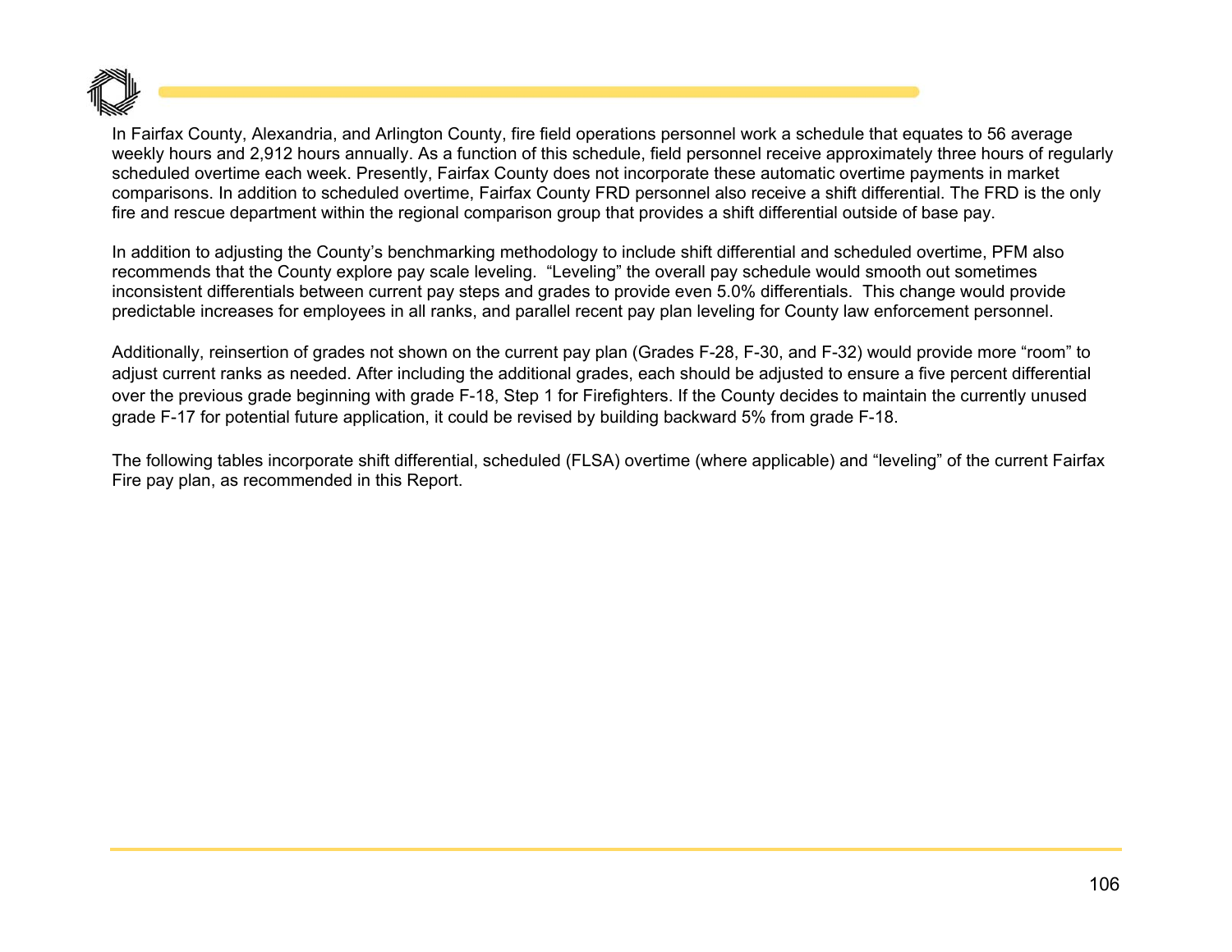In Fairfax County, Alexandria, and Arlington County, fire field operations personnel work a schedule that equates to 56 average weekly hours and 2,912 hours annually. As a function of this schedule, field personnel receive approximately three hours of regularly scheduled overtime each week. Presently, Fairfax County does not incorporate these automatic overtime payments in market comparisons. In addition to scheduled overtime, Fairfax County FRD personnel also receive a shift differential. The FRD is the only fire and rescue department within the regional comparison group that provides a shift differential outside of base pay.

In addition to adjusting the County's benchmarking methodology to include shift differential and scheduled overtime, PFM also recommends that the County explore pay scale leveling. "Leveling" the overall pay schedule would smooth out sometimes inconsistent differentials between current pay steps and grades to provide even 5.0% differentials. This change would provide predictable increases for employees in all ranks, and parallel recent pay plan leveling for County law enforcement personnel.

Additionally, reinsertion of grades not shown on the current pay plan (Grades F-28, F-30, and F-32) would provide more "room" to adjust current ranks as needed. After including the additional grades, each should be adjusted to ensure a five percent differential over the previous grade beginning with grade F-18, Step 1 for Firefighters. If the County decides to maintain the currently unused grade F-17 for potential future application, it could be revised by building backward 5% from grade F-18.

The following tables incorporate shift differential, scheduled (FLSA) overtime (where applicable) and "leveling" of the current Fairfax Fire pay plan, as recommended in this Report.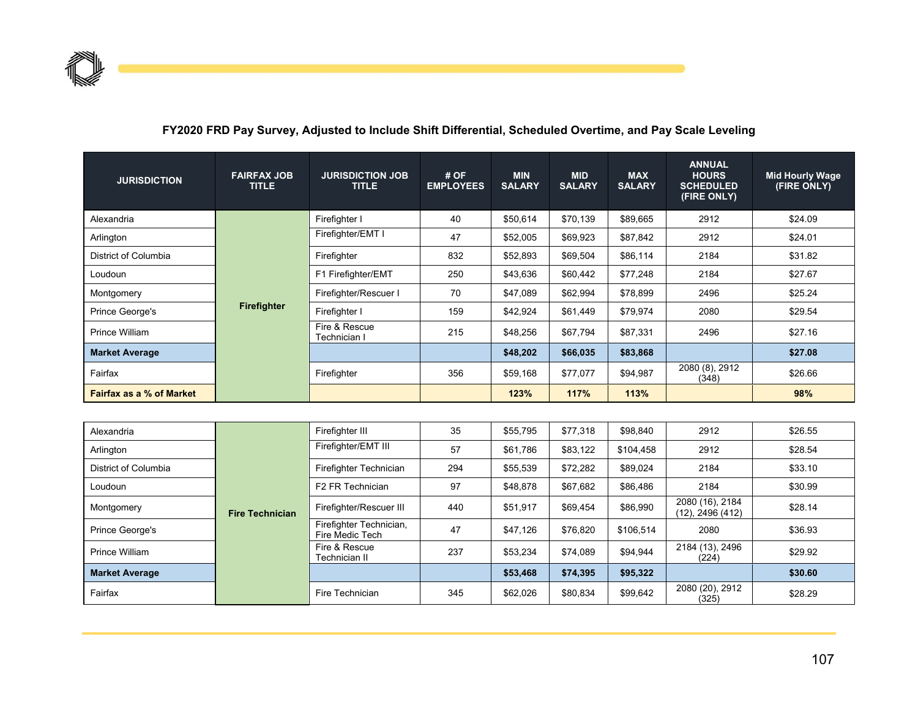**FY2020 FRD Pay Survey, Adjusted to Include Shift Differential, Scheduled Overtime, and Pay Scale Leveling**

| JURISDICTION | FAIRFAX JOB TITLE | JURISDICTION JOB TITLE | # OF EMPLOYEES | MIN SALARY | MID SALARY | MAX SALARY | ANNUAL HOURS SCHEDULED (FIRE ONLY) | Mid Hourly Wage (FIRE ONLY) |
|---|---|---|---|---|---|---|---|---|
| Alexandria | Firefighter | Firefighter I | 40 | $50,614 | $70,139 | $89,665 | 2912 | $24.09 |
| Arlington | | Firefighter/EMT I | 47 | $52,005 | $69,923 | $87,842 | 2912 | $24.01 |
| District of Columbia | | Firefighter | 832 | $52,893 | $69,504 | $86,114 | 2184 | $31.82 |
| Loudoun | | F1 Firefighter/EMT | 250 | $43,636 | $60,442 | $77,248 | 2184 | $27.67 |
| Montgomery | | Firefighter/Rescuer I | 70 | $47,089 | $62,994 | $78,899 | 2496 | $25.24 |
| Prince George's | | Firefighter I | 159 | $42,924 | $61,449 | $79,974 | 2080 | $29.54 |
| Prince William | | Fire & Rescue Technician I | 215 | $48,256 | $67,794 | $87,331 | 2496 | $27.16 |
| **Market Average** | | | | **$48,202** | **$66,035** | **$83,868** | | **$27.08** |
| Fairfax | | Firefighter | 356 | $59,168 | $77,077 | $94,987 | 2080 (8), 2912 (348) | $26.66 |
| **Fairfax as a % of Market** | | | | **123%** | **117%** | **113%** | | **98%** |

| JURISDICTION | FAIRFAX JOB TITLE | JURISDICTION JOB TITLE | # OF EMPLOYEES | MIN SALARY | MID SALARY | MAX SALARY | ANNUAL HOURS SCHEDULED (FIRE ONLY) | Mid Hourly Wage (FIRE ONLY) |
|---|---|---|---|---|---|---|---|---|
| Alexandria | Fire Technician | Firefighter III | 35 | $55,795 | $77,318 | $98,840 | 2912 | $26.55 |
| Arlington | | Firefighter/EMT III | 57 | $61,786 | $83,122 | $104,458 | 2912 | $28.54 |
| District of Columbia | | Firefighter Technician | 294 | $55,539 | $72,282 | $89,024 | 2184 | $33.10 |
| Loudoun | | F2 FR Technician | 97 | $48,878 | $67,682 | $86,486 | 2184 | $30.99 |
| Montgomery | | Firefighter/Rescuer III | 440 | $51,917 | $69,454 | $86,990 | 2080 (16), 2184 (12), 2496 (412) | $28.14 |
| Prince George's | | Firefighter Technician, Fire Medic Tech | 47 | $47,126 | $76,820 | $106,514 | 2080 | $36.93 |
| Prince William | | Fire & Rescue Technician II | 237 | $53,234 | $74,089 | $94,944 | 2184 (13), 2496 (224) | $29.92 |
| **Market Average** | | | | **$53,468** | **$74,395** | **$95,322** | | **$30.60** |
| Fairfax | | Fire Technician | 345 | $62,026 | $80,834 | $99,642 | 2080 (20), 2912 (325) | $28.29 |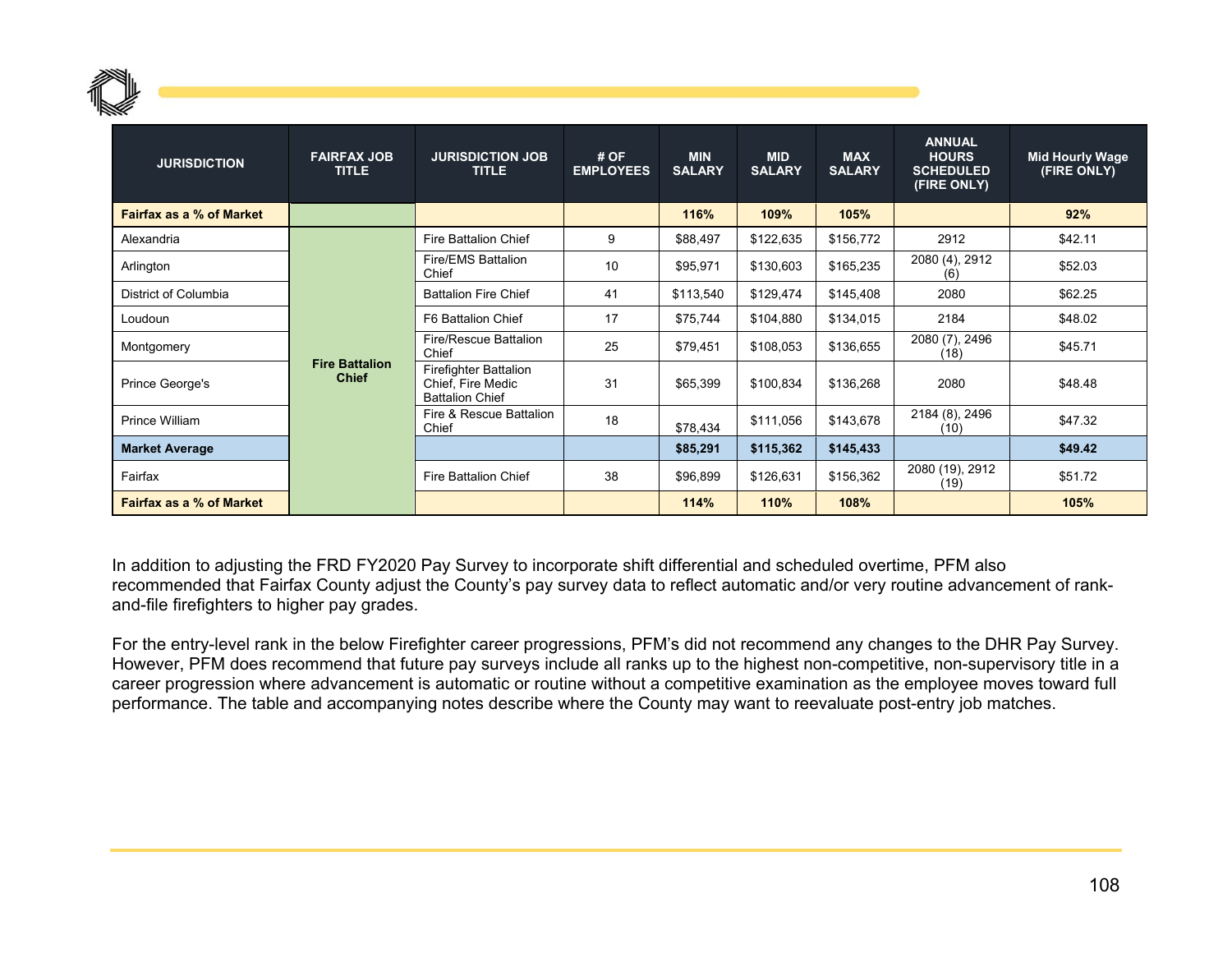| JURISDICTION | FAIRFAX JOB TITLE | JURISDICTION JOB TITLE | # OF EMPLOYEES | MIN SALARY | MID SALARY | MAX SALARY | ANNUAL HOURS SCHEDULED (FIRE ONLY) | Mid Hourly Wage (FIRE ONLY) |
|---|---|---|---|---|---|---|---|---|
| **Fairfax as a % of Market** | | | | **116%** | **109%** | **105%** | | **92%** |
| Alexandria | **Fire Battalion Chief** | Fire Battalion Chief | 9 | $88,497 | $122,635 | $156,772 | 2912 | $42.11 |
| Arlington | | Fire/EMS Battalion Chief | 10 | $95,971 | $130,603 | $165,235 | 2080 (4), 2912 (6) | $52.03 |
| District of Columbia | | Battalion Fire Chief | 41 | $113,540 | $129,474 | $145,408 | 2080 | $62.25 |
| Loudoun | | F6 Battalion Chief | 17 | $75,744 | $104,880 | $134,015 | 2184 | $48.02 |
| Montgomery | | Fire/Rescue Battalion Chief | 25 | $79,451 | $108,053 | $136,655 | 2080 (7), 2496 (18) | $45.71 |
| Prince George's | | Firefighter Battalion Chief, Fire Medic Battalion Chief | 31 | $65,399 | $100,834 | $136,268 | 2080 | $48.48 |
| Prince William | | Fire & Rescue Battalion Chief | 18 | $78,434 | $111,056 | $143,678 | 2184 (8), 2496 (10) | $47.32 |
| **Market Average** | | | | **$85,291** | **$115,362** | **$145,433** | | **$49.42** |
| Fairfax | | Fire Battalion Chief | 38 | $96,899 | $126,631 | $156,362 | 2080 (19), 2912 (19) | $51.72 |
| **Fairfax as a % of Market** | | | | **114%** | **110%** | **108%** | | **105%** |

In addition to adjusting the FRD FY2020 Pay Survey to incorporate shift differential and scheduled overtime, PFM also recommended that Fairfax County adjust the County's pay survey data to reflect automatic and/or very routine advancement of rank-and-file firefighters to higher pay grades.

For the entry-level rank in the below Firefighter career progressions, PFM's did not recommend any changes to the DHR Pay Survey. However, PFM does recommend that future pay surveys include all ranks up to the highest non-competitive, non-supervisory title in a career progression where advancement is automatic or routine without a competitive examination as the employee moves toward full performance. The table and accompanying notes describe where the County may want to reevaluate post-entry job matches.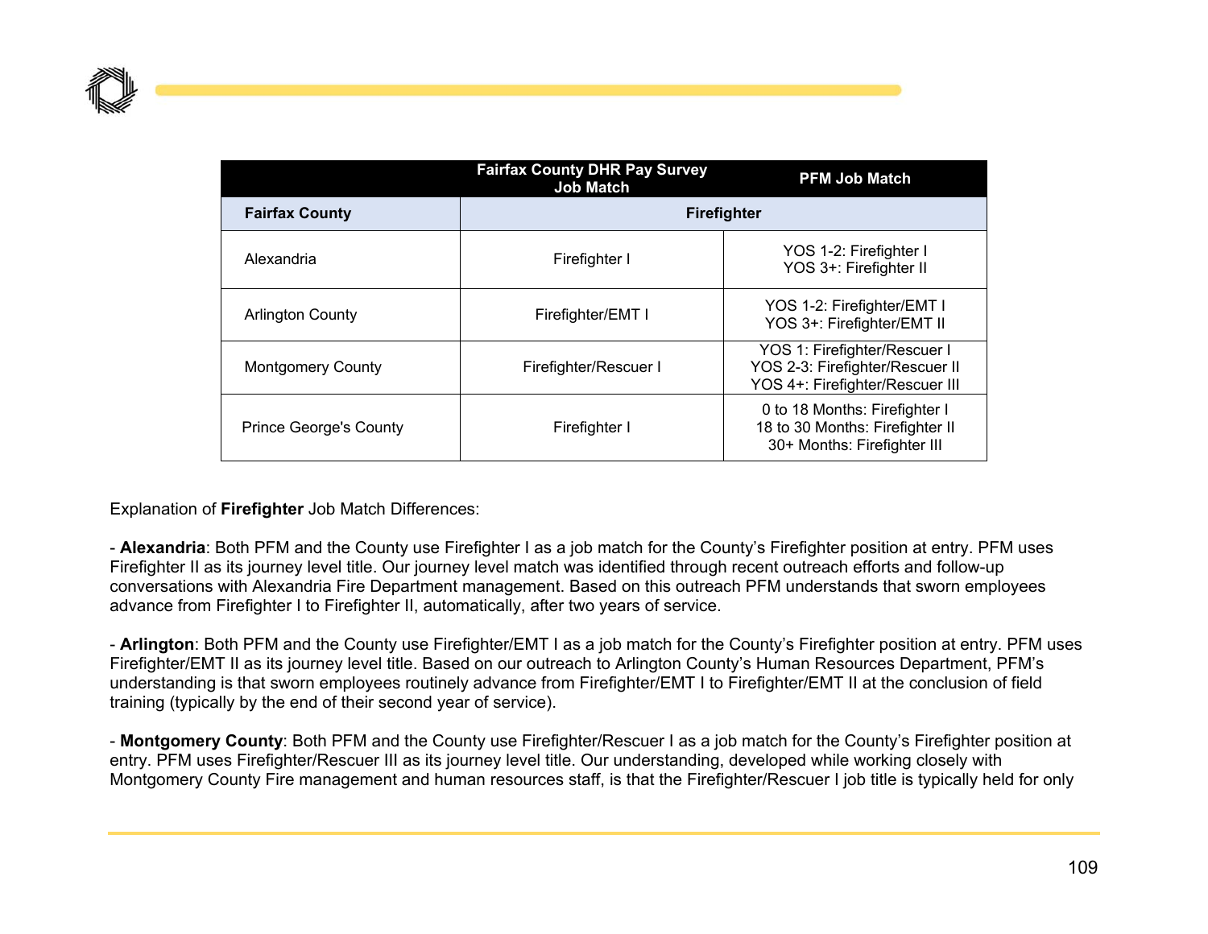| | Fairfax County DHR Pay Survey Job Match | PFM Job Match |
|---|---|---|
| **Fairfax County** | **Firefighter** | |
| Alexandria | Firefighter I | YOS 1-2: Firefighter I<br>YOS 3+: Firefighter II |
| Arlington County | Firefighter/EMT I | YOS 1-2: Firefighter/EMT I<br>YOS 3+: Firefighter/EMT II |
| Montgomery County | Firefighter/Rescuer I | YOS 1: Firefighter/Rescuer I<br>YOS 2-3: Firefighter/Rescuer II<br>YOS 4+: Firefighter/Rescuer III |
| Prince George's County | Firefighter I | 0 to 18 Months: Firefighter I<br>18 to 30 Months: Firefighter II<br>30+ Months: Firefighter III |

Explanation of **Firefighter** Job Match Differences:

- **Alexandria**: Both PFM and the County use Firefighter I as a job match for the County's Firefighter position at entry. PFM uses Firefighter II as its journey level title. Our journey level match was identified through recent outreach efforts and follow-up conversations with Alexandria Fire Department management. Based on this outreach PFM understands that sworn employees advance from Firefighter I to Firefighter II, automatically, after two years of service.

- **Arlington**: Both PFM and the County use Firefighter/EMT I as a job match for the County's Firefighter position at entry. PFM uses Firefighter/EMT II as its journey level title. Based on our outreach to Arlington County's Human Resources Department, PFM's understanding is that sworn employees routinely advance from Firefighter/EMT I to Firefighter/EMT II at the conclusion of field training (typically by the end of their second year of service).

- **Montgomery County**: Both PFM and the County use Firefighter/Rescuer I as a job match for the County's Firefighter position at entry. PFM uses Firefighter/Rescuer III as its journey level title. Our understanding, developed while working closely with Montgomery County Fire management and human resources staff, is that the Firefighter/Rescuer I job title is typically held for only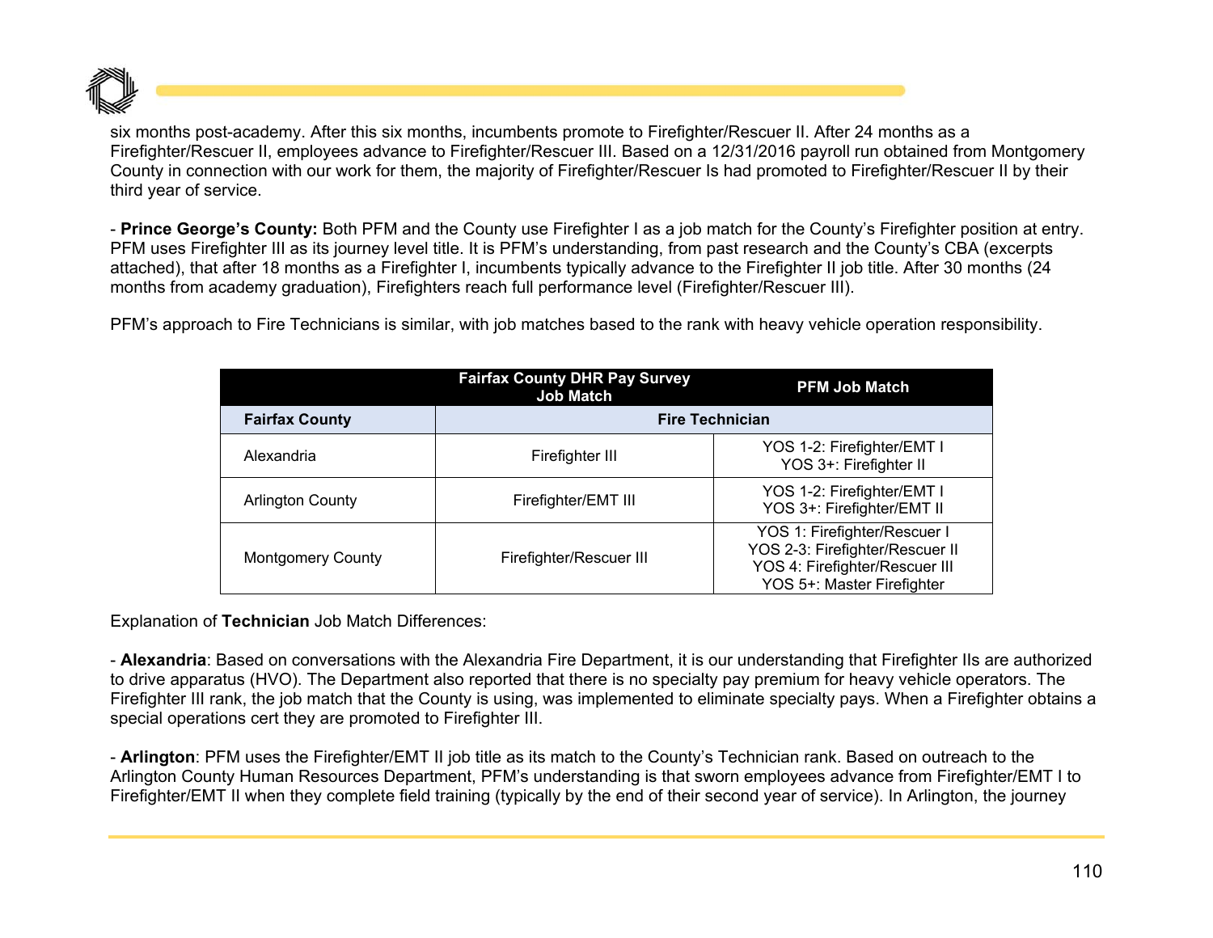six months post-academy. After this six months, incumbents promote to Firefighter/Rescuer II. After 24 months as a Firefighter/Rescuer II, employees advance to Firefighter/Rescuer III. Based on a 12/31/2016 payroll run obtained from Montgomery County in connection with our work for them, the majority of Firefighter/Rescuer Is had promoted to Firefighter/Rescuer II by their third year of service.

- **Prince George's County:** Both PFM and the County use Firefighter I as a job match for the County's Firefighter position at entry. PFM uses Firefighter III as its journey level title. It is PFM's understanding, from past research and the County's CBA (excerpts attached), that after 18 months as a Firefighter I, incumbents typically advance to the Firefighter II job title. After 30 months (24 months from academy graduation), Firefighters reach full performance level (Firefighter/Rescuer III).

PFM's approach to Fire Technicians is similar, with job matches based to the rank with heavy vehicle operation responsibility.

| | Fairfax County DHR Pay Survey Job Match | PFM Job Match |
|---|---|---|
| **Fairfax County** | **Fire Technician** | |
| Alexandria | Firefighter III | YOS 1-2: Firefighter/EMT I<br>YOS 3+: Firefighter II |
| Arlington County | Firefighter/EMT III | YOS 1-2: Firefighter/EMT I<br>YOS 3+: Firefighter/EMT II |
| Montgomery County | Firefighter/Rescuer III | YOS 1: Firefighter/Rescuer I<br>YOS 2-3: Firefighter/Rescuer II<br>YOS 4: Firefighter/Rescuer III<br>YOS 5+: Master Firefighter |

Explanation of **Technician** Job Match Differences:

- **Alexandria**: Based on conversations with the Alexandria Fire Department, it is our understanding that Firefighter IIs are authorized to drive apparatus (HVO). The Department also reported that there is no specialty pay premium for heavy vehicle operators. The Firefighter III rank, the job match that the County is using, was implemented to eliminate specialty pays. When a Firefighter obtains a special operations cert they are promoted to Firefighter III.

- **Arlington**: PFM uses the Firefighter/EMT II job title as its match to the County's Technician rank. Based on outreach to the Arlington County Human Resources Department, PFM's understanding is that sworn employees advance from Firefighter/EMT I to Firefighter/EMT II when they complete field training (typically by the end of their second year of service). In Arlington, the journey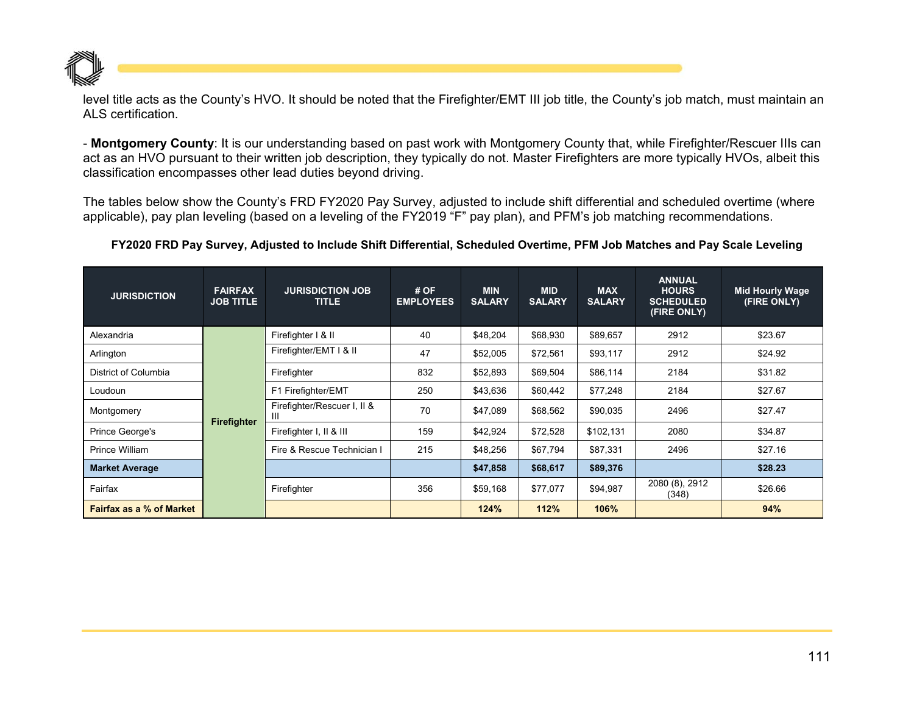level title acts as the County's HVO. It should be noted that the Firefighter/EMT III job title, the County's job match, must maintain an ALS certification.

- **Montgomery County**: It is our understanding based on past work with Montgomery County that, while Firefighter/Rescuer IIIs can act as an HVO pursuant to their written job description, they typically do not. Master Firefighters are more typically HVOs, albeit this classification encompasses other lead duties beyond driving.

The tables below show the County's FRD FY2020 Pay Survey, adjusted to include shift differential and scheduled overtime (where applicable), pay plan leveling (based on a leveling of the FY2019 "F" pay plan), and PFM's job matching recommendations.

**FY2020 FRD Pay Survey, Adjusted to Include Shift Differential, Scheduled Overtime, PFM Job Matches and Pay Scale Leveling**

| JURISDICTION | FAIRFAX JOB TITLE | JURISDICTION JOB TITLE | # OF EMPLOYEES | MIN SALARY | MID SALARY | MAX SALARY | ANNUAL HOURS SCHEDULED (FIRE ONLY) | Mid Hourly Wage (FIRE ONLY) |
|---|---|---|---|---|---|---|---|---|
| Alexandria | Firefighter | Firefighter I & II | 40 | $48,204 | $68,930 | $89,657 | 2912 | $23.67 |
| Arlington | | Firefighter/EMT I & II | 47 | $52,005 | $72,561 | $93,117 | 2912 | $24.92 |
| District of Columbia | | Firefighter | 832 | $52,893 | $69,504 | $86,114 | 2184 | $31.82 |
| Loudoun | | F1 Firefighter/EMT | 250 | $43,636 | $60,442 | $77,248 | 2184 | $27.67 |
| Montgomery | | Firefighter/Rescuer I, II & III | 70 | $47,089 | $68,562 | $90,035 | 2496 | $27.47 |
| Prince George's | | Firefighter I, II & III | 159 | $42,924 | $72,528 | $102,131 | 2080 | $34.87 |
| Prince William | | Fire & Rescue Technician I | 215 | $48,256 | $67,794 | $87,331 | 2496 | $27.16 |
| **Market Average** | | | | **$47,858** | **$68,617** | **$89,376** | | **$28.23** |
| Fairfax | | Firefighter | 356 | $59,168 | $77,077 | $94,987 | 2080 (8), 2912 (348) | $26.66 |
| **Fairfax as a % of Market** | | | | **124%** | **112%** | **106%** | | **94%** |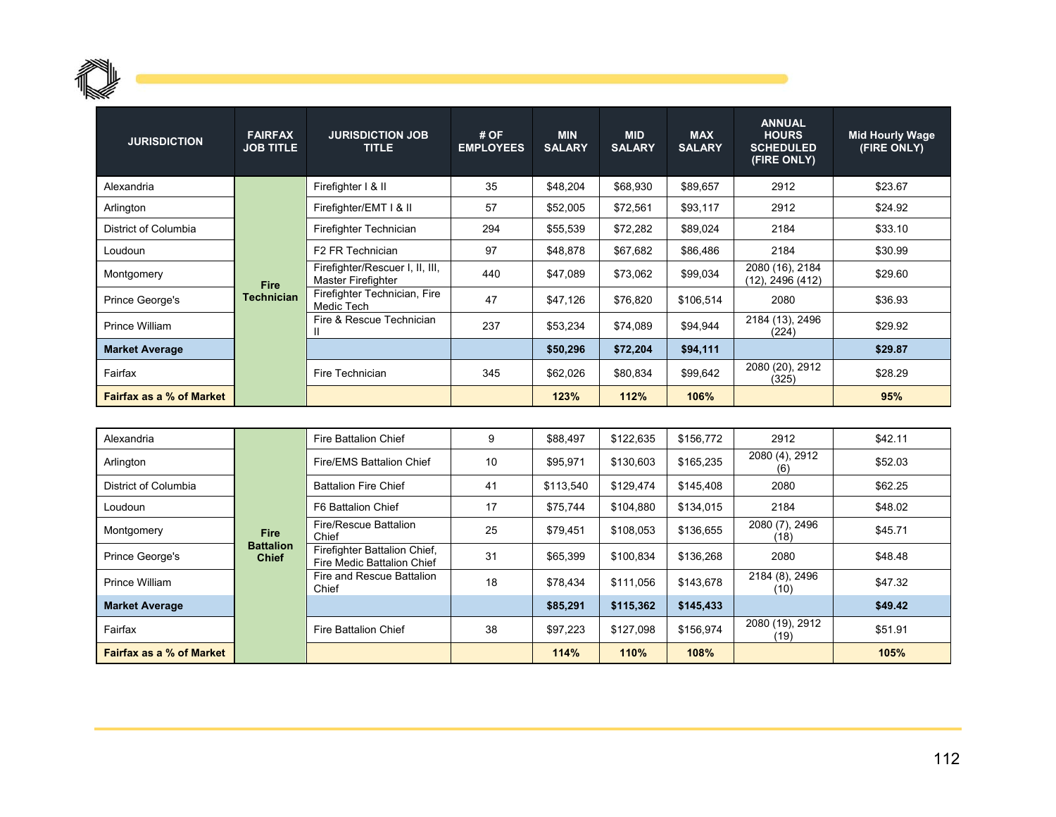| JURISDICTION | FAIRFAX JOB TITLE | JURISDICTION JOB TITLE | # OF EMPLOYEES | MIN SALARY | MID SALARY | MAX SALARY | ANNUAL HOURS SCHEDULED (FIRE ONLY) | Mid Hourly Wage (FIRE ONLY) |
|---|---|---|---|---|---|---|---|---|
| Alexandria | Fire Technician | Firefighter I & II | 35 | $48,204 | $68,930 | $89,657 | 2912 | $23.67 |
| Arlington | | Firefighter/EMT I & II | 57 | $52,005 | $72,561 | $93,117 | 2912 | $24.92 |
| District of Columbia | | Firefighter Technician | 294 | $55,539 | $72,282 | $89,024 | 2184 | $33.10 |
| Loudoun | | F2 FR Technician | 97 | $48,878 | $67,682 | $86,486 | 2184 | $30.99 |
| Montgomery | | Firefighter/Rescuer I, II, III, Master Firefighter | 440 | $47,089 | $73,062 | $99,034 | 2080 (16), 2184 (12), 2496 (412) | $29.60 |
| Prince George's | | Firefighter Technician, Fire Medic Tech | 47 | $47,126 | $76,820 | $106,514 | 2080 | $36.93 |
| Prince William | | Fire & Rescue Technician II | 237 | $53,234 | $74,089 | $94,944 | 2184 (13), 2496 (224) | $29.92 |
| **Market Average** | | | | **$50,296** | **$72,204** | **$94,111** | | **$29.87** |
| Fairfax | | Fire Technician | 345 | $62,026 | $80,834 | $99,642 | 2080 (20), 2912 (325) | $28.29 |
| **Fairfax as a % of Market** | | | | **123%** | **112%** | **106%** | | **95%** |

| JURISDICTION | FAIRFAX JOB TITLE | JURISDICTION JOB TITLE | # OF EMPLOYEES | MIN SALARY | MID SALARY | MAX SALARY | ANNUAL HOURS SCHEDULED (FIRE ONLY) | Mid Hourly Wage (FIRE ONLY) |
|---|---|---|---|---|---|---|---|---|
| Alexandria | Fire Battalion Chief | Fire Battalion Chief | 9 | $88,497 | $122,635 | $156,772 | 2912 | $42.11 |
| Arlington | | Fire/EMS Battalion Chief | 10 | $95,971 | $130,603 | $165,235 | 2080 (4), 2912 (6) | $52.03 |
| District of Columbia | | Battalion Fire Chief | 41 | $113,540 | $129,474 | $145,408 | 2080 | $62.25 |
| Loudoun | | F6 Battalion Chief | 17 | $75,744 | $104,880 | $134,015 | 2184 | $48.02 |
| Montgomery | | Fire/Rescue Battalion Chief | 25 | $79,451 | $108,053 | $136,655 | 2080 (7), 2496 (18) | $45.71 |
| Prince George's | | Firefighter Battalion Chief, Fire Medic Battalion Chief | 31 | $65,399 | $100,834 | $136,268 | 2080 | $48.48 |
| Prince William | | Fire and Rescue Battalion Chief | 18 | $78,434 | $111,056 | $143,678 | 2184 (8), 2496 (10) | $47.32 |
| **Market Average** | | | | **$85,291** | **$115,362** | **$145,433** | | **$49.42** |
| Fairfax | | Fire Battalion Chief | 38 | $97,223 | $127,098 | $156,974 | 2080 (19), 2912 (19) | $51.91 |
| **Fairfax as a % of Market** | | | | **114%** | **110%** | **108%** | | **105%** |